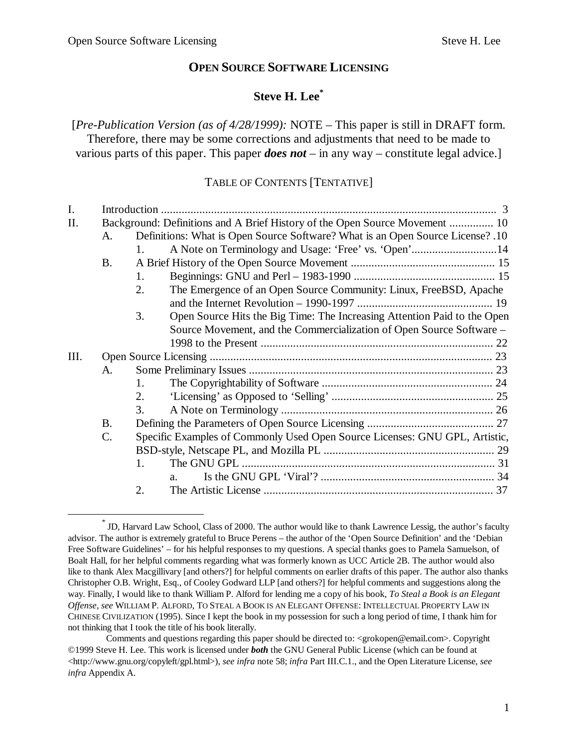# Open Source Software Licensing

## Steve H. Lee[*]

[*Pre-Publication Version (as of 4/28/1999):* NOTE – This paper is still in DRAFT form. Therefore, there may be some corrections and adjustments that need to be made to various parts of this paper. This paper ***does not*** – in any way – constitute legal advice.]

### Table of Contents [Tentative]

- I. Introduction .......... 3
- II. Background: Definitions and A Brief History of the Open Source Movement .......... 10
  - A. Definitions: What is Open Source Software? What is an Open Source License? .10
    - 1. A Note on Terminology and Usage: 'Free' vs. 'Open' .......... 14
  - B. A Brief History of the Open Source Movement .......... 15
    - 1. Beginnings: GNU and Perl – 1983-1990 .......... 15
    - 2. The Emergence of an Open Source Community: Linux, FreeBSD, Apache and the Internet Revolution – 1990-1997 .......... 19
    - 3. Open Source Hits the Big Time: The Increasing Attention Paid to the Open Source Movement, and the Commercialization of Open Source Software – 1998 to the Present .......... 22
- III. Open Source Licensing .......... 23
  - A. Some Preliminary Issues .......... 23
    - 1. The Copyrightability of Software .......... 24
    - 2. 'Licensing' as Opposed to 'Selling' .......... 25
    - 3. A Note on Terminology .......... 26
  - B. Defining the Parameters of Open Source Licensing .......... 27
  - C. Specific Examples of Commonly Used Open Source Licenses: GNU GPL, Artistic, BSD-style, Netscape PL, and Mozilla PL .......... 29
    - 1. The GNU GPL .......... 31
      - a. Is the GNU GPL 'Viral'? .......... 34
    - 2. The Artistic License .......... 37

---

[*] JD, Harvard Law School, Class of 2000. The author would like to thank Lawrence Lessig, the author's faculty advisor. The author is extremely grateful to Bruce Perens – the author of the 'Open Source Definition' and the 'Debian Free Software Guidelines' – for his helpful responses to my questions. A special thanks goes to Pamela Samuelson, of Boalt Hall, for her helpful comments regarding what was formerly known as UCC Article 2B. The author would also like to thank Alex Macgillivary [and others?] for helpful comments on earlier drafts of this paper. The author also thanks Christopher O.B. Wright, Esq., of Cooley Godward LLP [and others?] for helpful comments and suggestions along the way. Finally, I would like to thank William P. Alford for lending me a copy of his book, *To Steal a Book is an Elegant Offense*, *see* William P. Alford, To Steal a Book is an Elegant Offense: Intellectual Property Law in Chinese Civilization (1995). Since I kept the book in my possession for such a long period of time, I thank him for not thinking that I took the title of his book literally.

Comments and questions regarding this paper should be directed to: <grokopen@email.com>. Copyright ©1999 Steve H. Lee. This work is licensed under ***both*** the GNU General Public License (which can be found at <http://www.gnu.org/copyleft/gpl.html>), *see infra* note 58; *infra* Part III.C.1., and the Open Literature License, *see infra* Appendix A.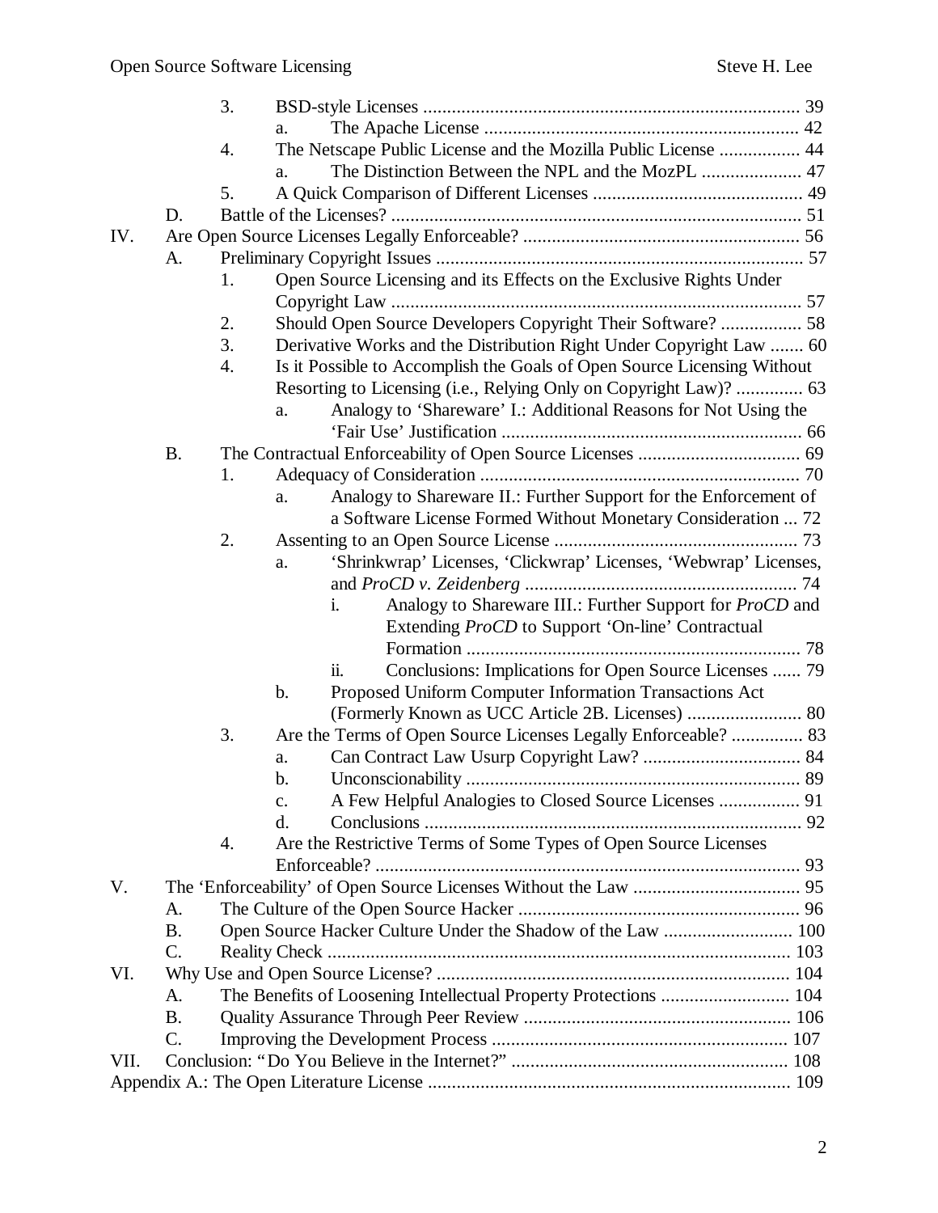3. BSD-style Licenses ............................................................................. 39
   a. The Apache License ................................................................. 42
4. The Netscape Public License and the Mozilla Public License ................. 44
   a. The Distinction Between the NPL and the MozPL ..................... 47
5. A Quick Comparison of Different Licenses ............................................ 49

D. Battle of the Licenses? ...................................................................................... 51

IV. Are Open Source Licenses Legally Enforceable? ......................................................... 56

A. Preliminary Copyright Issues ............................................................................ 57
   1. Open Source Licensing and its Effects on the Exclusive Rights Under Copyright Law ...................................................................................... 57
   2. Should Open Source Developers Copyright Their Software? ................. 58
   3. Derivative Works and the Distribution Right Under Copyright Law ....... 60
   4. Is it Possible to Accomplish the Goals of Open Source Licensing Without Resorting to Licensing (i.e., Relying Only on Copyright Law)? ............. 63
      a. Analogy to 'Shareware' I.: Additional Reasons for Not Using the 'Fair Use' Justification .............................................................. 66

B. The Contractual Enforceability of Open Source Licenses .................................. 69
   1. Adequacy of Consideration .................................................................. 70
      a. Analogy to Shareware II.: Further Support for the Enforcement of a Software License Formed Without Monetary Consideration ... 72
   2. Assenting to an Open Source License .................................................. 73
      a. 'Shrinkwrap' Licenses, 'Clickwrap' Licenses, 'Webwrap' Licenses, and *ProCD v. Zeidenberg* ......................................................... 74
         i. Analogy to Shareware III.: Further Support for *ProCD* and Extending *ProCD* to Support 'On-line' Contractual Formation ..................................................................... 78
         ii. Conclusions: Implications for Open Source Licenses ...... 79
      b. Proposed Uniform Computer Information Transactions Act (Formerly Known as UCC Article 2B. Licenses) ........................ 80
   3. Are the Terms of Open Source Licenses Legally Enforceable? ............... 83
      a. Can Contract Law Usurp Copyright Law? ................................. 84
      b. Unconscionability ..................................................................... 89
      c. A Few Helpful Analogies to Closed Source Licenses ................. 91
      d. Conclusions .............................................................................. 92
   4. Are the Restrictive Terms of Some Types of Open Source Licenses Enforceable? ......................................................................................... 93

V. The 'Enforceability' of Open Source Licenses Without the Law ................................... 95

A. The Culture of the Open Source Hacker ........................................................... 96
B. Open Source Hacker Culture Under the Shadow of the Law ........................... 100
C. Reality Check ................................................................................................ 103

VI. Why Use and Open Source License? ......................................................................... 104

A. The Benefits of Loosening Intellectual Property Protections ........................... 104
B. Quality Assurance Through Peer Review ....................................................... 106
C. Improving the Development Process .............................................................. 107

VII. Conclusion: "Do You Believe in the Internet?" .......................................................... 108

Appendix A.: The Open Literature License ............................................................................ 109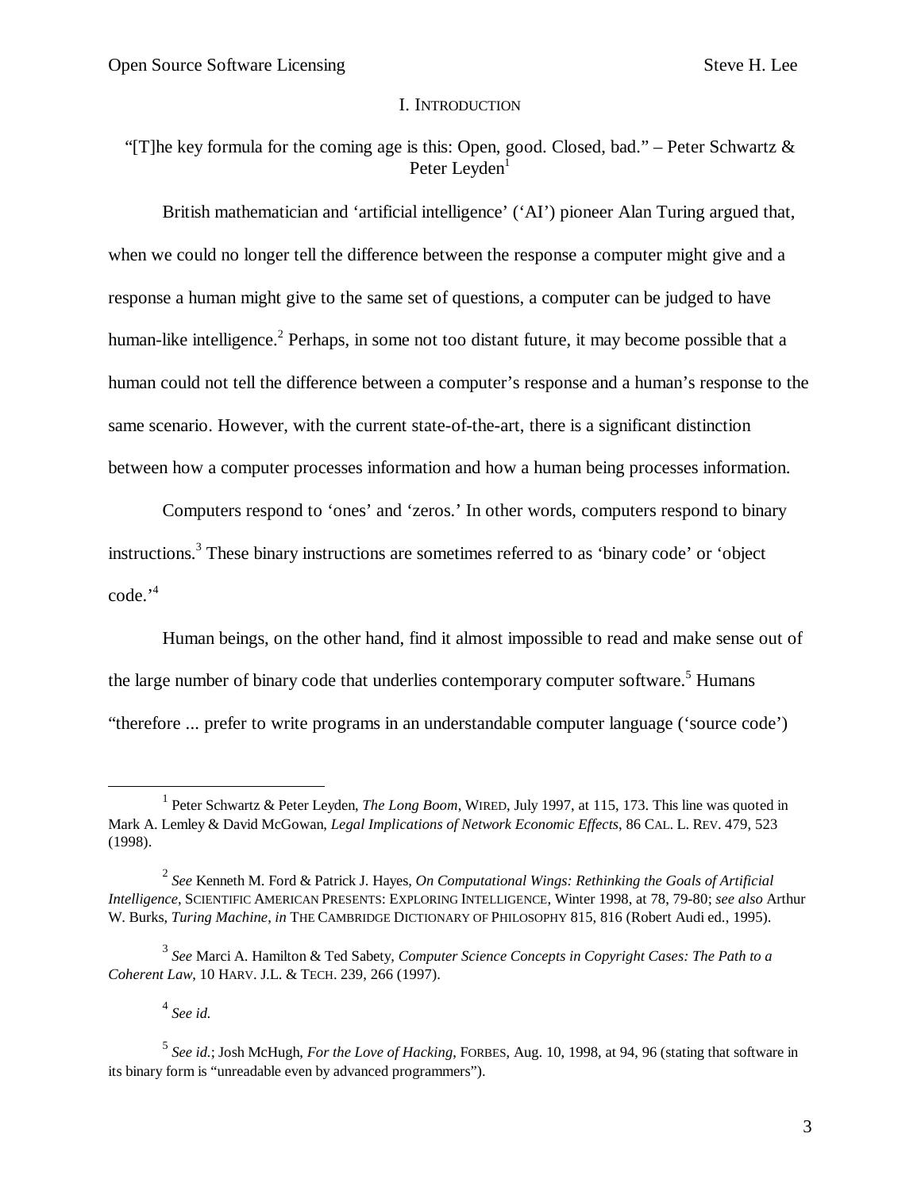# I. INTRODUCTION

"[T]he key formula for the coming age is this: Open, good. Closed, bad." – Peter Schwartz & Peter Leyden[1]

British mathematician and 'artificial intelligence' ('AI') pioneer Alan Turing argued that, when we could no longer tell the difference between the response a computer might give and a response a human might give to the same set of questions, a computer can be judged to have human-like intelligence.[2] Perhaps, in some not too distant future, it may become possible that a human could not tell the difference between a computer's response and a human's response to the same scenario. However, with the current state-of-the-art, there is a significant distinction between how a computer processes information and how a human being processes information.

Computers respond to 'ones' and 'zeros.' In other words, computers respond to binary instructions.[3] These binary instructions are sometimes referred to as 'binary code' or 'object code.'[4]

Human beings, on the other hand, find it almost impossible to read and make sense out of the large number of binary code that underlies contemporary computer software.[5] Humans "therefore ... prefer to write programs in an understandable computer language ('source code')

---

[1] Peter Schwartz & Peter Leyden, *The Long Boom*, WIRED, July 1997, at 115, 173. This line was quoted in Mark A. Lemley & David McGowan, *Legal Implications of Network Economic Effects*, 86 CAL. L. REV. 479, 523 (1998).

[2] *See* Kenneth M. Ford & Patrick J. Hayes, *On Computational Wings: Rethinking the Goals of Artificial Intelligence*, SCIENTIFIC AMERICAN PRESENTS: EXPLORING INTELLIGENCE, Winter 1998, at 78, 79-80; *see also* Arthur W. Burks, *Turing Machine*, *in* THE CAMBRIDGE DICTIONARY OF PHILOSOPHY 815, 816 (Robert Audi ed., 1995).

[3] *See* Marci A. Hamilton & Ted Sabety, *Computer Science Concepts in Copyright Cases: The Path to a Coherent Law*, 10 HARV. J.L. & TECH. 239, 266 (1997).

[4] *See id.*

[5] *See id.*; Josh McHugh, *For the Love of Hacking*, FORBES, Aug. 10, 1998, at 94, 96 (stating that software in its binary form is "unreadable even by advanced programmers").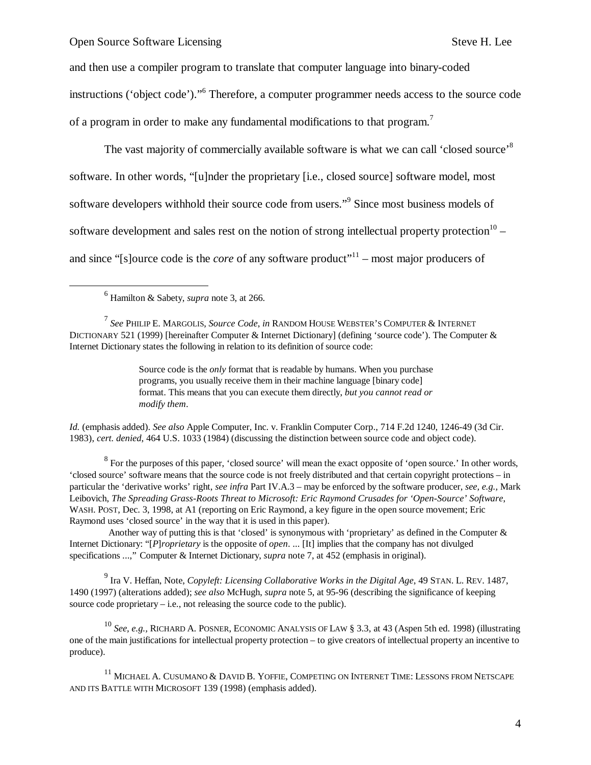and then use a compiler program to translate that computer language into binary-coded instructions ('object code')."[6] Therefore, a computer programmer needs access to the source code of a program in order to make any fundamental modifications to that program.[7]

The vast majority of commercially available software is what we can call 'closed source'[8] software. In other words, "[u]nder the proprietary [i.e., closed source] software model, most software developers withhold their source code from users."[9] Since most business models of software development and sales rest on the notion of strong intellectual property protection[10] – and since "[s]ource code is the *core* of any software product"[11] – most major producers of

---

[6] Hamilton & Sabety, *supra* note 3, at 266.

[7] *See* PHILIP E. MARGOLIS, *Source Code*, *in* RANDOM HOUSE WEBSTER'S COMPUTER & INTERNET DICTIONARY 521 (1999) [hereinafter Computer & Internet Dictionary] (defining 'source code'). The Computer & Internet Dictionary states the following in relation to its definition of source code:

> Source code is the *only* format that is readable by humans. When you purchase programs, you usually receive them in their machine language [binary code] format. This means that you can execute them directly, *but you cannot read or modify them*.

*Id.* (emphasis added). *See also* Apple Computer, Inc. v. Franklin Computer Corp., 714 F.2d 1240, 1246-49 (3d Cir. 1983), *cert. denied*, 464 U.S. 1033 (1984) (discussing the distinction between source code and object code).

[8] For the purposes of this paper, 'closed source' will mean the exact opposite of 'open source.' In other words, 'closed source' software means that the source code is not freely distributed and that certain copyright protections – in particular the 'derivative works' right, *see infra* Part IV.A.3 – may be enforced by the software producer, *see, e.g.,* Mark Leibovich, *The Spreading Grass-Roots Threat to Microsoft: Eric Raymond Crusades for 'Open-Source' Software*, WASH. POST, Dec. 3, 1998, at A1 (reporting on Eric Raymond, a key figure in the open source movement; Eric Raymond uses 'closed source' in the way that it is used in this paper).

Another way of putting this is that 'closed' is synonymous with 'proprietary' as defined in the Computer & Internet Dictionary: "[*P*]*roprietary* is the opposite of *open*. ... [It] implies that the company has not divulged specifications ...," Computer & Internet Dictionary, *supra* note 7, at 452 (emphasis in original).

[9] Ira V. Heffan, Note, *Copyleft: Licensing Collaborative Works in the Digital Age*, 49 STAN. L. REV. 1487, 1490 (1997) (alterations added); *see also* McHugh, *supra* note 5, at 95-96 (describing the significance of keeping source code proprietary – i.e., not releasing the source code to the public).

[10] *See, e.g.,* RICHARD A. POSNER, ECONOMIC ANALYSIS OF LAW § 3.3, at 43 (Aspen 5th ed. 1998) (illustrating one of the main justifications for intellectual property protection – to give creators of intellectual property an incentive to produce).

[11] MICHAEL A. CUSUMANO & DAVID B. YOFFIE, COMPETING ON INTERNET TIME: LESSONS FROM NETSCAPE AND ITS BATTLE WITH MICROSOFT 139 (1998) (emphasis added).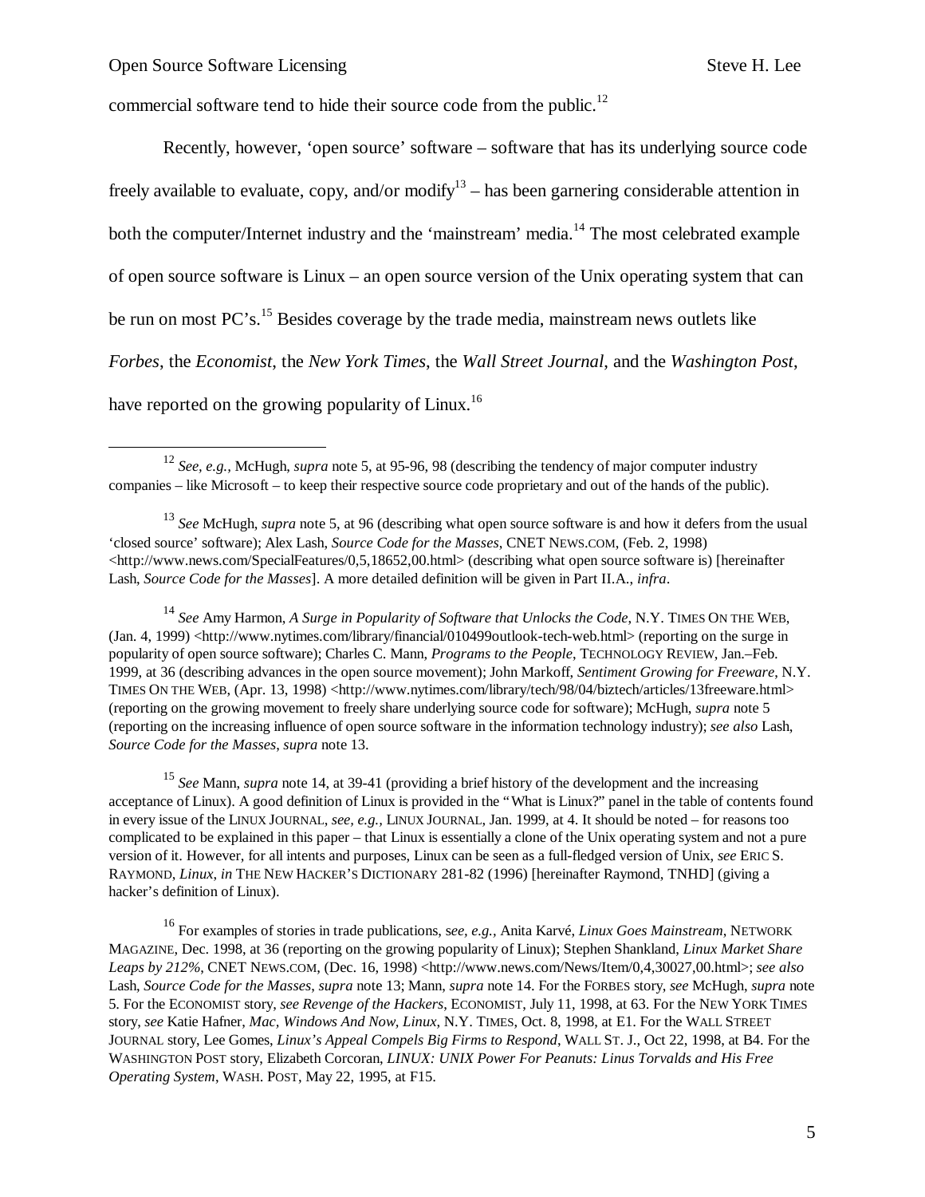commercial software tend to hide their source code from the public.[12]

Recently, however, 'open source' software – software that has its underlying source code freely available to evaluate, copy, and/or modify[13] – has been garnering considerable attention in both the computer/Internet industry and the 'mainstream' media.[14] The most celebrated example of open source software is Linux – an open source version of the Unix operating system that can be run on most PC's.[15] Besides coverage by the trade media, mainstream news outlets like *Forbes*, the *Economist*, the *New York Times*, the *Wall Street Journal*, and the *Washington Post*, have reported on the growing popularity of Linux.[16]

---

[12] *See, e.g.,* McHugh, *supra* note 5, at 95-96, 98 (describing the tendency of major computer industry companies – like Microsoft – to keep their respective source code proprietary and out of the hands of the public).

[13] *See* McHugh, *supra* note 5, at 96 (describing what open source software is and how it defers from the usual 'closed source' software); Alex Lash, *Source Code for the Masses*, CNET NEWS.COM, (Feb. 2, 1998) <http://www.news.com/SpecialFeatures/0,5,18652,00.html> (describing what open source software is) [hereinafter Lash, *Source Code for the Masses*]. A more detailed definition will be given in Part II.A., *infra*.

[14] *See* Amy Harmon, *A Surge in Popularity of Software that Unlocks the Code*, N.Y. TIMES ON THE WEB, (Jan. 4, 1999) <http://www.nytimes.com/library/financial/010499outlook-tech-web.html> (reporting on the surge in popularity of open source software); Charles C. Mann, *Programs to the People*, TECHNOLOGY REVIEW, Jan.–Feb. 1999, at 36 (describing advances in the open source movement); John Markoff, *Sentiment Growing for Freeware*, N.Y. TIMES ON THE WEB, (Apr. 13, 1998) <http://www.nytimes.com/library/tech/98/04/biztech/articles/13freeware.html> (reporting on the growing movement to freely share underlying source code for software); McHugh, *supra* note 5 (reporting on the increasing influence of open source software in the information technology industry); *see also* Lash, *Source Code for the Masses*, *supra* note 13.

[15] *See* Mann, *supra* note 14, at 39-41 (providing a brief history of the development and the increasing acceptance of Linux). A good definition of Linux is provided in the "What is Linux?" panel in the table of contents found in every issue of the LINUX JOURNAL, *see, e.g.*, LINUX JOURNAL, Jan. 1999, at 4. It should be noted – for reasons too complicated to be explained in this paper – that Linux is essentially a clone of the Unix operating system and not a pure version of it. However, for all intents and purposes, Linux can be seen as a full-fledged version of Unix, *see* ERIC S. RAYMOND, *Linux*, *in* THE NEW HACKER'S DICTIONARY 281-82 (1996) [hereinafter Raymond, TNHD] (giving a hacker's definition of Linux).

[16] For examples of stories in trade publications, *see, e.g.,* Anita Karvé, *Linux Goes Mainstream*, NETWORK MAGAZINE, Dec. 1998, at 36 (reporting on the growing popularity of Linux); Stephen Shankland, *Linux Market Share Leaps by 212%*, CNET NEWS.COM, (Dec. 16, 1998) <http://www.news.com/News/Item/0,4,30027,00.html>; *see also* Lash, *Source Code for the Masses*, *supra* note 13; Mann, *supra* note 14. For the FORBES story, *see* McHugh, *supra* note 5. For the ECONOMIST story, *see Revenge of the Hackers*, ECONOMIST, July 11, 1998, at 63. For the NEW YORK TIMES story, *see* Katie Hafner, *Mac, Windows And Now, Linux*, N.Y. TIMES, Oct. 8, 1998, at E1. For the WALL STREET JOURNAL story, Lee Gomes, *Linux's Appeal Compels Big Firms to Respond*, WALL ST. J., Oct 22, 1998, at B4. For the WASHINGTON POST story, Elizabeth Corcoran, *LINUX: UNIX Power For Peanuts: Linus Torvalds and His Free Operating System*, WASH. POST, May 22, 1995, at F15.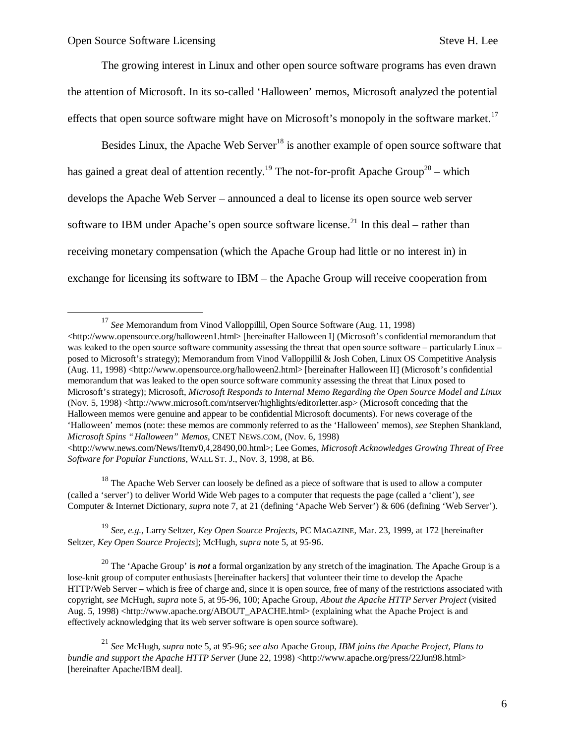The growing interest in Linux and other open source software programs has even drawn the attention of Microsoft. In its so-called 'Halloween' memos, Microsoft analyzed the potential effects that open source software might have on Microsoft's monopoly in the software market.[17]

Besides Linux, the Apache Web Server[18] is another example of open source software that has gained a great deal of attention recently.[19] The not-for-profit Apache Group[20] – which develops the Apache Web Server – announced a deal to license its open source web server software to IBM under Apache's open source software license.[21] In this deal – rather than receiving monetary compensation (which the Apache Group had little or no interest in) in exchange for licensing its software to IBM – the Apache Group will receive cooperation from

---

[17] *See* Memorandum from Vinod Valloppillil, Open Source Software (Aug. 11, 1998) <http://www.opensource.org/halloween1.html> [hereinafter Halloween I] (Microsoft's confidential memorandum that was leaked to the open source software community assessing the threat that open source software – particularly Linux – posed to Microsoft's strategy); Memorandum from Vinod Valloppillil & Josh Cohen, Linux OS Competitive Analysis (Aug. 11, 1998) <http://www.opensource.org/halloween2.html> [hereinafter Halloween II] (Microsoft's confidential memorandum that was leaked to the open source software community assessing the threat that Linux posed to Microsoft's strategy); Microsoft, *Microsoft Responds to Internal Memo Regarding the Open Source Model and Linux* (Nov. 5, 1998) <http://www.microsoft.com/ntserver/highlights/editorletter.asp> (Microsoft conceding that the Halloween memos were genuine and appear to be confidential Microsoft documents). For news coverage of the 'Halloween' memos (note: these memos are commonly referred to as the 'Halloween' memos), *see* Stephen Shankland, *Microsoft Spins "Halloween" Memos*, CNET NEWS.COM, (Nov. 6, 1998) <http://www.news.com/News/Item/0,4,28490,00.html>; Lee Gomes, *Microsoft Acknowledges Growing Threat of Free Software for Popular Functions*, WALL ST. J., Nov. 3, 1998, at B6.

[18] The Apache Web Server can loosely be defined as a piece of software that is used to allow a computer (called a 'server') to deliver World Wide Web pages to a computer that requests the page (called a 'client'), *see* Computer & Internet Dictionary, *supra* note 7, at 21 (defining 'Apache Web Server') & 606 (defining 'Web Server').

[19] *See, e.g.,* Larry Seltzer, *Key Open Source Projects*, PC MAGAZINE, Mar. 23, 1999, at 172 [hereinafter Seltzer, *Key Open Source Projects*]; McHugh, *supra* note 5, at 95-96.

[20] The 'Apache Group' is ***not*** a formal organization by any stretch of the imagination. The Apache Group is a lose-knit group of computer enthusiasts [hereinafter hackers] that volunteer their time to develop the Apache HTTP/Web Server – which is free of charge and, since it is open source, free of many of the restrictions associated with copyright, *see* McHugh, *supra* note 5, at 95-96, 100; Apache Group, *About the Apache HTTP Server Project* (visited Aug. 5, 1998) <http://www.apache.org/ABOUT_APACHE.html> (explaining what the Apache Project is and effectively acknowledging that its web server software is open source software).

[21] *See* McHugh, *supra* note 5, at 95-96; *see also* Apache Group, *IBM joins the Apache Project, Plans to bundle and support the Apache HTTP Server* (June 22, 1998) <http://www.apache.org/press/22Jun98.html> [hereinafter Apache/IBM deal].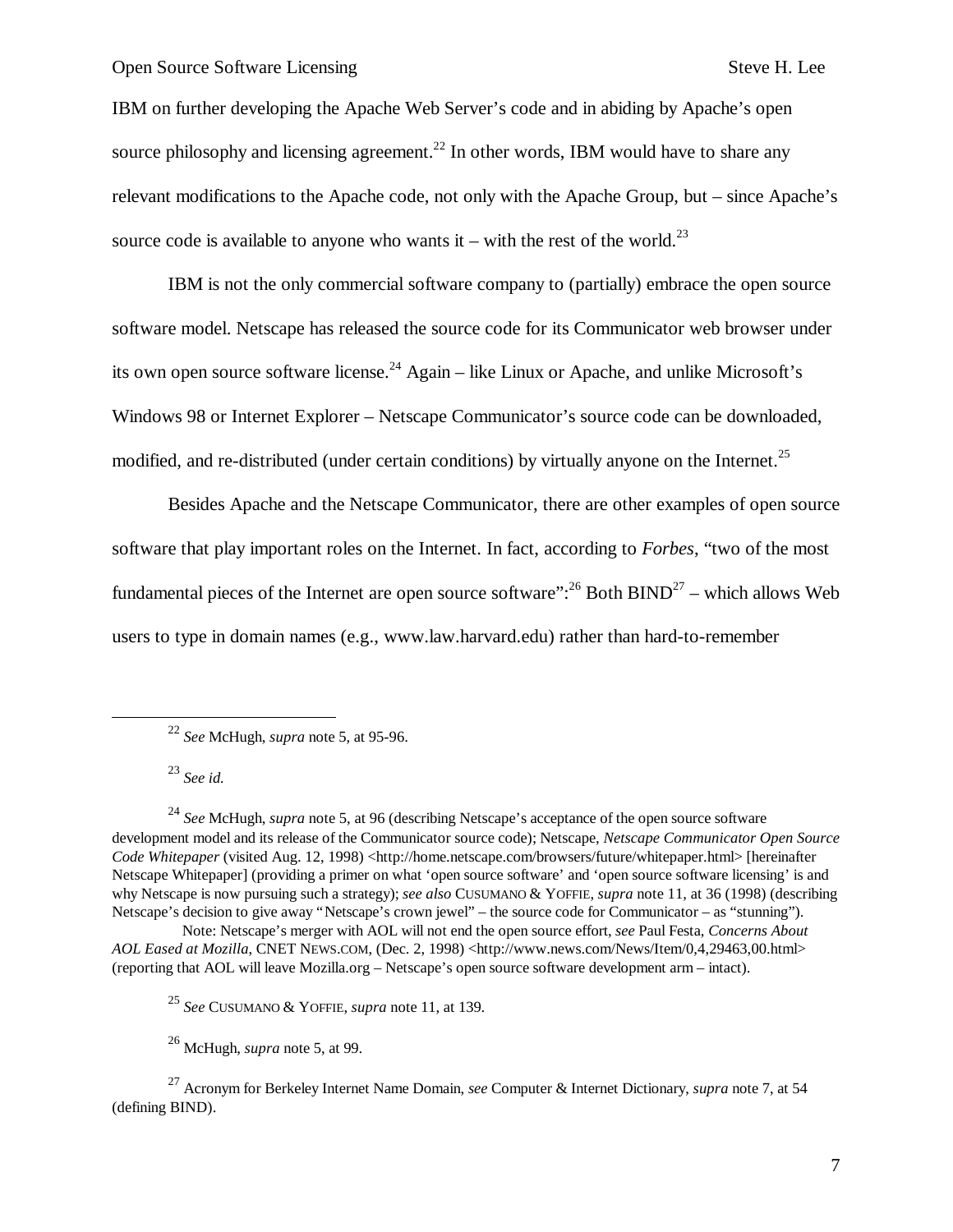IBM on further developing the Apache Web Server's code and in abiding by Apache's open source philosophy and licensing agreement.[22] In other words, IBM would have to share any relevant modifications to the Apache code, not only with the Apache Group, but – since Apache's source code is available to anyone who wants it – with the rest of the world.[23]

IBM is not the only commercial software company to (partially) embrace the open source software model. Netscape has released the source code for its Communicator web browser under its own open source software license.[24] Again – like Linux or Apache, and unlike Microsoft's Windows 98 or Internet Explorer – Netscape Communicator's source code can be downloaded, modified, and re-distributed (under certain conditions) by virtually anyone on the Internet.[25]

Besides Apache and the Netscape Communicator, there are other examples of open source software that play important roles on the Internet. In fact, according to *Forbes*, "two of the most fundamental pieces of the Internet are open source software":[26] Both BIND[27] – which allows Web users to type in domain names (e.g., www.law.harvard.edu) rather than hard-to-remember

---

[22] *See* McHugh, *supra* note 5, at 95-96.

[23] *See id.*

[24] *See* McHugh, *supra* note 5, at 96 (describing Netscape's acceptance of the open source software development model and its release of the Communicator source code); Netscape, *Netscape Communicator Open Source Code Whitepaper* (visited Aug. 12, 1998) <http://home.netscape.com/browsers/future/whitepaper.html> [hereinafter Netscape Whitepaper] (providing a primer on what 'open source software' and 'open source software licensing' is and why Netscape is now pursuing such a strategy); *see also* CUSUMANO & YOFFIE, *supra* note 11, at 36 (1998) (describing Netscape's decision to give away "Netscape's crown jewel" – the source code for Communicator – as "stunning").

Note: Netscape's merger with AOL will not end the open source effort, *see* Paul Festa, *Concerns About AOL Eased at Mozilla*, CNET NEWS.COM, (Dec. 2, 1998) <http://www.news.com/News/Item/0,4,29463,00.html> (reporting that AOL will leave Mozilla.org – Netscape's open source software development arm – intact).

[25] *See* CUSUMANO & YOFFIE, *supra* note 11, at 139.

[26] McHugh, *supra* note 5, at 99.

[27] Acronym for Berkeley Internet Name Domain, *see* Computer & Internet Dictionary, *supra* note 7, at 54 (defining BIND).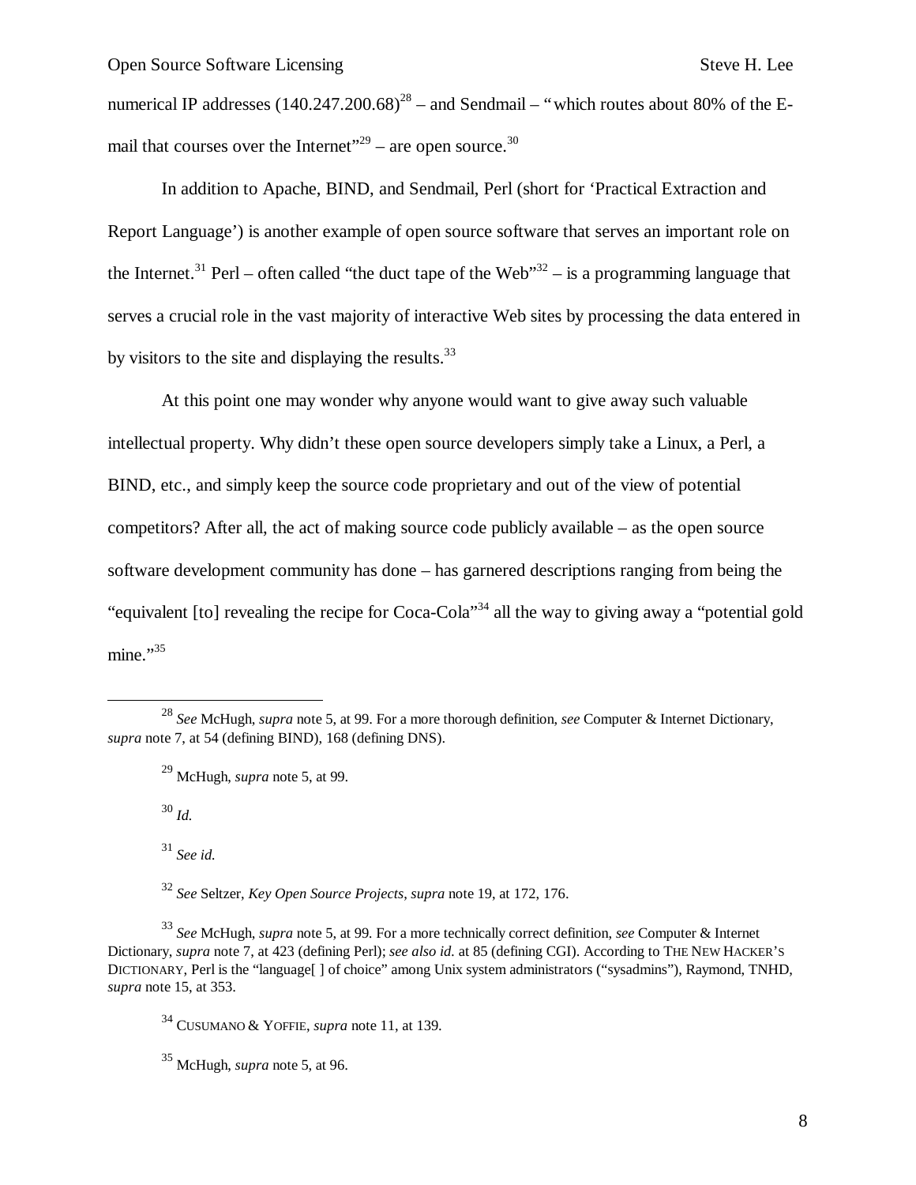numerical IP addresses (140.247.200.68)[28] – and Sendmail – "which routes about 80% of the E-mail that courses over the Internet"[29] – are open source.[30]

In addition to Apache, BIND, and Sendmail, Perl (short for 'Practical Extraction and Report Language') is another example of open source software that serves an important role on the Internet.[31] Perl – often called "the duct tape of the Web"[32] – is a programming language that serves a crucial role in the vast majority of interactive Web sites by processing the data entered in by visitors to the site and displaying the results.[33]

At this point one may wonder why anyone would want to give away such valuable intellectual property. Why didn't these open source developers simply take a Linux, a Perl, a BIND, etc., and simply keep the source code proprietary and out of the view of potential competitors? After all, the act of making source code publicly available – as the open source software development community has done – has garnered descriptions ranging from being the "equivalent [to] revealing the recipe for Coca-Cola"[34] all the way to giving away a "potential gold mine."[35]

---

[28] *See* McHugh, *supra* note 5, at 99. For a more thorough definition, *see* Computer & Internet Dictionary, *supra* note 7, at 54 (defining BIND), 168 (defining DNS).

[29] McHugh, *supra* note 5, at 99.

[30] *Id.*

[31] *See id.*

[32] *See* Seltzer, *Key Open Source Projects*, *supra* note 19, at 172, 176.

[33] *See* McHugh, *supra* note 5, at 99. For a more technically correct definition, *see* Computer & Internet Dictionary, *supra* note 7, at 423 (defining Perl); *see also id.* at 85 (defining CGI). According to THE NEW HACKER'S DICTIONARY, Perl is the "language[ ] of choice" among Unix system administrators ("sysadmins"), Raymond, TNHD, *supra* note 15, at 353.

[34] CUSUMANO & YOFFIE, *supra* note 11, at 139.

[35] McHugh, *supra* note 5, at 96.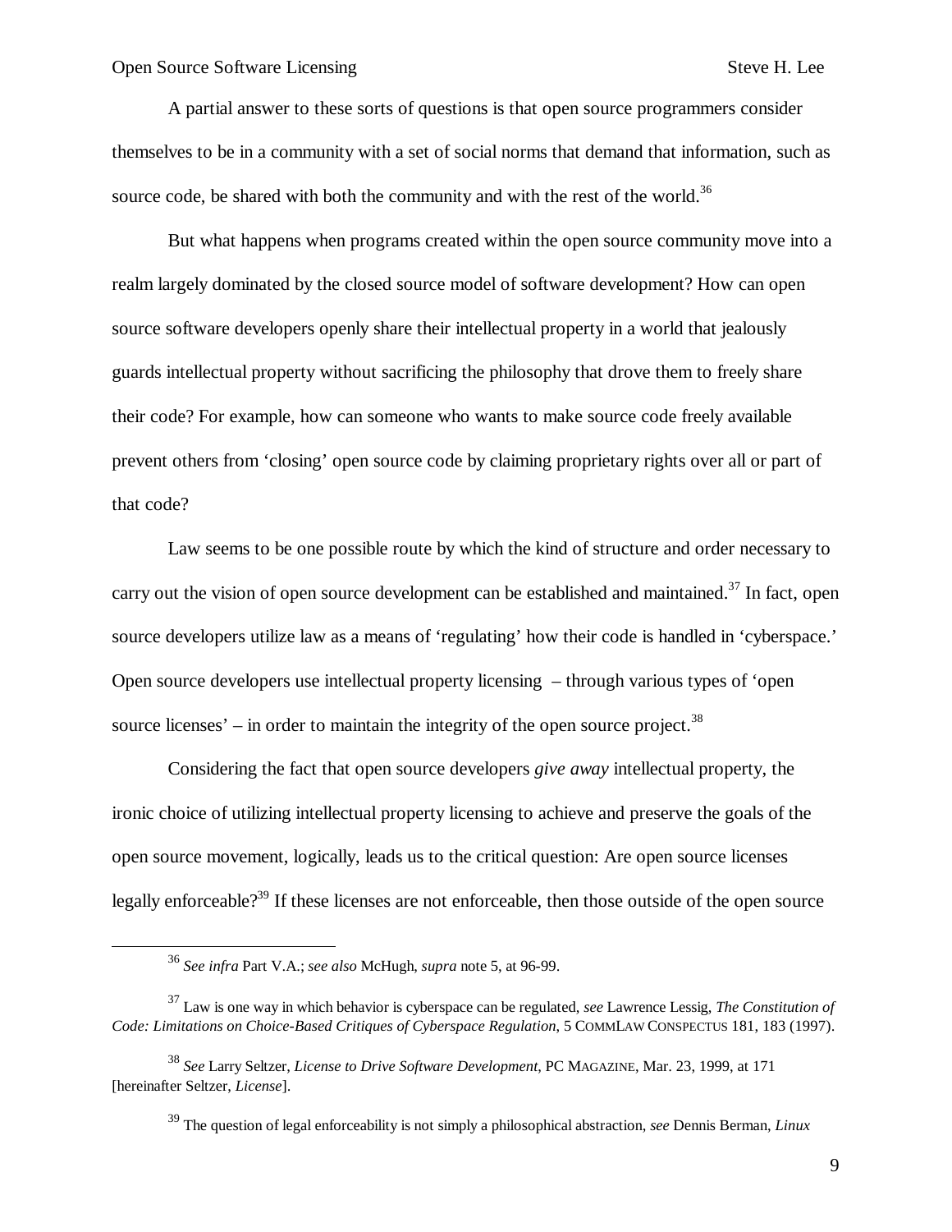A partial answer to these sorts of questions is that open source programmers consider themselves to be in a community with a set of social norms that demand that information, such as source code, be shared with both the community and with the rest of the world.[36]

But what happens when programs created within the open source community move into a realm largely dominated by the closed source model of software development? How can open source software developers openly share their intellectual property in a world that jealously guards intellectual property without sacrificing the philosophy that drove them to freely share their code? For example, how can someone who wants to make source code freely available prevent others from 'closing' open source code by claiming proprietary rights over all or part of that code?

Law seems to be one possible route by which the kind of structure and order necessary to carry out the vision of open source development can be established and maintained.[37] In fact, open source developers utilize law as a means of 'regulating' how their code is handled in 'cyberspace.' Open source developers use intellectual property licensing – through various types of 'open source licenses' – in order to maintain the integrity of the open source project.[38]

Considering the fact that open source developers *give away* intellectual property, the ironic choice of utilizing intellectual property licensing to achieve and preserve the goals of the open source movement, logically, leads us to the critical question: Are open source licenses legally enforceable?[39] If these licenses are not enforceable, then those outside of the open source

---

[36] *See infra* Part V.A.; *see also* McHugh, *supra* note 5, at 96-99.

[37] Law is one way in which behavior is cyberspace can be regulated, *see* Lawrence Lessig, *The Constitution of Code: Limitations on Choice-Based Critiques of Cyberspace Regulation*, 5 COMMLAW CONSPECTUS 181, 183 (1997).

[38] *See* Larry Seltzer, *License to Drive Software Development*, PC MAGAZINE, Mar. 23, 1999, at 171 [hereinafter Seltzer, *License*].

[39] The question of legal enforceability is not simply a philosophical abstraction, *see* Dennis Berman, *Linux*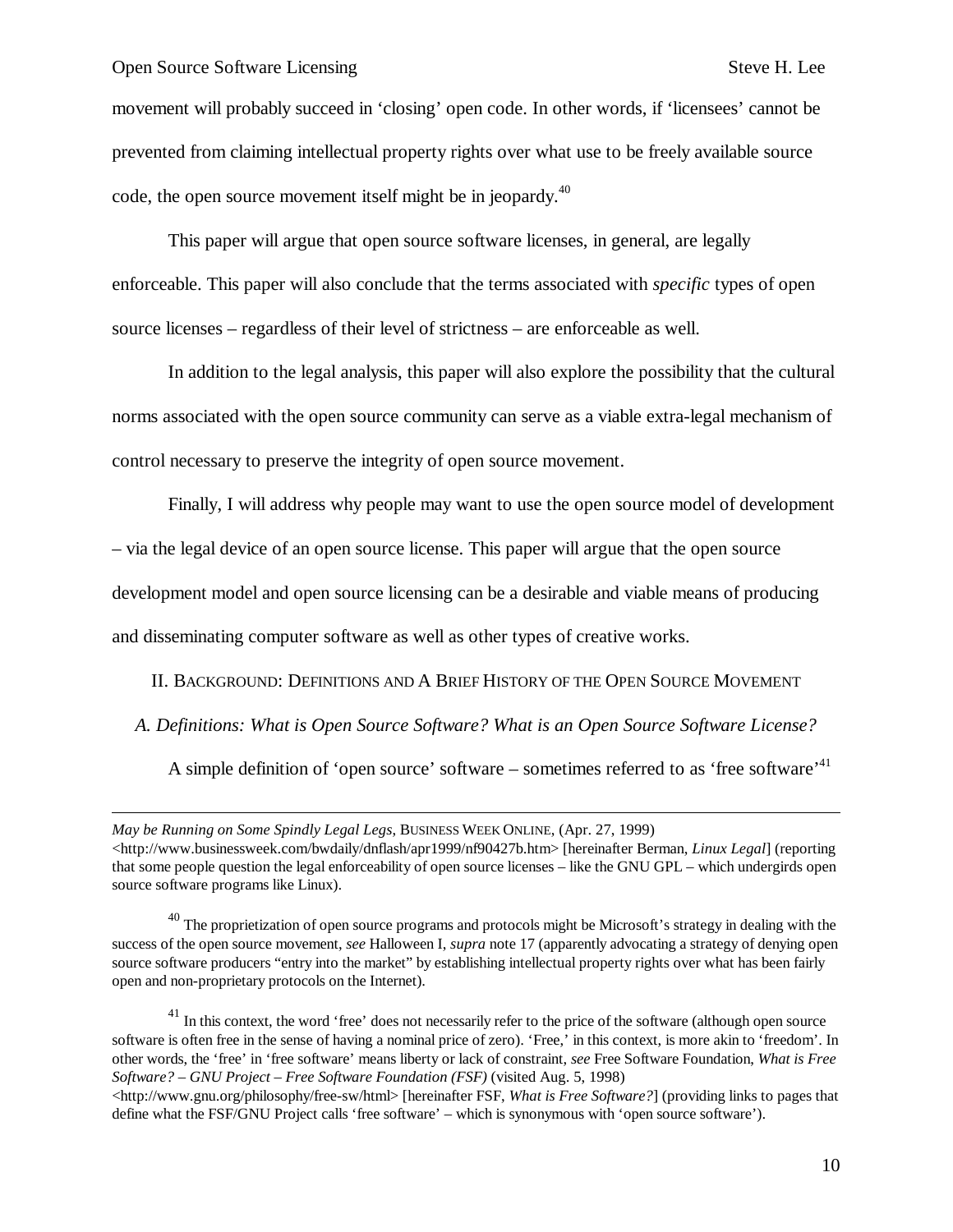movement will probably succeed in 'closing' open code. In other words, if 'licensees' cannot be prevented from claiming intellectual property rights over what use to be freely available source code, the open source movement itself might be in jeopardy.[40]

This paper will argue that open source software licenses, in general, are legally enforceable. This paper will also conclude that the terms associated with *specific* types of open source licenses – regardless of their level of strictness – are enforceable as well.

In addition to the legal analysis, this paper will also explore the possibility that the cultural norms associated with the open source community can serve as a viable extra-legal mechanism of control necessary to preserve the integrity of open source movement.

Finally, I will address why people may want to use the open source model of development – via the legal device of an open source license. This paper will argue that the open source development model and open source licensing can be a desirable and viable means of producing and disseminating computer software as well as other types of creative works.

## II. Background: Definitions and A Brief History of the Open Source Movement

### *A. Definitions: What is Open Source Software? What is an Open Source Software License?*

A simple definition of 'open source' software – sometimes referred to as 'free software'[41]

---

*May be Running on Some Spindly Legal Legs*, BUSINESS WEEK ONLINE, (Apr. 27, 1999) <http://www.businessweek.com/bwdaily/dnflash/apr1999/nf90427b.htm> [hereinafter Berman, *Linux Legal*] (reporting that some people question the legal enforceability of open source licenses – like the GNU GPL – which undergirds open source software programs like Linux).

[40] The proprietization of open source programs and protocols might be Microsoft's strategy in dealing with the success of the open source movement, *see* Halloween I, *supra* note 17 (apparently advocating a strategy of denying open source software producers "entry into the market" by establishing intellectual property rights over what has been fairly open and non-proprietary protocols on the Internet).

[41] In this context, the word 'free' does not necessarily refer to the price of the software (although open source software is often free in the sense of having a nominal price of zero). 'Free,' in this context, is more akin to 'freedom'. In other words, the 'free' in 'free software' means liberty or lack of constraint, *see* Free Software Foundation, *What is Free Software? – GNU Project – Free Software Foundation (FSF)* (visited Aug. 5, 1998) <http://www.gnu.org/philosophy/free-sw/html> [hereinafter FSF, *What is Free Software?*] (providing links to pages that define what the FSF/GNU Project calls 'free software' – which is synonymous with 'open source software').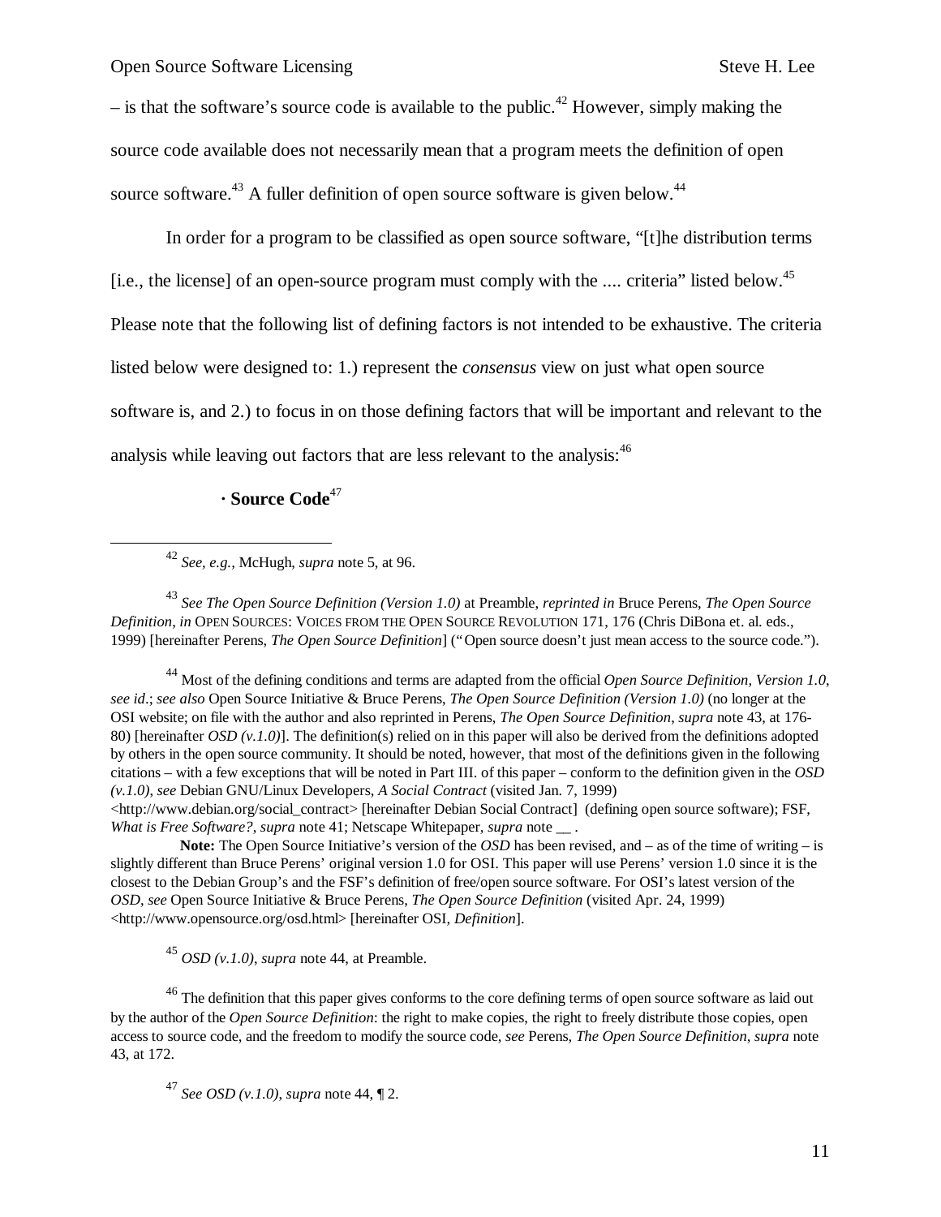– is that the software's source code is available to the public.[42] However, simply making the source code available does not necessarily mean that a program meets the definition of open source software.[43] A fuller definition of open source software is given below.[44]

In order for a program to be classified as open source software, "[t]he distribution terms [i.e., the license] of an open-source program must comply with the .... criteria" listed below.[45] Please note that the following list of defining factors is not intended to be exhaustive. The criteria listed below were designed to: 1.) represent the *consensus* view on just what open source software is, and 2.) to focus in on those defining factors that will be important and relevant to the analysis while leaving out factors that are less relevant to the analysis:[46]

· **Source Code**[47]

---

[42] *See, e.g.,* McHugh, *supra* note 5, at 96.

[43] *See The Open Source Definition (Version 1.0)* at Preamble, *reprinted in* Bruce Perens, *The Open Source Definition*, *in* OPEN SOURCES: VOICES FROM THE OPEN SOURCE REVOLUTION 171, 176 (Chris DiBona et. al. eds., 1999) [hereinafter Perens, *The Open Source Definition*] ("Open source doesn't just mean access to the source code.").

[44] Most of the defining conditions and terms are adapted from the official *Open Source Definition, Version 1.0*, *see id*.; *see also* Open Source Initiative & Bruce Perens, *The Open Source Definition (Version 1.0)* (no longer at the OSI website; on file with the author and also reprinted in Perens, *The Open Source Definition*, *supra* note 43, at 176-80) [hereinafter *OSD (v.1.0)*]. The definition(s) relied on in this paper will also be derived from the definitions adopted by others in the open source community. It should be noted, however, that most of the definitions given in the following citations – with a few exceptions that will be noted in Part III. of this paper – conform to the definition given in the *OSD (v.1.0)*, *see* Debian GNU/Linux Developers, *A Social Contract* (visited Jan. 7, 1999) <http://www.debian.org/social_contract> [hereinafter Debian Social Contract] (defining open source software); FSF, *What is Free Software?*, *supra* note 41; Netscape Whitepaper, *supra* note __ .

**Note:** The Open Source Initiative's version of the *OSD* has been revised, and – as of the time of writing – is slightly different than Bruce Perens' original version 1.0 for OSI. This paper will use Perens' version 1.0 since it is the closest to the Debian Group's and the FSF's definition of free/open source software. For OSI's latest version of the *OSD*, *see* Open Source Initiative & Bruce Perens, *The Open Source Definition* (visited Apr. 24, 1999) <http://www.opensource.org/osd.html> [hereinafter OSI, *Definition*].

[45] *OSD (v.1.0)*, *supra* note 44, at Preamble.

[46] The definition that this paper gives conforms to the core defining terms of open source software as laid out by the author of the *Open Source Definition*: the right to make copies, the right to freely distribute those copies, open access to source code, and the freedom to modify the source code, *see* Perens, *The Open Source Definition*, *supra* note 43, at 172.

[47] *See OSD (v.1.0)*, *supra* note 44, ¶ 2.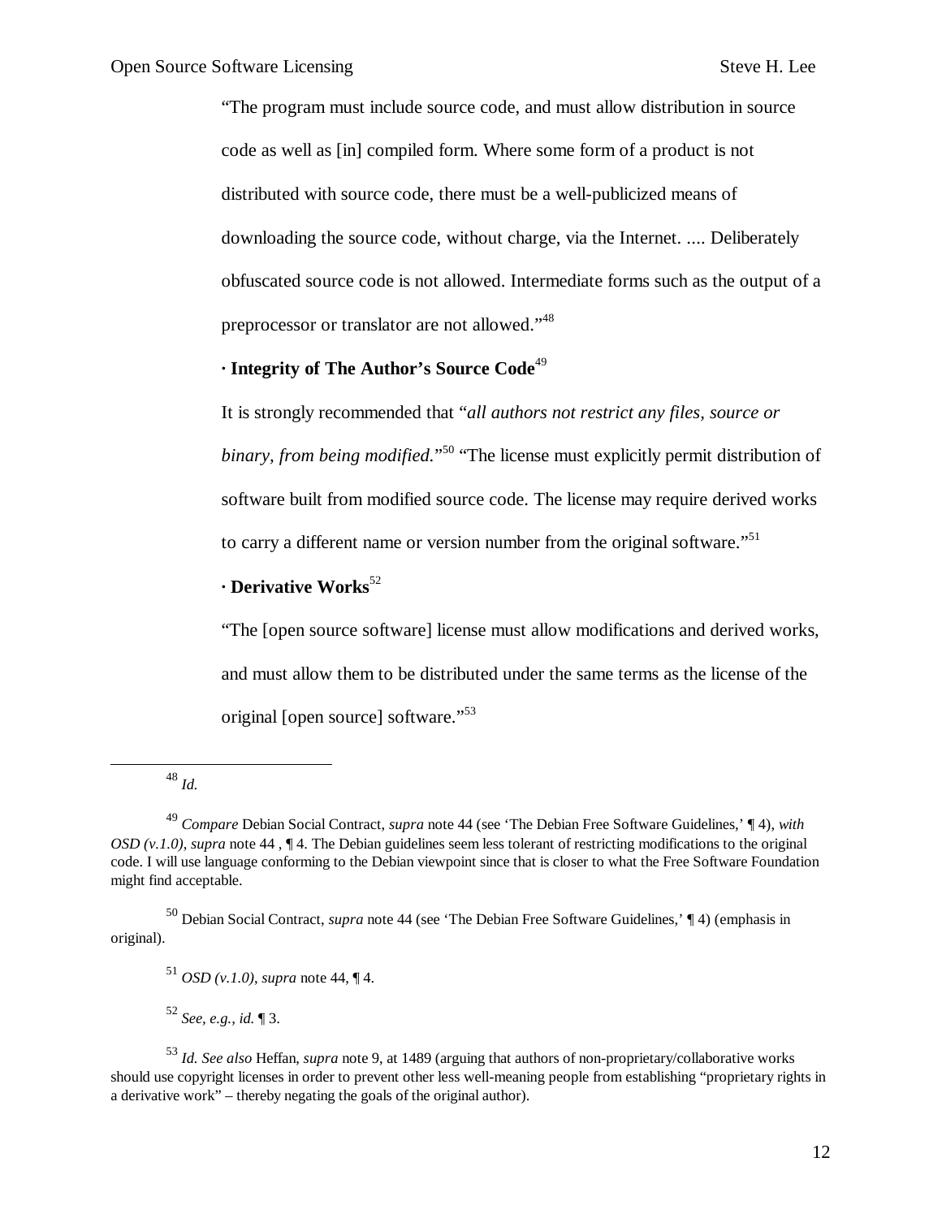"The program must include source code, and must allow distribution in source code as well as [in] compiled form. Where some form of a product is not distributed with source code, there must be a well-publicized means of downloading the source code, without charge, via the Internet. .... Deliberately obfuscated source code is not allowed. Intermediate forms such as the output of a preprocessor or translator are not allowed."[48]

· **Integrity of The Author's Source Code**[49]

It is strongly recommended that "*all authors not restrict any files, source or binary, from being modified.*"[50] "The license must explicitly permit distribution of software built from modified source code. The license may require derived works to carry a different name or version number from the original software."[51]

· **Derivative Works**[52]

"The [open source software] license must allow modifications and derived works, and must allow them to be distributed under the same terms as the license of the original [open source] software."[53]

---

[48] *Id.*

[49] *Compare* Debian Social Contract, *supra* note 44 (see 'The Debian Free Software Guidelines,' ¶ 4), *with OSD (v.1.0)*, *supra* note 44 , ¶ 4. The Debian guidelines seem less tolerant of restricting modifications to the original code. I will use language conforming to the Debian viewpoint since that is closer to what the Free Software Foundation might find acceptable.

[50] Debian Social Contract, *supra* note 44 (see 'The Debian Free Software Guidelines,' ¶ 4) (emphasis in original).

[51] *OSD (v.1.0)*, *supra* note 44, ¶ 4.

[52] *See, e.g.*, *id.* ¶ 3.

[53] *Id. See also* Heffan, *supra* note 9, at 1489 (arguing that authors of non-proprietary/collaborative works should use copyright licenses in order to prevent other less well-meaning people from establishing "proprietary rights in a derivative work" – thereby negating the goals of the original author).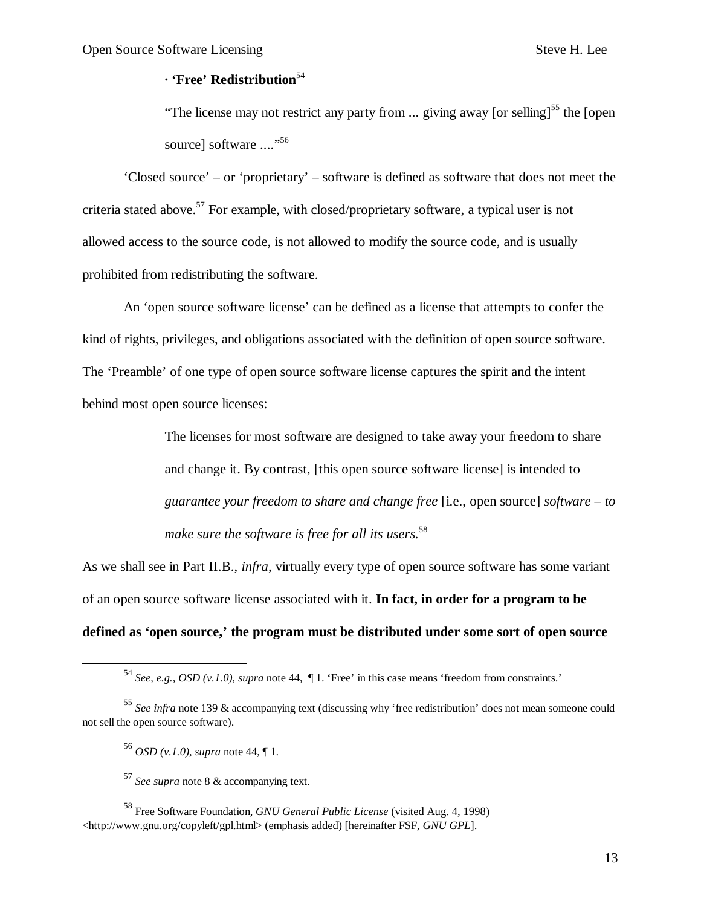· **'Free' Redistribution**[54]

> "The license may not restrict any party from ... giving away [or selling][55] the [open source] software ...."[56]

'Closed source' – or 'proprietary' – software is defined as software that does not meet the criteria stated above.[57] For example, with closed/proprietary software, a typical user is not allowed access to the source code, is not allowed to modify the source code, and is usually prohibited from redistributing the software.

An 'open source software license' can be defined as a license that attempts to confer the kind of rights, privileges, and obligations associated with the definition of open source software. The 'Preamble' of one type of open source software license captures the spirit and the intent behind most open source licenses:

> The licenses for most software are designed to take away your freedom to share and change it. By contrast, [this open source software license] is intended to *guarantee your freedom to share and change free* [i.e., open source] *software – to make sure the software is free for all its users.*[58]

As we shall see in Part II.B., *infra*, virtually every type of open source software has some variant of an open source software license associated with it. **In fact, in order for a program to be defined as 'open source,' the program must be distributed under some sort of open source**

---

[54] *See, e.g., OSD (v.1.0), supra* note 44, ¶ 1. 'Free' in this case means 'freedom from constraints.'

[55] *See infra* note 139 & accompanying text (discussing why 'free redistribution' does not mean someone could not sell the open source software).

[56] *OSD (v.1.0)*, *supra* note 44, ¶ 1.

[57] *See supra* note 8 & accompanying text.

[58] Free Software Foundation, *GNU General Public License* (visited Aug. 4, 1998) <http://www.gnu.org/copyleft/gpl.html> (emphasis added) [hereinafter FSF, *GNU GPL*].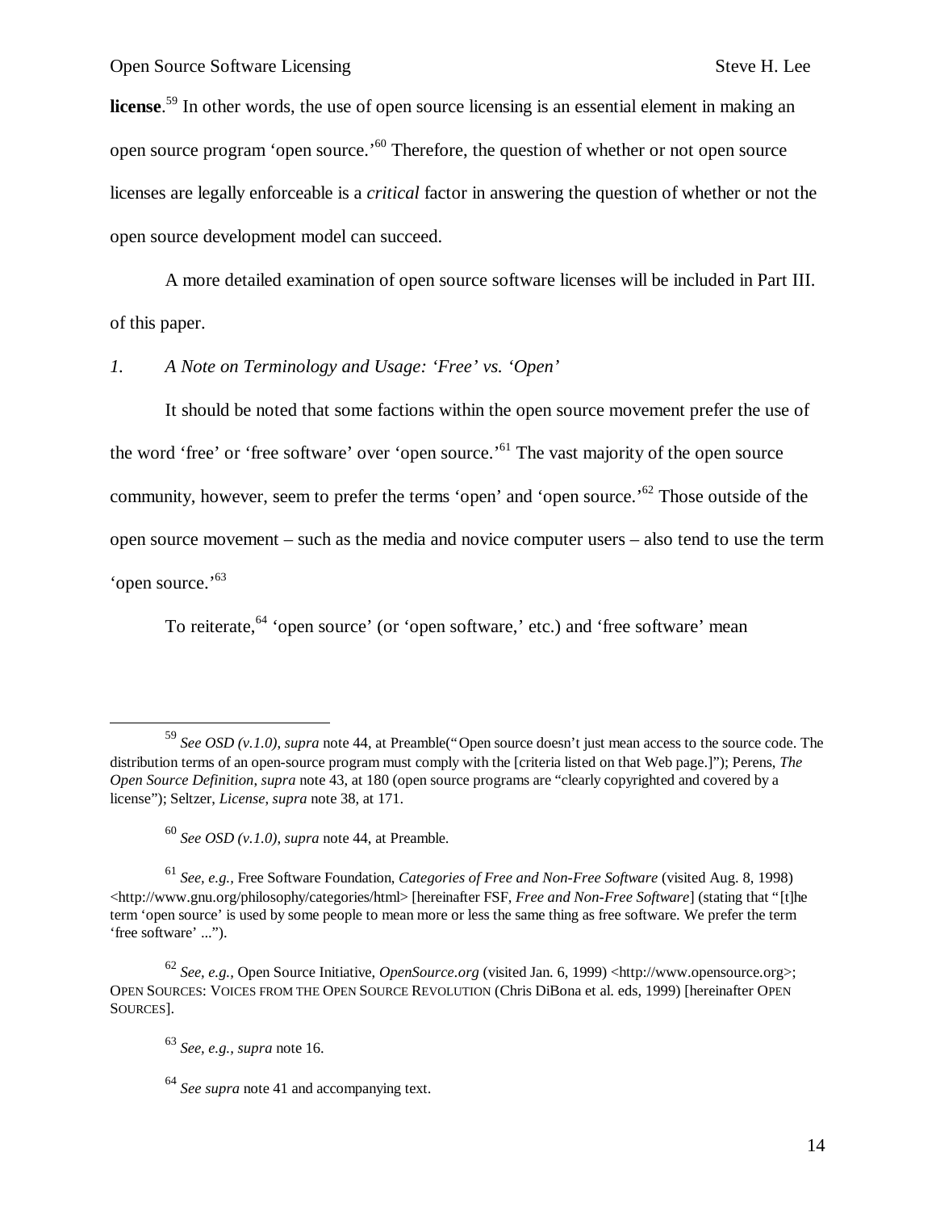**license**.[59] In other words, the use of open source licensing is an essential element in making an open source program 'open source.'[60] Therefore, the question of whether or not open source licenses are legally enforceable is a *critical* factor in answering the question of whether or not the open source development model can succeed.

A more detailed examination of open source software licenses will be included in Part III. of this paper.

*1. A Note on Terminology and Usage: 'Free' vs. 'Open'*

It should be noted that some factions within the open source movement prefer the use of the word 'free' or 'free software' over 'open source.'[61] The vast majority of the open source community, however, seem to prefer the terms 'open' and 'open source.'[62] Those outside of the open source movement – such as the media and novice computer users – also tend to use the term 'open source.'[63]

To reiterate,[64] 'open source' (or 'open software,' etc.) and 'free software' mean

---

[59] *See OSD (v.1.0)*, *supra* note 44, at Preamble("Open source doesn't just mean access to the source code. The distribution terms of an open-source program must comply with the [criteria listed on that Web page.]"); Perens, *The Open Source Definition*, *supra* note 43, at 180 (open source programs are "clearly copyrighted and covered by a license"); Seltzer, *License*, *supra* note 38, at 171.

[60] *See OSD (v.1.0)*, *supra* note 44, at Preamble.

[61] *See, e.g.,* Free Software Foundation, *Categories of Free and Non-Free Software* (visited Aug. 8, 1998) <http://www.gnu.org/philosophy/categories/html> [hereinafter FSF, *Free and Non-Free Software*] (stating that "[t]he term 'open source' is used by some people to mean more or less the same thing as free software. We prefer the term 'free software' ...").

[62] *See, e.g.,* Open Source Initiative, *OpenSource.org* (visited Jan. 6, 1999) <http://www.opensource.org>; OPEN SOURCES: VOICES FROM THE OPEN SOURCE REVOLUTION (Chris DiBona et al. eds, 1999) [hereinafter OPEN SOURCES].

[63] *See, e.g., supra* note 16.

[64] *See supra* note 41 and accompanying text.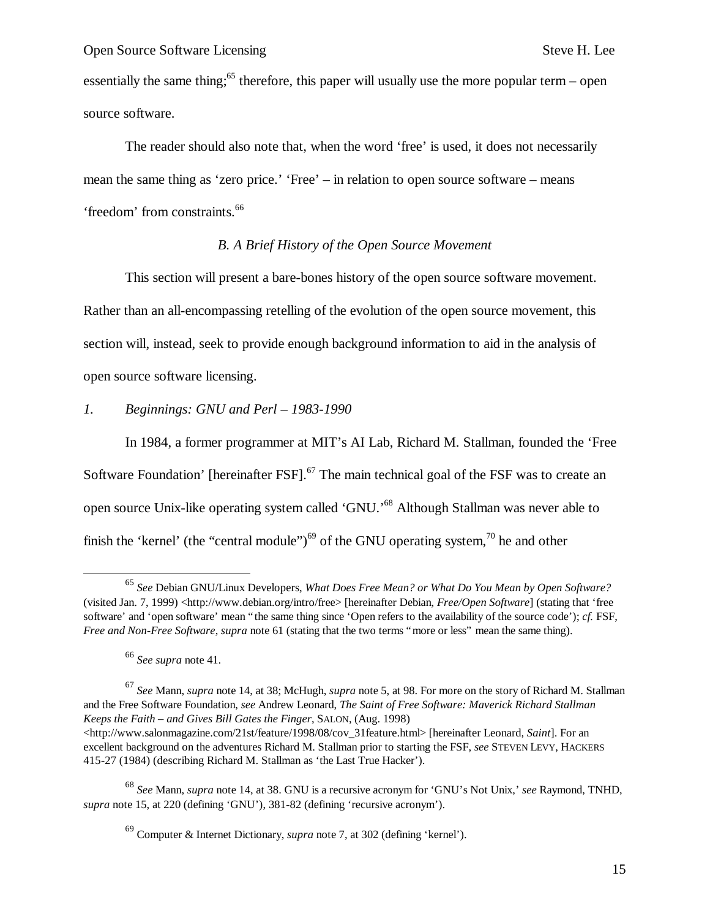essentially the same thing;[65] therefore, this paper will usually use the more popular term – open source software.

The reader should also note that, when the word 'free' is used, it does not necessarily mean the same thing as 'zero price.' 'Free' – in relation to open source software – means 'freedom' from constraints.[66]

### *B. A Brief History of the Open Source Movement*

This section will present a bare-bones history of the open source software movement. Rather than an all-encompassing retelling of the evolution of the open source movement, this section will, instead, seek to provide enough background information to aid in the analysis of open source software licensing.

#### *1. Beginnings: GNU and Perl – 1983-1990*

In 1984, a former programmer at MIT's AI Lab, Richard M. Stallman, founded the 'Free Software Foundation' [hereinafter FSF].[67] The main technical goal of the FSF was to create an open source Unix-like operating system called 'GNU.'[68] Although Stallman was never able to finish the 'kernel' (the "central module")[69] of the GNU operating system,[70] he and other

---

[65] *See* Debian GNU/Linux Developers, *What Does Free Mean? or What Do You Mean by Open Software?* (visited Jan. 7, 1999) <http://www.debian.org/intro/free> [hereinafter Debian, *Free/Open Software*] (stating that 'free software' and 'open software' mean "the same thing since 'Open refers to the availability of the source code'); *cf.* FSF, *Free and Non-Free Software*, *supra* note 61 (stating that the two terms "more or less" mean the same thing).

[66] *See supra* note 41.

[67] *See* Mann, *supra* note 14, at 38; McHugh, *supra* note 5, at 98. For more on the story of Richard M. Stallman and the Free Software Foundation, *see* Andrew Leonard, *The Saint of Free Software: Maverick Richard Stallman Keeps the Faith – and Gives Bill Gates the Finger*, SALON, (Aug. 1998) <http://www.salonmagazine.com/21st/feature/1998/08/cov_31feature.html> [hereinafter Leonard, *Saint*]. For an excellent background on the adventures Richard M. Stallman prior to starting the FSF, *see* STEVEN LEVY, HACKERS 415-27 (1984) (describing Richard M. Stallman as 'the Last True Hacker').

[68] *See* Mann, *supra* note 14, at 38. GNU is a recursive acronym for 'GNU's Not Unix,' *see* Raymond, TNHD, *supra* note 15, at 220 (defining 'GNU'), 381-82 (defining 'recursive acronym').

[69] Computer & Internet Dictionary, *supra* note 7, at 302 (defining 'kernel').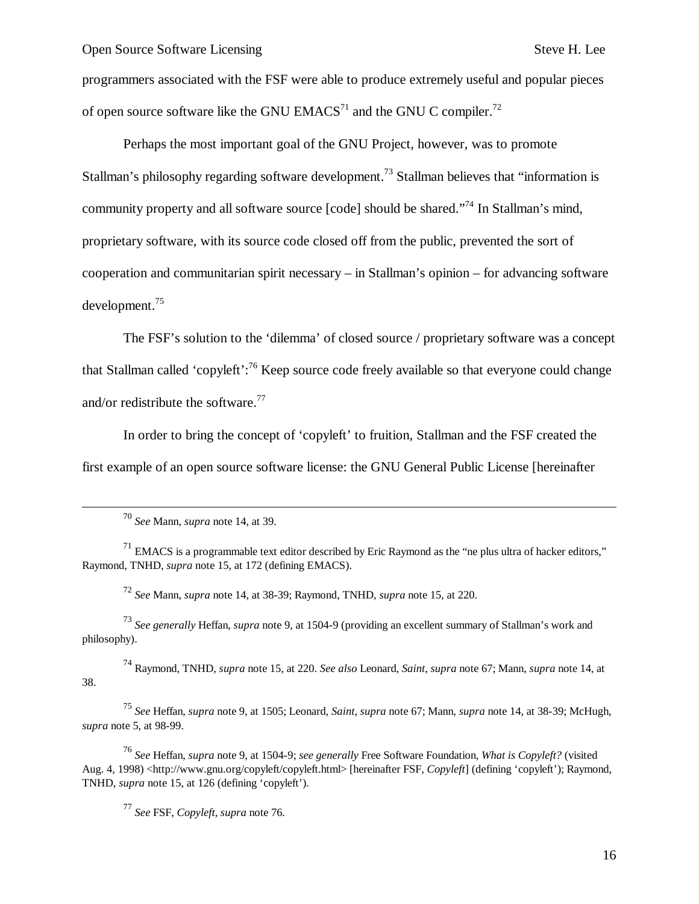programmers associated with the FSF were able to produce extremely useful and popular pieces of open source software like the GNU EMACS[71] and the GNU C compiler.[72]

Perhaps the most important goal of the GNU Project, however, was to promote Stallman's philosophy regarding software development.[73] Stallman believes that "information is community property and all software source [code] should be shared."[74] In Stallman's mind, proprietary software, with its source code closed off from the public, prevented the sort of cooperation and communitarian spirit necessary – in Stallman's opinion – for advancing software development.[75]

The FSF's solution to the 'dilemma' of closed source / proprietary software was a concept that Stallman called 'copyleft':[76] Keep source code freely available so that everyone could change and/or redistribute the software.[77]

In order to bring the concept of 'copyleft' to fruition, Stallman and the FSF created the first example of an open source software license: the GNU General Public License [hereinafter

---

[70] *See* Mann, *supra* note 14, at 39.

[71] EMACS is a programmable text editor described by Eric Raymond as the "ne plus ultra of hacker editors," Raymond, TNHD, *supra* note 15, at 172 (defining EMACS).

[72] *See* Mann, *supra* note 14, at 38-39; Raymond, TNHD, *supra* note 15, at 220.

[73] *See generally* Heffan, *supra* note 9, at 1504-9 (providing an excellent summary of Stallman's work and philosophy).

[74] Raymond, TNHD, *supra* note 15, at 220. *See also* Leonard, *Saint*, *supra* note 67; Mann, *supra* note 14, at 38.

[75] *See* Heffan, *supra* note 9, at 1505; Leonard, *Saint*, *supra* note 67; Mann, *supra* note 14, at 38-39; McHugh, *supra* note 5, at 98-99.

[76] *See* Heffan, *supra* note 9, at 1504-9; *see generally* Free Software Foundation, *What is Copyleft?* (visited Aug. 4, 1998) <http://www.gnu.org/copyleft/copyleft.html> [hereinafter FSF, *Copyleft*] (defining 'copyleft'); Raymond, TNHD, *supra* note 15, at 126 (defining 'copyleft').

[77] *See* FSF, *Copyleft*, *supra* note 76.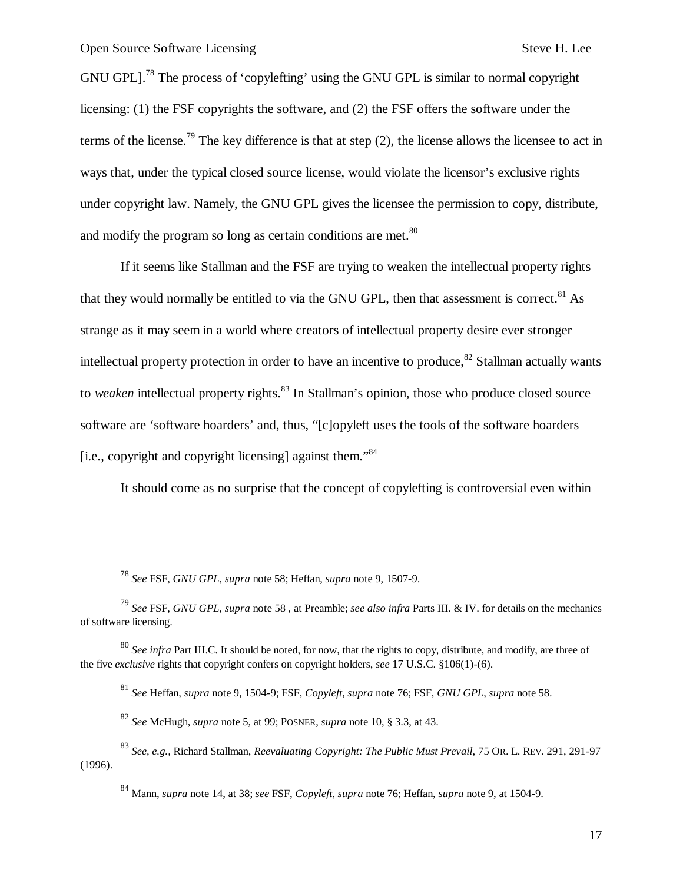GNU GPL].[78] The process of 'copylefting' using the GNU GPL is similar to normal copyright licensing: (1) the FSF copyrights the software, and (2) the FSF offers the software under the terms of the license.[79] The key difference is that at step (2), the license allows the licensee to act in ways that, under the typical closed source license, would violate the licensor's exclusive rights under copyright law. Namely, the GNU GPL gives the licensee the permission to copy, distribute, and modify the program so long as certain conditions are met.[80]

If it seems like Stallman and the FSF are trying to weaken the intellectual property rights that they would normally be entitled to via the GNU GPL, then that assessment is correct.[81] As strange as it may seem in a world where creators of intellectual property desire ever stronger intellectual property protection in order to have an incentive to produce,[82] Stallman actually wants to *weaken* intellectual property rights.[83] In Stallman's opinion, those who produce closed source software are 'software hoarders' and, thus, "[c]opyleft uses the tools of the software hoarders [i.e., copyright and copyright licensing] against them."[84]

It should come as no surprise that the concept of copylefting is controversial even within

---

[78] *See* FSF, *GNU GPL*, *supra* note 58; Heffan, *supra* note 9, 1507-9.

[79] *See* FSF, *GNU GPL*, *supra* note 58 , at Preamble; *see also infra* Parts III. & IV. for details on the mechanics of software licensing.

[80] *See infra* Part III.C. It should be noted, for now, that the rights to copy, distribute, and modify, are three of the five *exclusive* rights that copyright confers on copyright holders, *see* 17 U.S.C. §106(1)-(6).

[81] *See* Heffan, *supra* note 9, 1504-9; FSF, *Copyleft*, *supra* note 76; FSF, *GNU GPL*, *supra* note 58.

[82] *See* McHugh, *supra* note 5, at 99; POSNER, *supra* note 10, § 3.3, at 43.

[83] *See, e.g.,* Richard Stallman, *Reevaluating Copyright: The Public Must Prevail*, 75 OR. L. REV. 291, 291-97 (1996).

[84] Mann, *supra* note 14, at 38; *see* FSF, *Copyleft, supra* note 76; Heffan, *supra* note 9, at 1504-9.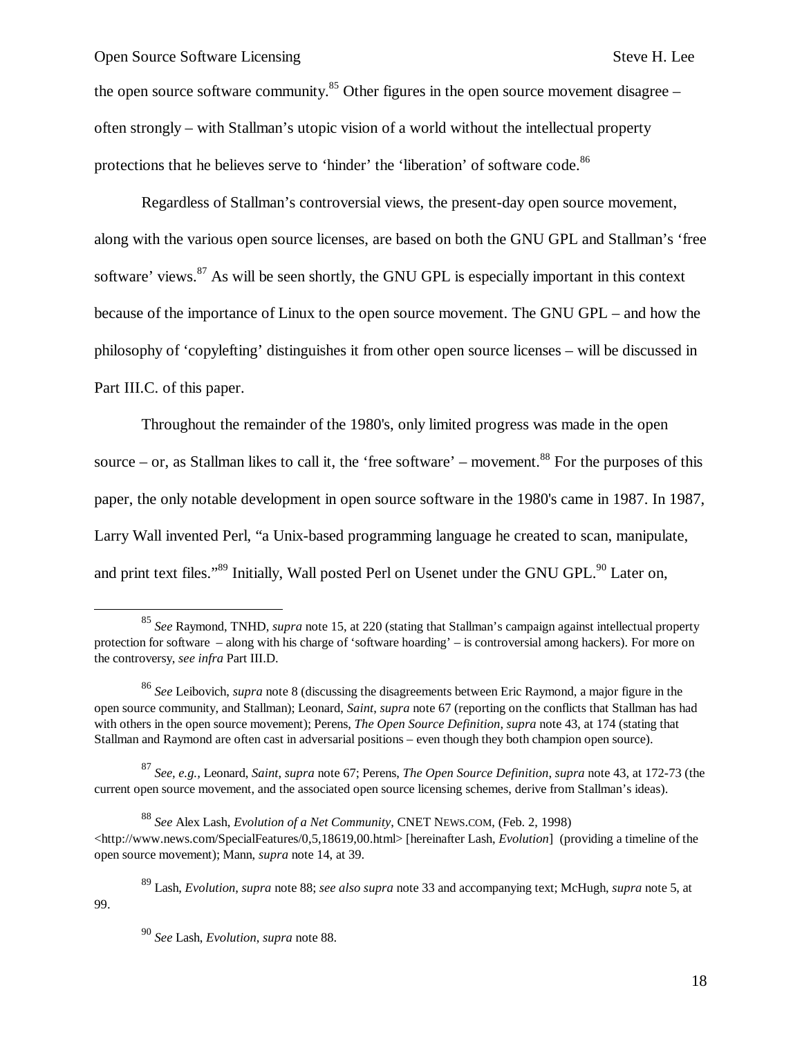the open source software community.[85] Other figures in the open source movement disagree – often strongly – with Stallman's utopic vision of a world without the intellectual property protections that he believes serve to 'hinder' the 'liberation' of software code.[86]

Regardless of Stallman's controversial views, the present-day open source movement, along with the various open source licenses, are based on both the GNU GPL and Stallman's 'free software' views.[87] As will be seen shortly, the GNU GPL is especially important in this context because of the importance of Linux to the open source movement. The GNU GPL – and how the philosophy of 'copylefting' distinguishes it from other open source licenses – will be discussed in Part III.C. of this paper.

Throughout the remainder of the 1980's, only limited progress was made in the open source – or, as Stallman likes to call it, the 'free software' – movement.[88] For the purposes of this paper, the only notable development in open source software in the 1980's came in 1987. In 1987, Larry Wall invented Perl, "a Unix-based programming language he created to scan, manipulate, and print text files."[89] Initially, Wall posted Perl on Usenet under the GNU GPL.[90] Later on,

---

[85] *See* Raymond, TNHD, *supra* note 15, at 220 (stating that Stallman's campaign against intellectual property protection for software – along with his charge of 'software hoarding' – is controversial among hackers). For more on the controversy, *see infra* Part III.D.

[86] *See* Leibovich, *supra* note 8 (discussing the disagreements between Eric Raymond, a major figure in the open source community, and Stallman); Leonard, *Saint*, *supra* note 67 (reporting on the conflicts that Stallman has had with others in the open source movement); Perens, *The Open Source Definition*, *supra* note 43, at 174 (stating that Stallman and Raymond are often cast in adversarial positions – even though they both champion open source).

[87] *See, e.g.,* Leonard, *Saint*, *supra* note 67; Perens, *The Open Source Definition*, *supra* note 43, at 172-73 (the current open source movement, and the associated open source licensing schemes, derive from Stallman's ideas).

[88] *See* Alex Lash, *Evolution of a Net Community*, CNET NEWS.COM, (Feb. 2, 1998) <http://www.news.com/SpecialFeatures/0,5,18619,00.html> [hereinafter Lash, *Evolution*] (providing a timeline of the open source movement); Mann, *supra* note 14, at 39.

[89] Lash, *Evolution*, *supra* note 88; *see also supra* note 33 and accompanying text; McHugh, *supra* note 5, at 99.

[90] *See* Lash, *Evolution*, *supra* note 88.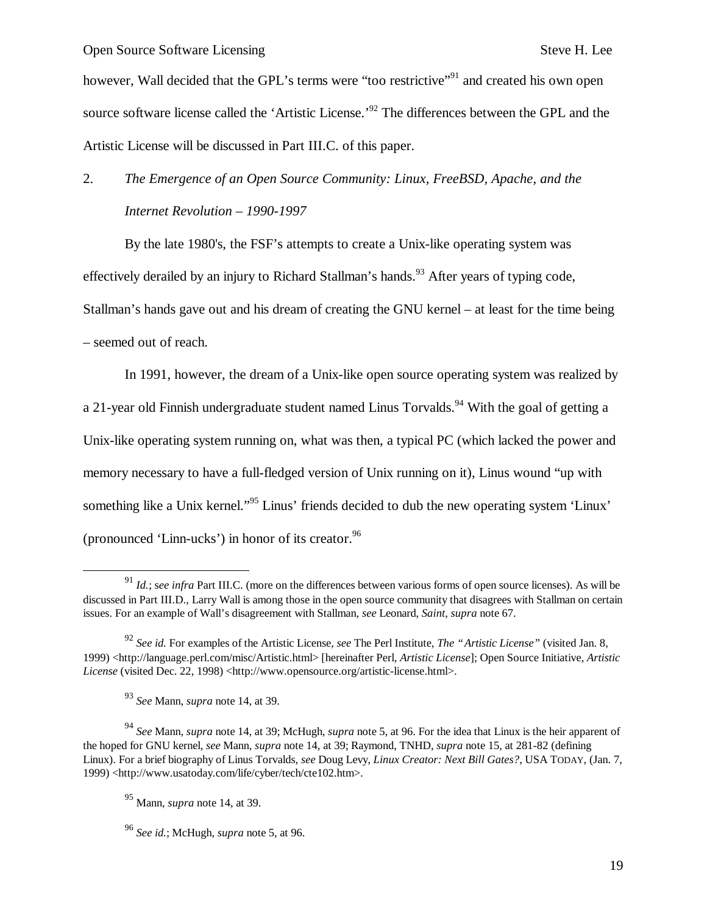however, Wall decided that the GPL's terms were "too restrictive"[91] and created his own open source software license called the 'Artistic License.'[92] The differences between the GPL and the Artistic License will be discussed in Part III.C. of this paper.

### 2. *The Emergence of an Open Source Community: Linux, FreeBSD, Apache, and the Internet Revolution – 1990-1997*

By the late 1980's, the FSF's attempts to create a Unix-like operating system was effectively derailed by an injury to Richard Stallman's hands.[93] After years of typing code, Stallman's hands gave out and his dream of creating the GNU kernel – at least for the time being – seemed out of reach.

In 1991, however, the dream of a Unix-like open source operating system was realized by a 21-year old Finnish undergraduate student named Linus Torvalds.[94] With the goal of getting a Unix-like operating system running on, what was then, a typical PC (which lacked the power and memory necessary to have a full-fledged version of Unix running on it), Linus wound "up with something like a Unix kernel."[95] Linus' friends decided to dub the new operating system 'Linux' (pronounced 'Linn-ucks') in honor of its creator.[96]

---

[91] *Id.*; s*ee infra* Part III.C. (more on the differences between various forms of open source licenses). As will be discussed in Part III.D., Larry Wall is among those in the open source community that disagrees with Stallman on certain issues. For an example of Wall's disagreement with Stallman, *see* Leonard, *Saint*, *supra* note 67.

[92] *See id.* For examples of the Artistic License, *see* The Perl Institute, *The "Artistic License"* (visited Jan. 8, 1999) <http://language.perl.com/misc/Artistic.html> [hereinafter Perl, *Artistic License*]; Open Source Initiative, *Artistic License* (visited Dec. 22, 1998) <http://www.opensource.org/artistic-license.html>.

[93] *See* Mann, *supra* note 14, at 39.

[94] *See* Mann, *supra* note 14, at 39; McHugh, *supra* note 5, at 96. For the idea that Linux is the heir apparent of the hoped for GNU kernel, *see* Mann, *supra* note 14, at 39; Raymond, TNHD, *supra* note 15, at 281-82 (defining Linux). For a brief biography of Linus Torvalds, *see* Doug Levy, *Linux Creator: Next Bill Gates?*, USA TODAY, (Jan. 7, 1999) <http://www.usatoday.com/life/cyber/tech/cte102.htm>.

[95] Mann, *supra* note 14, at 39.

[96] *See id.*; McHugh, *supra* note 5, at 96.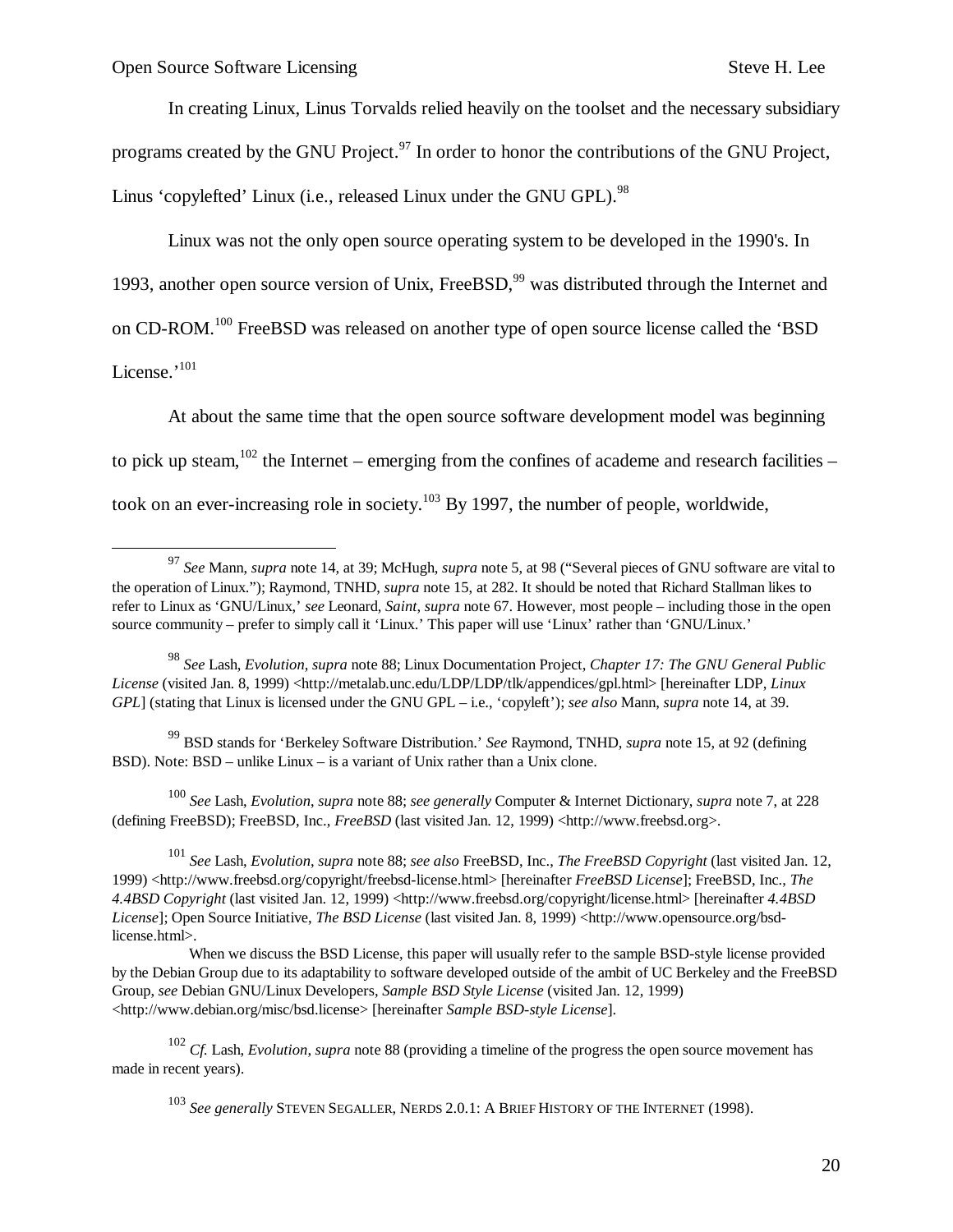In creating Linux, Linus Torvalds relied heavily on the toolset and the necessary subsidiary programs created by the GNU Project.[97] In order to honor the contributions of the GNU Project, Linus 'copylefted' Linux (i.e., released Linux under the GNU GPL).[98]

Linux was not the only open source operating system to be developed in the 1990's. In 1993, another open source version of Unix, FreeBSD,[99] was distributed through the Internet and on CD-ROM.[100] FreeBSD was released on another type of open source license called the 'BSD License.'[101]

At about the same time that the open source software development model was beginning to pick up steam,[102] the Internet – emerging from the confines of academe and research facilities – took on an ever-increasing role in society.[103] By 1997, the number of people, worldwide,

---

[97] *See* Mann, *supra* note 14, at 39; McHugh, *supra* note 5, at 98 ("Several pieces of GNU software are vital to the operation of Linux."); Raymond, TNHD, *supra* note 15, at 282. It should be noted that Richard Stallman likes to refer to Linux as 'GNU/Linux,' *see* Leonard, *Saint*, *supra* note 67. However, most people – including those in the open source community – prefer to simply call it 'Linux.' This paper will use 'Linux' rather than 'GNU/Linux.'

[98] *See* Lash, *Evolution*, *supra* note 88; Linux Documentation Project, *Chapter 17: The GNU General Public License* (visited Jan. 8, 1999) <http://metalab.unc.edu/LDP/LDP/tlk/appendices/gpl.html> [hereinafter LDP, *Linux GPL*] (stating that Linux is licensed under the GNU GPL – i.e., 'copyleft'); *see also* Mann, *supra* note 14, at 39.

[99] BSD stands for 'Berkeley Software Distribution.' *See* Raymond, TNHD, *supra* note 15, at 92 (defining BSD). Note: BSD – unlike Linux – is a variant of Unix rather than a Unix clone.

[100] *See* Lash, *Evolution*, *supra* note 88; *see generally* Computer & Internet Dictionary, *supra* note 7, at 228 (defining FreeBSD); FreeBSD, Inc., *FreeBSD* (last visited Jan. 12, 1999) <http://www.freebsd.org>.

[101] *See* Lash, *Evolution*, *supra* note 88; *see also* FreeBSD, Inc., *The FreeBSD Copyright* (last visited Jan. 12, 1999) <http://www.freebsd.org/copyright/freebsd-license.html> [hereinafter *FreeBSD License*]; FreeBSD, Inc., *The 4.4BSD Copyright* (last visited Jan. 12, 1999) <http://www.freebsd.org/copyright/license.html> [hereinafter *4.4BSD License*]; Open Source Initiative, *The BSD License* (last visited Jan. 8, 1999) <http://www.opensource.org/bsd-license.html>.

When we discuss the BSD License, this paper will usually refer to the sample BSD-style license provided by the Debian Group due to its adaptability to software developed outside of the ambit of UC Berkeley and the FreeBSD Group, *see* Debian GNU/Linux Developers, *Sample BSD Style License* (visited Jan. 12, 1999) <http://www.debian.org/misc/bsd.license> [hereinafter *Sample BSD-style License*].

[102] *Cf.* Lash, *Evolution*, *supra* note 88 (providing a timeline of the progress the open source movement has made in recent years).

[103] *See generally* STEVEN SEGALLER, NERDS 2.0.1: A BRIEF HISTORY OF THE INTERNET (1998).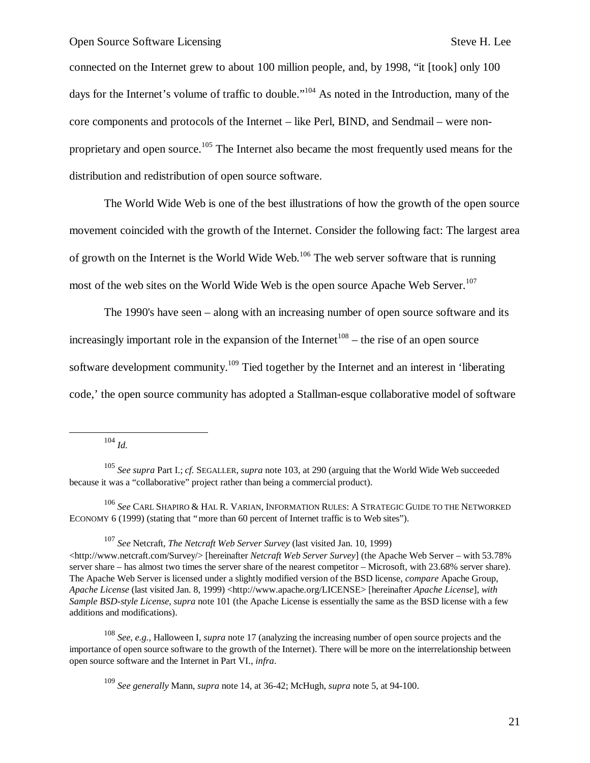connected on the Internet grew to about 100 million people, and, by 1998, "it [took] only 100 days for the Internet's volume of traffic to double."[104] As noted in the Introduction, many of the core components and protocols of the Internet – like Perl, BIND, and Sendmail – were non-proprietary and open source.[105] The Internet also became the most frequently used means for the distribution and redistribution of open source software.

The World Wide Web is one of the best illustrations of how the growth of the open source movement coincided with the growth of the Internet. Consider the following fact: The largest area of growth on the Internet is the World Wide Web.[106] The web server software that is running most of the web sites on the World Wide Web is the open source Apache Web Server.[107]

The 1990's have seen – along with an increasing number of open source software and its increasingly important role in the expansion of the Internet[108] – the rise of an open source software development community.[109] Tied together by the Internet and an interest in 'liberating code,' the open source community has adopted a Stallman-esque collaborative model of software

---

[104] *Id.*

[105] *See supra* Part I.; *cf.* SEGALLER, *supra* note 103, at 290 (arguing that the World Wide Web succeeded because it was a "collaborative" project rather than being a commercial product).

[106] *See* CARL SHAPIRO & HAL R. VARIAN, INFORMATION RULES: A STRATEGIC GUIDE TO THE NETWORKED ECONOMY 6 (1999) (stating that "more than 60 percent of Internet traffic is to Web sites").

[107] *See* Netcraft, *The Netcraft Web Server Survey* (last visited Jan. 10, 1999) <http://www.netcraft.com/Survey/> [hereinafter *Netcraft Web Server Survey*] (the Apache Web Server – with 53.78% server share – has almost two times the server share of the nearest competitor – Microsoft, with 23.68% server share). The Apache Web Server is licensed under a slightly modified version of the BSD license, *compare* Apache Group, *Apache License* (last visited Jan. 8, 1999) <http://www.apache.org/LICENSE> [hereinafter *Apache License*], *with Sample BSD-style License*, *supra* note 101 (the Apache License is essentially the same as the BSD license with a few additions and modifications).

[108] *See, e.g.,* Halloween I, *supra* note 17 (analyzing the increasing number of open source projects and the importance of open source software to the growth of the Internet). There will be more on the interrelationship between open source software and the Internet in Part VI., *infra*.

[109] *See generally* Mann, *supra* note 14, at 36-42; McHugh, *supra* note 5, at 94-100.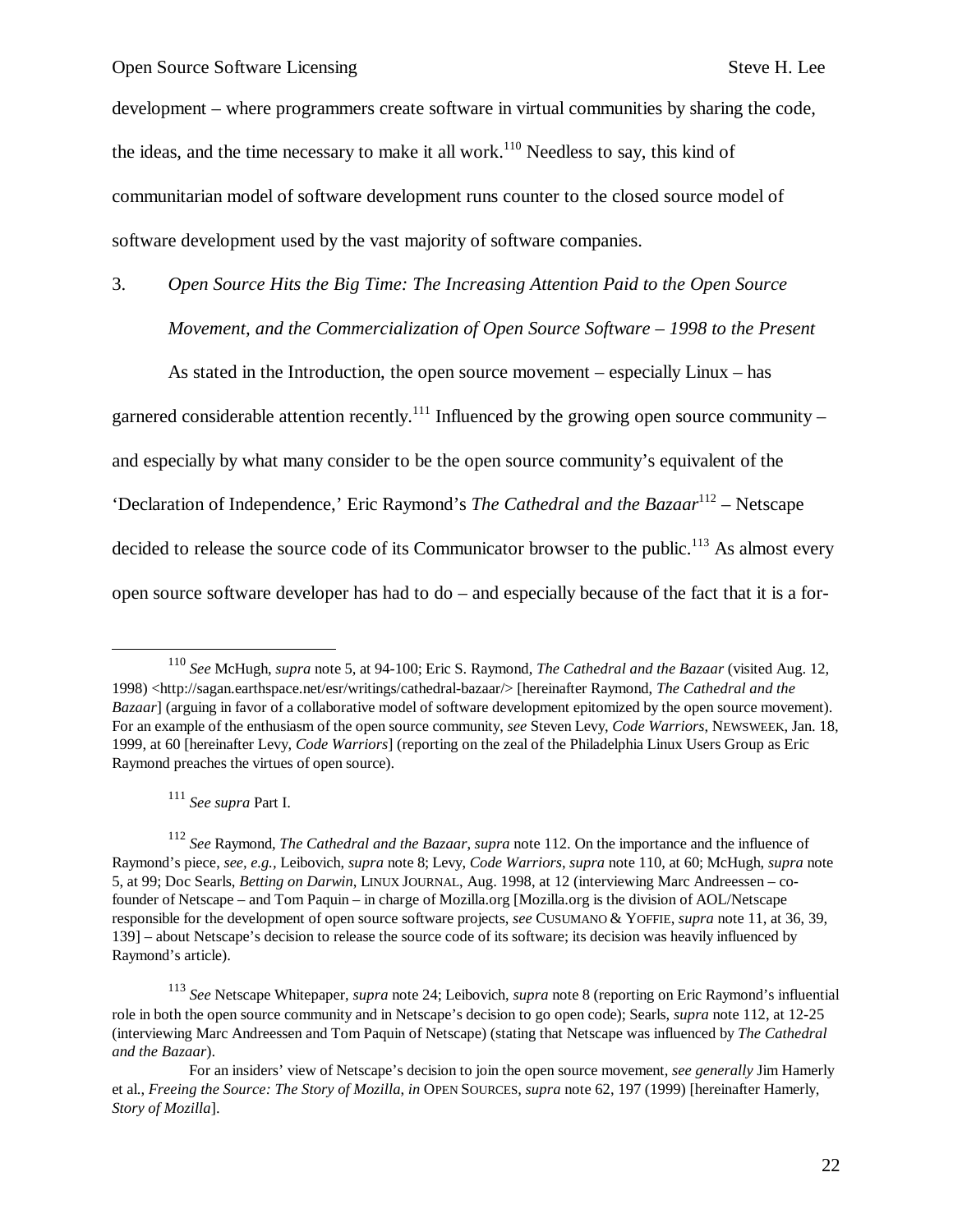development – where programmers create software in virtual communities by sharing the code, the ideas, and the time necessary to make it all work.[110] Needless to say, this kind of communitarian model of software development runs counter to the closed source model of software development used by the vast majority of software companies.

### 3. *Open Source Hits the Big Time: The Increasing Attention Paid to the Open Source Movement, and the Commercialization of Open Source Software – 1998 to the Present*

As stated in the Introduction, the open source movement – especially Linux – has garnered considerable attention recently.[111] Influenced by the growing open source community – and especially by what many consider to be the open source community's equivalent of the 'Declaration of Independence,' Eric Raymond's *The Cathedral and the Bazaar*[112] – Netscape decided to release the source code of its Communicator browser to the public.[113] As almost every open source software developer has had to do – and especially because of the fact that it is a for-

---

[110] *See* McHugh, *supra* note 5, at 94-100; Eric S. Raymond, *The Cathedral and the Bazaar* (visited Aug. 12, 1998) <http://sagan.earthspace.net/esr/writings/cathedral-bazaar/> [hereinafter Raymond, *The Cathedral and the Bazaar*] (arguing in favor of a collaborative model of software development epitomized by the open source movement). For an example of the enthusiasm of the open source community, *see* Steven Levy, *Code Warriors*, NEWSWEEK, Jan. 18, 1999, at 60 [hereinafter Levy, *Code Warriors*] (reporting on the zeal of the Philadelphia Linux Users Group as Eric Raymond preaches the virtues of open source).

[111] *See supra* Part I.

[112] *See* Raymond, *The Cathedral and the Bazaar*, *supra* note 112. On the importance and the influence of Raymond's piece, *see, e.g.,* Leibovich, *supra* note 8; Levy, *Code Warriors*, *supra* note 110, at 60; McHugh, *supra* note 5, at 99; Doc Searls, *Betting on Darwin*, LINUX JOURNAL, Aug. 1998, at 12 (interviewing Marc Andreessen – co-founder of Netscape – and Tom Paquin – in charge of Mozilla.org [Mozilla.org is the division of AOL/Netscape responsible for the development of open source software projects, *see* CUSUMANO & YOFFIE, *supra* note 11, at 36, 39, 139] – about Netscape's decision to release the source code of its software; its decision was heavily influenced by Raymond's article).

[113] *See* Netscape Whitepaper, *supra* note 24; Leibovich, *supra* note 8 (reporting on Eric Raymond's influential role in both the open source community and in Netscape's decision to go open code); Searls, *supra* note 112, at 12-25 (interviewing Marc Andreessen and Tom Paquin of Netscape) (stating that Netscape was influenced by *The Cathedral and the Bazaar*).

For an insiders' view of Netscape's decision to join the open source movement, *see generally* Jim Hamerly et al., *Freeing the Source: The Story of Mozilla*, *in* OPEN SOURCES, *supra* note 62, 197 (1999) [hereinafter Hamerly, *Story of Mozilla*].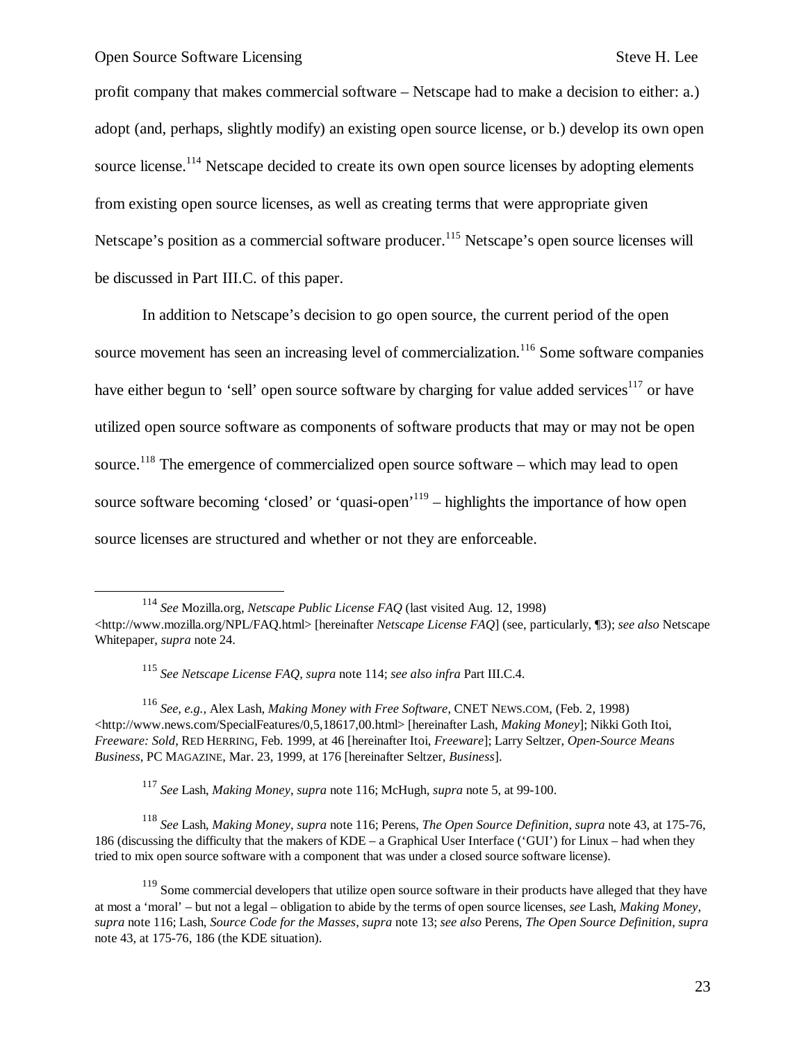profit company that makes commercial software – Netscape had to make a decision to either: a.) adopt (and, perhaps, slightly modify) an existing open source license, or b.) develop its own open source license.[114] Netscape decided to create its own open source licenses by adopting elements from existing open source licenses, as well as creating terms that were appropriate given Netscape's position as a commercial software producer.[115] Netscape's open source licenses will be discussed in Part III.C. of this paper.

In addition to Netscape's decision to go open source, the current period of the open source movement has seen an increasing level of commercialization.[116] Some software companies have either begun to 'sell' open source software by charging for value added services[117] or have utilized open source software as components of software products that may or may not be open source.[118] The emergence of commercialized open source software – which may lead to open source software becoming 'closed' or 'quasi-open'[119] – highlights the importance of how open source licenses are structured and whether or not they are enforceable.

---

[114] *See* Mozilla.org, *Netscape Public License FAQ* (last visited Aug. 12, 1998) <http://www.mozilla.org/NPL/FAQ.html> [hereinafter *Netscape License FAQ*] (see, particularly, ¶3); *see also* Netscape Whitepaper, *supra* note 24.

[115] *See Netscape License FAQ*, *supra* note 114; *see also infra* Part III.C.4.

[116] *See, e.g.*, Alex Lash, *Making Money with Free Software*, CNET NEWS.COM, (Feb. 2, 1998) <http://www.news.com/SpecialFeatures/0,5,18617,00.html> [hereinafter Lash, *Making Money*]; Nikki Goth Itoi, *Freeware: Sold*, RED HERRING, Feb. 1999, at 46 [hereinafter Itoi, *Freeware*]; Larry Seltzer, *Open-Source Means Business*, PC MAGAZINE, Mar. 23, 1999, at 176 [hereinafter Seltzer, *Business*].

[117] *See* Lash, *Making Money*, *supra* note 116; McHugh, *supra* note 5, at 99-100.

[118] *See* Lash, *Making Money*, *supra* note 116; Perens, *The Open Source Definition*, *supra* note 43, at 175-76, 186 (discussing the difficulty that the makers of KDE – a Graphical User Interface ('GUI') for Linux – had when they tried to mix open source software with a component that was under a closed source software license).

[119] Some commercial developers that utilize open source software in their products have alleged that they have at most a 'moral' – but not a legal – obligation to abide by the terms of open source licenses, *see* Lash, *Making Money*, *supra* note 116; Lash, *Source Code for the Masses*, *supra* note 13; *see also* Perens, *The Open Source Definition*, *supra* note 43, at 175-76, 186 (the KDE situation).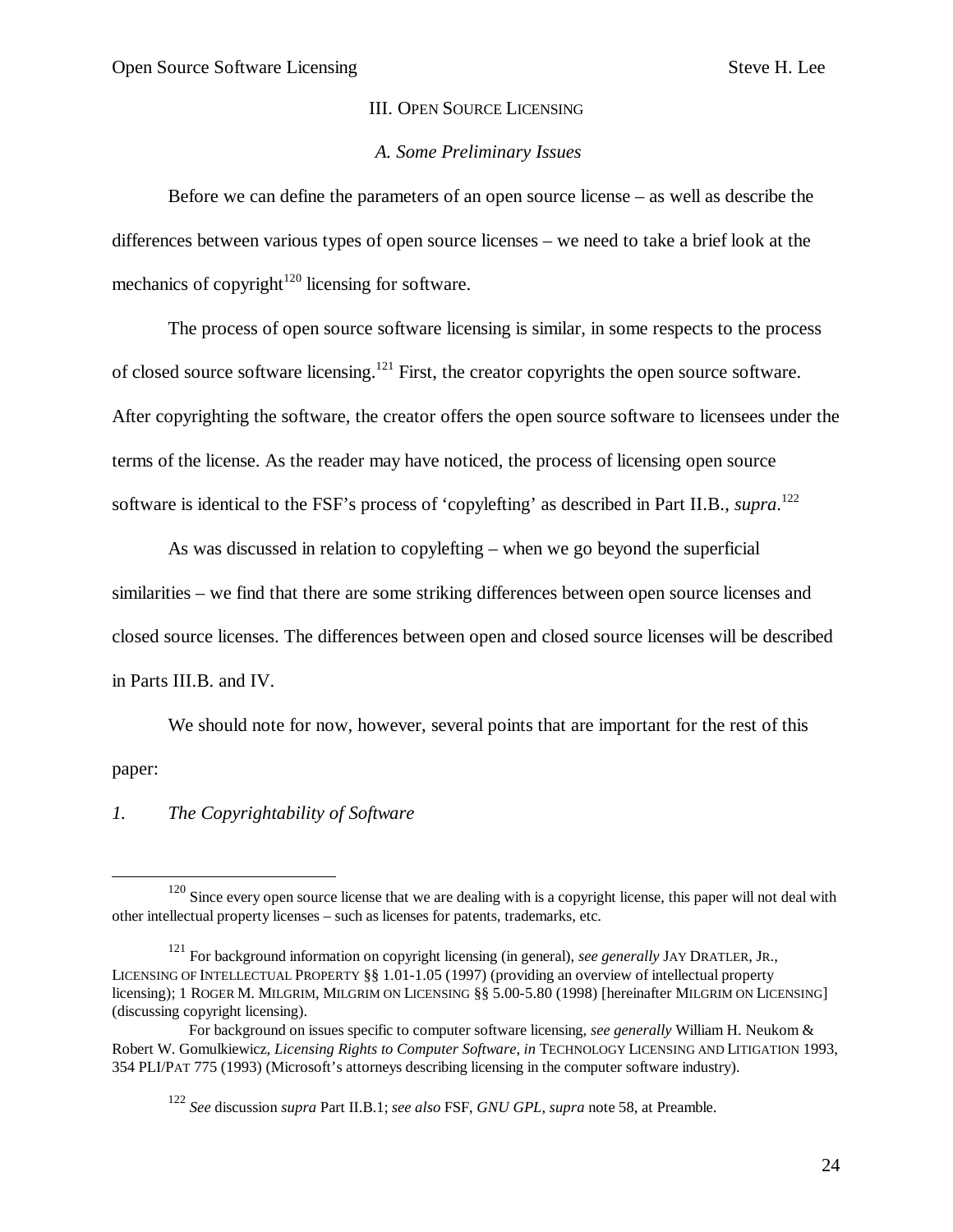## III. Open Source Licensing

### *A. Some Preliminary Issues*

Before we can define the parameters of an open source license – as well as describe the differences between various types of open source licenses – we need to take a brief look at the mechanics of copyright[120] licensing for software.

The process of open source software licensing is similar, in some respects to the process of closed source software licensing.[121] First, the creator copyrights the open source software. After copyrighting the software, the creator offers the open source software to licensees under the terms of the license. As the reader may have noticed, the process of licensing open source software is identical to the FSF's process of 'copylefting' as described in Part II.B., *supra*.[122]

As was discussed in relation to copylefting – when we go beyond the superficial similarities – we find that there are some striking differences between open source licenses and closed source licenses. The differences between open and closed source licenses will be described in Parts III.B. and IV.

We should note for now, however, several points that are important for the rest of this paper:

#### *1. The Copyrightability of Software*

---

[120] Since every open source license that we are dealing with is a copyright license, this paper will not deal with other intellectual property licenses – such as licenses for patents, trademarks, etc.

[121] For background information on copyright licensing (in general), *see generally* JAY DRATLER, JR., LICENSING OF INTELLECTUAL PROPERTY §§ 1.01-1.05 (1997) (providing an overview of intellectual property licensing); 1 ROGER M. MILGRIM, MILGRIM ON LICENSING §§ 5.00-5.80 (1998) [hereinafter MILGRIM ON LICENSING] (discussing copyright licensing).

For background on issues specific to computer software licensing, *see generally* William H. Neukom & Robert W. Gomulkiewicz, *Licensing Rights to Computer Software*, *in* TECHNOLOGY LICENSING AND LITIGATION 1993, 354 PLI/PAT 775 (1993) (Microsoft's attorneys describing licensing in the computer software industry).

[122] *See* discussion *supra* Part II.B.1; *see also* FSF, *GNU GPL*, *supra* note 58, at Preamble.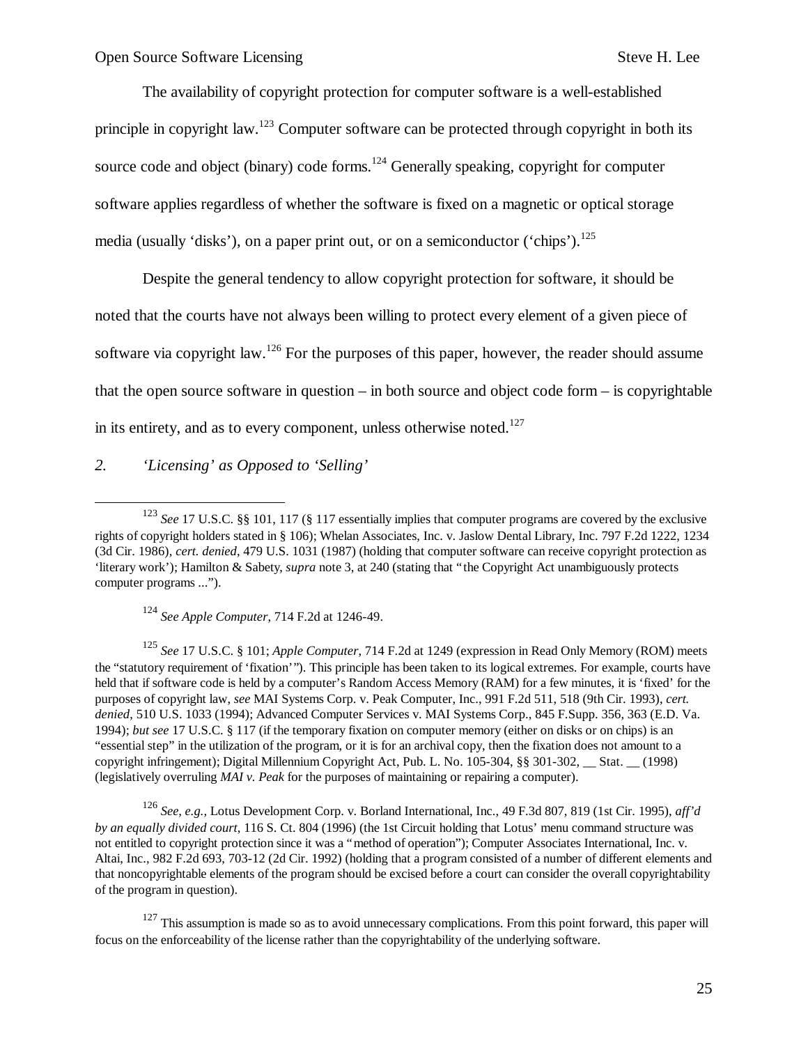The availability of copyright protection for computer software is a well-established principle in copyright law.[123] Computer software can be protected through copyright in both its source code and object (binary) code forms.[124] Generally speaking, copyright for computer software applies regardless of whether the software is fixed on a magnetic or optical storage media (usually 'disks'), on a paper print out, or on a semiconductor ('chips').[125]

Despite the general tendency to allow copyright protection for software, it should be noted that the courts have not always been willing to protect every element of a given piece of software via copyright law.[126] For the purposes of this paper, however, the reader should assume that the open source software in question – in both source and object code form – is copyrightable in its entirety, and as to every component, unless otherwise noted.[127]

### *2. 'Licensing' as Opposed to 'Selling'*

---

[123] *See* 17 U.S.C. §§ 101, 117 (§ 117 essentially implies that computer programs are covered by the exclusive rights of copyright holders stated in § 106); Whelan Associates, Inc. v. Jaslow Dental Library, Inc. 797 F.2d 1222, 1234 (3d Cir. 1986), *cert. denied*, 479 U.S. 1031 (1987) (holding that computer software can receive copyright protection as 'literary work'); Hamilton & Sabety, *supra* note 3, at 240 (stating that "the Copyright Act unambiguously protects computer programs ...").

[124] *See Apple Computer*, 714 F.2d at 1246-49.

[125] *See* 17 U.S.C. § 101; *Apple Computer*, 714 F.2d at 1249 (expression in Read Only Memory (ROM) meets the "statutory requirement of 'fixation'"). This principle has been taken to its logical extremes. For example, courts have held that if software code is held by a computer's Random Access Memory (RAM) for a few minutes, it is 'fixed' for the purposes of copyright law, *see* MAI Systems Corp. v. Peak Computer, Inc., 991 F.2d 511, 518 (9th Cir. 1993), *cert. denied*, 510 U.S. 1033 (1994); Advanced Computer Services v. MAI Systems Corp., 845 F.Supp. 356, 363 (E.D. Va. 1994); *but see* 17 U.S.C. § 117 (if the temporary fixation on computer memory (either on disks or on chips) is an "essential step" in the utilization of the program, or it is for an archival copy, then the fixation does not amount to a copyright infringement); Digital Millennium Copyright Act, Pub. L. No. 105-304, §§ 301-302, __ Stat. __ (1998) (legislatively overruling *MAI v. Peak* for the purposes of maintaining or repairing a computer).

[126] *See, e.g.,* Lotus Development Corp. v. Borland International, Inc., 49 F.3d 807, 819 (1st Cir. 1995), *aff'd by an equally divided court*, 116 S. Ct. 804 (1996) (the 1st Circuit holding that Lotus' menu command structure was not entitled to copyright protection since it was a "method of operation"); Computer Associates International, Inc. v. Altai, Inc., 982 F.2d 693, 703-12 (2d Cir. 1992) (holding that a program consisted of a number of different elements and that noncopyrightable elements of the program should be excised before a court can consider the overall copyrightability of the program in question).

[127] This assumption is made so as to avoid unnecessary complications. From this point forward, this paper will focus on the enforceability of the license rather than the copyrightability of the underlying software.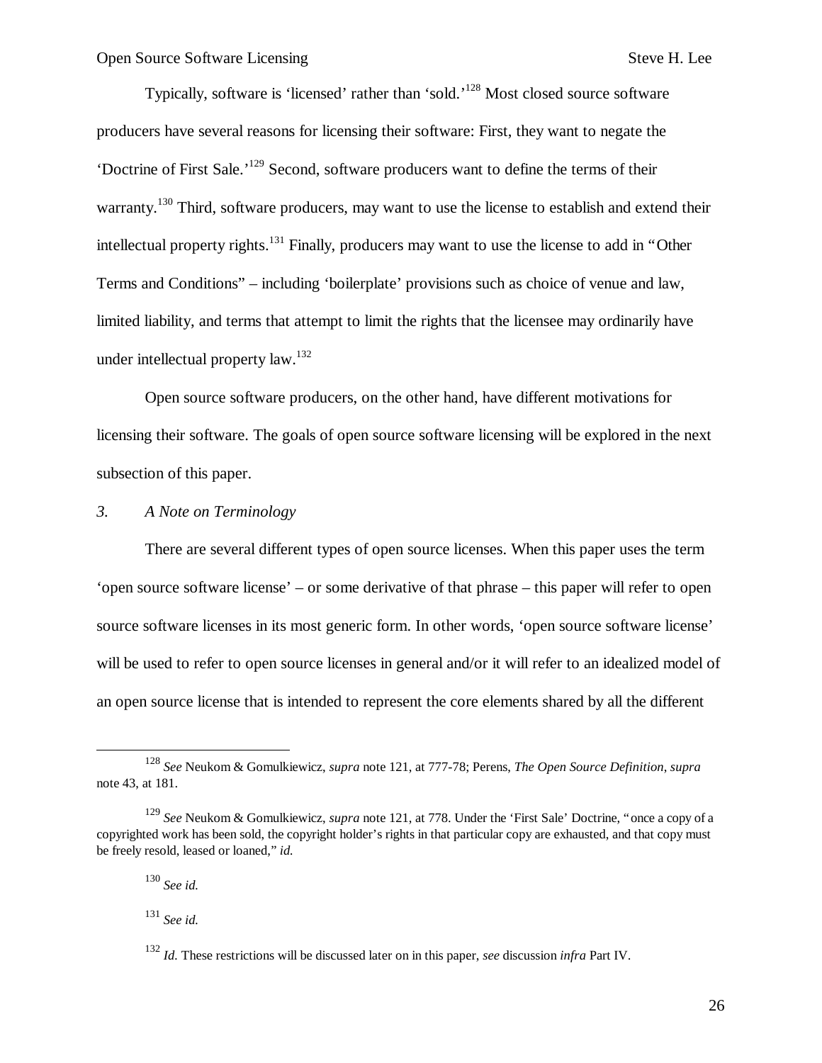Typically, software is 'licensed' rather than 'sold.'[128] Most closed source software producers have several reasons for licensing their software: First, they want to negate the 'Doctrine of First Sale.'[129] Second, software producers want to define the terms of their warranty.[130] Third, software producers, may want to use the license to establish and extend their intellectual property rights.[131] Finally, producers may want to use the license to add in "Other Terms and Conditions" – including 'boilerplate' provisions such as choice of venue and law, limited liability, and terms that attempt to limit the rights that the licensee may ordinarily have under intellectual property law.[132]

Open source software producers, on the other hand, have different motivations for licensing their software. The goals of open source software licensing will be explored in the next subsection of this paper.

### *3. A Note on Terminology*

There are several different types of open source licenses. When this paper uses the term 'open source software license' – or some derivative of that phrase – this paper will refer to open source software licenses in its most generic form. In other words, 'open source software license' will be used to refer to open source licenses in general and/or it will refer to an idealized model of an open source license that is intended to represent the core elements shared by all the different

---

[128] *See* Neukom & Gomulkiewicz, *supra* note 121, at 777-78; Perens, *The Open Source Definition*, *supra* note 43, at 181.

[129] *See* Neukom & Gomulkiewicz, *supra* note 121, at 778. Under the 'First Sale' Doctrine, "once a copy of a copyrighted work has been sold, the copyright holder's rights in that particular copy are exhausted, and that copy must be freely resold, leased or loaned," *id.*

[130] *See id.*

[131] *See id.*

[132] *Id.* These restrictions will be discussed later on in this paper, *see* discussion *infra* Part IV.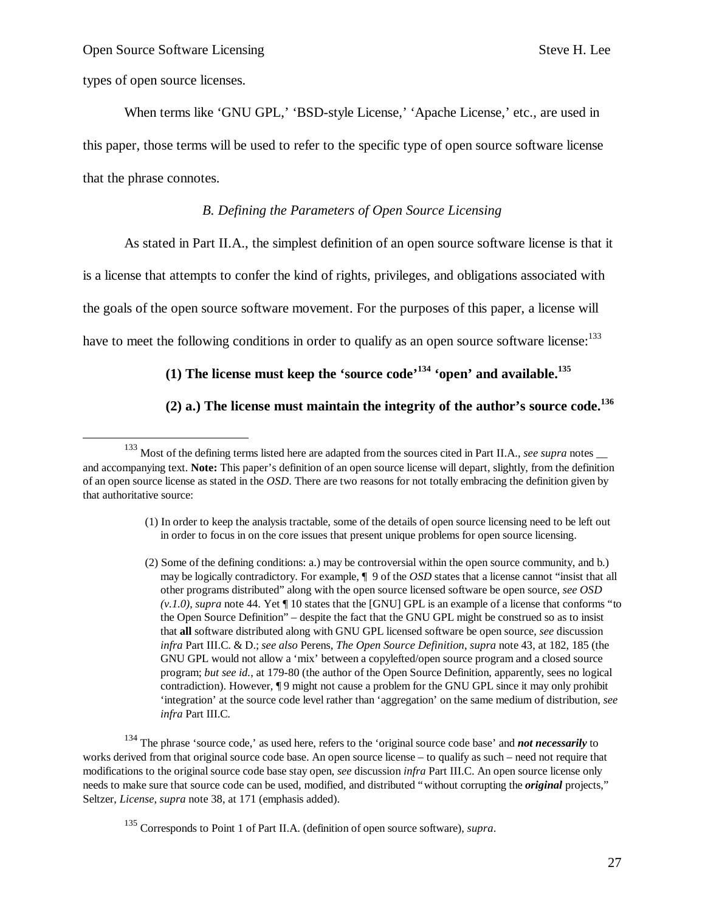types of open source licenses.

When terms like 'GNU GPL,' 'BSD-style License,' 'Apache License,' etc., are used in this paper, those terms will be used to refer to the specific type of open source software license that the phrase connotes.

### *B. Defining the Parameters of Open Source Licensing*

As stated in Part II.A., the simplest definition of an open source software license is that it is a license that attempts to confer the kind of rights, privileges, and obligations associated with the goals of the open source software movement. For the purposes of this paper, a license will have to meet the following conditions in order to qualify as an open source software license:[133]

**(1) The license must keep the 'source code'[134] 'open' and available.[135]**

**(2) a.) The license must maintain the integrity of the author's source code.[136]**

---

[133] Most of the defining terms listed here are adapted from the sources cited in Part II.A., *see supra* notes __ and accompanying text. **Note:** This paper's definition of an open source license will depart, slightly, from the definition of an open source license as stated in the *OSD*. There are two reasons for not totally embracing the definition given by that authoritative source:

(1) In order to keep the analysis tractable, some of the details of open source licensing need to be left out in order to focus in on the core issues that present unique problems for open source licensing.

(2) Some of the defining conditions: a.) may be controversial within the open source community, and b.) may be logically contradictory. For example, ¶ 9 of the *OSD* states that a license cannot "insist that all other programs distributed" along with the open source licensed software be open source, *see OSD (v.1.0)*, *supra* note 44. Yet ¶ 10 states that the [GNU] GPL is an example of a license that conforms "to the Open Source Definition" – despite the fact that the GNU GPL might be construed so as to insist that **all** software distributed along with GNU GPL licensed software be open source, *see* discussion *infra* Part III.C. & D.; *see also* Perens, *The Open Source Definition*, *supra* note 43, at 182, 185 (the GNU GPL would not allow a 'mix' between a copylefted/open source program and a closed source program; *but see id.*, at 179-80 (the author of the Open Source Definition, apparently, sees no logical contradiction). However, ¶ 9 might not cause a problem for the GNU GPL since it may only prohibit 'integration' at the source code level rather than 'aggregation' on the same medium of distribution, *see infra* Part III.C.

[134] The phrase 'source code,' as used here, refers to the 'original source code base' and ***not necessarily*** to works derived from that original source code base. An open source license – to qualify as such – need not require that modifications to the original source code base stay open, *see* discussion *infra* Part III.C. An open source license only needs to make sure that source code can be used, modified, and distributed "without corrupting the ***original*** projects," Seltzer, *License*, *supra* note 38, at 171 (emphasis added).

[135] Corresponds to Point 1 of Part II.A. (definition of open source software), *supra*.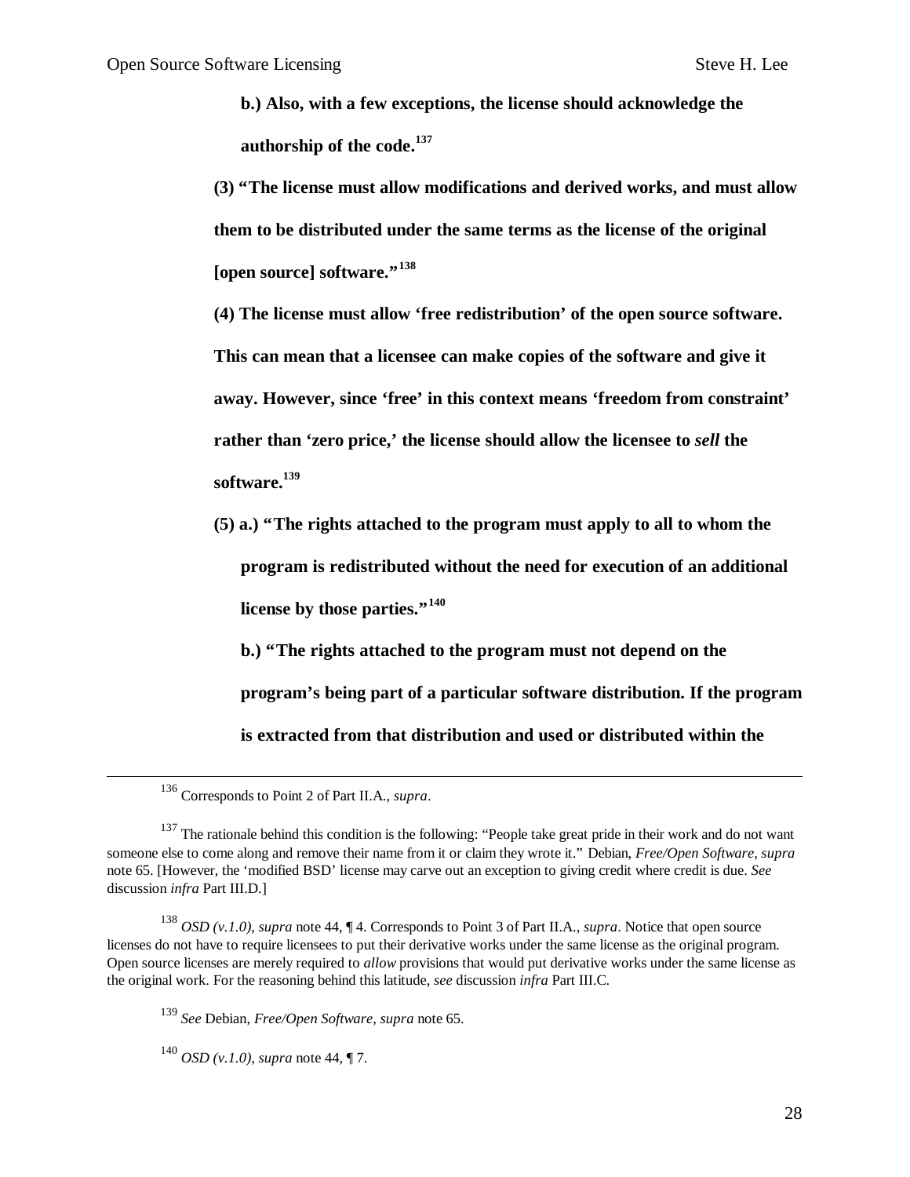**b.) Also, with a few exceptions, the license should acknowledge the authorship of the code.**[137]

**(3) "The license must allow modifications and derived works, and must allow them to be distributed under the same terms as the license of the original [open source] software."**[138]

**(4) The license must allow 'free redistribution' of the open source software. This can mean that a licensee can make copies of the software and give it away. However, since 'free' in this context means 'freedom from constraint' rather than 'zero price,' the license should allow the licensee to *sell* the software.**[139]

**(5) a.) "The rights attached to the program must apply to all to whom the program is redistributed without the need for execution of an additional license by those parties."**[140]

**b.) "The rights attached to the program must not depend on the program's being part of a particular software distribution. If the program is extracted from that distribution and used or distributed within the**

---

[136] Corresponds to Point 2 of Part II.A., *supra*.

[137] The rationale behind this condition is the following: "People take great pride in their work and do not want someone else to come along and remove their name from it or claim they wrote it." Debian, *Free/Open Software*, *supra* note 65. [However, the 'modified BSD' license may carve out an exception to giving credit where credit is due. *See* discussion *infra* Part III.D.]

[138] *OSD (v.1.0)*, *supra* note 44, ¶ 4. Corresponds to Point 3 of Part II.A., *supra*. Notice that open source licenses do not have to require licensees to put their derivative works under the same license as the original program. Open source licenses are merely required to *allow* provisions that would put derivative works under the same license as the original work. For the reasoning behind this latitude, *see* discussion *infra* Part III.C.

[139] *See* Debian, *Free/Open Software*, *supra* note 65.

[140] *OSD (v.1.0)*, *supra* note 44, ¶ 7.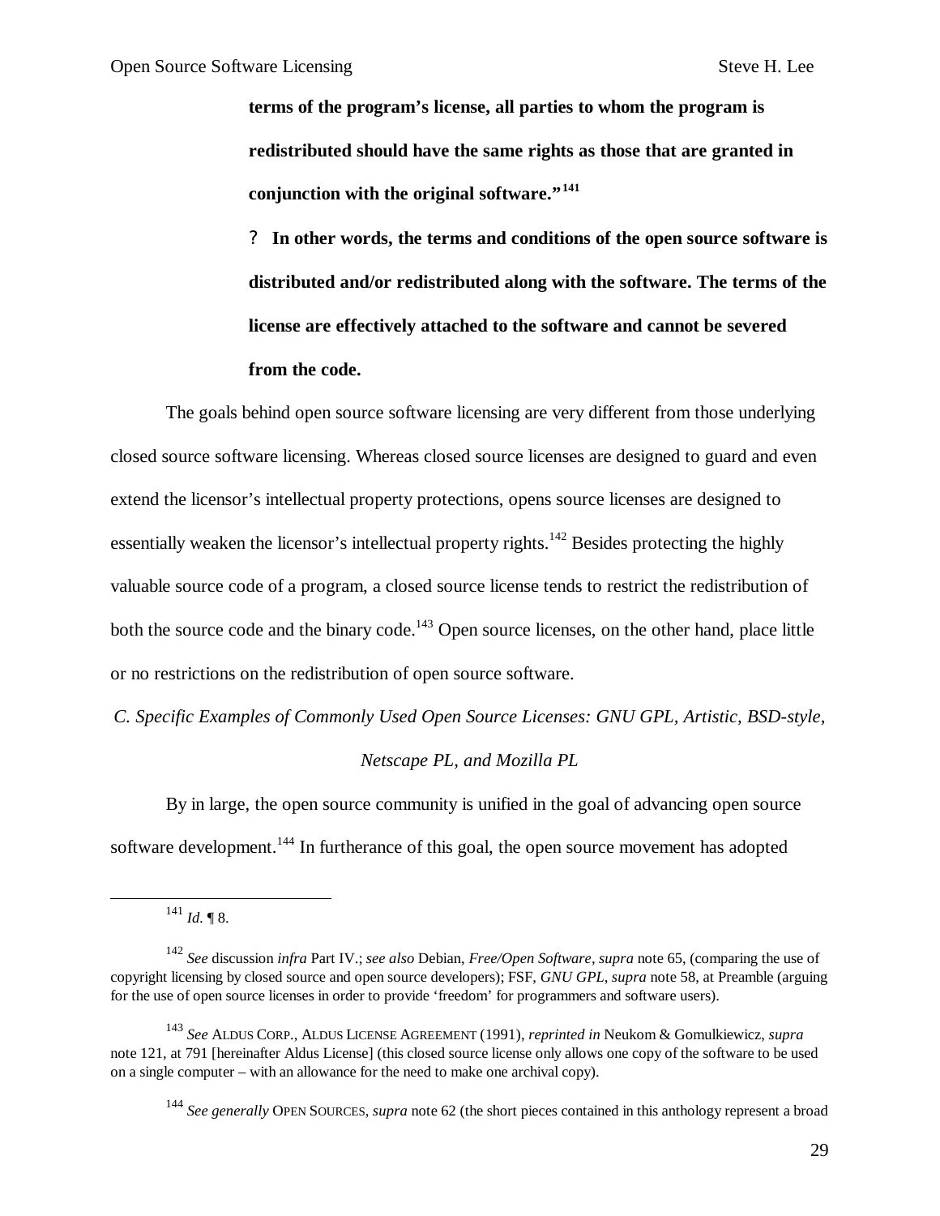**terms of the program's license, all parties to whom the program is redistributed should have the same rights as those that are granted in conjunction with the original software."[141]**

? **In other words, the terms and conditions of the open source software is distributed and/or redistributed along with the software. The terms of the license are effectively attached to the software and cannot be severed from the code.**

The goals behind open source software licensing are very different from those underlying closed source software licensing. Whereas closed source licenses are designed to guard and even extend the licensor's intellectual property protections, opens source licenses are designed to essentially weaken the licensor's intellectual property rights.[142] Besides protecting the highly valuable source code of a program, a closed source license tends to restrict the redistribution of both the source code and the binary code.[143] Open source licenses, on the other hand, place little or no restrictions on the redistribution of open source software.

*C. Specific Examples of Commonly Used Open Source Licenses: GNU GPL, Artistic, BSD-style, Netscape PL, and Mozilla PL*

By in large, the open source community is unified in the goal of advancing open source software development.[144] In furtherance of this goal, the open source movement has adopted

---

[141] *Id.* ¶ 8.

[142] *See* discussion *infra* Part IV.; *see also* Debian, *Free/Open Software*, *supra* note 65, (comparing the use of copyright licensing by closed source and open source developers); FSF, *GNU GPL, supra* note 58, at Preamble (arguing for the use of open source licenses in order to provide 'freedom' for programmers and software users).

[143] *See* ALDUS CORP., ALDUS LICENSE AGREEMENT (1991), *reprinted in* Neukom & Gomulkiewicz, *supra* note 121, at 791 [hereinafter Aldus License] (this closed source license only allows one copy of the software to be used on a single computer – with an allowance for the need to make one archival copy).

[144] *See generally* OPEN SOURCES, *supra* note 62 (the short pieces contained in this anthology represent a broad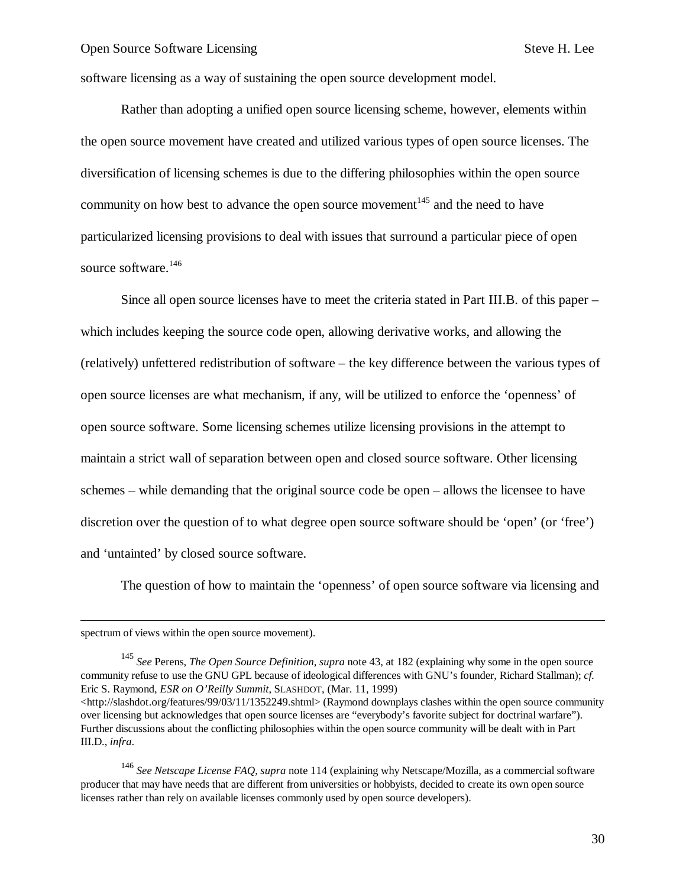software licensing as a way of sustaining the open source development model.

Rather than adopting a unified open source licensing scheme, however, elements within the open source movement have created and utilized various types of open source licenses. The diversification of licensing schemes is due to the differing philosophies within the open source community on how best to advance the open source movement[145] and the need to have particularized licensing provisions to deal with issues that surround a particular piece of open source software.[146]

Since all open source licenses have to meet the criteria stated in Part III.B. of this paper – which includes keeping the source code open, allowing derivative works, and allowing the (relatively) unfettered redistribution of software – the key difference between the various types of open source licenses are what mechanism, if any, will be utilized to enforce the 'openness' of open source software. Some licensing schemes utilize licensing provisions in the attempt to maintain a strict wall of separation between open and closed source software. Other licensing schemes – while demanding that the original source code be open – allows the licensee to have discretion over the question of to what degree open source software should be 'open' (or 'free') and 'untainted' by closed source software.

The question of how to maintain the 'openness' of open source software via licensing and

---

spectrum of views within the open source movement).

[145] *See* Perens, *The Open Source Definition*, *supra* note 43, at 182 (explaining why some in the open source community refuse to use the GNU GPL because of ideological differences with GNU's founder, Richard Stallman); *cf.* Eric S. Raymond, *ESR on O'Reilly Summit*, SLASHDOT, (Mar. 11, 1999) <http://slashdot.org/features/99/03/11/1352249.shtml> (Raymond downplays clashes within the open source community over licensing but acknowledges that open source licenses are "everybody's favorite subject for doctrinal warfare"). Further discussions about the conflicting philosophies within the open source community will be dealt with in Part III.D., *infra*.

[146] *See Netscape License FAQ*, *supra* note 114 (explaining why Netscape/Mozilla, as a commercial software producer that may have needs that are different from universities or hobbyists, decided to create its own open source licenses rather than rely on available licenses commonly used by open source developers).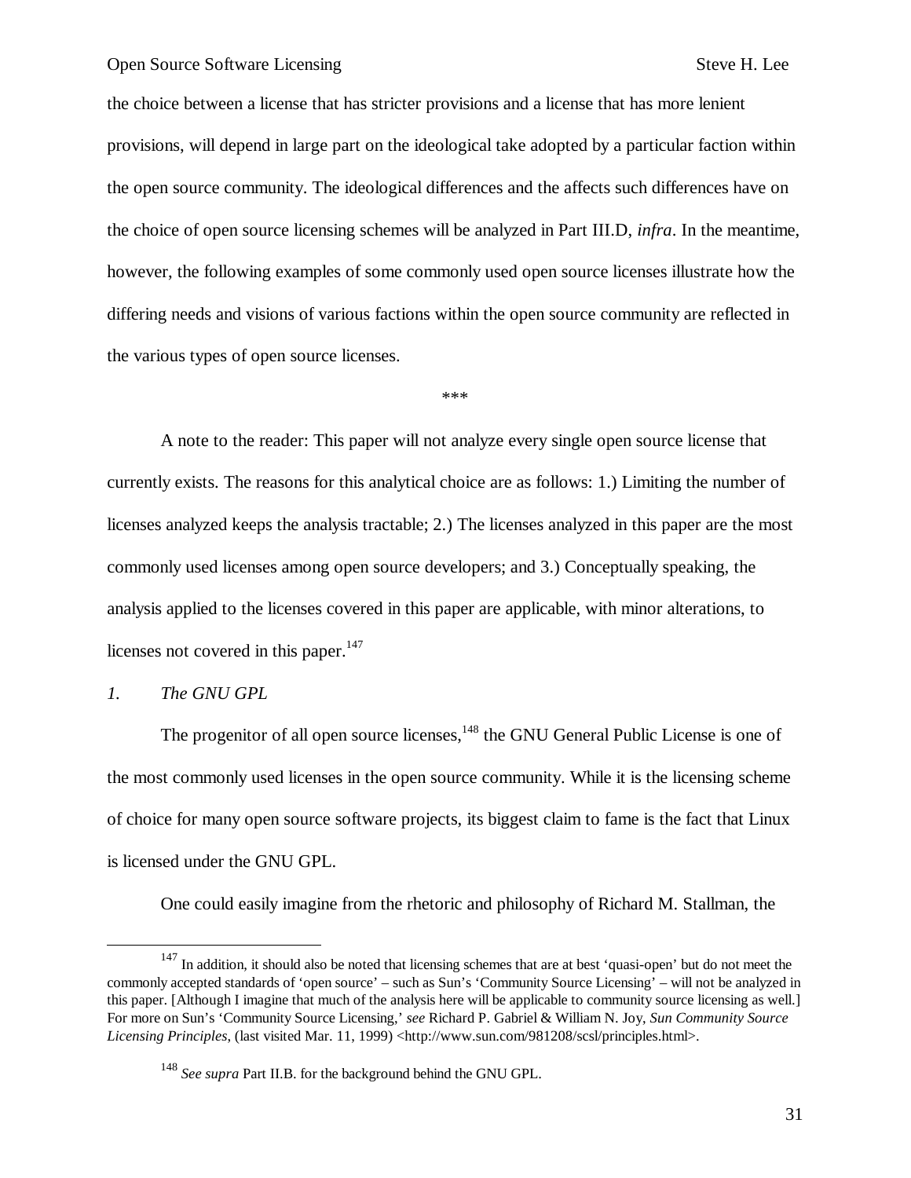the choice between a license that has stricter provisions and a license that has more lenient provisions, will depend in large part on the ideological take adopted by a particular faction within the open source community. The ideological differences and the affects such differences have on the choice of open source licensing schemes will be analyzed in Part III.D, *infra*. In the meantime, however, the following examples of some commonly used open source licenses illustrate how the differing needs and visions of various factions within the open source community are reflected in the various types of open source licenses.

***

A note to the reader: This paper will not analyze every single open source license that currently exists. The reasons for this analytical choice are as follows: 1.) Limiting the number of licenses analyzed keeps the analysis tractable; 2.) The licenses analyzed in this paper are the most commonly used licenses among open source developers; and 3.) Conceptually speaking, the analysis applied to the licenses covered in this paper are applicable, with minor alterations, to licenses not covered in this paper.[147]

*1. The GNU GPL*

The progenitor of all open source licenses,[148] the GNU General Public License is one of the most commonly used licenses in the open source community. While it is the licensing scheme of choice for many open source software projects, its biggest claim to fame is the fact that Linux is licensed under the GNU GPL.

One could easily imagine from the rhetoric and philosophy of Richard M. Stallman, the

---

[147] In addition, it should also be noted that licensing schemes that are at best 'quasi-open' but do not meet the commonly accepted standards of 'open source' – such as Sun's 'Community Source Licensing' – will not be analyzed in this paper. [Although I imagine that much of the analysis here will be applicable to community source licensing as well.] For more on Sun's 'Community Source Licensing,' *see* Richard P. Gabriel & William N. Joy, *Sun Community Source Licensing Principles*, (last visited Mar. 11, 1999) <http://www.sun.com/981208/scsl/principles.html>.

[148] *See supra* Part II.B. for the background behind the GNU GPL.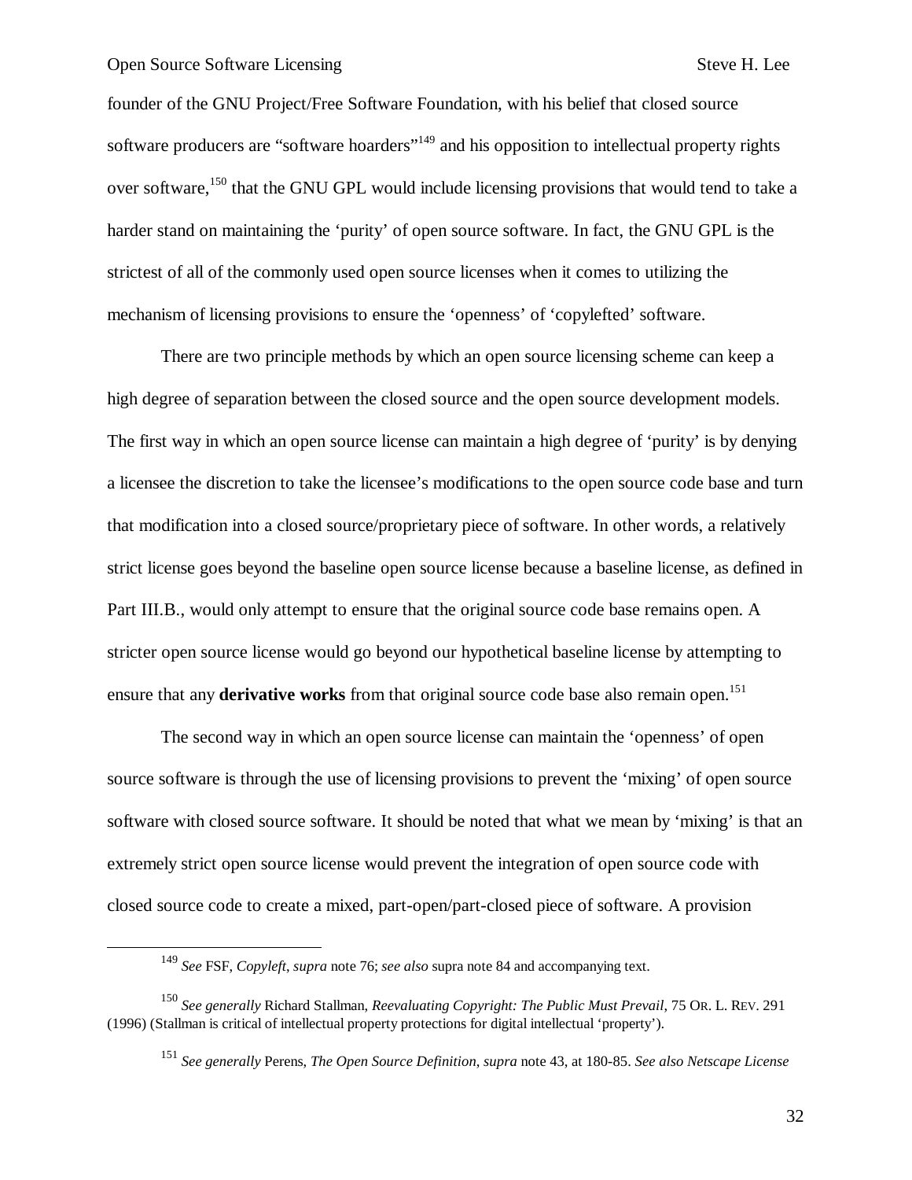founder of the GNU Project/Free Software Foundation, with his belief that closed source software producers are "software hoarders"[149] and his opposition to intellectual property rights over software,[150] that the GNU GPL would include licensing provisions that would tend to take a harder stand on maintaining the 'purity' of open source software. In fact, the GNU GPL is the strictest of all of the commonly used open source licenses when it comes to utilizing the mechanism of licensing provisions to ensure the 'openness' of 'copylefted' software.

There are two principle methods by which an open source licensing scheme can keep a high degree of separation between the closed source and the open source development models. The first way in which an open source license can maintain a high degree of 'purity' is by denying a licensee the discretion to take the licensee's modifications to the open source code base and turn that modification into a closed source/proprietary piece of software. In other words, a relatively strict license goes beyond the baseline open source license because a baseline license, as defined in Part III.B., would only attempt to ensure that the original source code base remains open. A stricter open source license would go beyond our hypothetical baseline license by attempting to ensure that any **derivative works** from that original source code base also remain open.[151]

The second way in which an open source license can maintain the 'openness' of open source software is through the use of licensing provisions to prevent the 'mixing' of open source software with closed source software. It should be noted that what we mean by 'mixing' is that an extremely strict open source license would prevent the integration of open source code with closed source code to create a mixed, part-open/part-closed piece of software. A provision

---

[149] *See* FSF, *Copyleft*, *supra* note 76; *see also* supra note 84 and accompanying text.

[150] *See generally* Richard Stallman, *Reevaluating Copyright: The Public Must Prevail*, 75 OR. L. REV. 291 (1996) (Stallman is critical of intellectual property protections for digital intellectual 'property').

[151] *See generally* Perens, *The Open Source Definition*, *supra* note 43, at 180-85. *See also Netscape License*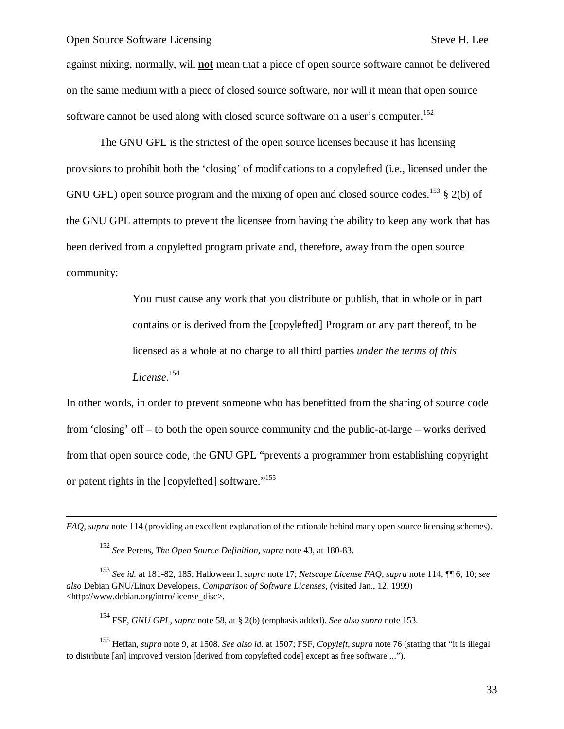against mixing, normally, will **not** mean that a piece of open source software cannot be delivered on the same medium with a piece of closed source software, nor will it mean that open source software cannot be used along with closed source software on a user's computer.[152]

The GNU GPL is the strictest of the open source licenses because it has licensing provisions to prohibit both the 'closing' of modifications to a copylefted (i.e., licensed under the GNU GPL) open source program and the mixing of open and closed source codes.[153] § 2(b) of the GNU GPL attempts to prevent the licensee from having the ability to keep any work that has been derived from a copylefted program private and, therefore, away from the open source community:

> You must cause any work that you distribute or publish, that in whole or in part contains or is derived from the [copylefted] Program or any part thereof, to be licensed as a whole at no charge to all third parties *under the terms of this License*.[154]

In other words, in order to prevent someone who has benefitted from the sharing of source code from 'closing' off – to both the open source community and the public-at-large – works derived from that open source code, the GNU GPL "prevents a programmer from establishing copyright or patent rights in the [copylefted] software."[155]

---

*FAQ*, *supra* note 114 (providing an excellent explanation of the rationale behind many open source licensing schemes).

[152] *See* Perens, *The Open Source Definition*, *supra* note 43, at 180-83.

[153] *See id.* at 181-82, 185; Halloween I, *supra* note 17; *Netscape License FAQ*, *supra* note 114, ¶¶ 6, 10; *see also* Debian GNU/Linux Developers, *Comparison of Software Licenses*, (visited Jan., 12, 1999) <http://www.debian.org/intro/license_disc>.

[154] FSF, *GNU GPL*, *supra* note 58, at § 2(b) (emphasis added). *See also supra* note 153.

[155] Heffan, *supra* note 9, at 1508. *See also id.* at 1507; FSF, *Copyleft*, *supra* note 76 (stating that "it is illegal to distribute [an] improved version [derived from copylefted code] except as free software ...").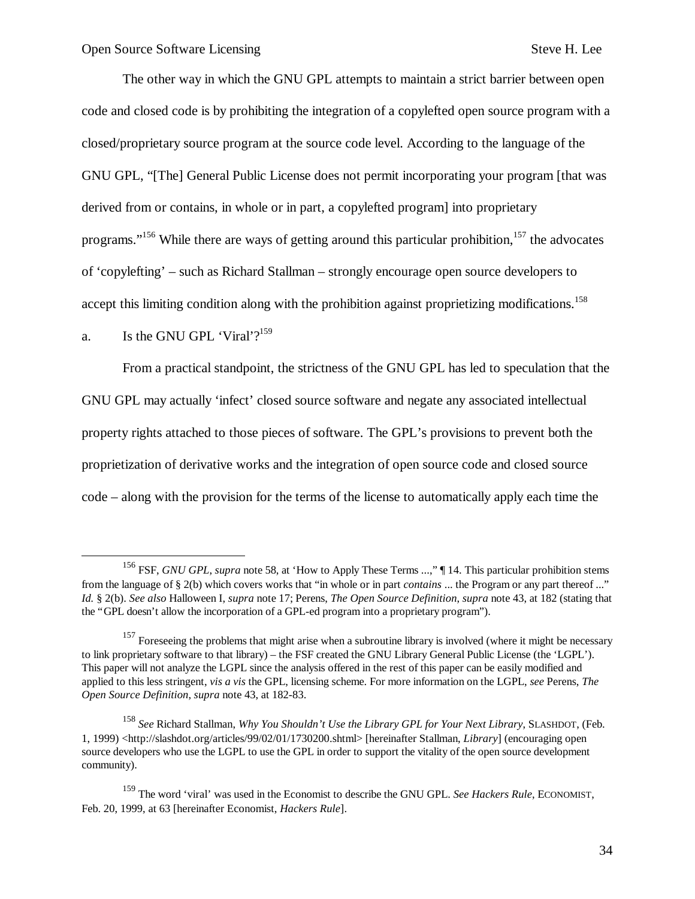The other way in which the GNU GPL attempts to maintain a strict barrier between open code and closed code is by prohibiting the integration of a copylefted open source program with a closed/proprietary source program at the source code level. According to the language of the GNU GPL, "[The] General Public License does not permit incorporating your program [that was derived from or contains, in whole or in part, a copylefted program] into proprietary programs."[156] While there are ways of getting around this particular prohibition,[157] the advocates of 'copylefting' – such as Richard Stallman – strongly encourage open source developers to accept this limiting condition along with the prohibition against proprietizing modifications.[158]

a. Is the GNU GPL 'Viral'?[159]

From a practical standpoint, the strictness of the GNU GPL has led to speculation that the GNU GPL may actually 'infect' closed source software and negate any associated intellectual property rights attached to those pieces of software. The GPL's provisions to prevent both the proprietization of derivative works and the integration of open source code and closed source code – along with the provision for the terms of the license to automatically apply each time the

---

[156] FSF, *GNU GPL*, *supra* note 58, at 'How to Apply These Terms ...,' ¶ 14. This particular prohibition stems from the language of § 2(b) which covers works that "in whole or in part *contains* ... the Program or any part thereof ..." *Id.* § 2(b). *See also* Halloween I, *supra* note 17; Perens, *The Open Source Definition*, *supra* note 43, at 182 (stating that the "GPL doesn't allow the incorporation of a GPL-ed program into a proprietary program").

[157] Foreseeing the problems that might arise when a subroutine library is involved (where it might be necessary to link proprietary software to that library) – the FSF created the GNU Library General Public License (the 'LGPL'). This paper will not analyze the LGPL since the analysis offered in the rest of this paper can be easily modified and applied to this less stringent, *vis a vis* the GPL, licensing scheme. For more information on the LGPL, *see* Perens, *The Open Source Definition*, *supra* note 43, at 182-83.

[158] *See* Richard Stallman, *Why You Shouldn't Use the Library GPL for Your Next Library*, SLASHDOT, (Feb. 1, 1999) <http://slashdot.org/articles/99/02/01/1730200.shtml> [hereinafter Stallman, *Library*] (encouraging open source developers who use the LGPL to use the GPL in order to support the vitality of the open source development community).

[159] The word 'viral' was used in the Economist to describe the GNU GPL. *See Hackers Rule*, ECONOMIST, Feb. 20, 1999, at 63 [hereinafter Economist, *Hackers Rule*].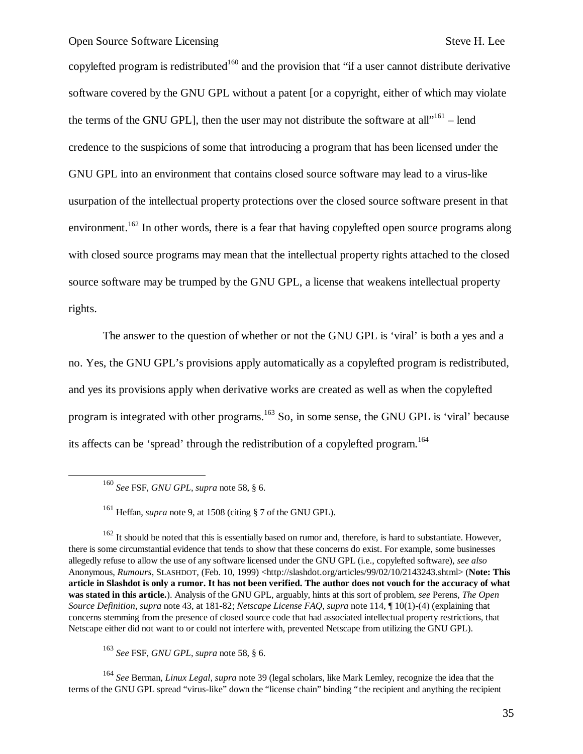copylefted program is redistributed[160] and the provision that "if a user cannot distribute derivative software covered by the GNU GPL without a patent [or a copyright, either of which may violate the terms of the GNU GPL], then the user may not distribute the software at all"[161] – lend credence to the suspicions of some that introducing a program that has been licensed under the GNU GPL into an environment that contains closed source software may lead to a virus-like usurpation of the intellectual property protections over the closed source software present in that environment.[162] In other words, there is a fear that having copylefted open source programs along with closed source programs may mean that the intellectual property rights attached to the closed source software may be trumped by the GNU GPL, a license that weakens intellectual property rights.

The answer to the question of whether or not the GNU GPL is 'viral' is both a yes and a no. Yes, the GNU GPL's provisions apply automatically as a copylefted program is redistributed, and yes its provisions apply when derivative works are created as well as when the copylefted program is integrated with other programs.[163] So, in some sense, the GNU GPL is 'viral' because its affects can be 'spread' through the redistribution of a copylefted program.[164]

---

[160] *See* FSF, *GNU GPL*, *supra* note 58, § 6.

[161] Heffan, *supra* note 9, at 1508 (citing § 7 of the GNU GPL).

[162] It should be noted that this is essentially based on rumor and, therefore, is hard to substantiate. However, there is some circumstantial evidence that tends to show that these concerns do exist. For example, some businesses allegedly refuse to allow the use of any software licensed under the GNU GPL (i.e., copylefted software), *see also* Anonymous, *Rumours*, SLASHDOT, (Feb. 10, 1999) <http://slashdot.org/articles/99/02/10/2143243.shtml> (**Note: This article in Slashdot is only a rumor. It has not been verified. The author does not vouch for the accuracy of what was stated in this article.**). Analysis of the GNU GPL, arguably, hints at this sort of problem, *see* Perens, *The Open Source Definition*, *supra* note 43, at 181-82; *Netscape License FAQ*, *supra* note 114, ¶ 10(1)-(4) (explaining that concerns stemming from the presence of closed source code that had associated intellectual property restrictions, that Netscape either did not want to or could not interfere with, prevented Netscape from utilizing the GNU GPL).

[163] *See* FSF, *GNU GPL*, *supra* note 58, § 6.

[164] *See* Berman, *Linux Legal*, *supra* note 39 (legal scholars, like Mark Lemley, recognize the idea that the terms of the GNU GPL spread "virus-like" down the "license chain" binding "the recipient and anything the recipient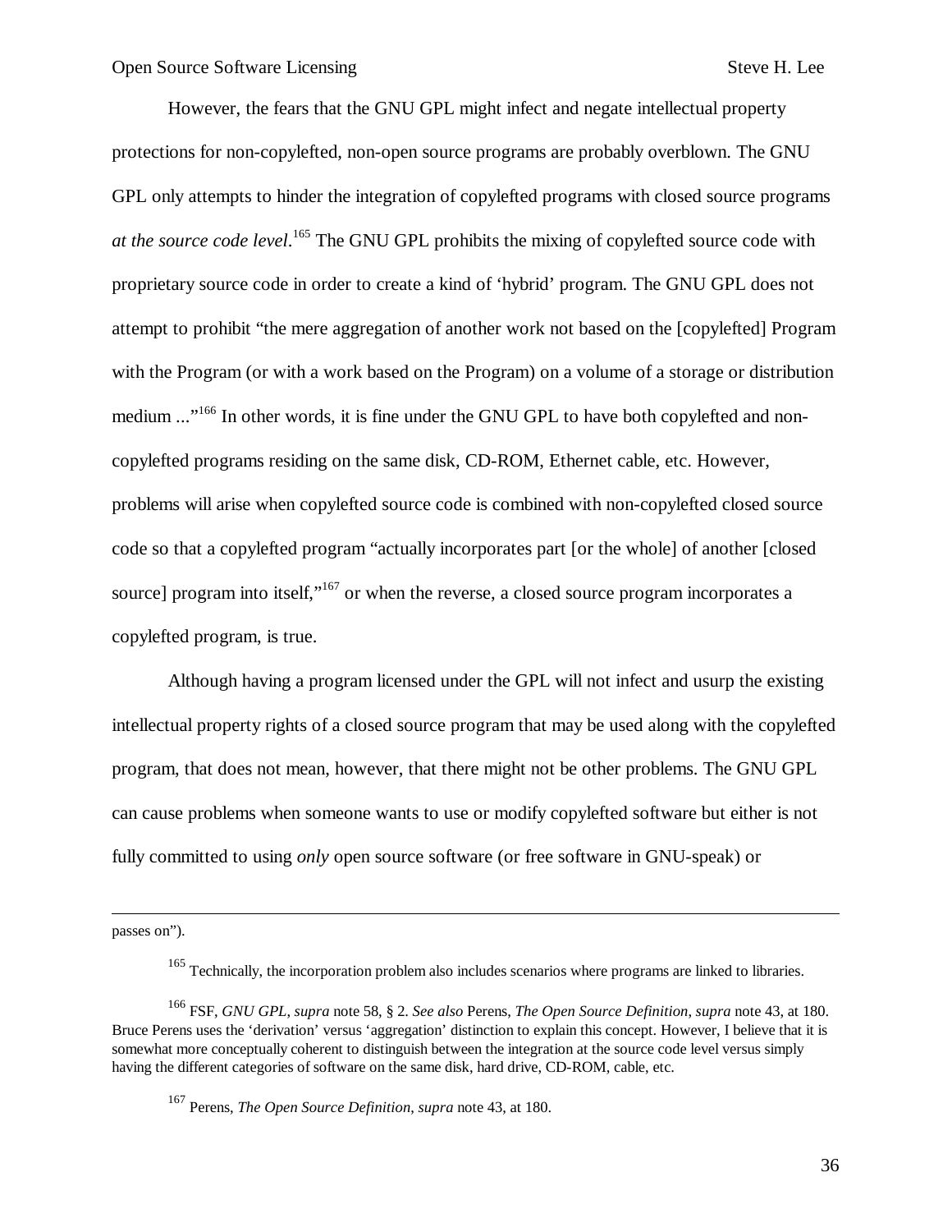However, the fears that the GNU GPL might infect and negate intellectual property protections for non-copylefted, non-open source programs are probably overblown. The GNU GPL only attempts to hinder the integration of copylefted programs with closed source programs *at the source code level*.[165] The GNU GPL prohibits the mixing of copylefted source code with proprietary source code in order to create a kind of 'hybrid' program. The GNU GPL does not attempt to prohibit "the mere aggregation of another work not based on the [copylefted] Program with the Program (or with a work based on the Program) on a volume of a storage or distribution medium ..."[166] In other words, it is fine under the GNU GPL to have both copylefted and non-copylefted programs residing on the same disk, CD-ROM, Ethernet cable, etc. However, problems will arise when copylefted source code is combined with non-copylefted closed source code so that a copylefted program "actually incorporates part [or the whole] of another [closed source] program into itself,"[167] or when the reverse, a closed source program incorporates a copylefted program, is true.

Although having a program licensed under the GPL will not infect and usurp the existing intellectual property rights of a closed source program that may be used along with the copylefted program, that does not mean, however, that there might not be other problems. The GNU GPL can cause problems when someone wants to use or modify copylefted software but either is not fully committed to using *only* open source software (or free software in GNU-speak) or

---

passes on").

[165] Technically, the incorporation problem also includes scenarios where programs are linked to libraries.

[166] FSF, *GNU GPL*, *supra* note 58, § 2. *See also* Perens, *The Open Source Definition*, *supra* note 43, at 180. Bruce Perens uses the 'derivation' versus 'aggregation' distinction to explain this concept. However, I believe that it is somewhat more conceptually coherent to distinguish between the integration at the source code level versus simply having the different categories of software on the same disk, hard drive, CD-ROM, cable, etc.

[167] Perens, *The Open Source Definition*, *supra* note 43, at 180.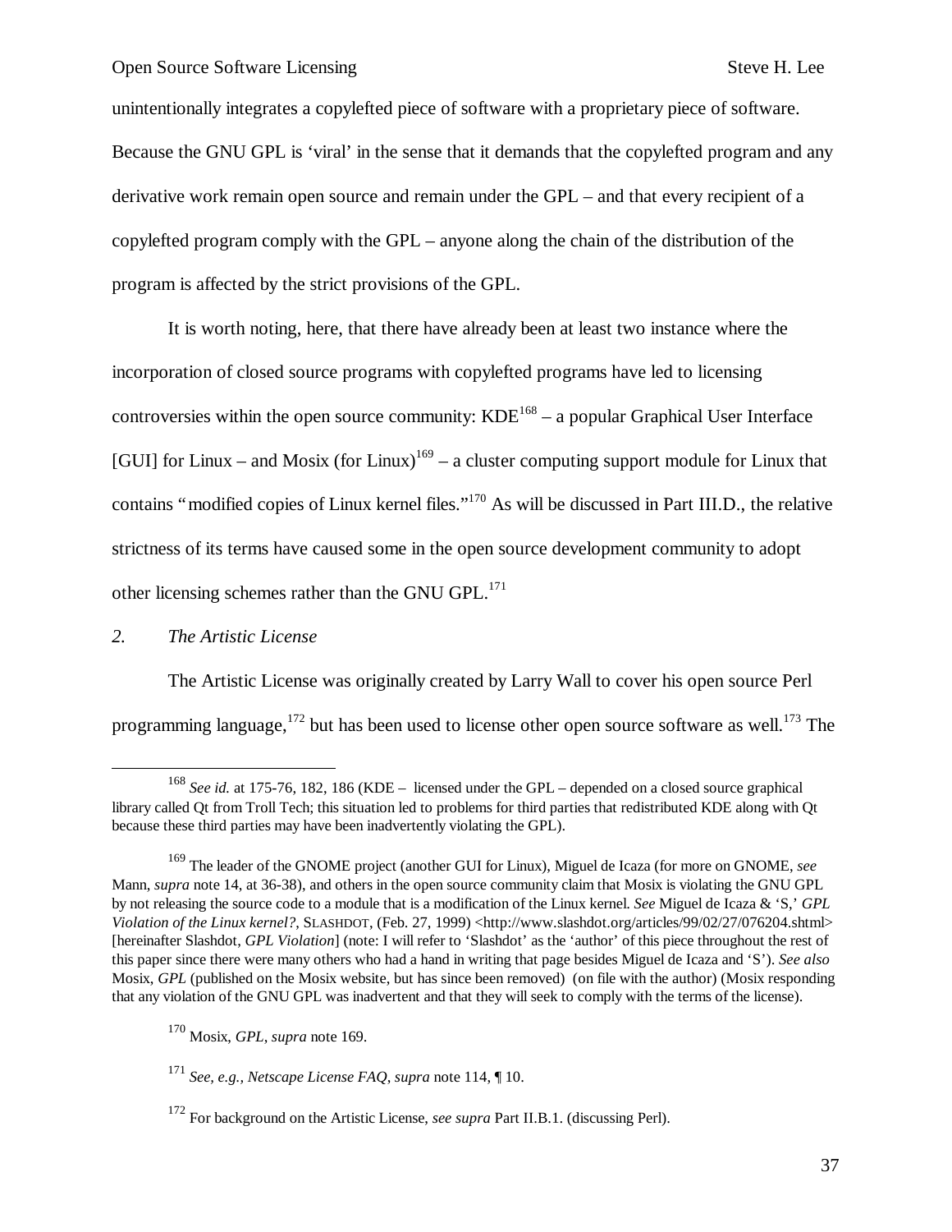unintentionally integrates a copylefted piece of software with a proprietary piece of software. Because the GNU GPL is 'viral' in the sense that it demands that the copylefted program and any derivative work remain open source and remain under the GPL – and that every recipient of a copylefted program comply with the GPL – anyone along the chain of the distribution of the program is affected by the strict provisions of the GPL.

It is worth noting, here, that there have already been at least two instance where the incorporation of closed source programs with copylefted programs have led to licensing controversies within the open source community: KDE[168] – a popular Graphical User Interface [GUI] for Linux – and Mosix (for Linux)[169] – a cluster computing support module for Linux that contains "modified copies of Linux kernel files."[170] As will be discussed in Part III.D., the relative strictness of its terms have caused some in the open source development community to adopt other licensing schemes rather than the GNU GPL.[171]

### *2. The Artistic License*

The Artistic License was originally created by Larry Wall to cover his open source Perl programming language,[172] but has been used to license other open source software as well.[173] The

---

[168] *See id.* at 175-76, 182, 186 (KDE – licensed under the GPL – depended on a closed source graphical library called Qt from Troll Tech; this situation led to problems for third parties that redistributed KDE along with Qt because these third parties may have been inadvertently violating the GPL).

[169] The leader of the GNOME project (another GUI for Linux), Miguel de Icaza (for more on GNOME, *see* Mann, *supra* note 14, at 36-38), and others in the open source community claim that Mosix is violating the GNU GPL by not releasing the source code to a module that is a modification of the Linux kernel. *See* Miguel de Icaza & 'S,' *GPL Violation of the Linux kernel?*, SLASHDOT, (Feb. 27, 1999) <http://www.slashdot.org/articles/99/02/27/076204.shtml> [hereinafter Slashdot, *GPL Violation*] (note: I will refer to 'Slashdot' as the 'author' of this piece throughout the rest of this paper since there were many others who had a hand in writing that page besides Miguel de Icaza and 'S'). *See also* Mosix, *GPL* (published on the Mosix website, but has since been removed) (on file with the author) (Mosix responding that any violation of the GNU GPL was inadvertent and that they will seek to comply with the terms of the license).

[170] Mosix, *GPL*, *supra* note 169.

[171] *See, e.g.*, *Netscape License FAQ*, *supra* note 114, ¶ 10.

[172] For background on the Artistic License, *see supra* Part II.B.1. (discussing Perl).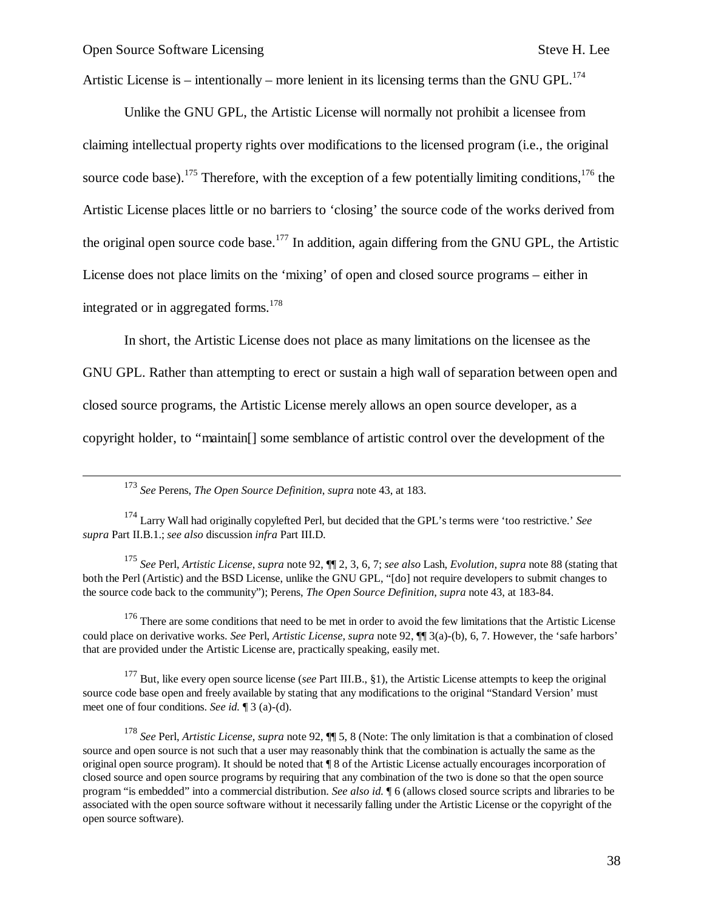Artistic License is – intentionally – more lenient in its licensing terms than the GNU GPL.[174]

Unlike the GNU GPL, the Artistic License will normally not prohibit a licensee from claiming intellectual property rights over modifications to the licensed program (i.e., the original source code base).[175] Therefore, with the exception of a few potentially limiting conditions,[176] the Artistic License places little or no barriers to 'closing' the source code of the works derived from the original open source code base.[177] In addition, again differing from the GNU GPL, the Artistic License does not place limits on the 'mixing' of open and closed source programs – either in integrated or in aggregated forms.[178]

In short, the Artistic License does not place as many limitations on the licensee as the GNU GPL. Rather than attempting to erect or sustain a high wall of separation between open and closed source programs, the Artistic License merely allows an open source developer, as a copyright holder, to "maintain[] some semblance of artistic control over the development of the

---

[173] *See* Perens, *The Open Source Definition*, *supra* note 43, at 183.

[174] Larry Wall had originally copylefted Perl, but decided that the GPL's terms were 'too restrictive.' *See supra* Part II.B.1.; *see also* discussion *infra* Part III.D.

[175] *See* Perl, *Artistic License*, *supra* note 92, ¶¶ 2, 3, 6, 7; *see also* Lash, *Evolution, supra* note 88 (stating that both the Perl (Artistic) and the BSD License, unlike the GNU GPL, "[do] not require developers to submit changes to the source code back to the community"); Perens, *The Open Source Definition*, *supra* note 43, at 183-84.

[176] There are some conditions that need to be met in order to avoid the few limitations that the Artistic License could place on derivative works. *See* Perl, *Artistic License*, *supra* note 92, ¶¶ 3(a)-(b), 6, 7. However, the 'safe harbors' that are provided under the Artistic License are, practically speaking, easily met.

[177] But, like every open source license (*see* Part III.B., §1), the Artistic License attempts to keep the original source code base open and freely available by stating that any modifications to the original "Standard Version' must meet one of four conditions. *See id.* ¶ 3 (a)-(d).

[178] *See* Perl, *Artistic License*, *supra* note 92, ¶¶ 5, 8 (Note: The only limitation is that a combination of closed source and open source is not such that a user may reasonably think that the combination is actually the same as the original open source program). It should be noted that ¶ 8 of the Artistic License actually encourages incorporation of closed source and open source programs by requiring that any combination of the two is done so that the open source program "is embedded" into a commercial distribution. *See also id.* ¶ 6 (allows closed source scripts and libraries to be associated with the open source software without it necessarily falling under the Artistic License or the copyright of the open source software).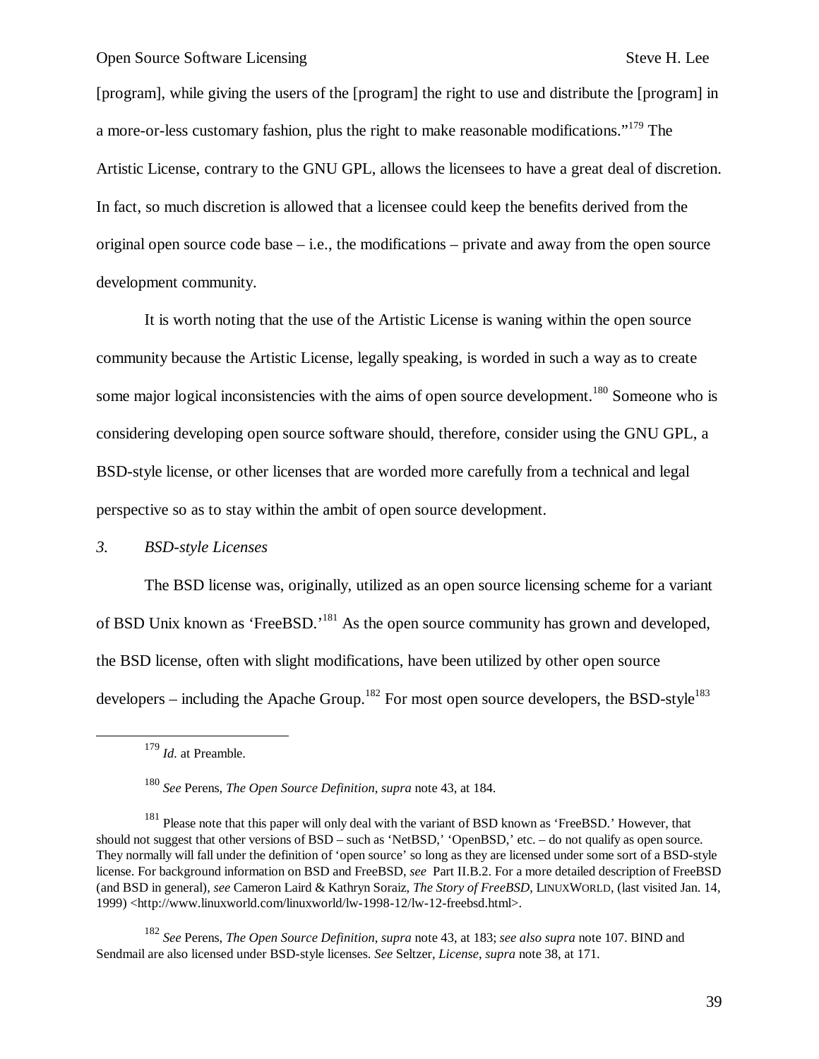[program], while giving the users of the [program] the right to use and distribute the [program] in a more-or-less customary fashion, plus the right to make reasonable modifications."[179] The Artistic License, contrary to the GNU GPL, allows the licensees to have a great deal of discretion. In fact, so much discretion is allowed that a licensee could keep the benefits derived from the original open source code base – i.e., the modifications – private and away from the open source development community.

It is worth noting that the use of the Artistic License is waning within the open source community because the Artistic License, legally speaking, is worded in such a way as to create some major logical inconsistencies with the aims of open source development.[180] Someone who is considering developing open source software should, therefore, consider using the GNU GPL, a BSD-style license, or other licenses that are worded more carefully from a technical and legal perspective so as to stay within the ambit of open source development.

### *3. BSD-style Licenses*

The BSD license was, originally, utilized as an open source licensing scheme for a variant of BSD Unix known as 'FreeBSD.'[181] As the open source community has grown and developed, the BSD license, often with slight modifications, have been utilized by other open source developers – including the Apache Group.[182] For most open source developers, the BSD-style[183]

---

[179] *Id.* at Preamble.

[180] *See* Perens, *The Open Source Definition*, *supra* note 43, at 184.

[181] Please note that this paper will only deal with the variant of BSD known as 'FreeBSD.' However, that should not suggest that other versions of BSD – such as 'NetBSD,' 'OpenBSD,' etc. – do not qualify as open source. They normally will fall under the definition of 'open source' so long as they are licensed under some sort of a BSD-style license. For background information on BSD and FreeBSD, *see* Part II.B.2. For a more detailed description of FreeBSD (and BSD in general), *see* Cameron Laird & Kathryn Soraiz, *The Story of FreeBSD*, LINUXWORLD, (last visited Jan. 14, 1999) <http://www.linuxworld.com/linuxworld/lw-1998-12/lw-12-freebsd.html>.

[182] *See* Perens, *The Open Source Definition*, *supra* note 43, at 183; *see also supra* note 107. BIND and Sendmail are also licensed under BSD-style licenses. *See* Seltzer, *License*, *supra* note 38, at 171.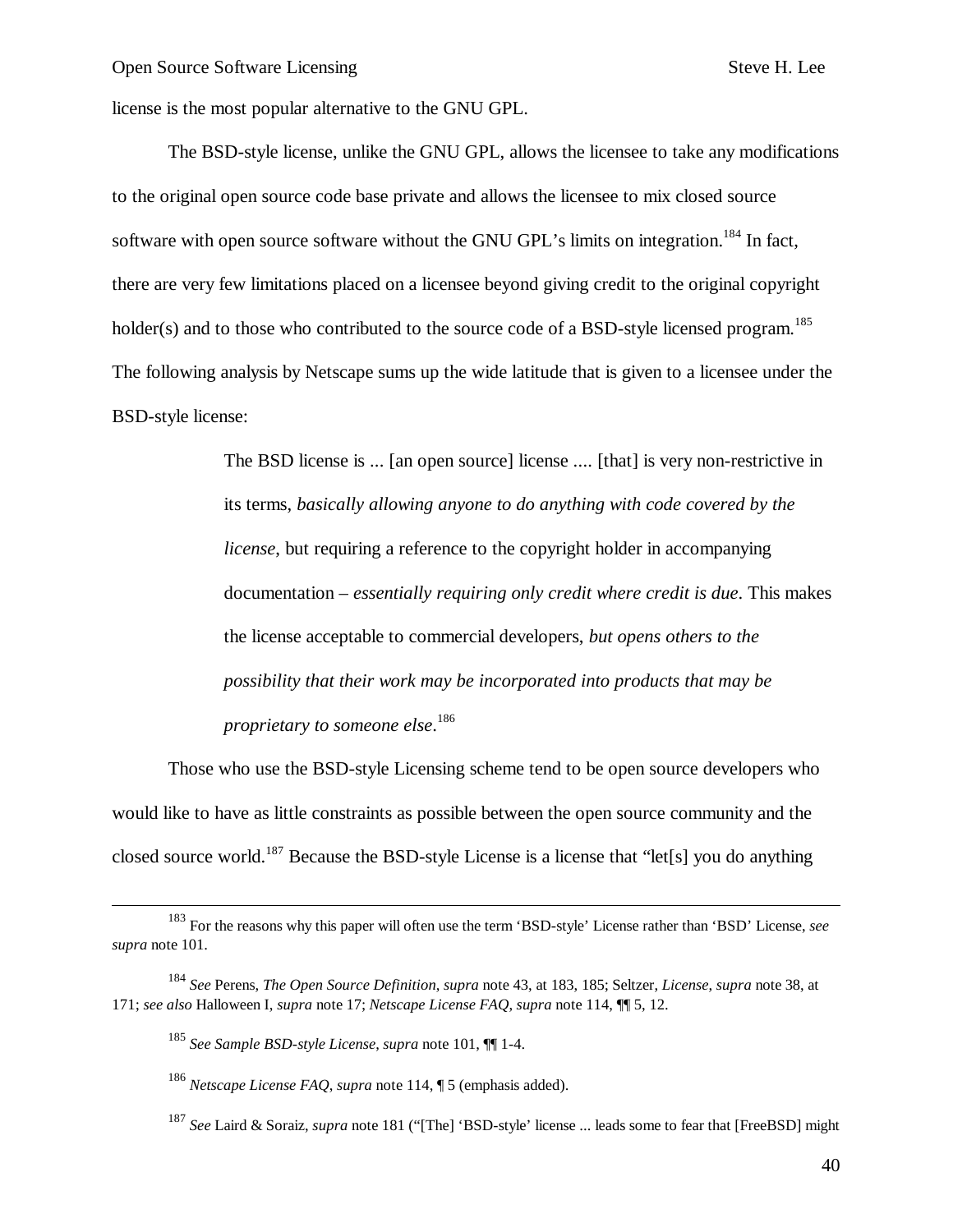license is the most popular alternative to the GNU GPL.

The BSD-style license, unlike the GNU GPL, allows the licensee to take any modifications to the original open source code base private and allows the licensee to mix closed source software with open source software without the GNU GPL's limits on integration.[184] In fact, there are very few limitations placed on a licensee beyond giving credit to the original copyright holder(s) and to those who contributed to the source code of a BSD-style licensed program.[185] The following analysis by Netscape sums up the wide latitude that is given to a licensee under the BSD-style license:

> The BSD license is ... [an open source] license .... [that] is very non-restrictive in its terms, *basically allowing anyone to do anything with code covered by the license*, but requiring a reference to the copyright holder in accompanying documentation – *essentially requiring only credit where credit is due*. This makes the license acceptable to commercial developers, *but opens others to the possibility that their work may be incorporated into products that may be proprietary to someone else*.[186]

Those who use the BSD-style Licensing scheme tend to be open source developers who would like to have as little constraints as possible between the open source community and the closed source world.[187] Because the BSD-style License is a license that "let[s] you do anything

---

[183] For the reasons why this paper will often use the term 'BSD-style' License rather than 'BSD' License, *see supra* note 101.

[184] *See* Perens, *The Open Source Definition*, *supra* note 43, at 183, 185; Seltzer, *License*, *supra* note 38, at 171; *see also* Halloween I, *supra* note 17; *Netscape License FAQ*, *supra* note 114, ¶¶ 5, 12.

[185] *See Sample BSD-style License*, *supra* note 101, ¶¶ 1-4.

[186] *Netscape License FAQ*, *supra* note 114, ¶ 5 (emphasis added).

[187] *See* Laird & Soraiz, *supra* note 181 ("[The] 'BSD-style' license ... leads some to fear that [FreeBSD] might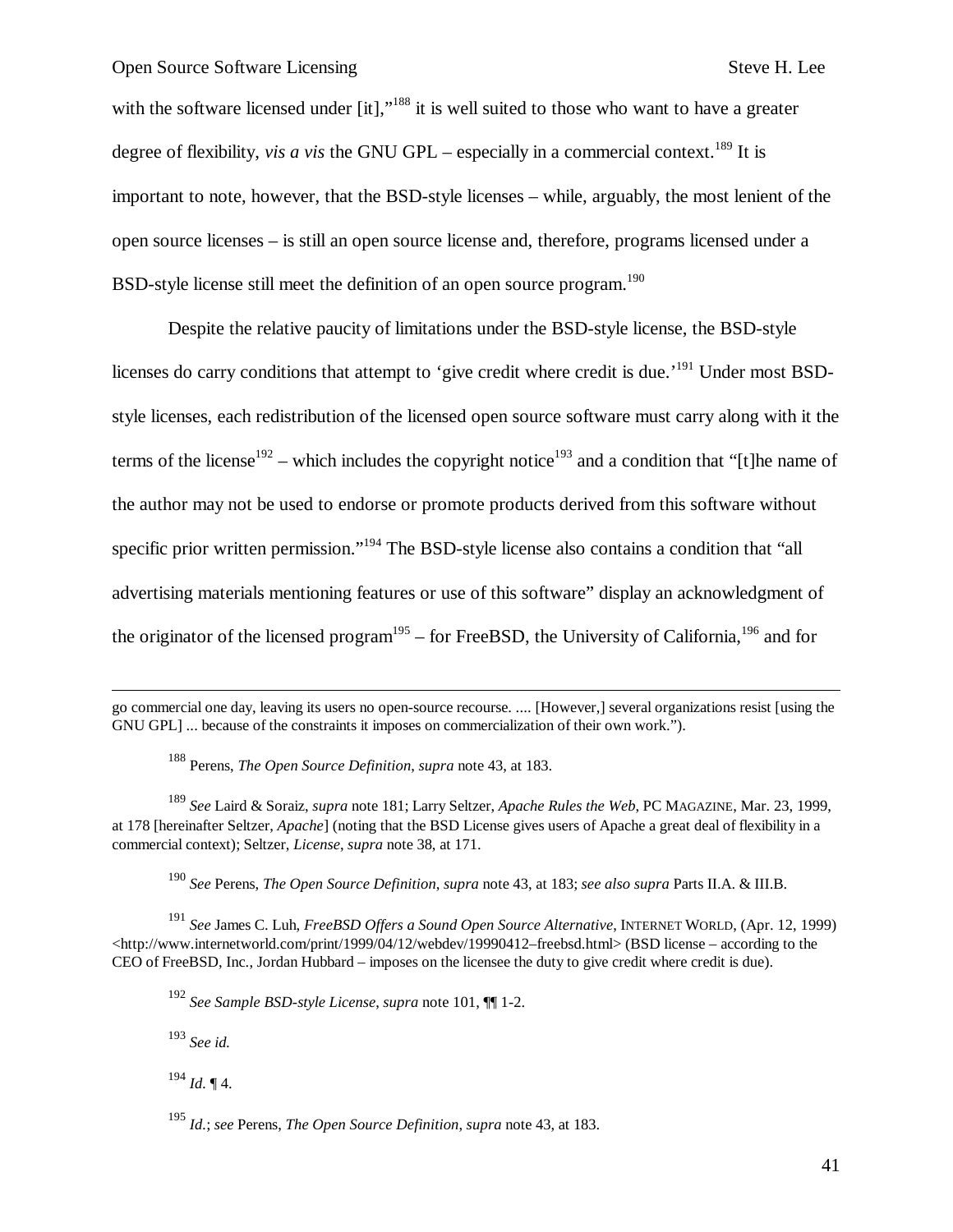with the software licensed under [it],"[188] it is well suited to those who want to have a greater degree of flexibility, *vis a vis* the GNU GPL – especially in a commercial context.[189] It is important to note, however, that the BSD-style licenses – while, arguably, the most lenient of the open source licenses – is still an open source license and, therefore, programs licensed under a BSD-style license still meet the definition of an open source program.[190]

Despite the relative paucity of limitations under the BSD-style license, the BSD-style licenses do carry conditions that attempt to 'give credit where credit is due.'[191] Under most BSD-style licenses, each redistribution of the licensed open source software must carry along with it the terms of the license[192] – which includes the copyright notice[193] and a condition that "[t]he name of the author may not be used to endorse or promote products derived from this software without specific prior written permission."[194] The BSD-style license also contains a condition that "all advertising materials mentioning features or use of this software" display an acknowledgment of the originator of the licensed program[195] – for FreeBSD, the University of California,[196] and for

---

go commercial one day, leaving its users no open-source recourse. .... [However,] several organizations resist [using the GNU GPL] ... because of the constraints it imposes on commercialization of their own work.").

[188] Perens, *The Open Source Definition*, *supra* note 43, at 183.

[189] *See* Laird & Soraiz, *supra* note 181; Larry Seltzer, *Apache Rules the Web*, PC MAGAZINE, Mar. 23, 1999, at 178 [hereinafter Seltzer, *Apache*] (noting that the BSD License gives users of Apache a great deal of flexibility in a commercial context); Seltzer, *License*, *supra* note 38, at 171.

[190] *See* Perens, *The Open Source Definition*, *supra* note 43, at 183; *see also supra* Parts II.A. & III.B.

[191] *See* James C. Luh, *FreeBSD Offers a Sound Open Source Alternative*, INTERNET WORLD, (Apr. 12, 1999) <http://www.internetworld.com/print/1999/04/12/webdev/19990412–freebsd.html> (BSD license – according to the CEO of FreeBSD, Inc., Jordan Hubbard – imposes on the licensee the duty to give credit where credit is due).

[192] *See Sample BSD-style License*, *supra* note 101, ¶¶ 1-2.

[193] *See id.*

[194] *Id.* ¶ 4.

[195] *Id.*; *see* Perens, *The Open Source Definition*, *supra* note 43, at 183.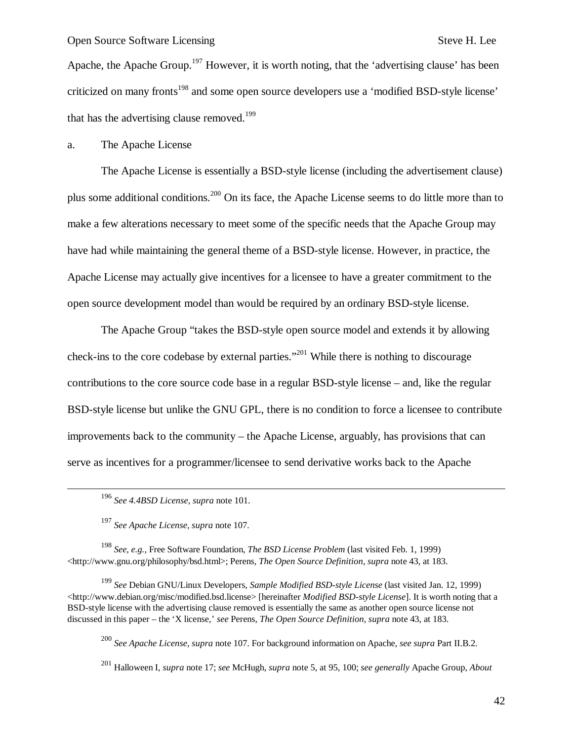Apache, the Apache Group.[197] However, it is worth noting, that the 'advertising clause' has been criticized on many fronts[198] and some open source developers use a 'modified BSD-style license' that has the advertising clause removed.[199]

a. The Apache License

The Apache License is essentially a BSD-style license (including the advertisement clause) plus some additional conditions.[200] On its face, the Apache License seems to do little more than to make a few alterations necessary to meet some of the specific needs that the Apache Group may have had while maintaining the general theme of a BSD-style license. However, in practice, the Apache License may actually give incentives for a licensee to have a greater commitment to the open source development model than would be required by an ordinary BSD-style license.

The Apache Group "takes the BSD-style open source model and extends it by allowing check-ins to the core codebase by external parties."[201] While there is nothing to discourage contributions to the core source code base in a regular BSD-style license – and, like the regular BSD-style license but unlike the GNU GPL, there is no condition to force a licensee to contribute improvements back to the community – the Apache License, arguably, has provisions that can serve as incentives for a programmer/licensee to send derivative works back to the Apache

---

[196] *See 4.4BSD License*, *supra* note 101.

[197] *See Apache License*, *supra* note 107.

[198] *See, e.g.*, Free Software Foundation, *The BSD License Problem* (last visited Feb. 1, 1999) <http://www.gnu.org/philosophy/bsd.html>; Perens, *The Open Source Definition*, *supra* note 43, at 183.

[199] *See* Debian GNU/Linux Developers, *Sample Modified BSD-style License* (last visited Jan. 12, 1999) <http://www.debian.org/misc/modified.bsd.license> [hereinafter *Modified BSD-style License*]. It is worth noting that a BSD-style license with the advertising clause removed is essentially the same as another open source license not discussed in this paper – the 'X license,' *see* Perens, *The Open Source Definition*, *supra* note 43, at 183.

[200] *See Apache License*, *supra* note 107. For background information on Apache, *see supra* Part II.B.2.

[201] Halloween I, *supra* note 17; *see* McHugh, *supra* note 5, at 95, 100; *see generally* Apache Group, *About*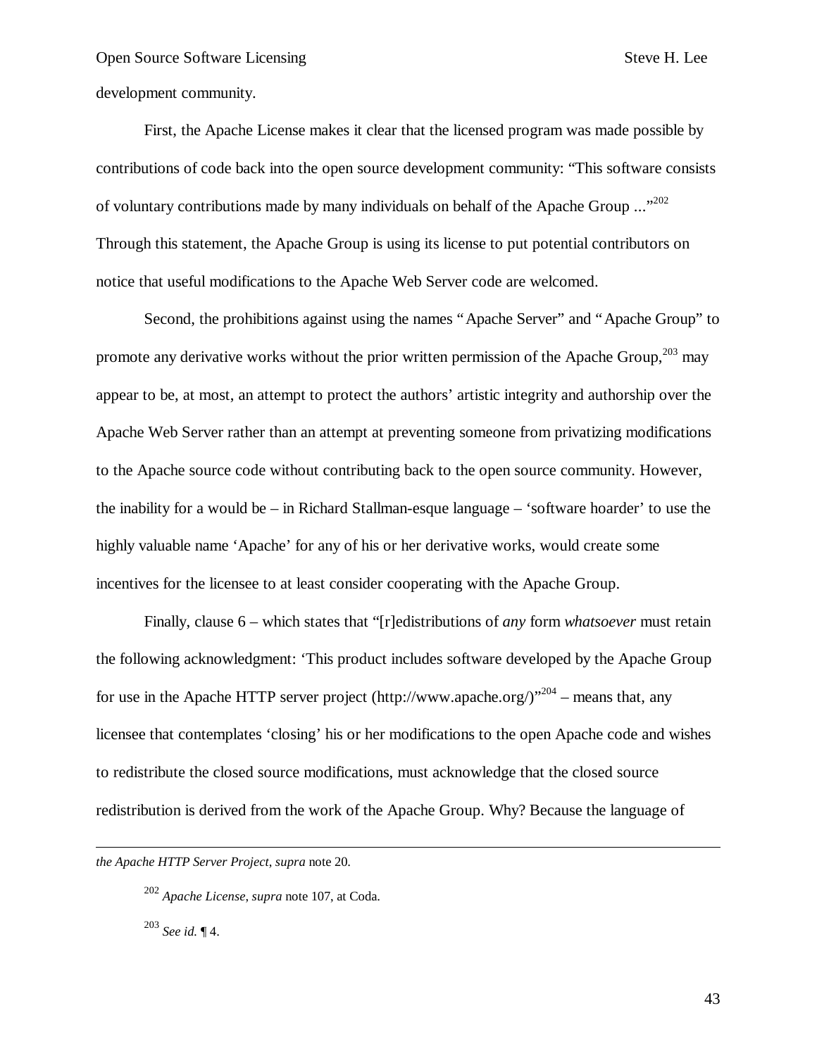development community.

First, the Apache License makes it clear that the licensed program was made possible by contributions of code back into the open source development community: "This software consists of voluntary contributions made by many individuals on behalf of the Apache Group ..."[202] Through this statement, the Apache Group is using its license to put potential contributors on notice that useful modifications to the Apache Web Server code are welcomed.

Second, the prohibitions against using the names "Apache Server" and "Apache Group" to promote any derivative works without the prior written permission of the Apache Group,[203] may appear to be, at most, an attempt to protect the authors' artistic integrity and authorship over the Apache Web Server rather than an attempt at preventing someone from privatizing modifications to the Apache source code without contributing back to the open source community. However, the inability for a would be – in Richard Stallman-esque language – 'software hoarder' to use the highly valuable name 'Apache' for any of his or her derivative works, would create some incentives for the licensee to at least consider cooperating with the Apache Group.

Finally, clause 6 – which states that "[r]edistributions of *any* form *whatsoever* must retain the following acknowledgment: 'This product includes software developed by the Apache Group for use in the Apache HTTP server project (http://www.apache.org/)"[204] – means that, any licensee that contemplates 'closing' his or her modifications to the open Apache code and wishes to redistribute the closed source modifications, must acknowledge that the closed source redistribution is derived from the work of the Apache Group. Why? Because the language of

---

*the Apache HTTP Server Project*, *supra* note 20.

[202] *Apache License*, *supra* note 107, at Coda.

[203] *See id.* ¶ 4.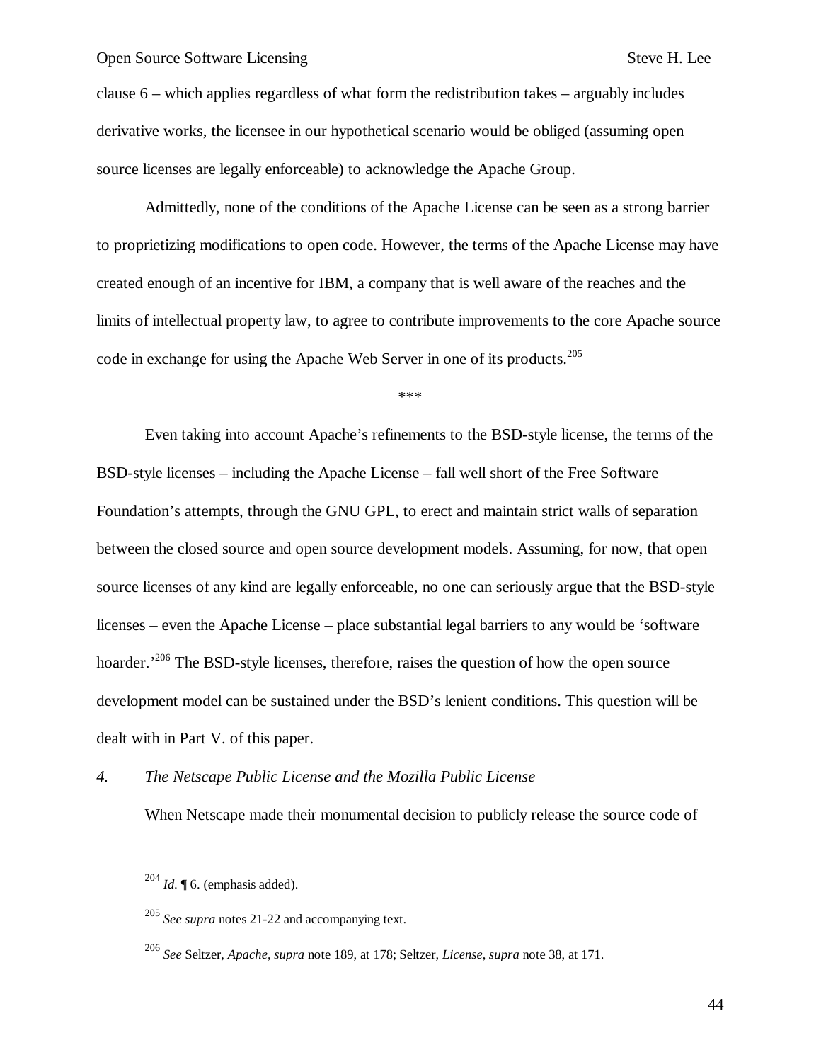clause 6 – which applies regardless of what form the redistribution takes – arguably includes derivative works, the licensee in our hypothetical scenario would be obliged (assuming open source licenses are legally enforceable) to acknowledge the Apache Group.

Admittedly, none of the conditions of the Apache License can be seen as a strong barrier to proprietizing modifications to open code. However, the terms of the Apache License may have created enough of an incentive for IBM, a company that is well aware of the reaches and the limits of intellectual property law, to agree to contribute improvements to the core Apache source code in exchange for using the Apache Web Server in one of its products.[205]

\*\*\*

Even taking into account Apache's refinements to the BSD-style license, the terms of the BSD-style licenses – including the Apache License – fall well short of the Free Software Foundation's attempts, through the GNU GPL, to erect and maintain strict walls of separation between the closed source and open source development models. Assuming, for now, that open source licenses of any kind are legally enforceable, no one can seriously argue that the BSD-style licenses – even the Apache License – place substantial legal barriers to any would be 'software hoarder.'[206] The BSD-style licenses, therefore, raises the question of how the open source development model can be sustained under the BSD's lenient conditions. This question will be dealt with in Part V. of this paper.

### *4. The Netscape Public License and the Mozilla Public License*

When Netscape made their monumental decision to publicly release the source code of

---

[204] *Id.* ¶ 6. (emphasis added).

[205] *See supra* notes 21-22 and accompanying text.

[206] *See* Seltzer, *Apache*, *supra* note 189, at 178; Seltzer, *License*, *supra* note 38, at 171.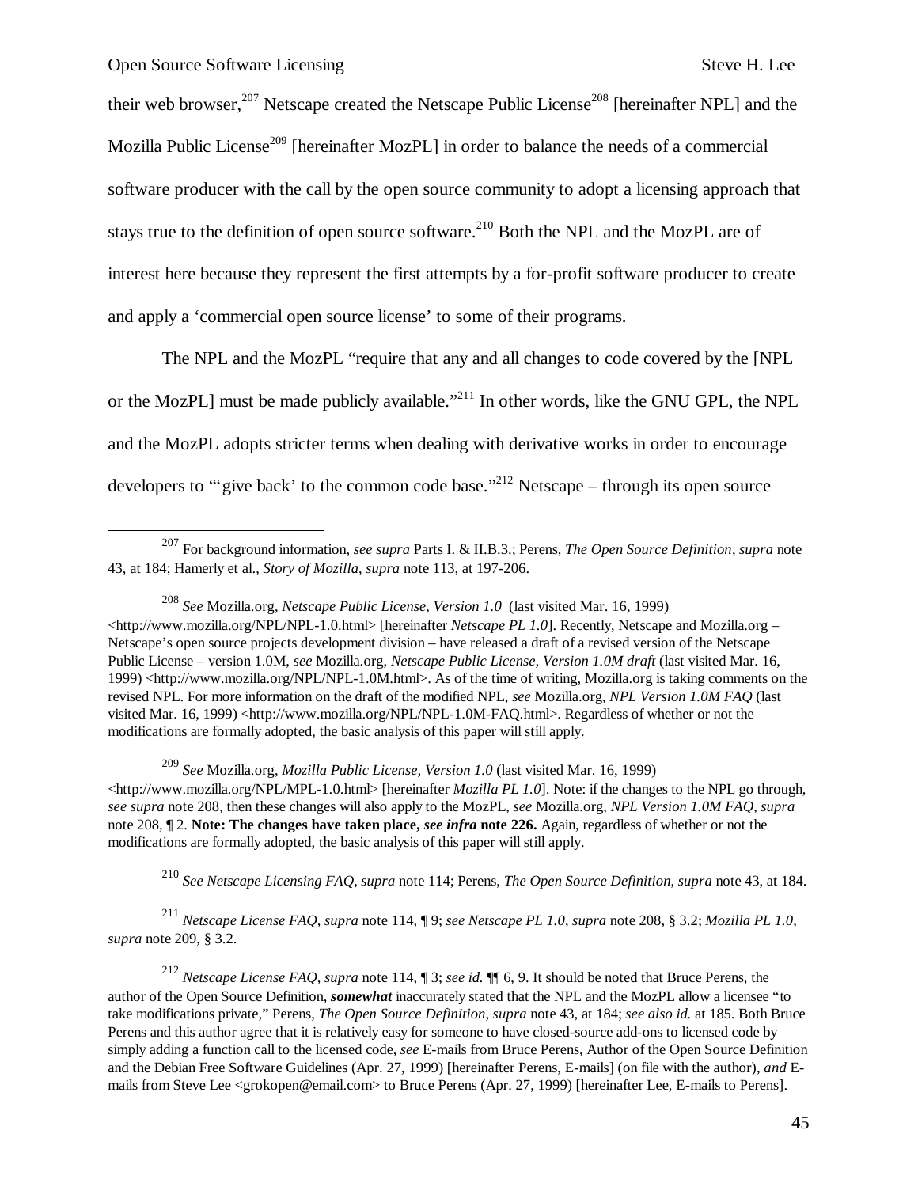their web browser,[207] Netscape created the Netscape Public License[208] [hereinafter NPL] and the Mozilla Public License[209] [hereinafter MozPL] in order to balance the needs of a commercial software producer with the call by the open source community to adopt a licensing approach that stays true to the definition of open source software.[210] Both the NPL and the MozPL are of interest here because they represent the first attempts by a for-profit software producer to create and apply a 'commercial open source license' to some of their programs.

The NPL and the MozPL "require that any and all changes to code covered by the [NPL or the MozPL] must be made publicly available."[211] In other words, like the GNU GPL, the NPL and the MozPL adopts stricter terms when dealing with derivative works in order to encourage developers to "'give back' to the common code base."[212] Netscape – through its open source

---

[207] For background information, *see supra* Parts I. & II.B.3.; Perens, *The Open Source Definition*, *supra* note 43, at 184; Hamerly et al., *Story of Mozilla*, *supra* note 113, at 197-206.

[208] *See* Mozilla.org, *Netscape Public License, Version 1.0* (last visited Mar. 16, 1999) <http://www.mozilla.org/NPL/NPL-1.0.html> [hereinafter *Netscape PL 1.0*]. Recently, Netscape and Mozilla.org – Netscape's open source projects development division – have released a draft of a revised version of the Netscape Public License – version 1.0M, *see* Mozilla.org, *Netscape Public License, Version 1.0M draft* (last visited Mar. 16, 1999) <http://www.mozilla.org/NPL/NPL-1.0M.html>. As of the time of writing, Mozilla.org is taking comments on the revised NPL. For more information on the draft of the modified NPL, *see* Mozilla.org, *NPL Version 1.0M FAQ* (last visited Mar. 16, 1999) <http://www.mozilla.org/NPL/NPL-1.0M-FAQ.html>. Regardless of whether or not the modifications are formally adopted, the basic analysis of this paper will still apply.

[209] *See* Mozilla.org, *Mozilla Public License, Version 1.0* (last visited Mar. 16, 1999) <http://www.mozilla.org/NPL/MPL-1.0.html> [hereinafter *Mozilla PL 1.0*]. Note: if the changes to the NPL go through, *see supra* note 208, then these changes will also apply to the MozPL, *see* Mozilla.org, *NPL Version 1.0M FAQ*, *supra* note 208, ¶ 2. **Note: The changes have taken place, *see infra* note 226.** Again, regardless of whether or not the modifications are formally adopted, the basic analysis of this paper will still apply.

[210] *See Netscape Licensing FAQ*, *supra* note 114; Perens, *The Open Source Definition*, *supra* note 43, at 184.

[211] *Netscape License FAQ*, *supra* note 114, ¶ 9; *see Netscape PL 1.0*, *supra* note 208, § 3.2; *Mozilla PL 1.0*, *supra* note 209, § 3.2.

[212] *Netscape License FAQ*, *supra* note 114, ¶ 3; *see id.* ¶¶ 6, 9. It should be noted that Bruce Perens, the author of the Open Source Definition, ***somewhat*** inaccurately stated that the NPL and the MozPL allow a licensee "to take modifications private," Perens, *The Open Source Definition*, *supra* note 43, at 184; *see also id.* at 185. Both Bruce Perens and this author agree that it is relatively easy for someone to have closed-source add-ons to licensed code by simply adding a function call to the licensed code, *see* E-mails from Bruce Perens, Author of the Open Source Definition and the Debian Free Software Guidelines (Apr. 27, 1999) [hereinafter Perens, E-mails] (on file with the author), *and* E-mails from Steve Lee <grokopen@email.com> to Bruce Perens (Apr. 27, 1999) [hereinafter Lee, E-mails to Perens].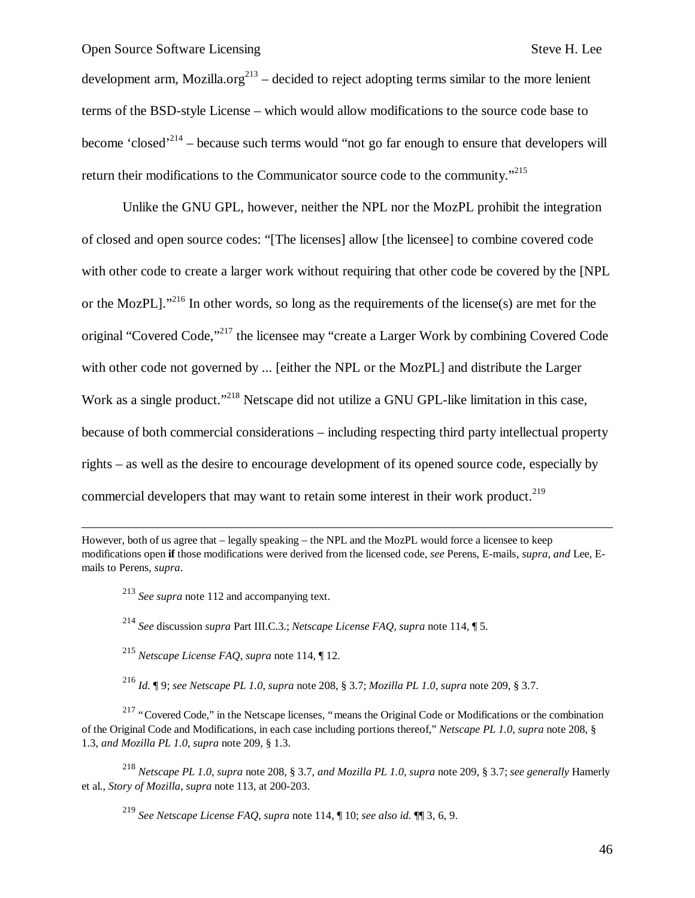development arm, Mozilla.org[213] – decided to reject adopting terms similar to the more lenient terms of the BSD-style License – which would allow modifications to the source code base to become 'closed'[214] – because such terms would "not go far enough to ensure that developers will return their modifications to the Communicator source code to the community."[215]

Unlike the GNU GPL, however, neither the NPL nor the MozPL prohibit the integration of closed and open source codes: "[The licenses] allow [the licensee] to combine covered code with other code to create a larger work without requiring that other code be covered by the [NPL or the MozPL]."[216] In other words, so long as the requirements of the license(s) are met for the original "Covered Code,"[217] the licensee may "create a Larger Work by combining Covered Code with other code not governed by ... [either the NPL or the MozPL] and distribute the Larger Work as a single product."[218] Netscape did not utilize a GNU GPL-like limitation in this case, because of both commercial considerations – including respecting third party intellectual property rights – as well as the desire to encourage development of its opened source code, especially by commercial developers that may want to retain some interest in their work product.[219]

---

However, both of us agree that – legally speaking – the NPL and the MozPL would force a licensee to keep modifications open **if** those modifications were derived from the licensed code, *see* Perens, E-mails, *supra*, *and* Lee, E-mails to Perens, *supra*.

[213] *See supra* note 112 and accompanying text.

[214] *See* discussion *supra* Part III.C.3.; *Netscape License FAQ*, *supra* note 114, ¶ 5.

[215] *Netscape License FAQ*, *supra* note 114, ¶ 12.

[216] *Id.* ¶ 9; *see Netscape PL 1.0*, *supra* note 208, § 3.7; *Mozilla PL 1.0*, *supra* note 209, § 3.7.

[217] "Covered Code," in the Netscape licenses, "means the Original Code or Modifications or the combination of the Original Code and Modifications, in each case including portions thereof," *Netscape PL 1.0*, *supra* note 208, § 1.3, *and Mozilla PL 1.0*, *supra* note 209, § 1.3.

[218] *Netscape PL 1.0*, *supra* note 208, § 3.7, *and Mozilla PL 1.0*, *supra* note 209, § 3.7; *see generally* Hamerly et al., *Story of Mozilla*, *supra* note 113, at 200-203.

[219] *See Netscape License FAQ*, *supra* note 114, ¶ 10; *see also id.* ¶¶ 3, 6, 9.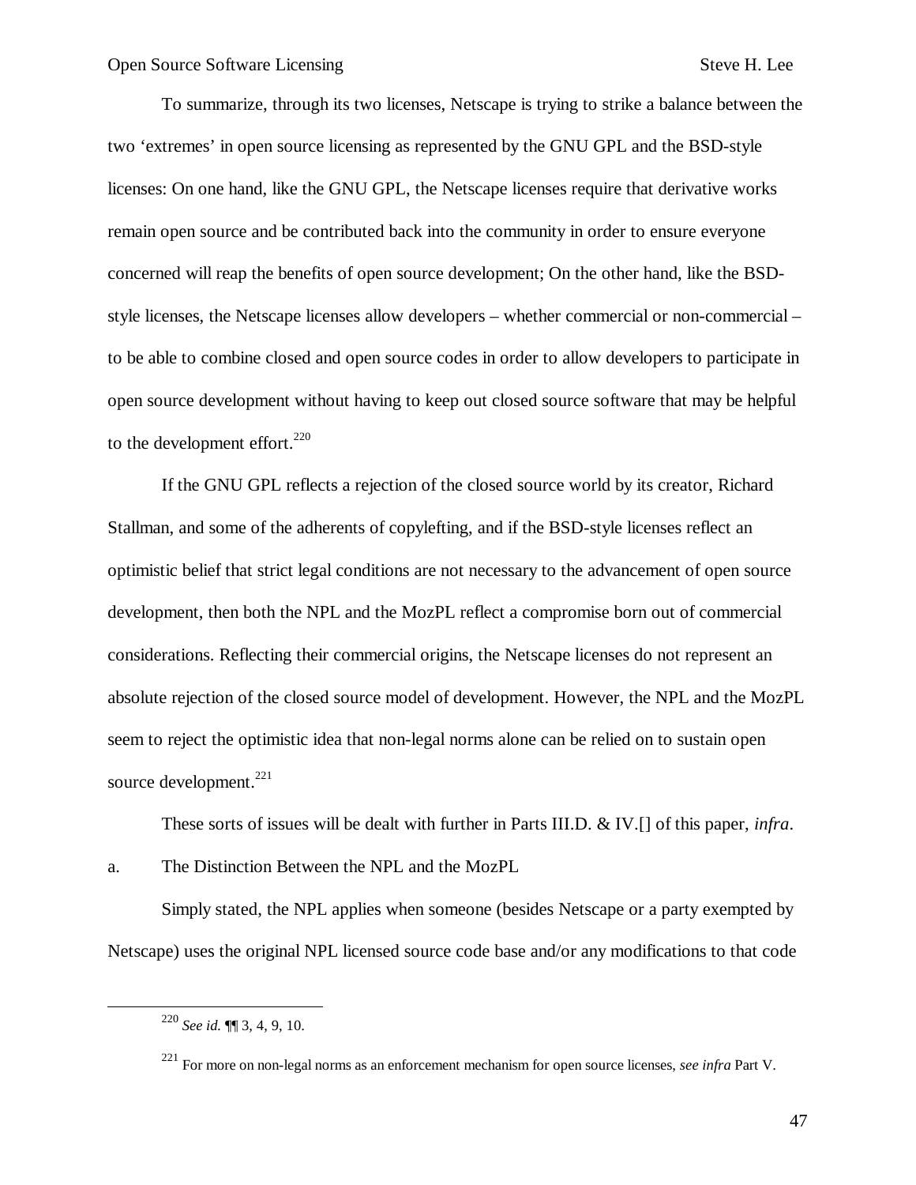To summarize, through its two licenses, Netscape is trying to strike a balance between the two 'extremes' in open source licensing as represented by the GNU GPL and the BSD-style licenses: On one hand, like the GNU GPL, the Netscape licenses require that derivative works remain open source and be contributed back into the community in order to ensure everyone concerned will reap the benefits of open source development; On the other hand, like the BSD-style licenses, the Netscape licenses allow developers – whether commercial or non-commercial – to be able to combine closed and open source codes in order to allow developers to participate in open source development without having to keep out closed source software that may be helpful to the development effort.[220]

If the GNU GPL reflects a rejection of the closed source world by its creator, Richard Stallman, and some of the adherents of copylefting, and if the BSD-style licenses reflect an optimistic belief that strict legal conditions are not necessary to the advancement of open source development, then both the NPL and the MozPL reflect a compromise born out of commercial considerations. Reflecting their commercial origins, the Netscape licenses do not represent an absolute rejection of the closed source model of development. However, the NPL and the MozPL seem to reject the optimistic idea that non-legal norms alone can be relied on to sustain open source development.[221]

These sorts of issues will be dealt with further in Parts III.D. & IV.[] of this paper, *infra*.

a. The Distinction Between the NPL and the MozPL

Simply stated, the NPL applies when someone (besides Netscape or a party exempted by Netscape) uses the original NPL licensed source code base and/or any modifications to that code

---

[220] *See id.* ¶¶ 3, 4, 9, 10.

[221] For more on non-legal norms as an enforcement mechanism for open source licenses, *see infra* Part V.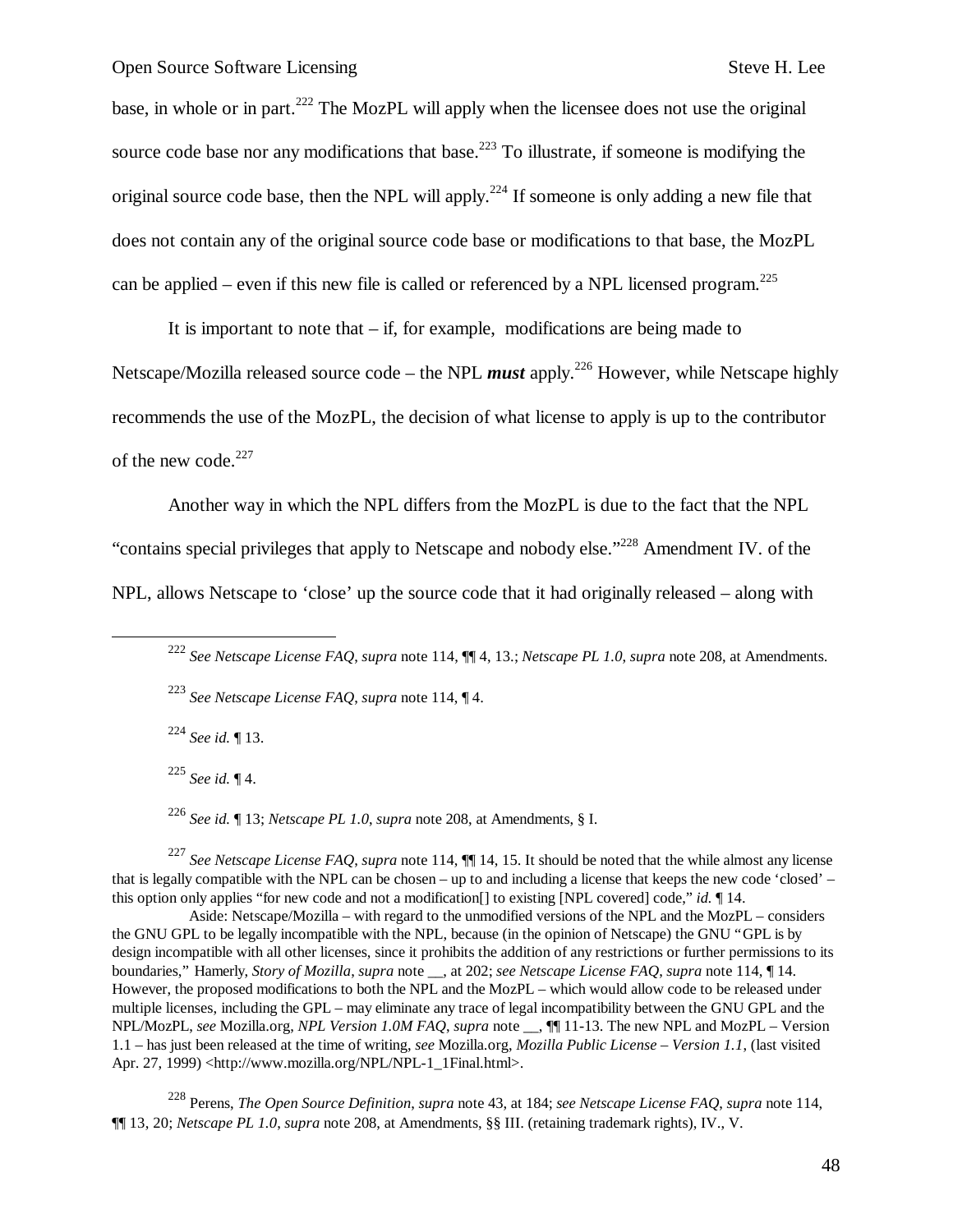base, in whole or in part.[222] The MozPL will apply when the licensee does not use the original source code base nor any modifications that base.[223] To illustrate, if someone is modifying the original source code base, then the NPL will apply.[224] If someone is only adding a new file that does not contain any of the original source code base or modifications to that base, the MozPL can be applied – even if this new file is called or referenced by a NPL licensed program.[225]

It is important to note that – if, for example, modifications are being made to Netscape/Mozilla released source code – the NPL ***must*** apply.[226] However, while Netscape highly recommends the use of the MozPL, the decision of what license to apply is up to the contributor of the new code.[227]

Another way in which the NPL differs from the MozPL is due to the fact that the NPL "contains special privileges that apply to Netscape and nobody else."[228] Amendment IV. of the NPL, allows Netscape to 'close' up the source code that it had originally released – along with

---

[222] *See Netscape License FAQ*, *supra* note 114, ¶¶ 4, 13.; *Netscape PL 1.0*, *supra* note 208, at Amendments.

[223] *See Netscape License FAQ*, *supra* note 114, ¶ 4.

[224] *See id.* ¶ 13.

[225] *See id.* ¶ 4.

[226] *See id.* ¶ 13; *Netscape PL 1.0*, *supra* note 208, at Amendments, § I.

[227] *See Netscape License FAQ*, *supra* note 114, ¶¶ 14, 15. It should be noted that the while almost any license that is legally compatible with the NPL can be chosen – up to and including a license that keeps the new code 'closed' – this option only applies "for new code and not a modification[] to existing [NPL covered] code," *id.* ¶ 14.

Aside: Netscape/Mozilla – with regard to the unmodified versions of the NPL and the MozPL – considers the GNU GPL to be legally incompatible with the NPL, because (in the opinion of Netscape) the GNU "GPL is by design incompatible with all other licenses, since it prohibits the addition of any restrictions or further permissions to its boundaries," Hamerly, *Story of Mozilla*, *supra* note __, at 202; *see Netscape License FAQ*, *supra* note 114, ¶ 14. However, the proposed modifications to both the NPL and the MozPL – which would allow code to be released under multiple licenses, including the GPL – may eliminate any trace of legal incompatibility between the GNU GPL and the NPL/MozPL, *see* Mozilla.org, *NPL Version 1.0M FAQ*, *supra* note __, ¶¶ 11-13. The new NPL and MozPL – Version 1.1 – has just been released at the time of writing, *see* Mozilla.org, *Mozilla Public License – Version 1.1*, (last visited Apr. 27, 1999) <http://www.mozilla.org/NPL/NPL-1_1Final.html>.

[228] Perens, *The Open Source Definition*, *supra* note 43, at 184; *see Netscape License FAQ*, *supra* note 114, ¶¶ 13, 20; *Netscape PL 1.0*, *supra* note 208, at Amendments, §§ III. (retaining trademark rights), IV., V.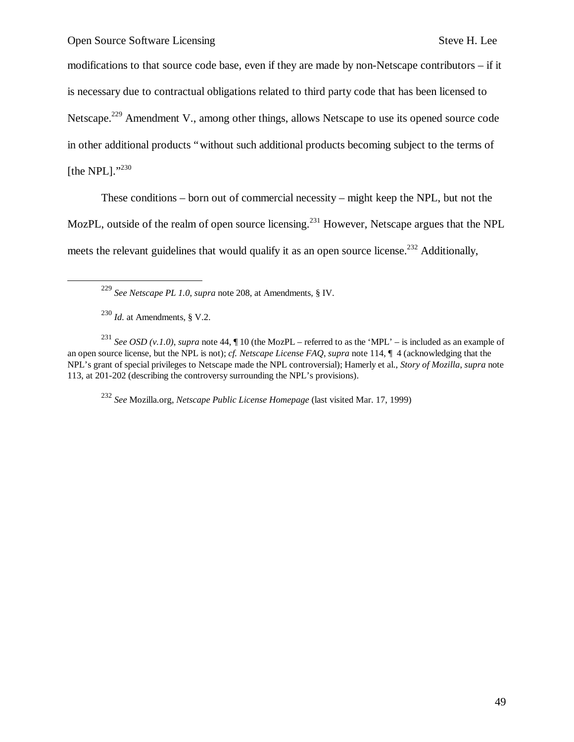modifications to that source code base, even if they are made by non-Netscape contributors – if it is necessary due to contractual obligations related to third party code that has been licensed to Netscape.[229] Amendment V., among other things, allows Netscape to use its opened source code in other additional products "without such additional products becoming subject to the terms of [the NPL]."[230]

These conditions – born out of commercial necessity – might keep the NPL, but not the MozPL, outside of the realm of open source licensing.[231] However, Netscape argues that the NPL meets the relevant guidelines that would qualify it as an open source license.[232] Additionally,

---

[229] *See Netscape PL 1.0*, *supra* note 208, at Amendments, § IV.

[230] *Id.* at Amendments, § V.2.

[231] *See OSD (v.1.0)*, *supra* note 44, ¶ 10 (the MozPL – referred to as the 'MPL' – is included as an example of an open source license, but the NPL is not); *cf. Netscape License FAQ*, *supra* note 114, ¶ 4 (acknowledging that the NPL's grant of special privileges to Netscape made the NPL controversial); Hamerly et al., *Story of Mozilla*, *supra* note 113, at 201-202 (describing the controversy surrounding the NPL's provisions).

[232] *See* Mozilla.org, *Netscape Public License Homepage* (last visited Mar. 17, 1999)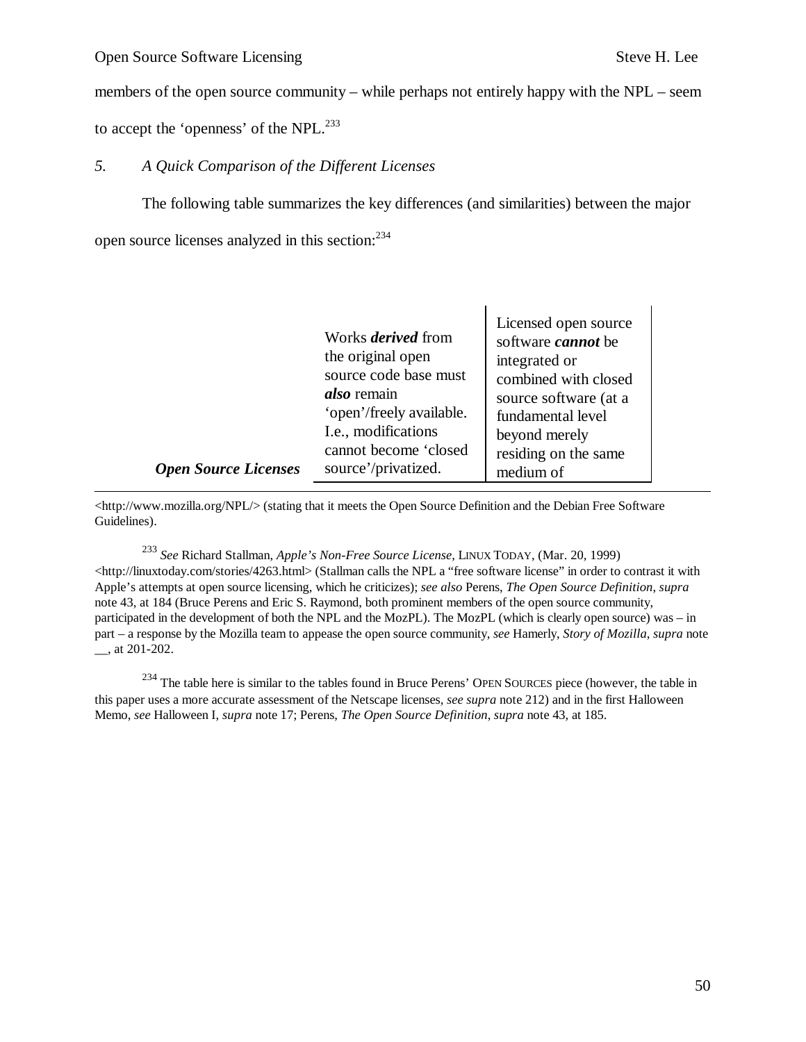members of the open source community – while perhaps not entirely happy with the NPL – seem to accept the 'openness' of the NPL.[233]

*5. A Quick Comparison of the Different Licenses*

The following table summarizes the key differences (and similarities) between the major open source licenses analyzed in this section:[234]

| ***Open Source Licenses*** | Works ***derived*** from the original open source code base must ***also*** remain 'open'/freely available. I.e., modifications cannot become 'closed source'/privatized. | Licensed open source software ***cannot*** be integrated or combined with closed source software (at a fundamental level beyond merely residing on the same medium of |
|---|---|---|

<http://www.mozilla.org/NPL/> (stating that it meets the Open Source Definition and the Debian Free Software Guidelines).

[233] *See* Richard Stallman, *Apple's Non-Free Source License*, LINUX TODAY, (Mar. 20, 1999) <http://linuxtoday.com/stories/4263.html> (Stallman calls the NPL a "free software license" in order to contrast it with Apple's attempts at open source licensing, which he criticizes); *see also* Perens, *The Open Source Definition*, *supra* note 43, at 184 (Bruce Perens and Eric S. Raymond, both prominent members of the open source community, participated in the development of both the NPL and the MozPL). The MozPL (which is clearly open source) was – in part – a response by the Mozilla team to appease the open source community, *see* Hamerly, *Story of Mozilla*, *supra* note __, at 201-202.

[234] The table here is similar to the tables found in Bruce Perens' OPEN SOURCES piece (however, the table in this paper uses a more accurate assessment of the Netscape licenses, *see supra* note 212) and in the first Halloween Memo, *see* Halloween I, *supra* note 17; Perens, *The Open Source Definition*, *supra* note 43, at 185.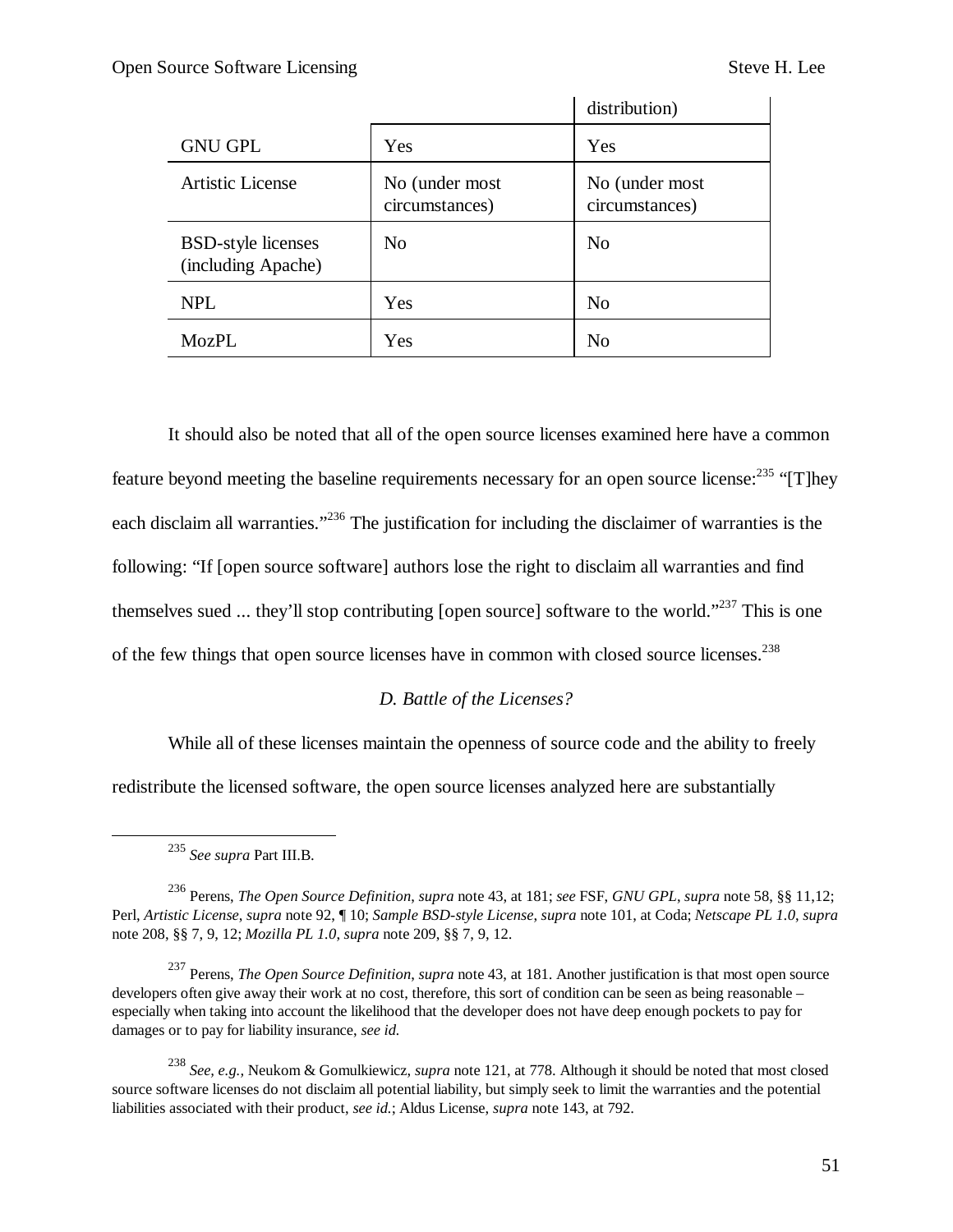| | | distribution) |
|---|---|---|
| GNU GPL | Yes | Yes |
| Artistic License | No (under most circumstances) | No (under most circumstances) |
| BSD-style licenses (including Apache) | No | No |
| NPL | Yes | No |
| MozPL | Yes | No |

It should also be noted that all of the open source licenses examined here have a common feature beyond meeting the baseline requirements necessary for an open source license:[235] "[T]hey each disclaim all warranties."[236] The justification for including the disclaimer of warranties is the following: "If [open source software] authors lose the right to disclaim all warranties and find themselves sued ... they'll stop contributing [open source] software to the world."[237] This is one of the few things that open source licenses have in common with closed source licenses.[238]

### *D. Battle of the Licenses?*

While all of these licenses maintain the openness of source code and the ability to freely redistribute the licensed software, the open source licenses analyzed here are substantially

---

[235] *See supra* Part III.B.

[236] Perens, *The Open Source Definition*, *supra* note 43, at 181; *see* FSF, *GNU GPL*, *supra* note 58, §§ 11,12; Perl, *Artistic License*, *supra* note 92, ¶ 10; *Sample BSD-style License*, *supra* note 101, at Coda; *Netscape PL 1.0*, *supra* note 208, §§ 7, 9, 12; *Mozilla PL 1.0*, *supra* note 209, §§ 7, 9, 12.

[237] Perens, *The Open Source Definition*, *supra* note 43, at 181. Another justification is that most open source developers often give away their work at no cost, therefore, this sort of condition can be seen as being reasonable – especially when taking into account the likelihood that the developer does not have deep enough pockets to pay for damages or to pay for liability insurance, *see id.*

[238] *See, e.g.*, Neukom & Gomulkiewicz, *supra* note 121, at 778. Although it should be noted that most closed source software licenses do not disclaim all potential liability, but simply seek to limit the warranties and the potential liabilities associated with their product, *see id.*; Aldus License, *supra* note 143, at 792.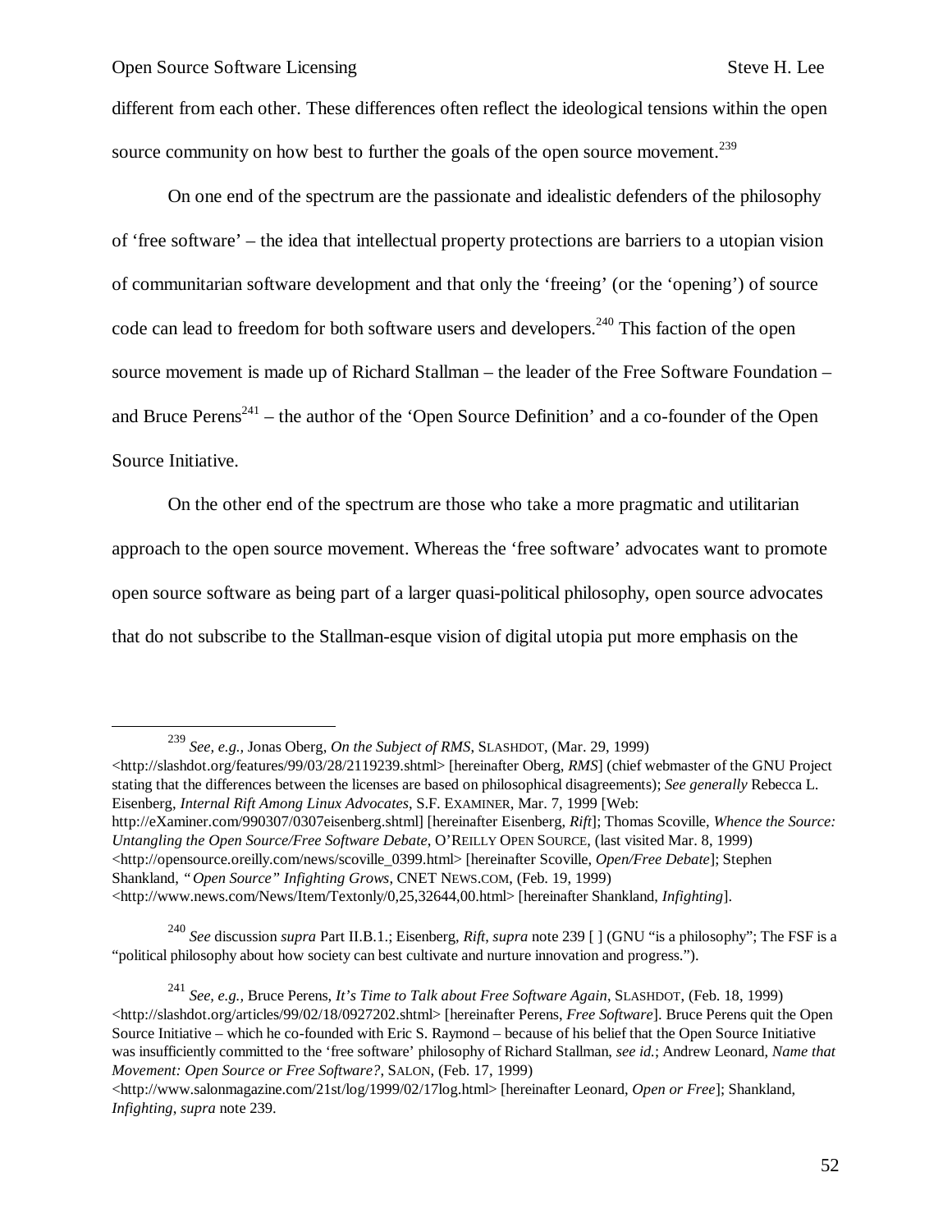different from each other. These differences often reflect the ideological tensions within the open source community on how best to further the goals of the open source movement.[239]

On one end of the spectrum are the passionate and idealistic defenders of the philosophy of 'free software' – the idea that intellectual property protections are barriers to a utopian vision of communitarian software development and that only the 'freeing' (or the 'opening') of source code can lead to freedom for both software users and developers.[240] This faction of the open source movement is made up of Richard Stallman – the leader of the Free Software Foundation – and Bruce Perens[241] – the author of the 'Open Source Definition' and a co-founder of the Open Source Initiative.

On the other end of the spectrum are those who take a more pragmatic and utilitarian approach to the open source movement. Whereas the 'free software' advocates want to promote open source software as being part of a larger quasi-political philosophy, open source advocates that do not subscribe to the Stallman-esque vision of digital utopia put more emphasis on the

---

[239] *See, e.g.,* Jonas Oberg, *On the Subject of RMS*, SLASHDOT, (Mar. 29, 1999) <http://slashdot.org/features/99/03/28/2119239.shtml> [hereinafter Oberg, *RMS*] (chief webmaster of the GNU Project stating that the differences between the licenses are based on philosophical disagreements); *See generally* Rebecca L. Eisenberg, *Internal Rift Among Linux Advocates*, S.F. EXAMINER, Mar. 7, 1999 [Web: http://eXaminer.com/990307/0307eisenberg.shtml] [hereinafter Eisenberg, *Rift*]; Thomas Scoville, *Whence the Source: Untangling the Open Source/Free Software Debate*, O'REILLY OPEN SOURCE, (last visited Mar. 8, 1999) <http://opensource.oreilly.com/news/scoville_0399.html> [hereinafter Scoville, *Open/Free Debate*]; Stephen Shankland, *"Open Source" Infighting Grows*, CNET NEWS.COM, (Feb. 19, 1999) <http://www.news.com/News/Item/Textonly/0,25,32644,00.html> [hereinafter Shankland, *Infighting*].

[240] *See* discussion *supra* Part II.B.1.; Eisenberg, *Rift*, *supra* note 239 [ ] (GNU "is a philosophy"; The FSF is a "political philosophy about how society can best cultivate and nurture innovation and progress.").

[241] *See, e.g.,* Bruce Perens, *It's Time to Talk about Free Software Again*, SLASHDOT, (Feb. 18, 1999) <http://slashdot.org/articles/99/02/18/0927202.shtml> [hereinafter Perens, *Free Software*]. Bruce Perens quit the Open Source Initiative – which he co-founded with Eric S. Raymond – because of his belief that the Open Source Initiative was insufficiently committed to the 'free software' philosophy of Richard Stallman, *see id.*; Andrew Leonard, *Name that Movement: Open Source or Free Software?*, SALON, (Feb. 17, 1999) <http://www.salonmagazine.com/21st/log/1999/02/17log.html> [hereinafter Leonard, *Open or Free*]; Shankland, *Infighting*, *supra* note 239.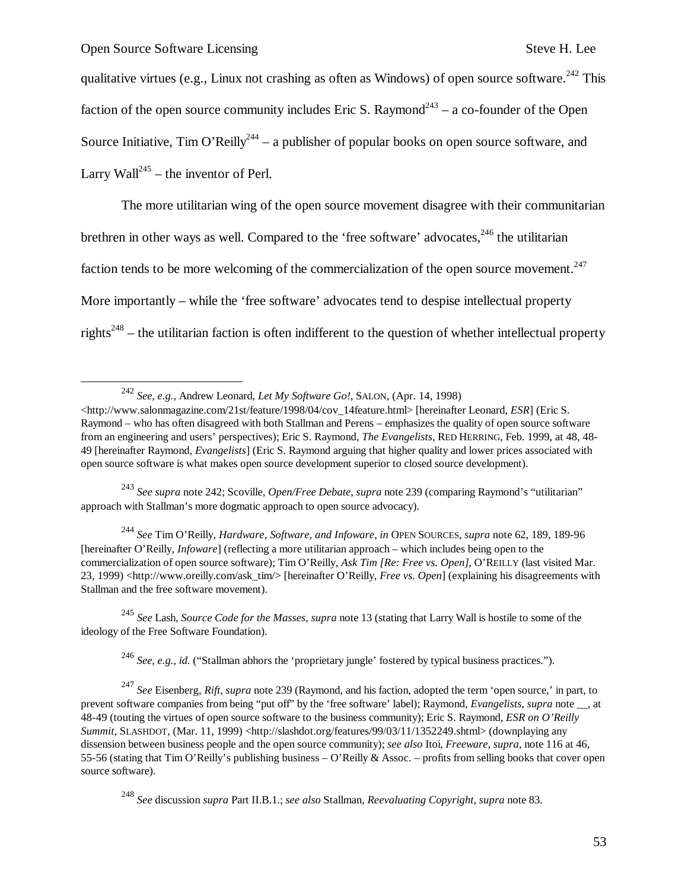qualitative virtues (e.g., Linux not crashing as often as Windows) of open source software.[242] This faction of the open source community includes Eric S. Raymond[243] – a co-founder of the Open Source Initiative, Tim O'Reilly[244] – a publisher of popular books on open source software, and Larry Wall[245] – the inventor of Perl.

The more utilitarian wing of the open source movement disagree with their communitarian brethren in other ways as well. Compared to the 'free software' advocates,[246] the utilitarian faction tends to be more welcoming of the commercialization of the open source movement.[247] More importantly – while the 'free software' advocates tend to despise intellectual property rights[248] – the utilitarian faction is often indifferent to the question of whether intellectual property

---

[242] *See, e.g.,* Andrew Leonard, *Let My Software Go!*, SALON, (Apr. 14, 1998) <http://www.salonmagazine.com/21st/feature/1998/04/cov_14feature.html> [hereinafter Leonard, *ESR*] (Eric S. Raymond – who has often disagreed with both Stallman and Perens – emphasizes the quality of open source software from an engineering and users' perspectives); Eric S. Raymond, *The Evangelists*, RED HERRING, Feb. 1999, at 48, 48-49 [hereinafter Raymond, *Evangelists*] (Eric S. Raymond arguing that higher quality and lower prices associated with open source software is what makes open source development superior to closed source development).

[243] *See supra* note 242; Scoville, *Open/Free Debate*, *supra* note 239 (comparing Raymond's "utilitarian" approach with Stallman's more dogmatic approach to open source advocacy).

[244] *See* Tim O'Reilly, *Hardware, Software, and Infoware*, *in* OPEN SOURCES, *supra* note 62, 189, 189-96 [hereinafter O'Reilly, *Infoware*] (reflecting a more utilitarian approach – which includes being open to the commercialization of open source software); Tim O'Reilly, *Ask Tim [Re: Free vs. Open]*, O'REILLY (last visited Mar. 23, 1999) <http://www.oreilly.com/ask_tim/> [hereinafter O'Reilly, *Free vs. Open*] (explaining his disagreements with Stallman and the free software movement).

[245] *See* Lash, *Source Code for the Masses*, *supra* note 13 (stating that Larry Wall is hostile to some of the ideology of the Free Software Foundation).

[246] *See, e.g., id.* ("Stallman abhors the 'proprietary jungle' fostered by typical business practices.").

[247] *See* Eisenberg, *Rift*, *supra* note 239 (Raymond, and his faction, adopted the term 'open source,' in part, to prevent software companies from being "put off" by the 'free software' label); Raymond, *Evangelists*, *supra* note __, at 48-49 (touting the virtues of open source software to the business community); Eric S. Raymond, *ESR on O'Reilly Summit*, SLASHDOT, (Mar. 11, 1999) <http://slashdot.org/features/99/03/11/1352249.shtml> (downplaying any dissension between business people and the open source community); *see also* Itoi, *Freeware*, *supra*, note 116 at 46, 55-56 (stating that Tim O'Reilly's publishing business – O'Reilly & Assoc. – profits from selling books that cover open source software).

[248] *See* discussion *supra* Part II.B.1.; *see also* Stallman, *Reevaluating Copyright*, *supra* note 83.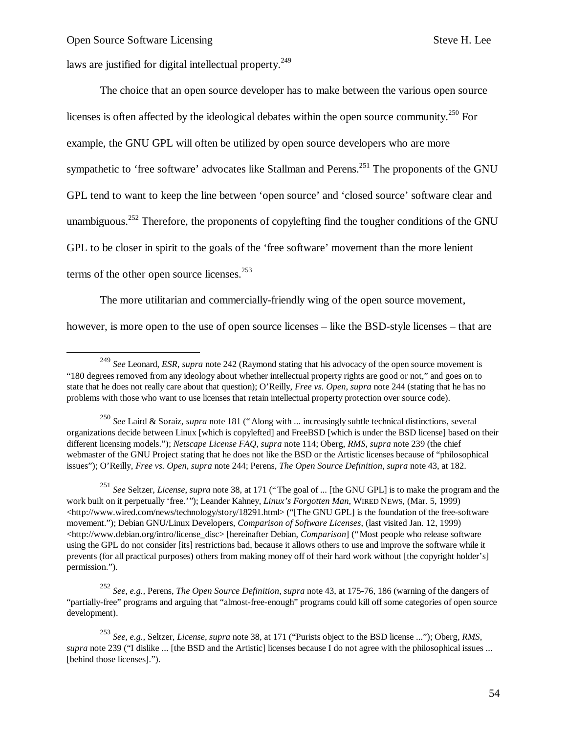laws are justified for digital intellectual property.[249]

The choice that an open source developer has to make between the various open source licenses is often affected by the ideological debates within the open source community.[250] For example, the GNU GPL will often be utilized by open source developers who are more sympathetic to 'free software' advocates like Stallman and Perens.[251] The proponents of the GNU GPL tend to want to keep the line between 'open source' and 'closed source' software clear and unambiguous.[252] Therefore, the proponents of copylefting find the tougher conditions of the GNU GPL to be closer in spirit to the goals of the 'free software' movement than the more lenient terms of the other open source licenses.[253]

The more utilitarian and commercially-friendly wing of the open source movement, however, is more open to the use of open source licenses – like the BSD-style licenses – that are

---

[249] *See* Leonard, *ESR*, *supra* note 242 (Raymond stating that his advocacy of the open source movement is "180 degrees removed from any ideology about whether intellectual property rights are good or not," and goes on to state that he does not really care about that question); O'Reilly, *Free vs. Open*, *supra* note 244 (stating that he has no problems with those who want to use licenses that retain intellectual property protection over source code).

[250] *See* Laird & Soraiz, *supra* note 181 ("Along with ... increasingly subtle technical distinctions, several organizations decide between Linux [which is copylefted] and FreeBSD [which is under the BSD license] based on their different licensing models."); *Netscape License FAQ*, *supra* note 114; Oberg, *RMS*, *supra* note 239 (the chief webmaster of the GNU Project stating that he does not like the BSD or the Artistic licenses because of "philosophical issues"); O'Reilly, *Free vs. Open*, *supra* note 244; Perens, *The Open Source Definition*, *supra* note 43, at 182.

[251] *See* Seltzer, *License*, *supra* note 38, at 171 ("The goal of ... [the GNU GPL] is to make the program and the work built on it perpetually 'free.'"); Leander Kahney, *Linux's Forgotten Man*, WIRED NEWS, (Mar. 5, 1999) <http://www.wired.com/news/technology/story/18291.html> ("[The GNU GPL] is the foundation of the free-software movement."); Debian GNU/Linux Developers, *Comparison of Software Licenses*, (last visited Jan. 12, 1999) <http://www.debian.org/intro/license_disc> [hereinafter Debian, *Comparison*] ("Most people who release software using the GPL do not consider [its] restrictions bad, because it allows others to use and improve the software while it prevents (for all practical purposes) others from making money off of their hard work without [the copyright holder's] permission.").

[252] *See, e.g.*, Perens, *The Open Source Definition*, *supra* note 43, at 175-76, 186 (warning of the dangers of "partially-free" programs and arguing that "almost-free-enough" programs could kill off some categories of open source development).

[253] *See, e.g.*, Seltzer, *License*, *supra* note 38, at 171 ("Purists object to the BSD license ..."); Oberg, *RMS*, *supra* note 239 ("I dislike ... [the BSD and the Artistic] licenses because I do not agree with the philosophical issues ... [behind those licenses].").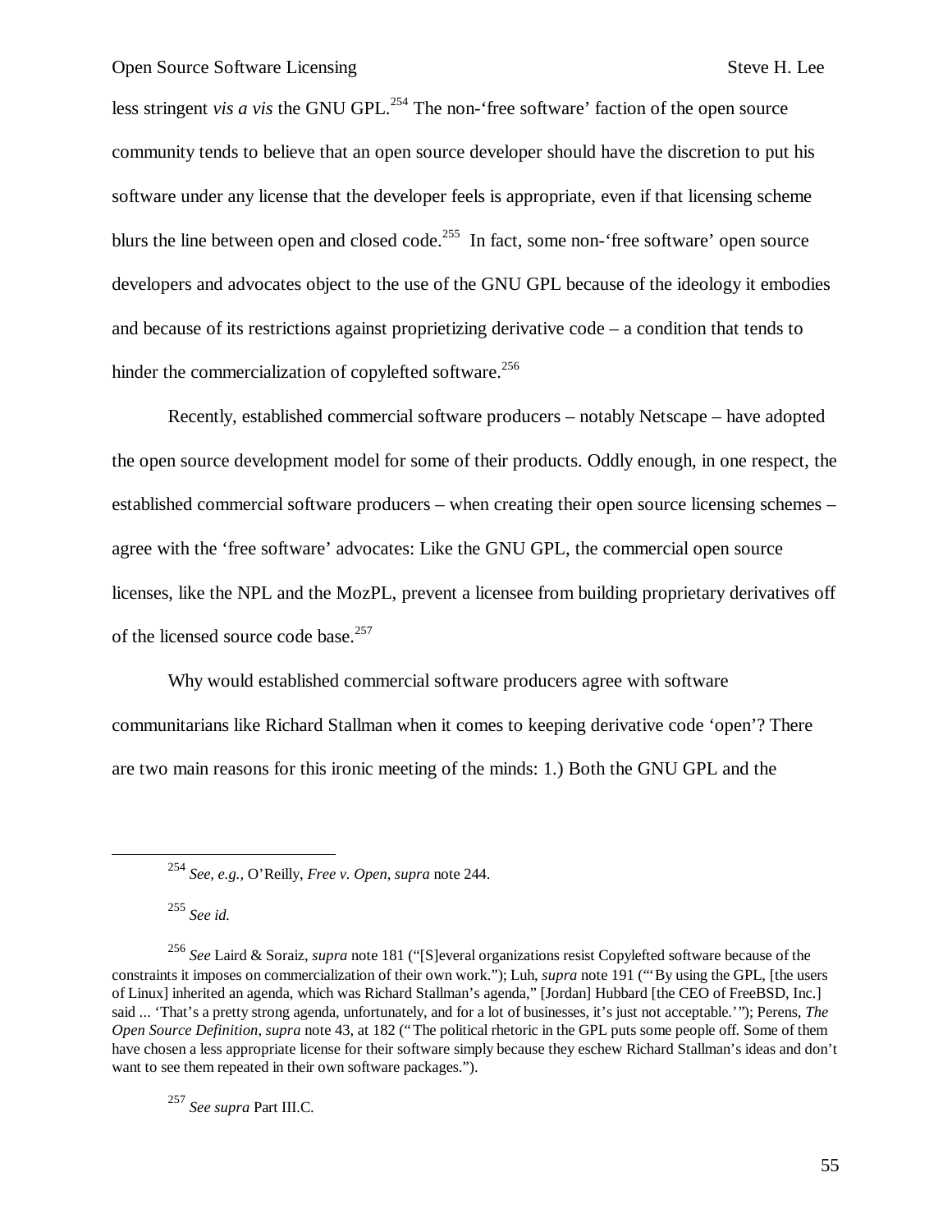less stringent *vis a vis* the GNU GPL.[254] The non-'free software' faction of the open source community tends to believe that an open source developer should have the discretion to put his software under any license that the developer feels is appropriate, even if that licensing scheme blurs the line between open and closed code.[255] In fact, some non-'free software' open source developers and advocates object to the use of the GNU GPL because of the ideology it embodies and because of its restrictions against proprietizing derivative code – a condition that tends to hinder the commercialization of copylefted software.[256]

Recently, established commercial software producers – notably Netscape – have adopted the open source development model for some of their products. Oddly enough, in one respect, the established commercial software producers – when creating their open source licensing schemes – agree with the 'free software' advocates: Like the GNU GPL, the commercial open source licenses, like the NPL and the MozPL, prevent a licensee from building proprietary derivatives off of the licensed source code base.[257]

Why would established commercial software producers agree with software communitarians like Richard Stallman when it comes to keeping derivative code 'open'? There are two main reasons for this ironic meeting of the minds: 1.) Both the GNU GPL and the

---

[254] *See, e.g.,* O'Reilly, *Free v. Open*, *supra* note 244.

[255] *See id.*

[256] *See* Laird & Soraiz, *supra* note 181 ("[S]everal organizations resist Copylefted software because of the constraints it imposes on commercialization of their own work."); Luh, *supra* note 191 ("'By using the GPL, [the users of Linux] inherited an agenda, which was Richard Stallman's agenda," [Jordan] Hubbard [the CEO of FreeBSD, Inc.] said ... 'That's a pretty strong agenda, unfortunately, and for a lot of businesses, it's just not acceptable.'"); Perens, *The Open Source Definition*, *supra* note 43, at 182 ("The political rhetoric in the GPL puts some people off. Some of them have chosen a less appropriate license for their software simply because they eschew Richard Stallman's ideas and don't want to see them repeated in their own software packages.").

[257] *See supra* Part III.C.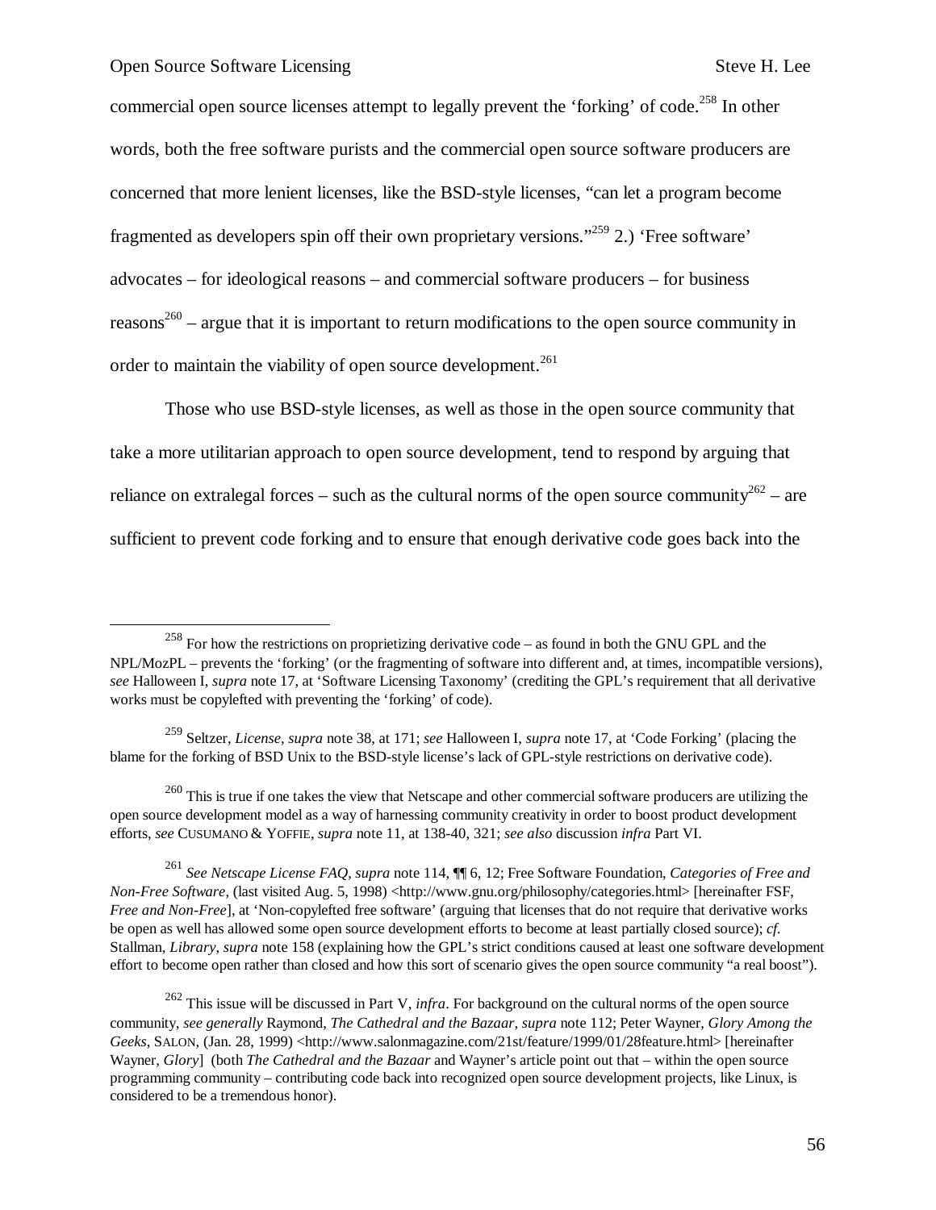commercial open source licenses attempt to legally prevent the 'forking' of code.[258] In other words, both the free software purists and the commercial open source software producers are concerned that more lenient licenses, like the BSD-style licenses, "can let a program become fragmented as developers spin off their own proprietary versions."[259] 2.) 'Free software' advocates – for ideological reasons – and commercial software producers – for business reasons[260] – argue that it is important to return modifications to the open source community in order to maintain the viability of open source development.[261]

Those who use BSD-style licenses, as well as those in the open source community that take a more utilitarian approach to open source development, tend to respond by arguing that reliance on extralegal forces – such as the cultural norms of the open source community[262] – are sufficient to prevent code forking and to ensure that enough derivative code goes back into the

---

[258] For how the restrictions on proprietizing derivative code – as found in both the GNU GPL and the NPL/MozPL – prevents the 'forking' (or the fragmenting of software into different and, at times, incompatible versions), *see* Halloween I, *supra* note 17, at 'Software Licensing Taxonomy' (crediting the GPL's requirement that all derivative works must be copylefted with preventing the 'forking' of code).

[259] Seltzer, *License*, *supra* note 38, at 171; *see* Halloween I, *supra* note 17, at 'Code Forking' (placing the blame for the forking of BSD Unix to the BSD-style license's lack of GPL-style restrictions on derivative code).

[260] This is true if one takes the view that Netscape and other commercial software producers are utilizing the open source development model as a way of harnessing community creativity in order to boost product development efforts, *see* CUSUMANO & YOFFIE, *supra* note 11, at 138-40, 321; *see also* discussion *infra* Part VI.

[261] *See Netscape License FAQ*, *supra* note 114, ¶¶ 6, 12; Free Software Foundation, *Categories of Free and Non-Free Software*, (last visited Aug. 5, 1998) <http://www.gnu.org/philosophy/categories.html> [hereinafter FSF, *Free and Non-Free*], at 'Non-copylefted free software' (arguing that licenses that do not require that derivative works be open as well has allowed some open source development efforts to become at least partially closed source); *cf.* Stallman, *Library*, *supra* note 158 (explaining how the GPL's strict conditions caused at least one software development effort to become open rather than closed and how this sort of scenario gives the open source community "a real boost").

[262] This issue will be discussed in Part V, *infra*. For background on the cultural norms of the open source community, *see generally* Raymond, *The Cathedral and the Bazaar*, *supra* note 112; Peter Wayner, *Glory Among the Geeks*, SALON, (Jan. 28, 1999) <http://www.salonmagazine.com/21st/feature/1999/01/28feature.html> [hereinafter Wayner, *Glory*] (both *The Cathedral and the Bazaar* and Wayner's article point out that – within the open source programming community – contributing code back into recognized open source development projects, like Linux, is considered to be a tremendous honor).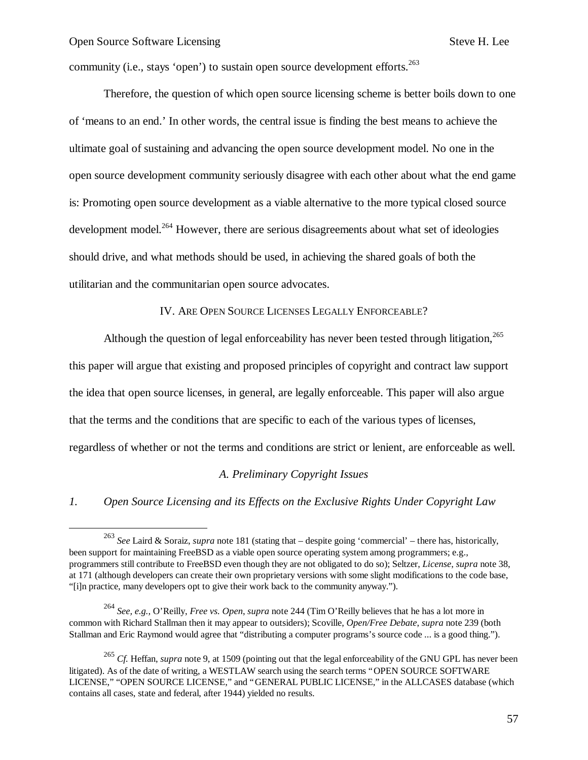community (i.e., stays 'open') to sustain open source development efforts.[263]

Therefore, the question of which open source licensing scheme is better boils down to one of 'means to an end.' In other words, the central issue is finding the best means to achieve the ultimate goal of sustaining and advancing the open source development model. No one in the open source development community seriously disagree with each other about what the end game is: Promoting open source development as a viable alternative to the more typical closed source development model.[264] However, there are serious disagreements about what set of ideologies should drive, and what methods should be used, in achieving the shared goals of both the utilitarian and the communitarian open source advocates.

## IV. ARE OPEN SOURCE LICENSES LEGALLY ENFORCEABLE?

Although the question of legal enforceability has never been tested through litigation,[265] this paper will argue that existing and proposed principles of copyright and contract law support the idea that open source licenses, in general, are legally enforceable. This paper will also argue that the terms and the conditions that are specific to each of the various types of licenses, regardless of whether or not the terms and conditions are strict or lenient, are enforceable as well.

### *A. Preliminary Copyright Issues*

#### *1. Open Source Licensing and its Effects on the Exclusive Rights Under Copyright Law*

---

[263] *See* Laird & Soraiz, *supra* note 181 (stating that – despite going 'commercial' – there has, historically, been support for maintaining FreeBSD as a viable open source operating system among programmers; e.g., programmers still contribute to FreeBSD even though they are not obligated to do so); Seltzer, *License*, *supra* note 38, at 171 (although developers can create their own proprietary versions with some slight modifications to the code base, "[i]n practice, many developers opt to give their work back to the community anyway.").

[264] *See, e.g.,* O'Reilly, *Free vs. Open*, *supra* note 244 (Tim O'Reilly believes that he has a lot more in common with Richard Stallman then it may appear to outsiders); Scoville, *Open/Free Debate*, *supra* note 239 (both Stallman and Eric Raymond would agree that "distributing a computer programs's source code ... is a good thing.").

[265] *Cf.* Heffan, *supra* note 9, at 1509 (pointing out that the legal enforceability of the GNU GPL has never been litigated). As of the date of writing, a WESTLAW search using the search terms "OPEN SOURCE SOFTWARE LICENSE," "OPEN SOURCE LICENSE," and "GENERAL PUBLIC LICENSE," in the ALLCASES database (which contains all cases, state and federal, after 1944) yielded no results.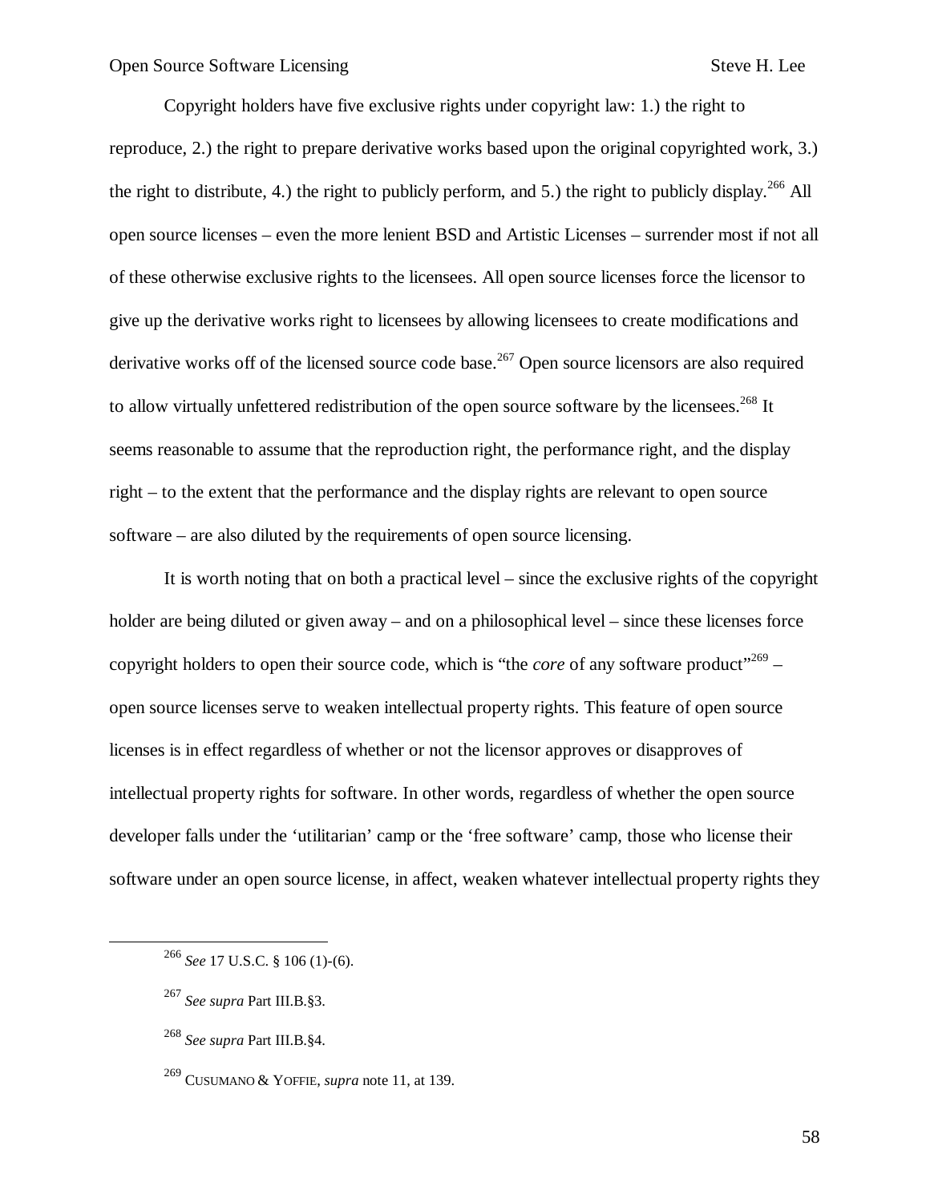Copyright holders have five exclusive rights under copyright law: 1.) the right to reproduce, 2.) the right to prepare derivative works based upon the original copyrighted work, 3.) the right to distribute, 4.) the right to publicly perform, and 5.) the right to publicly display.[266] All open source licenses – even the more lenient BSD and Artistic Licenses – surrender most if not all of these otherwise exclusive rights to the licensees. All open source licenses force the licensor to give up the derivative works right to licensees by allowing licensees to create modifications and derivative works off of the licensed source code base.[267] Open source licensors are also required to allow virtually unfettered redistribution of the open source software by the licensees.[268] It seems reasonable to assume that the reproduction right, the performance right, and the display right – to the extent that the performance and the display rights are relevant to open source software – are also diluted by the requirements of open source licensing.

It is worth noting that on both a practical level – since the exclusive rights of the copyright holder are being diluted or given away – and on a philosophical level – since these licenses force copyright holders to open their source code, which is "the *core* of any software product"[269] – open source licenses serve to weaken intellectual property rights. This feature of open source licenses is in effect regardless of whether or not the licensor approves or disapproves of intellectual property rights for software. In other words, regardless of whether the open source developer falls under the 'utilitarian' camp or the 'free software' camp, those who license their software under an open source license, in affect, weaken whatever intellectual property rights they

---

[266] *See* 17 U.S.C. § 106 (1)-(6).

[267] *See supra* Part III.B.§3.

[268] *See supra* Part III.B.§4.

[269] CUSUMANO & YOFFIE, *supra* note 11, at 139.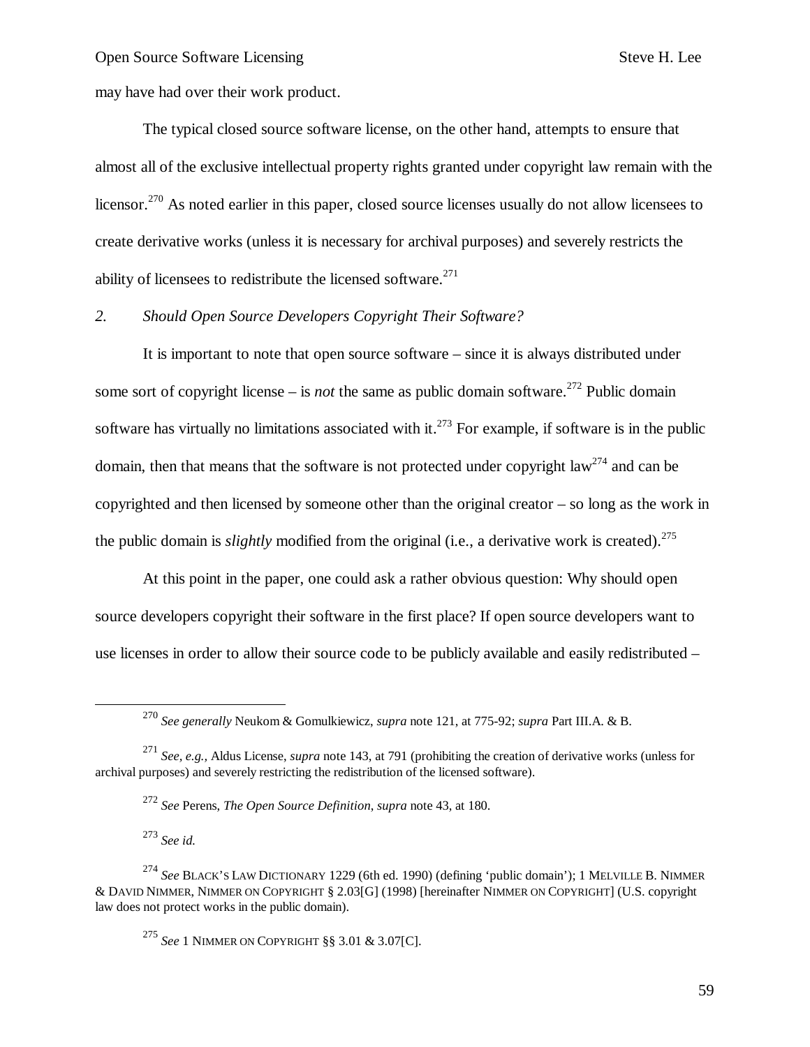may have had over their work product.

The typical closed source software license, on the other hand, attempts to ensure that almost all of the exclusive intellectual property rights granted under copyright law remain with the licensor.[270] As noted earlier in this paper, closed source licenses usually do not allow licensees to create derivative works (unless it is necessary for archival purposes) and severely restricts the ability of licensees to redistribute the licensed software.[271]

### *2. Should Open Source Developers Copyright Their Software?*

It is important to note that open source software – since it is always distributed under some sort of copyright license – is *not* the same as public domain software.[272] Public domain software has virtually no limitations associated with it.[273] For example, if software is in the public domain, then that means that the software is not protected under copyright law[274] and can be copyrighted and then licensed by someone other than the original creator – so long as the work in the public domain is *slightly* modified from the original (i.e., a derivative work is created).[275]

At this point in the paper, one could ask a rather obvious question: Why should open source developers copyright their software in the first place? If open source developers want to use licenses in order to allow their source code to be publicly available and easily redistributed –

---

[270] *See generally* Neukom & Gomulkiewicz, *supra* note 121, at 775-92; *supra* Part III.A. & B.

[271] *See, e.g.,* Aldus License, *supra* note 143, at 791 (prohibiting the creation of derivative works (unless for archival purposes) and severely restricting the redistribution of the licensed software).

[272] *See* Perens, *The Open Source Definition*, *supra* note 43, at 180.

[273] *See id.*

[274] *See* BLACK'S LAW DICTIONARY 1229 (6th ed. 1990) (defining 'public domain'); 1 MELVILLE B. NIMMER & DAVID NIMMER, NIMMER ON COPYRIGHT § 2.03[G] (1998) [hereinafter NIMMER ON COPYRIGHT] (U.S. copyright law does not protect works in the public domain).

[275] *See* 1 NIMMER ON COPYRIGHT §§ 3.01 & 3.07[C].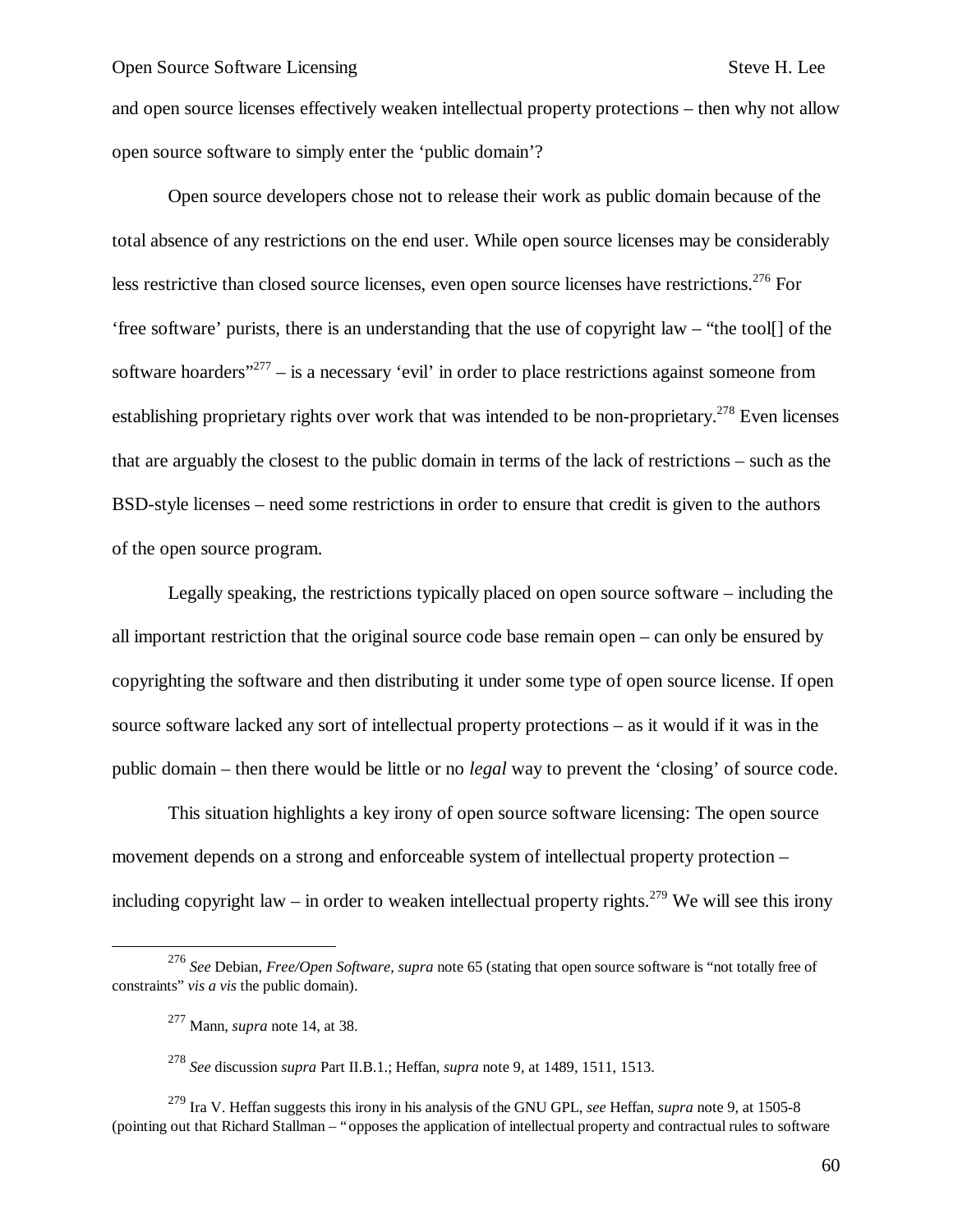and open source licenses effectively weaken intellectual property protections – then why not allow open source software to simply enter the 'public domain'?

Open source developers chose not to release their work as public domain because of the total absence of any restrictions on the end user. While open source licenses may be considerably less restrictive than closed source licenses, even open source licenses have restrictions.[276] For 'free software' purists, there is an understanding that the use of copyright law – "the tool[] of the software hoarders"[277] – is a necessary 'evil' in order to place restrictions against someone from establishing proprietary rights over work that was intended to be non-proprietary.[278] Even licenses that are arguably the closest to the public domain in terms of the lack of restrictions – such as the BSD-style licenses – need some restrictions in order to ensure that credit is given to the authors of the open source program.

Legally speaking, the restrictions typically placed on open source software – including the all important restriction that the original source code base remain open – can only be ensured by copyrighting the software and then distributing it under some type of open source license. If open source software lacked any sort of intellectual property protections – as it would if it was in the public domain – then there would be little or no *legal* way to prevent the 'closing' of source code.

This situation highlights a key irony of open source software licensing: The open source movement depends on a strong and enforceable system of intellectual property protection – including copyright law – in order to weaken intellectual property rights.[279] We will see this irony

---

[276] *See* Debian, *Free/Open Software*, *supra* note 65 (stating that open source software is "not totally free of constraints" *vis a vis* the public domain).

[277] Mann, *supra* note 14, at 38.

[278] *See* discussion *supra* Part II.B.1.; Heffan, *supra* note 9, at 1489, 1511, 1513.

[279] Ira V. Heffan suggests this irony in his analysis of the GNU GPL, *see* Heffan, *supra* note 9, at 1505-8 (pointing out that Richard Stallman – "opposes the application of intellectual property and contractual rules to software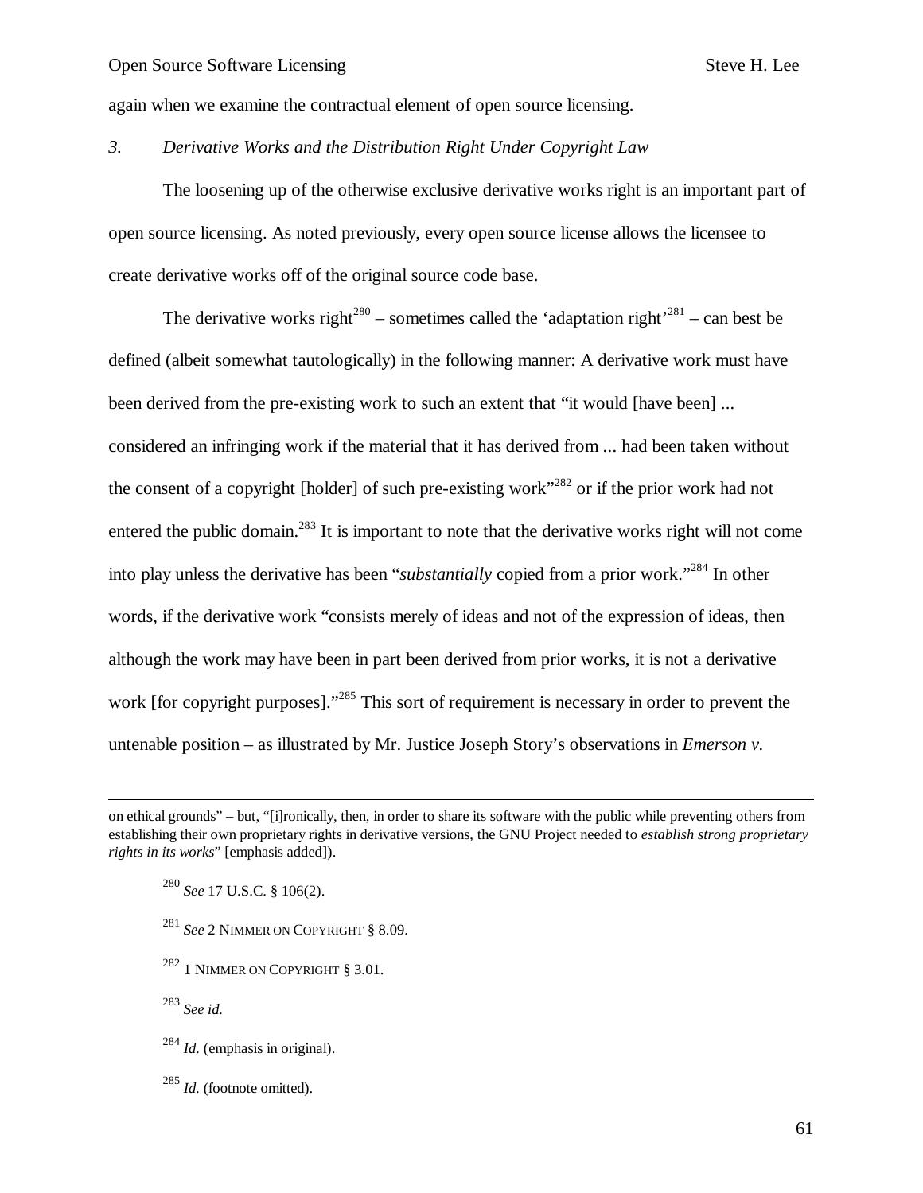again when we examine the contractual element of open source licensing.

### *3. Derivative Works and the Distribution Right Under Copyright Law*

The loosening up of the otherwise exclusive derivative works right is an important part of open source licensing. As noted previously, every open source license allows the licensee to create derivative works off of the original source code base.

The derivative works right[280] – sometimes called the 'adaptation right'[281] – can best be defined (albeit somewhat tautologically) in the following manner: A derivative work must have been derived from the pre-existing work to such an extent that "it would [have been] ... considered an infringing work if the material that it has derived from ... had been taken without the consent of a copyright [holder] of such pre-existing work"[282] or if the prior work had not entered the public domain.[283] It is important to note that the derivative works right will not come into play unless the derivative has been "*substantially* copied from a prior work."[284] In other words, if the derivative work "consists merely of ideas and not of the expression of ideas, then although the work may have been in part been derived from prior works, it is not a derivative work [for copyright purposes]."[285] This sort of requirement is necessary in order to prevent the untenable position – as illustrated by Mr. Justice Joseph Story's observations in *Emerson v.*

---

on ethical grounds" – but, "[i]ronically, then, in order to share its software with the public while preventing others from establishing their own proprietary rights in derivative versions, the GNU Project needed to *establish strong proprietary rights in its works*" [emphasis added]).

[280] *See* 17 U.S.C. § 106(2).

[281] *See* 2 NIMMER ON COPYRIGHT § 8.09.

[282] 1 NIMMER ON COPYRIGHT § 3.01.

[283] *See id.*

[284] *Id.* (emphasis in original).

[285] *Id.* (footnote omitted).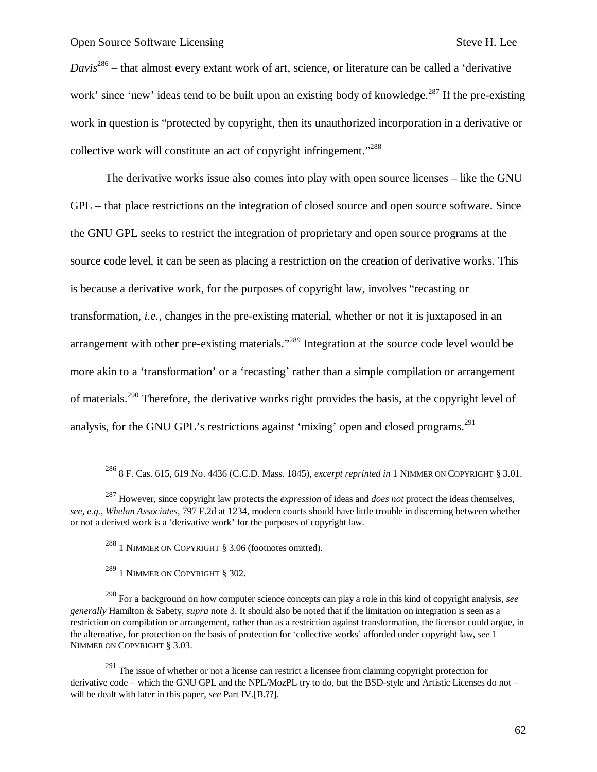*Davis*[286] – that almost every extant work of art, science, or literature can be called a 'derivative work' since 'new' ideas tend to be built upon an existing body of knowledge.[287] If the pre-existing work in question is "protected by copyright, then its unauthorized incorporation in a derivative or collective work will constitute an act of copyright infringement."[288]

The derivative works issue also comes into play with open source licenses – like the GNU GPL – that place restrictions on the integration of closed source and open source software. Since the GNU GPL seeks to restrict the integration of proprietary and open source programs at the source code level, it can be seen as placing a restriction on the creation of derivative works. This is because a derivative work, for the purposes of copyright law, involves "recasting or transformation, *i.e.*, changes in the pre-existing material, whether or not it is juxtaposed in an arrangement with other pre-existing materials."[289] Integration at the source code level would be more akin to a 'transformation' or a 'recasting' rather than a simple compilation or arrangement of materials.[290] Therefore, the derivative works right provides the basis, at the copyright level of analysis, for the GNU GPL's restrictions against 'mixing' open and closed programs.[291]

---

[286] 8 F. Cas. 615, 619 No. 4436 (C.C.D. Mass. 1845), *excerpt reprinted in* 1 NIMMER ON COPYRIGHT § 3.01.

[287] However, since copyright law protects the *expression* of ideas and *does not* protect the ideas themselves, *see, e.g., Whelan Associates*, 797 F.2d at 1234, modern courts should have little trouble in discerning between whether or not a derived work is a 'derivative work' for the purposes of copyright law.

[288] 1 NIMMER ON COPYRIGHT § 3.06 (footnotes omitted).

[289] 1 NIMMER ON COPYRIGHT § 302.

[290] For a background on how computer science concepts can play a role in this kind of copyright analysis, *see generally* Hamilton & Sabety, *supra* note 3. It should also be noted that if the limitation on integration is seen as a restriction on compilation or arrangement, rather than as a restriction against transformation, the licensor could argue, in the alternative, for protection on the basis of protection for 'collective works' afforded under copyright law, *see* 1 NIMMER ON COPYRIGHT § 3.03.

[291] The issue of whether or not a license can restrict a licensee from claiming copyright protection for derivative code – which the GNU GPL and the NPL/MozPL try to do, but the BSD-style and Artistic Licenses do not – will be dealt with later in this paper, *see* Part IV.[B.??].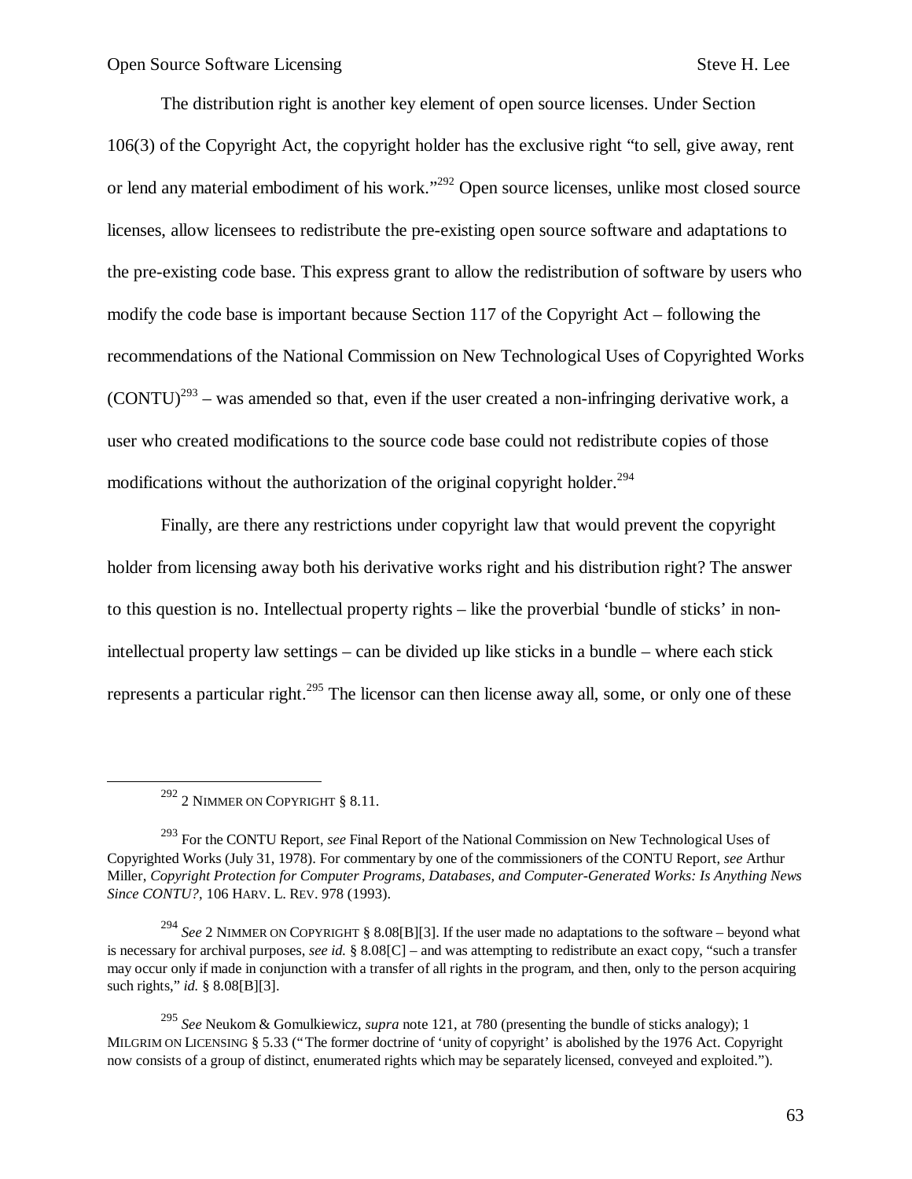The distribution right is another key element of open source licenses. Under Section 106(3) of the Copyright Act, the copyright holder has the exclusive right "to sell, give away, rent or lend any material embodiment of his work."[292] Open source licenses, unlike most closed source licenses, allow licensees to redistribute the pre-existing open source software and adaptations to the pre-existing code base. This express grant to allow the redistribution of software by users who modify the code base is important because Section 117 of the Copyright Act – following the recommendations of the National Commission on New Technological Uses of Copyrighted Works (CONTU)[293] – was amended so that, even if the user created a non-infringing derivative work, a user who created modifications to the source code base could not redistribute copies of those modifications without the authorization of the original copyright holder.[294]

Finally, are there any restrictions under copyright law that would prevent the copyright holder from licensing away both his derivative works right and his distribution right? The answer to this question is no. Intellectual property rights – like the proverbial 'bundle of sticks' in non-intellectual property law settings – can be divided up like sticks in a bundle – where each stick represents a particular right.[295] The licensor can then license away all, some, or only one of these

---

[292] 2 NIMMER ON COPYRIGHT § 8.11.

[293] For the CONTU Report, *see* Final Report of the National Commission on New Technological Uses of Copyrighted Works (July 31, 1978). For commentary by one of the commissioners of the CONTU Report, *see* Arthur Miller, *Copyright Protection for Computer Programs, Databases, and Computer-Generated Works: Is Anything News Since CONTU?*, 106 HARV. L. REV. 978 (1993).

[294] *See* 2 NIMMER ON COPYRIGHT § 8.08[B][3]. If the user made no adaptations to the software – beyond what is necessary for archival purposes, *see id.* § 8.08[C] – and was attempting to redistribute an exact copy, "such a transfer may occur only if made in conjunction with a transfer of all rights in the program, and then, only to the person acquiring such rights," *id.* § 8.08[B][3].

[295] *See* Neukom & Gomulkiewicz, *supra* note 121, at 780 (presenting the bundle of sticks analogy); 1 MILGRIM ON LICENSING § 5.33 ("The former doctrine of 'unity of copyright' is abolished by the 1976 Act. Copyright now consists of a group of distinct, enumerated rights which may be separately licensed, conveyed and exploited.").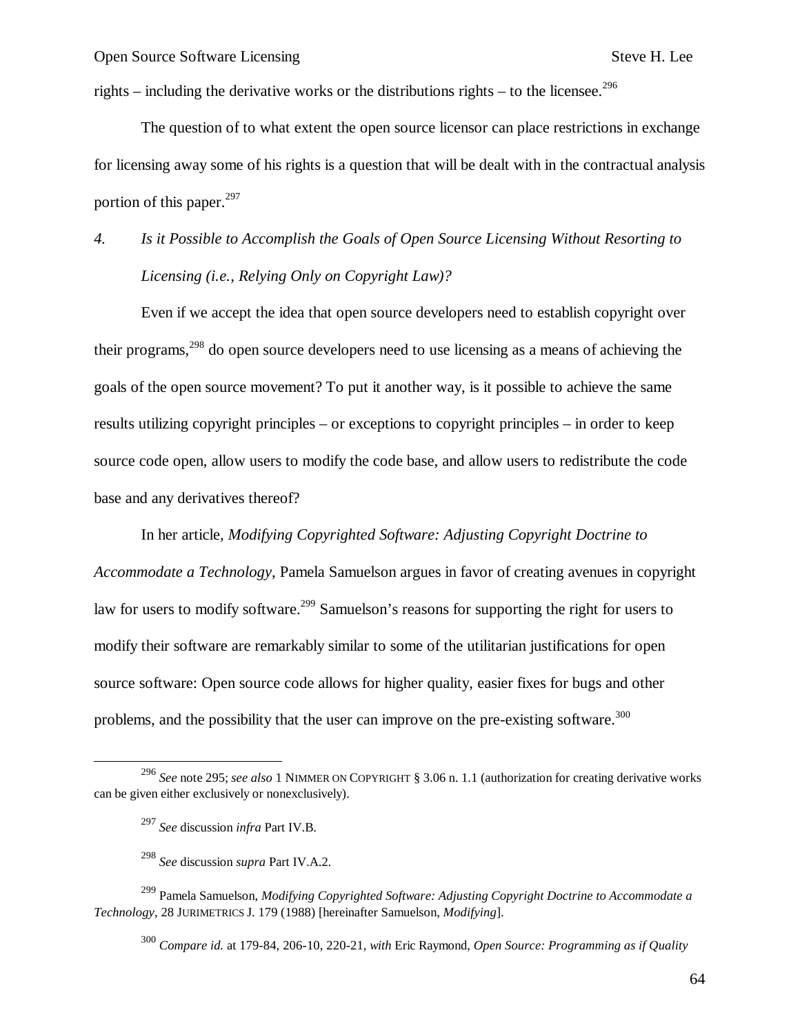rights – including the derivative works or the distributions rights – to the licensee.[296]

The question of to what extent the open source licensor can place restrictions in exchange for licensing away some of his rights is a question that will be dealt with in the contractual analysis portion of this paper.[297]

### *4. Is it Possible to Accomplish the Goals of Open Source Licensing Without Resorting to Licensing (i.e., Relying Only on Copyright Law)?*

Even if we accept the idea that open source developers need to establish copyright over their programs,[298] do open source developers need to use licensing as a means of achieving the goals of the open source movement? To put it another way, is it possible to achieve the same results utilizing copyright principles – or exceptions to copyright principles – in order to keep source code open, allow users to modify the code base, and allow users to redistribute the code base and any derivatives thereof?

In her article, *Modifying Copyrighted Software: Adjusting Copyright Doctrine to Accommodate a Technology*, Pamela Samuelson argues in favor of creating avenues in copyright law for users to modify software.[299] Samuelson's reasons for supporting the right for users to modify their software are remarkably similar to some of the utilitarian justifications for open source software: Open source code allows for higher quality, easier fixes for bugs and other problems, and the possibility that the user can improve on the pre-existing software.[300]

---

[296] *See* note 295; *see also* 1 NIMMER ON COPYRIGHT § 3.06 n. 1.1 (authorization for creating derivative works can be given either exclusively or nonexclusively).

[297] *See* discussion *infra* Part IV.B.

[298] *See* discussion *supra* Part IV.A.2.

[299] Pamela Samuelson, *Modifying Copyrighted Software: Adjusting Copyright Doctrine to Accommodate a Technology*, 28 JURIMETRICS J. 179 (1988) [hereinafter Samuelson, *Modifying*].

[300] *Compare id.* at 179-84, 206-10, 220-21, *with* Eric Raymond, *Open Source: Programming as if Quality*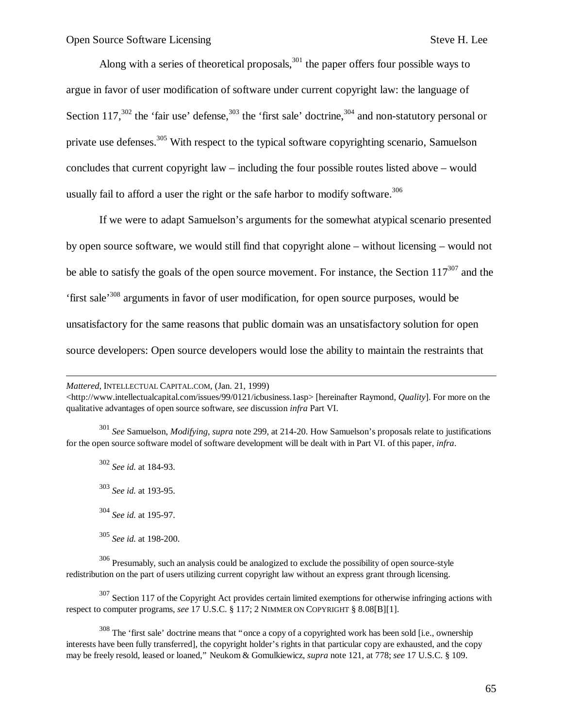Along with a series of theoretical proposals,[301] the paper offers four possible ways to argue in favor of user modification of software under current copyright law: the language of Section 117,[302] the 'fair use' defense,[303] the 'first sale' doctrine,[304] and non-statutory personal or private use defenses.[305] With respect to the typical software copyrighting scenario, Samuelson concludes that current copyright law – including the four possible routes listed above – would usually fail to afford a user the right or the safe harbor to modify software.[306]

If we were to adapt Samuelson's arguments for the somewhat atypical scenario presented by open source software, we would still find that copyright alone – without licensing – would not be able to satisfy the goals of the open source movement. For instance, the Section 117[307] and the 'first sale'[308] arguments in favor of user modification, for open source purposes, would be unsatisfactory for the same reasons that public domain was an unsatisfactory solution for open source developers: Open source developers would lose the ability to maintain the restraints that

---

*Mattered*, INTELLECTUAL CAPITAL.COM, (Jan. 21, 1999) <http://www.intellectualcapital.com/issues/99/0121/icbusiness.1asp> [hereinafter Raymond, *Quality*]. For more on the qualitative advantages of open source software, *see* discussion *infra* Part VI.

[301] *See* Samuelson, *Modifying*, *supra* note 299, at 214-20. How Samuelson's proposals relate to justifications for the open source software model of software development will be dealt with in Part VI. of this paper, *infra*.

[302] *See id.* at 184-93.

[303] *See id.* at 193-95.

[304] *See id.* at 195-97.

[305] *See id.* at 198-200.

[306] Presumably, such an analysis could be analogized to exclude the possibility of open source-style redistribution on the part of users utilizing current copyright law without an express grant through licensing.

[307] Section 117 of the Copyright Act provides certain limited exemptions for otherwise infringing actions with respect to computer programs, *see* 17 U.S.C. § 117; 2 NIMMER ON COPYRIGHT § 8.08[B][1].

[308] The 'first sale' doctrine means that "once a copy of a copyrighted work has been sold [i.e., ownership interests have been fully transferred], the copyright holder's rights in that particular copy are exhausted, and the copy may be freely resold, leased or loaned," Neukom & Gomulkiewicz, *supra* note 121, at 778; *see* 17 U.S.C. § 109.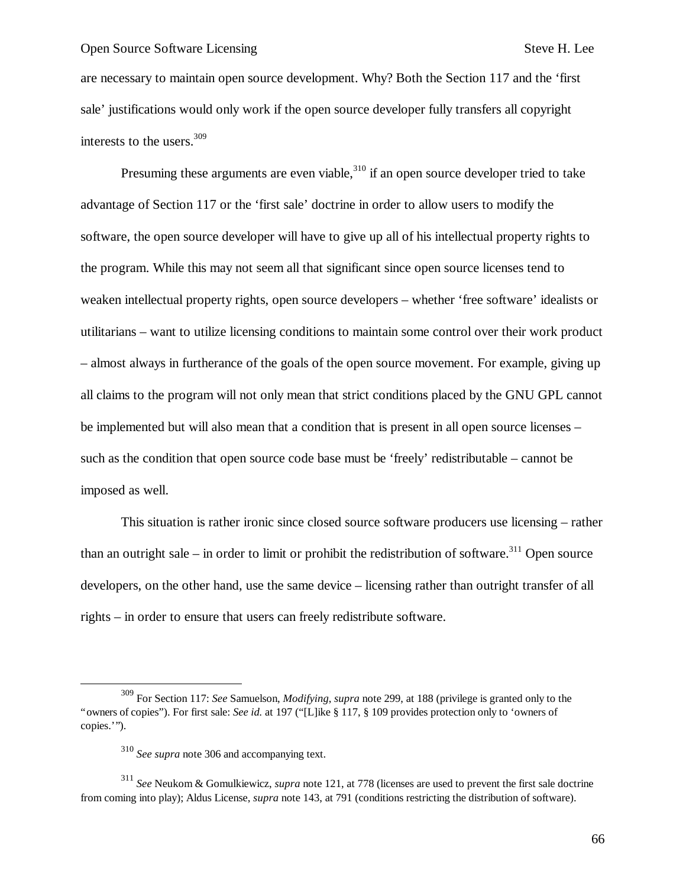are necessary to maintain open source development. Why? Both the Section 117 and the 'first sale' justifications would only work if the open source developer fully transfers all copyright interests to the users.[309]

Presuming these arguments are even viable,[310] if an open source developer tried to take advantage of Section 117 or the 'first sale' doctrine in order to allow users to modify the software, the open source developer will have to give up all of his intellectual property rights to the program. While this may not seem all that significant since open source licenses tend to weaken intellectual property rights, open source developers – whether 'free software' idealists or utilitarians – want to utilize licensing conditions to maintain some control over their work product – almost always in furtherance of the goals of the open source movement. For example, giving up all claims to the program will not only mean that strict conditions placed by the GNU GPL cannot be implemented but will also mean that a condition that is present in all open source licenses – such as the condition that open source code base must be 'freely' redistributable – cannot be imposed as well.

This situation is rather ironic since closed source software producers use licensing – rather than an outright sale – in order to limit or prohibit the redistribution of software.[311] Open source developers, on the other hand, use the same device – licensing rather than outright transfer of all rights – in order to ensure that users can freely redistribute software.

---

[309] For Section 117: *See* Samuelson, *Modifying*, *supra* note 299, at 188 (privilege is granted only to the "owners of copies"). For first sale: *See id.* at 197 ("[L]ike § 117, § 109 provides protection only to 'owners of copies.'").

[310] *See supra* note 306 and accompanying text.

[311] *See* Neukom & Gomulkiewicz, *supra* note 121, at 778 (licenses are used to prevent the first sale doctrine from coming into play); Aldus License, *supra* note 143, at 791 (conditions restricting the distribution of software).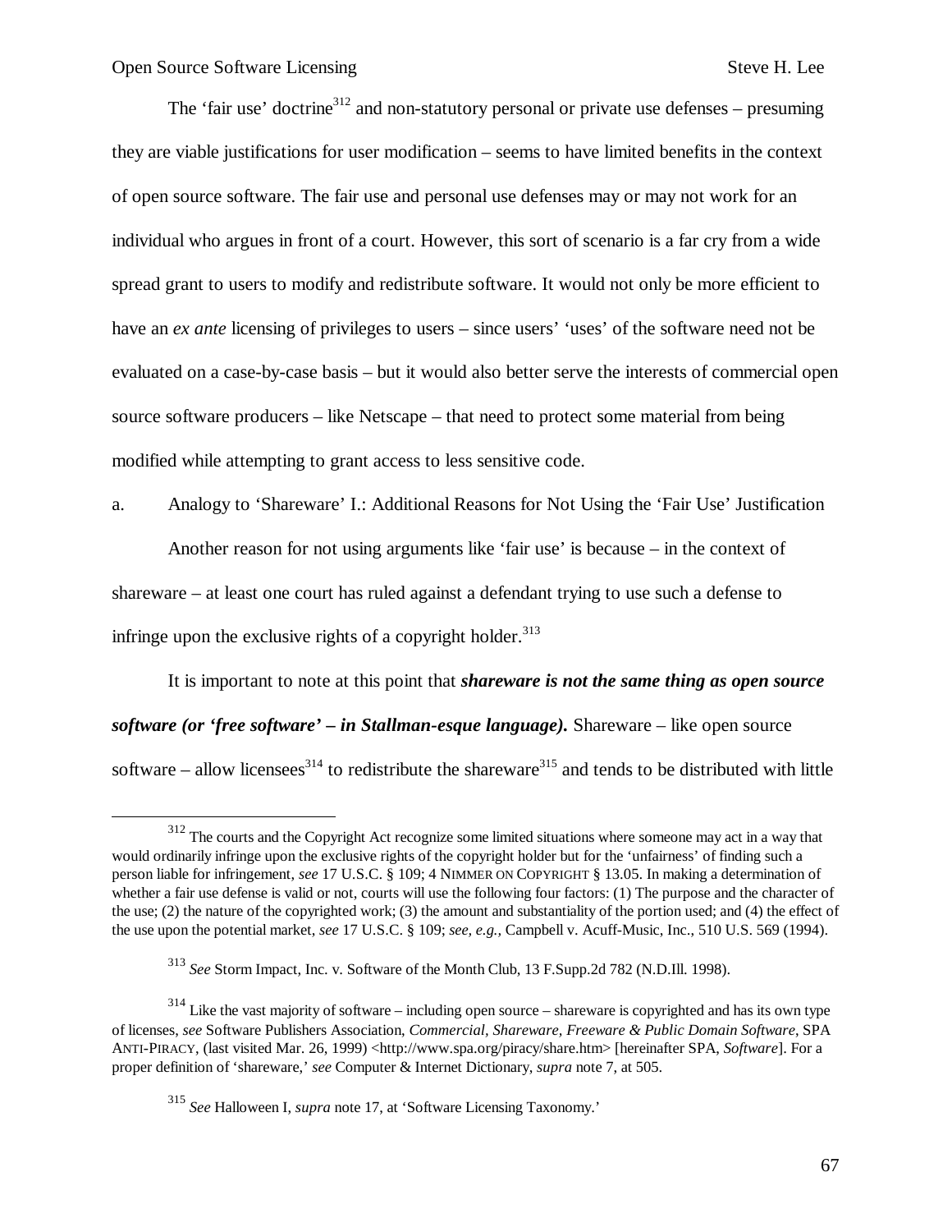The 'fair use' doctrine[312] and non-statutory personal or private use defenses – presuming they are viable justifications for user modification – seems to have limited benefits in the context of open source software. The fair use and personal use defenses may or may not work for an individual who argues in front of a court. However, this sort of scenario is a far cry from a wide spread grant to users to modify and redistribute software. It would not only be more efficient to have an *ex ante* licensing of privileges to users – since users' 'uses' of the software need not be evaluated on a case-by-case basis – but it would also better serve the interests of commercial open source software producers – like Netscape – that need to protect some material from being modified while attempting to grant access to less sensitive code.

a. Analogy to 'Shareware' I.: Additional Reasons for Not Using the 'Fair Use' Justification

Another reason for not using arguments like 'fair use' is because – in the context of shareware – at least one court has ruled against a defendant trying to use such a defense to infringe upon the exclusive rights of a copyright holder.[313]

It is important to note at this point that ***shareware is not the same thing as open source software (or 'free software' – in Stallman-esque language).*** Shareware – like open source software – allow licensees[314] to redistribute the shareware[315] and tends to be distributed with little

---

[312] The courts and the Copyright Act recognize some limited situations where someone may act in a way that would ordinarily infringe upon the exclusive rights of the copyright holder but for the 'unfairness' of finding such a person liable for infringement, *see* 17 U.S.C. § 109; 4 NIMMER ON COPYRIGHT § 13.05. In making a determination of whether a fair use defense is valid or not, courts will use the following four factors: (1) The purpose and the character of the use; (2) the nature of the copyrighted work; (3) the amount and substantiality of the portion used; and (4) the effect of the use upon the potential market, *see* 17 U.S.C. § 109; *see, e.g.,* Campbell v. Acuff-Music, Inc., 510 U.S. 569 (1994).

[313] *See* Storm Impact, Inc. v. Software of the Month Club, 13 F.Supp.2d 782 (N.D.Ill. 1998).

[314] Like the vast majority of software – including open source – shareware is copyrighted and has its own type of licenses, *see* Software Publishers Association, *Commercial, Shareware, Freeware & Public Domain Software*, SPA ANTI-PIRACY, (last visited Mar. 26, 1999) <http://www.spa.org/piracy/share.htm> [hereinafter SPA, *Software*]. For a proper definition of 'shareware,' *see* Computer & Internet Dictionary, *supra* note 7, at 505.

[315] *See* Halloween I, *supra* note 17, at 'Software Licensing Taxonomy.'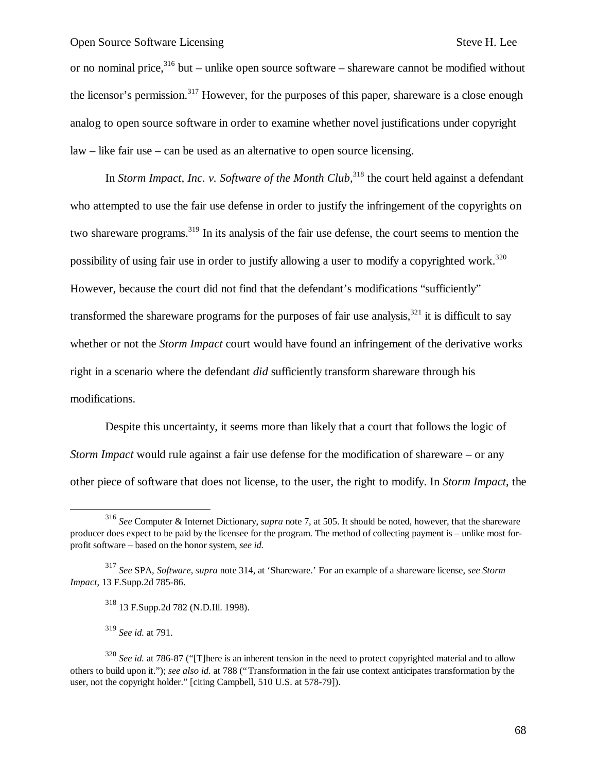or no nominal price,[316] but – unlike open source software – shareware cannot be modified without the licensor's permission.[317] However, for the purposes of this paper, shareware is a close enough analog to open source software in order to examine whether novel justifications under copyright law – like fair use – can be used as an alternative to open source licensing.

In *Storm Impact, Inc. v. Software of the Month Club*,[318] the court held against a defendant who attempted to use the fair use defense in order to justify the infringement of the copyrights on two shareware programs.[319] In its analysis of the fair use defense, the court seems to mention the possibility of using fair use in order to justify allowing a user to modify a copyrighted work.[320] However, because the court did not find that the defendant's modifications "sufficiently" transformed the shareware programs for the purposes of fair use analysis,[321] it is difficult to say whether or not the *Storm Impact* court would have found an infringement of the derivative works right in a scenario where the defendant *did* sufficiently transform shareware through his modifications.

Despite this uncertainty, it seems more than likely that a court that follows the logic of *Storm Impact* would rule against a fair use defense for the modification of shareware – or any other piece of software that does not license, to the user, the right to modify. In *Storm Impact*, the

---

[316] *See* Computer & Internet Dictionary, *supra* note 7, at 505. It should be noted, however, that the shareware producer does expect to be paid by the licensee for the program. The method of collecting payment is – unlike most for-profit software – based on the honor system, *see id.*

[317] *See* SPA, *Software*, *supra* note 314, at 'Shareware.' For an example of a shareware license, *see Storm Impact*, 13 F.Supp.2d 785-86.

[318] 13 F.Supp.2d 782 (N.D.Ill. 1998).

[319] *See id.* at 791.

[320] *See id.* at 786-87 ("[T]here is an inherent tension in the need to protect copyrighted material and to allow others to build upon it."); *see also id.* at 788 ("Transformation in the fair use context anticipates transformation by the user, not the copyright holder." [citing Campbell, 510 U.S. at 578-79]).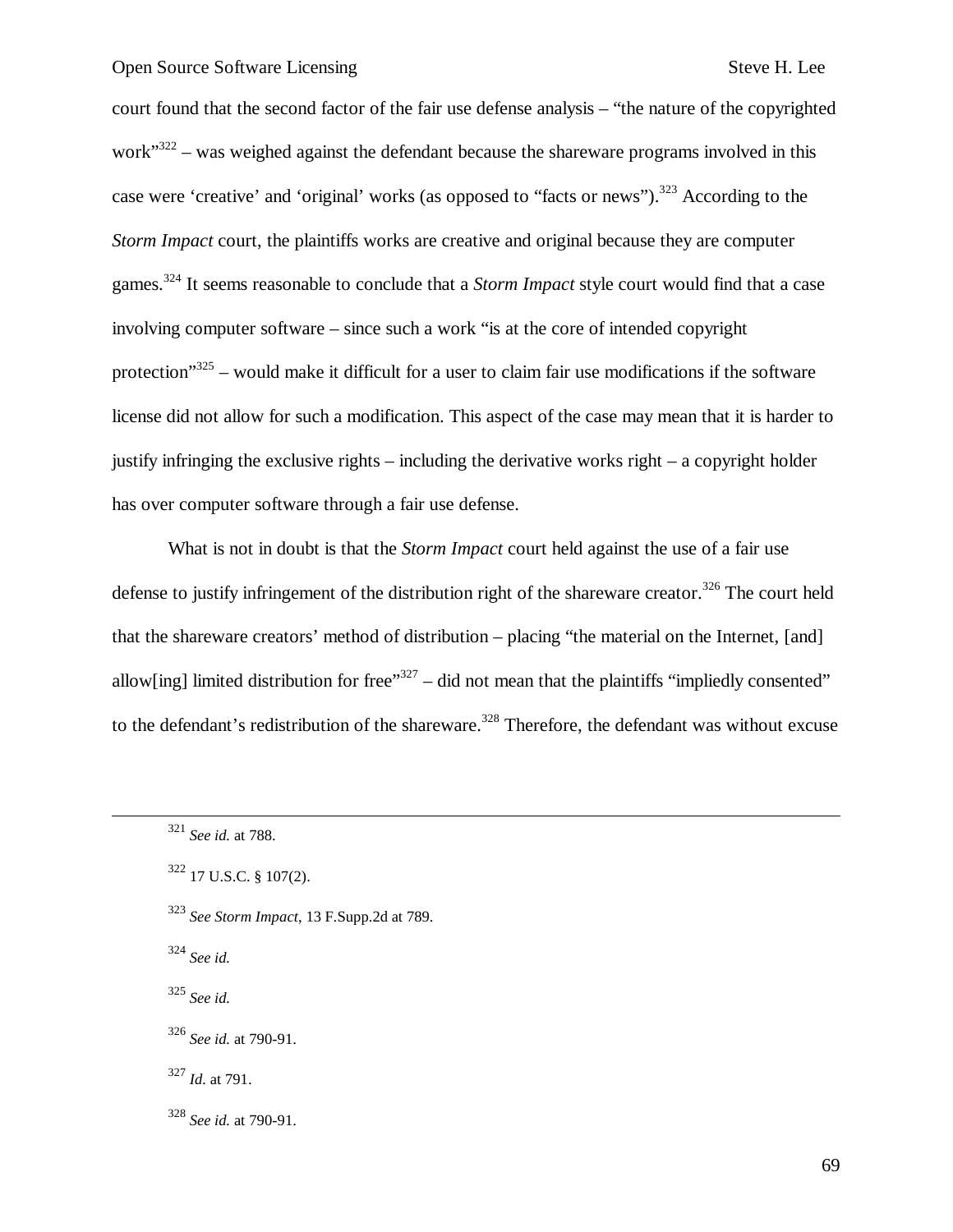court found that the second factor of the fair use defense analysis – "the nature of the copyrighted work"[322] – was weighed against the defendant because the shareware programs involved in this case were 'creative' and 'original' works (as opposed to "facts or news").[323] According to the *Storm Impact* court, the plaintiffs works are creative and original because they are computer games.[324] It seems reasonable to conclude that a *Storm Impact* style court would find that a case involving computer software – since such a work "is at the core of intended copyright protection"[325] – would make it difficult for a user to claim fair use modifications if the software license did not allow for such a modification. This aspect of the case may mean that it is harder to justify infringing the exclusive rights – including the derivative works right – a copyright holder has over computer software through a fair use defense.

What is not in doubt is that the *Storm Impact* court held against the use of a fair use defense to justify infringement of the distribution right of the shareware creator.[326] The court held that the shareware creators' method of distribution – placing "the material on the Internet, [and] allow[ing] limited distribution for free"[327] – did not mean that the plaintiffs "impliedly consented" to the defendant's redistribution of the shareware.[328] Therefore, the defendant was without excuse

---

[321] *See id.* at 788.

[322] 17 U.S.C. § 107(2).

[323] *See Storm Impact*, 13 F.Supp.2d at 789.

[324] *See id.*

[325] *See id.*

[326] *See id.* at 790-91.

[327] *Id.* at 791.

[328] *See id.* at 790-91.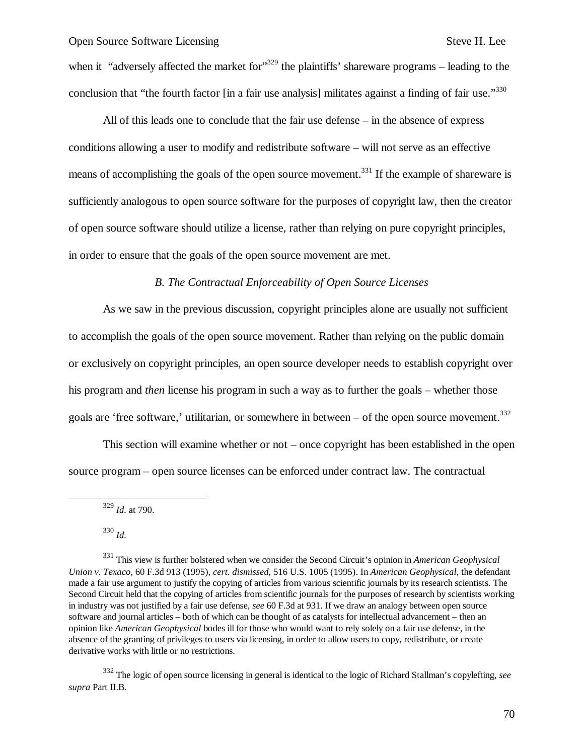when it "adversely affected the market for"[329] the plaintiffs' shareware programs – leading to the conclusion that "the fourth factor [in a fair use analysis] militates against a finding of fair use."[330]

All of this leads one to conclude that the fair use defense – in the absence of express conditions allowing a user to modify and redistribute software – will not serve as an effective means of accomplishing the goals of the open source movement.[331] If the example of shareware is sufficiently analogous to open source software for the purposes of copyright law, then the creator of open source software should utilize a license, rather than relying on pure copyright principles, in order to ensure that the goals of the open source movement are met.

### *B. The Contractual Enforceability of Open Source Licenses*

As we saw in the previous discussion, copyright principles alone are usually not sufficient to accomplish the goals of the open source movement. Rather than relying on the public domain or exclusively on copyright principles, an open source developer needs to establish copyright over his program and *then* license his program in such a way as to further the goals – whether those goals are 'free software,' utilitarian, or somewhere in between – of the open source movement.[332]

This section will examine whether or not – once copyright has been established in the open source program – open source licenses can be enforced under contract law. The contractual

---

[329] *Id.* at 790.

[330] *Id.*

[331] This view is further bolstered when we consider the Second Circuit's opinion in *American Geophysical Union v. Texaco*, 60 F.3d 913 (1995), *cert. dismissed*, 516 U.S. 1005 (1995). In *American Geophysical*, the defendant made a fair use argument to justify the copying of articles from various scientific journals by its research scientists. The Second Circuit held that the copying of articles from scientific journals for the purposes of research by scientists working in industry was not justified by a fair use defense, *see* 60 F.3d at 931. If we draw an analogy between open source software and journal articles – both of which can be thought of as catalysts for intellectual advancement – then an opinion like *American Geophysical* bodes ill for those who would want to rely solely on a fair use defense, in the absence of the granting of privileges to users via licensing, in order to allow users to copy, redistribute, or create derivative works with little or no restrictions.

[332] The logic of open source licensing in general is identical to the logic of Richard Stallman's copylefting, *see supra* Part II.B.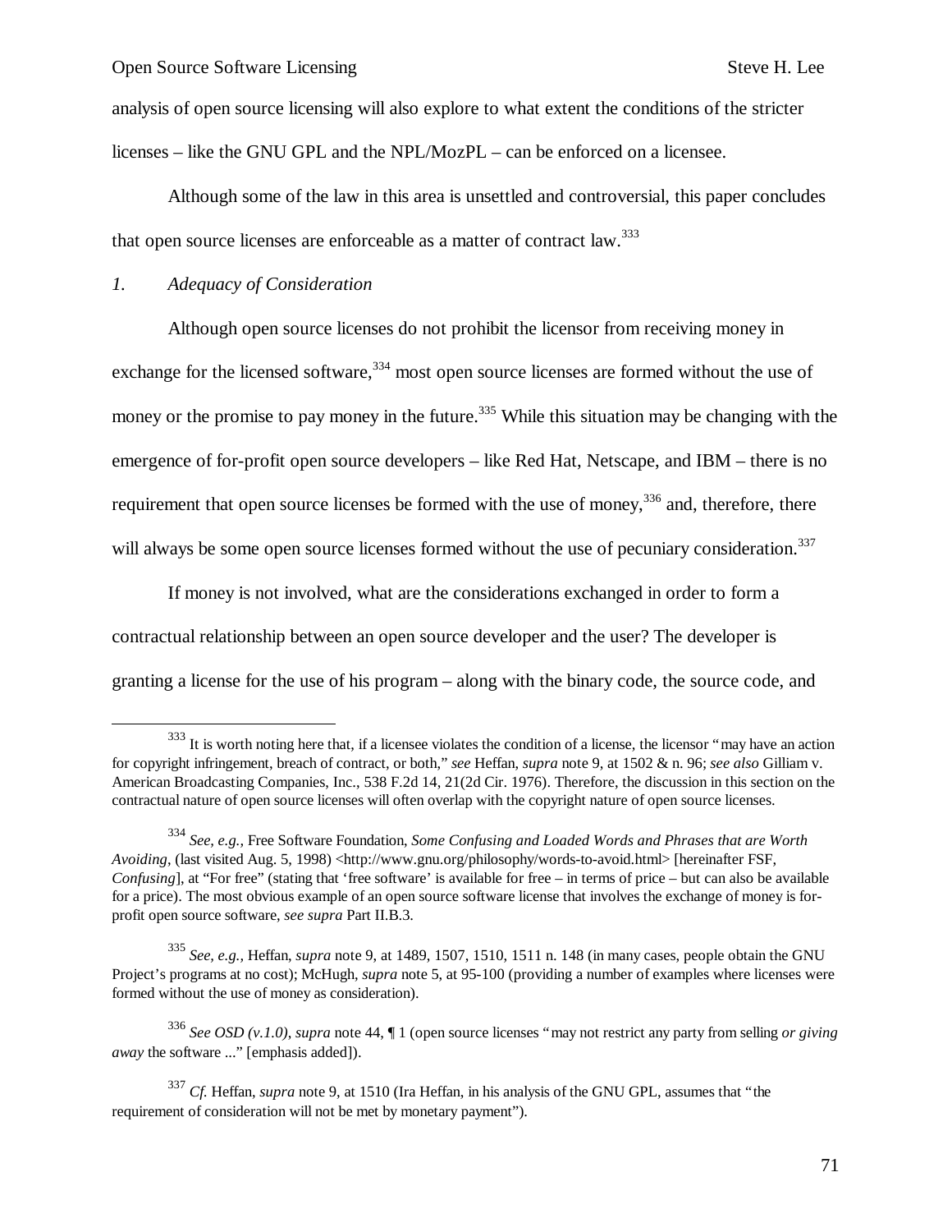analysis of open source licensing will also explore to what extent the conditions of the stricter licenses – like the GNU GPL and the NPL/MozPL – can be enforced on a licensee.

Although some of the law in this area is unsettled and controversial, this paper concludes that open source licenses are enforceable as a matter of contract law.[333]

### *1. Adequacy of Consideration*

Although open source licenses do not prohibit the licensor from receiving money in exchange for the licensed software,[334] most open source licenses are formed without the use of money or the promise to pay money in the future.[335] While this situation may be changing with the emergence of for-profit open source developers – like Red Hat, Netscape, and IBM – there is no requirement that open source licenses be formed with the use of money,[336] and, therefore, there will always be some open source licenses formed without the use of pecuniary consideration.[337]

If money is not involved, what are the considerations exchanged in order to form a contractual relationship between an open source developer and the user? The developer is granting a license for the use of his program – along with the binary code, the source code, and

---

[333] It is worth noting here that, if a licensee violates the condition of a license, the licensor "may have an action for copyright infringement, breach of contract, or both," *see* Heffan, *supra* note 9, at 1502 & n. 96; *see also* Gilliam v. American Broadcasting Companies, Inc., 538 F.2d 14, 21(2d Cir. 1976). Therefore, the discussion in this section on the contractual nature of open source licenses will often overlap with the copyright nature of open source licenses.

[334] *See, e.g.,* Free Software Foundation, *Some Confusing and Loaded Words and Phrases that are Worth Avoiding*, (last visited Aug. 5, 1998) <http://www.gnu.org/philosophy/words-to-avoid.html> [hereinafter FSF, *Confusing*], at "For free" (stating that 'free software' is available for free – in terms of price – but can also be available for a price). The most obvious example of an open source software license that involves the exchange of money is for-profit open source software, *see supra* Part II.B.3.

[335] *See, e.g.,* Heffan, *supra* note 9, at 1489, 1507, 1510, 1511 n. 148 (in many cases, people obtain the GNU Project's programs at no cost); McHugh, *supra* note 5, at 95-100 (providing a number of examples where licenses were formed without the use of money as consideration).

[336] *See OSD (v.1.0)*, *supra* note 44, ¶ 1 (open source licenses "may not restrict any party from selling *or giving away* the software ..." [emphasis added]).

[337] *Cf.* Heffan, *supra* note 9, at 1510 (Ira Heffan, in his analysis of the GNU GPL, assumes that "the requirement of consideration will not be met by monetary payment").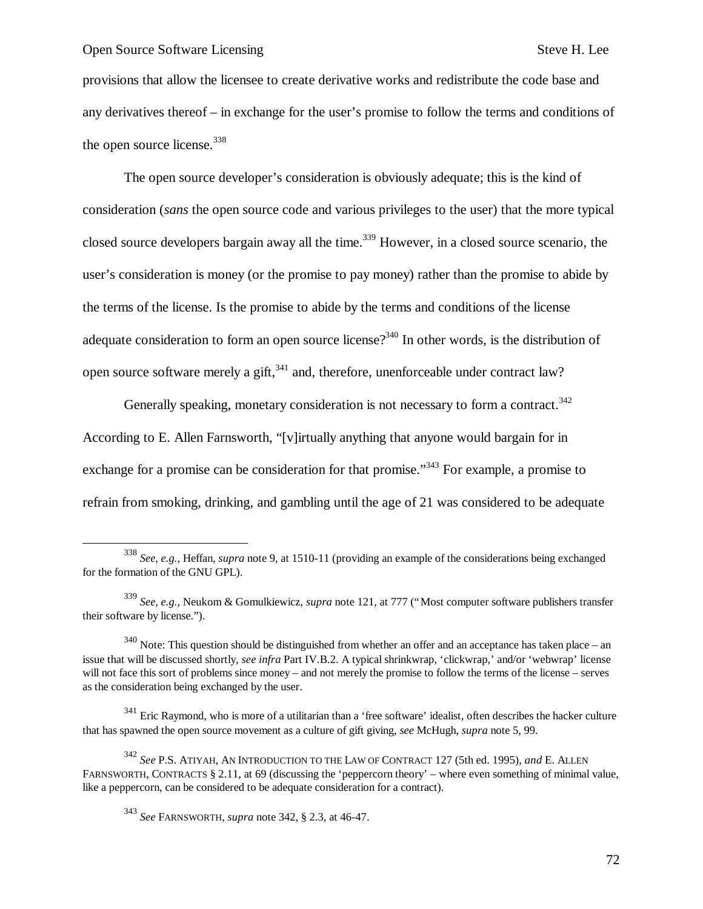provisions that allow the licensee to create derivative works and redistribute the code base and any derivatives thereof – in exchange for the user's promise to follow the terms and conditions of the open source license.[338]

The open source developer's consideration is obviously adequate; this is the kind of consideration (*sans* the open source code and various privileges to the user) that the more typical closed source developers bargain away all the time.[339] However, in a closed source scenario, the user's consideration is money (or the promise to pay money) rather than the promise to abide by the terms of the license. Is the promise to abide by the terms and conditions of the license adequate consideration to form an open source license?[340] In other words, is the distribution of open source software merely a gift,[341] and, therefore, unenforceable under contract law?

Generally speaking, monetary consideration is not necessary to form a contract.[342] According to E. Allen Farnsworth, "[v]irtually anything that anyone would bargain for in exchange for a promise can be consideration for that promise."[343] For example, a promise to refrain from smoking, drinking, and gambling until the age of 21 was considered to be adequate

---

[338] *See, e.g.,* Heffan, *supra* note 9, at 1510-11 (providing an example of the considerations being exchanged for the formation of the GNU GPL).

[339] *See, e.g.,* Neukom & Gomulkiewicz, *supra* note 121, at 777 ("Most computer software publishers transfer their software by license.").

[340] Note: This question should be distinguished from whether an offer and an acceptance has taken place – an issue that will be discussed shortly, *see infra* Part IV.B.2. A typical shrinkwrap, 'clickwrap,' and/or 'webwrap' license will not face this sort of problems since money – and not merely the promise to follow the terms of the license – serves as the consideration being exchanged by the user.

[341] Eric Raymond, who is more of a utilitarian than a 'free software' idealist, often describes the hacker culture that has spawned the open source movement as a culture of gift giving, *see* McHugh, *supra* note 5, 99.

[342] *See* P.S. ATIYAH, AN INTRODUCTION TO THE LAW OF CONTRACT 127 (5th ed. 1995), *and* E. ALLEN FARNSWORTH, CONTRACTS § 2.11, at 69 (discussing the 'peppercorn theory' – where even something of minimal value, like a peppercorn, can be considered to be adequate consideration for a contract).

[343] *See* FARNSWORTH, *supra* note 342, § 2.3, at 46-47.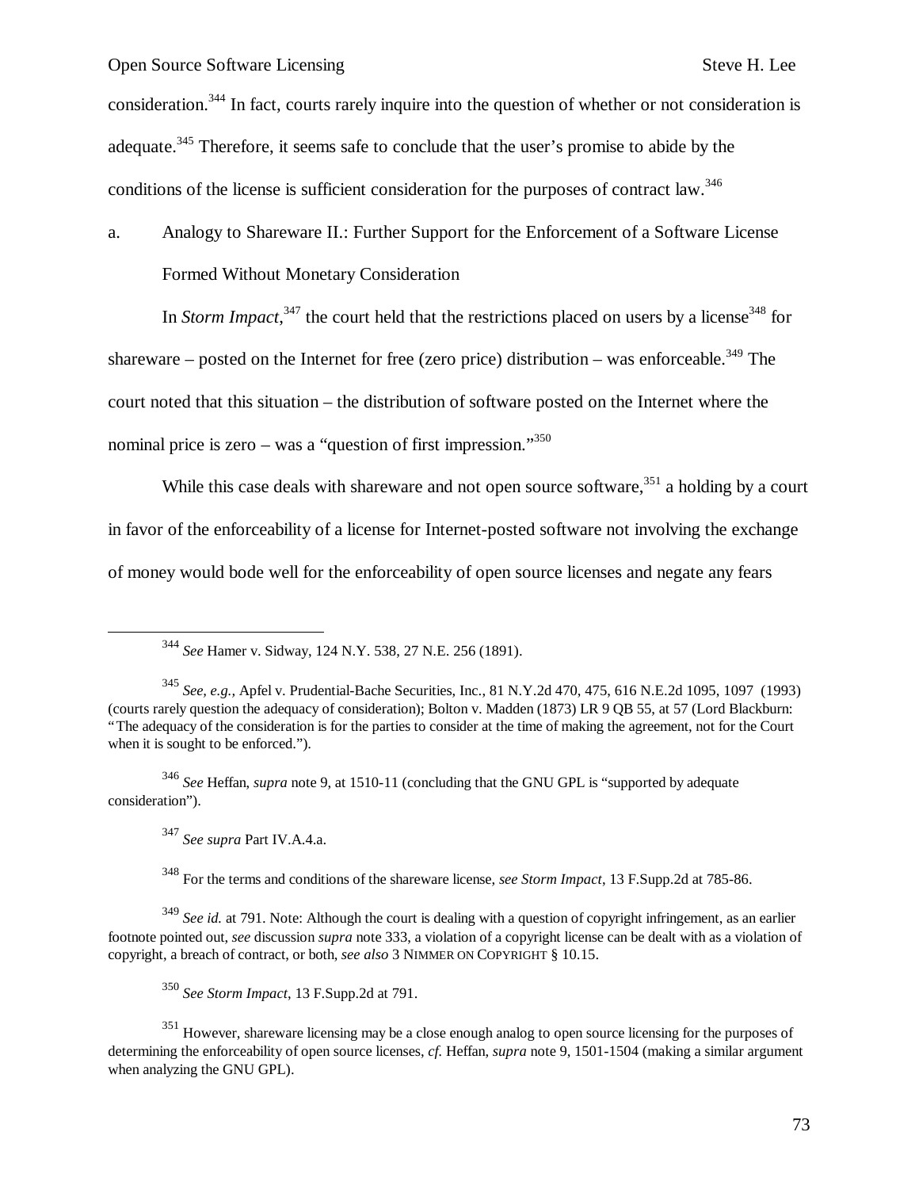consideration.[344] In fact, courts rarely inquire into the question of whether or not consideration is adequate.[345] Therefore, it seems safe to conclude that the user's promise to abide by the conditions of the license is sufficient consideration for the purposes of contract law.[346]

a. Analogy to Shareware II.: Further Support for the Enforcement of a Software License Formed Without Monetary Consideration

In *Storm Impact*,[347] the court held that the restrictions placed on users by a license[348] for shareware – posted on the Internet for free (zero price) distribution – was enforceable.[349] The court noted that this situation – the distribution of software posted on the Internet where the nominal price is zero – was a "question of first impression."[350]

While this case deals with shareware and not open source software,[351] a holding by a court in favor of the enforceability of a license for Internet-posted software not involving the exchange of money would bode well for the enforceability of open source licenses and negate any fears

---

[344] *See* Hamer v. Sidway, 124 N.Y. 538, 27 N.E. 256 (1891).

[345] *See, e.g.*, Apfel v. Prudential-Bache Securities, Inc., 81 N.Y.2d 470, 475, 616 N.E.2d 1095, 1097 (1993) (courts rarely question the adequacy of consideration); Bolton v. Madden (1873) LR 9 QB 55, at 57 (Lord Blackburn: "The adequacy of the consideration is for the parties to consider at the time of making the agreement, not for the Court when it is sought to be enforced.").

[346] *See* Heffan, *supra* note 9, at 1510-11 (concluding that the GNU GPL is "supported by adequate consideration").

[347] *See supra* Part IV.A.4.a.

[348] For the terms and conditions of the shareware license, *see Storm Impact*, 13 F.Supp.2d at 785-86.

[349] *See id.* at 791. Note: Although the court is dealing with a question of copyright infringement, as an earlier footnote pointed out, *see* discussion *supra* note 333, a violation of a copyright license can be dealt with as a violation of copyright, a breach of contract, or both, *see also* 3 NIMMER ON COPYRIGHT § 10.15.

[350] *See Storm Impact*, 13 F.Supp.2d at 791.

[351] However, shareware licensing may be a close enough analog to open source licensing for the purposes of determining the enforceability of open source licenses, *cf.* Heffan, *supra* note 9, 1501-1504 (making a similar argument when analyzing the GNU GPL).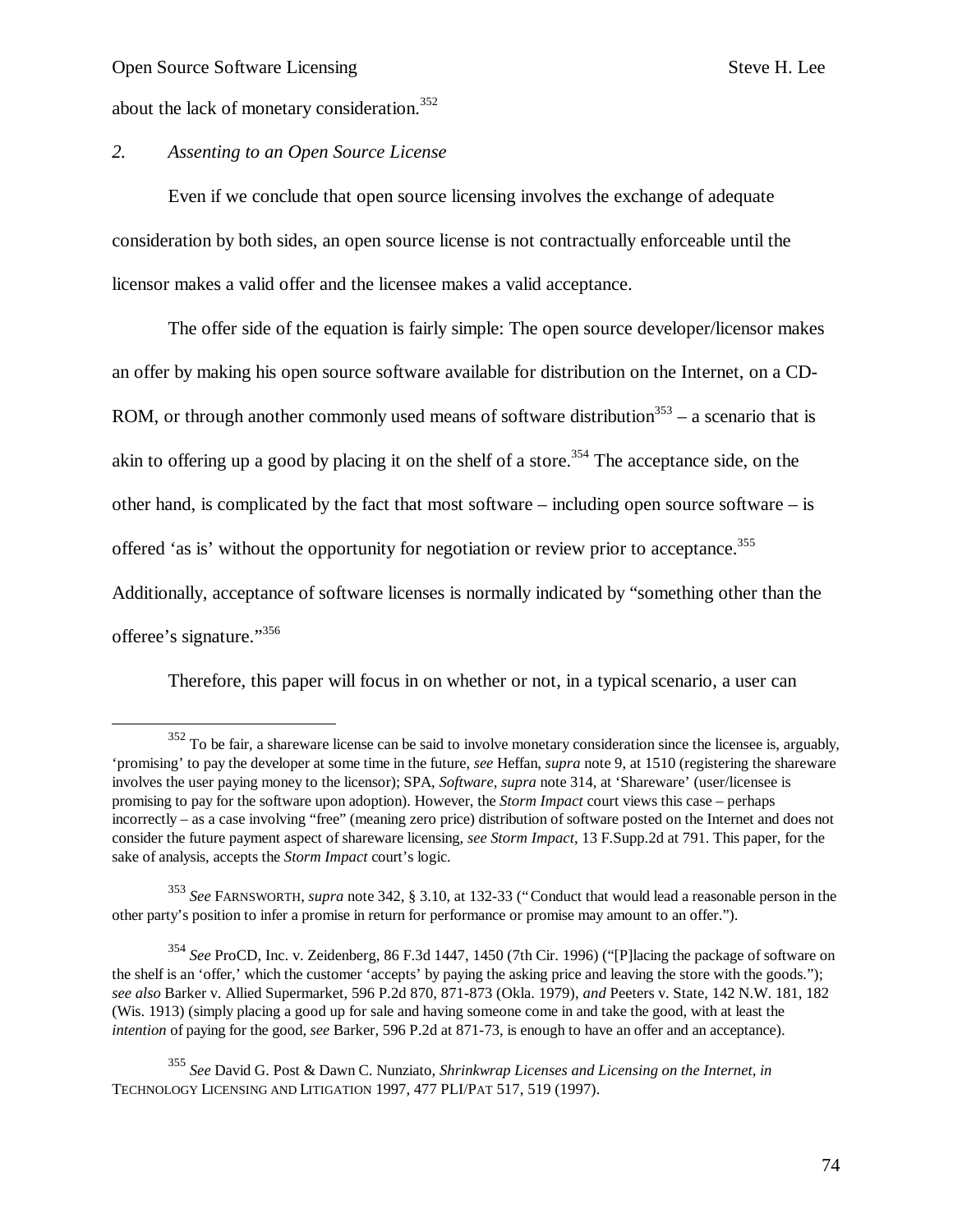about the lack of monetary consideration.[352]

*2. Assenting to an Open Source License*

Even if we conclude that open source licensing involves the exchange of adequate consideration by both sides, an open source license is not contractually enforceable until the licensor makes a valid offer and the licensee makes a valid acceptance.

The offer side of the equation is fairly simple: The open source developer/licensor makes an offer by making his open source software available for distribution on the Internet, on a CD-ROM, or through another commonly used means of software distribution[353] – a scenario that is akin to offering up a good by placing it on the shelf of a store.[354] The acceptance side, on the other hand, is complicated by the fact that most software – including open source software – is offered 'as is' without the opportunity for negotiation or review prior to acceptance.[355] Additionally, acceptance of software licenses is normally indicated by "something other than the offeree's signature."[356]

Therefore, this paper will focus in on whether or not, in a typical scenario, a user can

---

[352] To be fair, a shareware license can be said to involve monetary consideration since the licensee is, arguably, 'promising' to pay the developer at some time in the future, *see* Heffan, *supra* note 9, at 1510 (registering the shareware involves the user paying money to the licensor); SPA, *Software*, *supra* note 314, at 'Shareware' (user/licensee is promising to pay for the software upon adoption). However, the *Storm Impact* court views this case – perhaps incorrectly – as a case involving "free" (meaning zero price) distribution of software posted on the Internet and does not consider the future payment aspect of shareware licensing, *see Storm Impact*, 13 F.Supp.2d at 791. This paper, for the sake of analysis, accepts the *Storm Impact* court's logic.

[353] *See* FARNSWORTH, *supra* note 342, § 3.10, at 132-33 ("Conduct that would lead a reasonable person in the other party's position to infer a promise in return for performance or promise may amount to an offer.").

[354] *See* ProCD, Inc. v. Zeidenberg, 86 F.3d 1447, 1450 (7th Cir. 1996) ("[P]lacing the package of software on the shelf is an 'offer,' which the customer 'accepts' by paying the asking price and leaving the store with the goods."); *see also* Barker v. Allied Supermarket, 596 P.2d 870, 871-873 (Okla. 1979), *and* Peeters v. State, 142 N.W. 181, 182 (Wis. 1913) (simply placing a good up for sale and having someone come in and take the good, with at least the *intention* of paying for the good, *see* Barker, 596 P.2d at 871-73, is enough to have an offer and an acceptance).

[355] *See* David G. Post & Dawn C. Nunziato, *Shrinkwrap Licenses and Licensing on the Internet*, *in* TECHNOLOGY LICENSING AND LITIGATION 1997, 477 PLI/PAT 517, 519 (1997).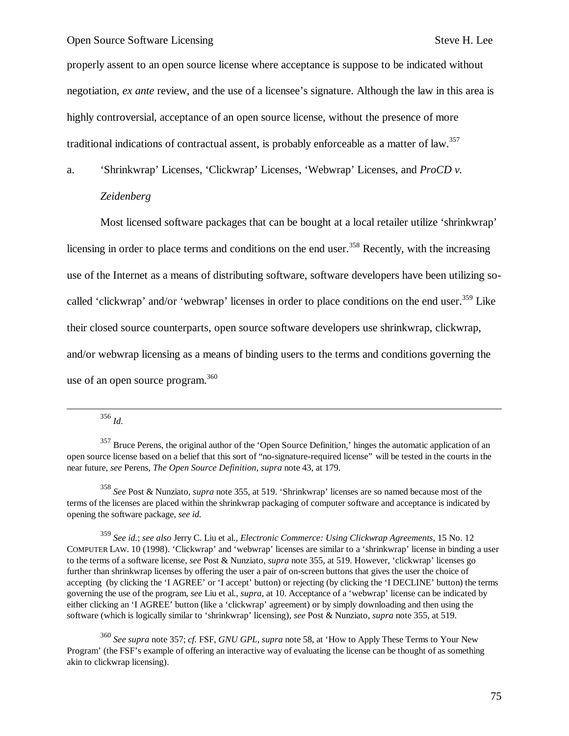properly assent to an open source license where acceptance is suppose to be indicated without negotiation, *ex ante* review, and the use of a licensee's signature. Although the law in this area is highly controversial, acceptance of an open source license, without the presence of more traditional indications of contractual assent, is probably enforceable as a matter of law.[357]

a. 'Shrinkwrap' Licenses, 'Clickwrap' Licenses, 'Webwrap' Licenses, and *ProCD v. Zeidenberg*

Most licensed software packages that can be bought at a local retailer utilize 'shrinkwrap' licensing in order to place terms and conditions on the end user.[358] Recently, with the increasing use of the Internet as a means of distributing software, software developers have been utilizing so-called 'clickwrap' and/or 'webwrap' licenses in order to place conditions on the end user.[359] Like their closed source counterparts, open source software developers use shrinkwrap, clickwrap, and/or webwrap licensing as a means of binding users to the terms and conditions governing the use of an open source program.[360]

---

[356] *Id.*

[357] Bruce Perens, the original author of the 'Open Source Definition,' hinges the automatic application of an open source license based on a belief that this sort of "no-signature-required license" will be tested in the courts in the near future, *see* Perens, *The Open Source Definition*, *supra* note 43, at 179.

[358] *See* Post & Nunziato, *supra* note 355, at 519. 'Shrinkwrap' licenses are so named because most of the terms of the licenses are placed within the shrinkwrap packaging of computer software and acceptance is indicated by opening the software package, *see id.*

[359] *See id.*; *see also* Jerry C. Liu et al., *Electronic Commerce: Using Clickwrap Agreements*, 15 No. 12 COMPUTER LAW. 10 (1998). 'Clickwrap' and 'webwrap' licenses are similar to a 'shrinkwrap' license in binding a user to the terms of a software license, *see* Post & Nunziato, *supra* note 355, at 519. However, 'clickwrap' licenses go further than shrinkwrap licenses by offering the user a pair of on-screen buttons that gives the user the choice of accepting (by clicking the 'I AGREE' or 'I accept' button) or rejecting (by clicking the 'I DECLINE' button) the terms governing the use of the program, *see* Liu et al., *supra*, at 10. Acceptance of a 'webwrap' license can be indicated by either clicking an 'I AGREE' button (like a 'clickwrap' agreement) or by simply downloading and then using the software (which is logically similar to 'shrinkwrap' licensing), *see* Post & Nunziato, *supra* note 355, at 519.

[360] *See supra* note 357; *cf.* FSF, *GNU GPL*, *supra* note 58, at 'How to Apply These Terms to Your New Program' (the FSF's example of offering an interactive way of evaluating the license can be thought of as something akin to clickwrap licensing).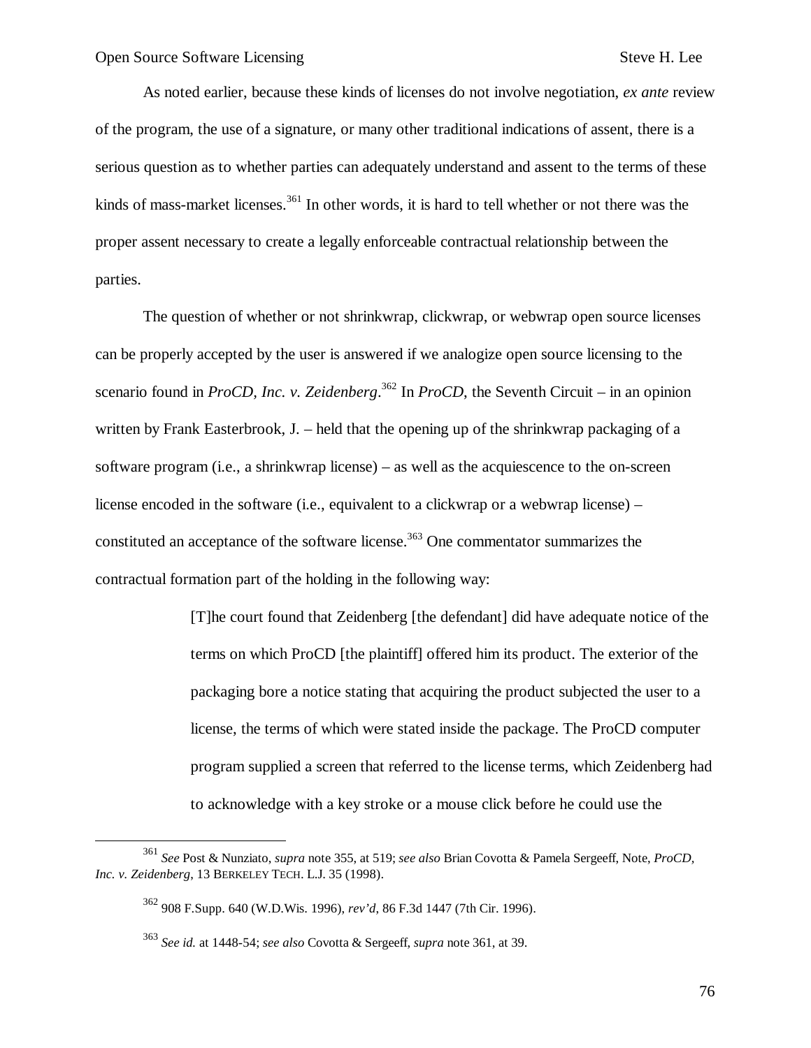As noted earlier, because these kinds of licenses do not involve negotiation, *ex ante* review of the program, the use of a signature, or many other traditional indications of assent, there is a serious question as to whether parties can adequately understand and assent to the terms of these kinds of mass-market licenses.[361] In other words, it is hard to tell whether or not there was the proper assent necessary to create a legally enforceable contractual relationship between the parties.

The question of whether or not shrinkwrap, clickwrap, or webwrap open source licenses can be properly accepted by the user is answered if we analogize open source licensing to the scenario found in *ProCD, Inc. v. Zeidenberg*.[362] In *ProCD*, the Seventh Circuit – in an opinion written by Frank Easterbrook, J. – held that the opening up of the shrinkwrap packaging of a software program (i.e., a shrinkwrap license) – as well as the acquiescence to the on-screen license encoded in the software (i.e., equivalent to a clickwrap or a webwrap license) – constituted an acceptance of the software license.[363] One commentator summarizes the contractual formation part of the holding in the following way:

> [T]he court found that Zeidenberg [the defendant] did have adequate notice of the terms on which ProCD [the plaintiff] offered him its product. The exterior of the packaging bore a notice stating that acquiring the product subjected the user to a license, the terms of which were stated inside the package. The ProCD computer program supplied a screen that referred to the license terms, which Zeidenberg had to acknowledge with a key stroke or a mouse click before he could use the

---

[361] *See* Post & Nunziato, *supra* note 355, at 519; *see also* Brian Covotta & Pamela Sergeeff, Note, *ProCD, Inc. v. Zeidenberg*, 13 BERKELEY TECH. L.J. 35 (1998).

[362] 908 F.Supp. 640 (W.D.Wis. 1996), *rev'd*, 86 F.3d 1447 (7th Cir. 1996).

[363] *See id.* at 1448-54; *see also* Covotta & Sergeeff, *supra* note 361, at 39.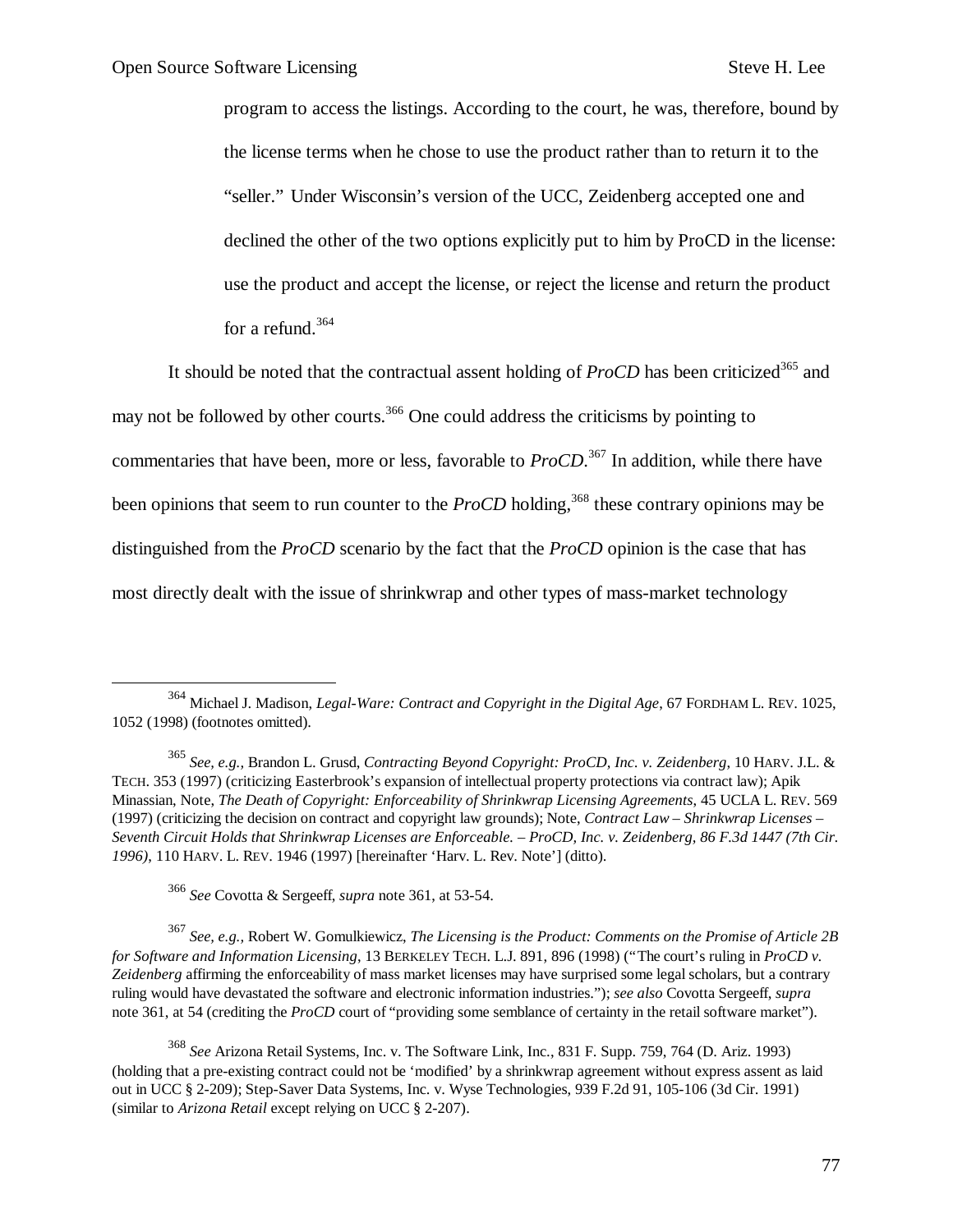program to access the listings. According to the court, he was, therefore, bound by the license terms when he chose to use the product rather than to return it to the "seller." Under Wisconsin's version of the UCC, Zeidenberg accepted one and declined the other of the two options explicitly put to him by ProCD in the license: use the product and accept the license, or reject the license and return the product for a refund.[364]

It should be noted that the contractual assent holding of *ProCD* has been criticized[365] and may not be followed by other courts.[366] One could address the criticisms by pointing to commentaries that have been, more or less, favorable to *ProCD*.[367] In addition, while there have been opinions that seem to run counter to the *ProCD* holding,[368] these contrary opinions may be distinguished from the *ProCD* scenario by the fact that the *ProCD* opinion is the case that has most directly dealt with the issue of shrinkwrap and other types of mass-market technology

---

[364] Michael J. Madison, *Legal-Ware: Contract and Copyright in the Digital Age*, 67 FORDHAM L. REV. 1025, 1052 (1998) (footnotes omitted).

[365] *See, e.g.,* Brandon L. Grusd, *Contracting Beyond Copyright: ProCD, Inc. v. Zeidenberg*, 10 HARV. J.L. & TECH. 353 (1997) (criticizing Easterbrook's expansion of intellectual property protections via contract law); Apik Minassian, Note, *The Death of Copyright: Enforceability of Shrinkwrap Licensing Agreements*, 45 UCLA L. REV. 569 (1997) (criticizing the decision on contract and copyright law grounds); Note, *Contract Law – Shrinkwrap Licenses – Seventh Circuit Holds that Shrinkwrap Licenses are Enforceable. – ProCD, Inc. v. Zeidenberg, 86 F.3d 1447 (7th Cir. 1996)*, 110 HARV. L. REV. 1946 (1997) [hereinafter 'Harv. L. Rev. Note'] (ditto).

[366] *See* Covotta & Sergeeff, *supra* note 361, at 53-54.

[367] *See, e.g.,* Robert W. Gomulkiewicz, *The Licensing is the Product: Comments on the Promise of Article 2B for Software and Information Licensing*, 13 BERKELEY TECH. L.J. 891, 896 (1998) ("The court's ruling in *ProCD v. Zeidenberg* affirming the enforceability of mass market licenses may have surprised some legal scholars, but a contrary ruling would have devastated the software and electronic information industries."); *see also* Covotta Sergeeff, *supra* note 361, at 54 (crediting the *ProCD* court of "providing some semblance of certainty in the retail software market").

[368] *See* Arizona Retail Systems, Inc. v. The Software Link, Inc., 831 F. Supp. 759, 764 (D. Ariz. 1993) (holding that a pre-existing contract could not be 'modified' by a shrinkwrap agreement without express assent as laid out in UCC § 2-209); Step-Saver Data Systems, Inc. v. Wyse Technologies, 939 F.2d 91, 105-106 (3d Cir. 1991) (similar to *Arizona Retail* except relying on UCC § 2-207).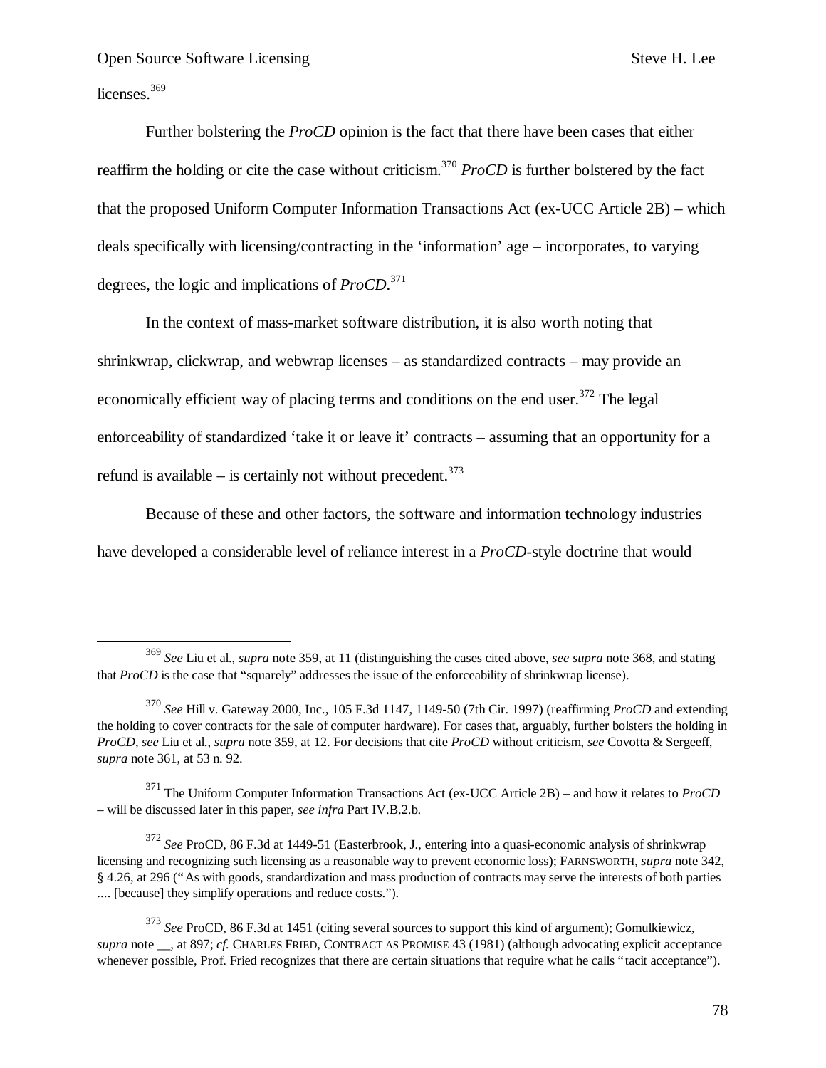licenses.[369]

Further bolstering the *ProCD* opinion is the fact that there have been cases that either reaffirm the holding or cite the case without criticism.[370] *ProCD* is further bolstered by the fact that the proposed Uniform Computer Information Transactions Act (ex-UCC Article 2B) – which deals specifically with licensing/contracting in the 'information' age – incorporates, to varying degrees, the logic and implications of *ProCD*.[371]

In the context of mass-market software distribution, it is also worth noting that shrinkwrap, clickwrap, and webwrap licenses – as standardized contracts – may provide an economically efficient way of placing terms and conditions on the end user.[372] The legal enforceability of standardized 'take it or leave it' contracts – assuming that an opportunity for a refund is available – is certainly not without precedent.[373]

Because of these and other factors, the software and information technology industries have developed a considerable level of reliance interest in a *ProCD*-style doctrine that would

---

[369] *See* Liu et al., *supra* note 359, at 11 (distinguishing the cases cited above, *see supra* note 368, and stating that *ProCD* is the case that "squarely" addresses the issue of the enforceability of shrinkwrap license).

[370] *See* Hill v. Gateway 2000, Inc., 105 F.3d 1147, 1149-50 (7th Cir. 1997) (reaffirming *ProCD* and extending the holding to cover contracts for the sale of computer hardware). For cases that, arguably, further bolsters the holding in *ProCD*, *see* Liu et al., *supra* note 359, at 12. For decisions that cite *ProCD* without criticism, *see* Covotta & Sergeeff, *supra* note 361, at 53 n. 92.

[371] The Uniform Computer Information Transactions Act (ex-UCC Article 2B) – and how it relates to *ProCD* – will be discussed later in this paper, *see infra* Part IV.B.2.b.

[372] *See* ProCD, 86 F.3d at 1449-51 (Easterbrook, J., entering into a quasi-economic analysis of shrinkwrap licensing and recognizing such licensing as a reasonable way to prevent economic loss); FARNSWORTH, *supra* note 342, § 4.26, at 296 ("As with goods, standardization and mass production of contracts may serve the interests of both parties .... [because] they simplify operations and reduce costs.").

[373] *See* ProCD, 86 F.3d at 1451 (citing several sources to support this kind of argument); Gomulkiewicz, *supra* note __, at 897; *cf.* CHARLES FRIED, CONTRACT AS PROMISE 43 (1981) (although advocating explicit acceptance whenever possible, Prof. Fried recognizes that there are certain situations that require what he calls "tacit acceptance").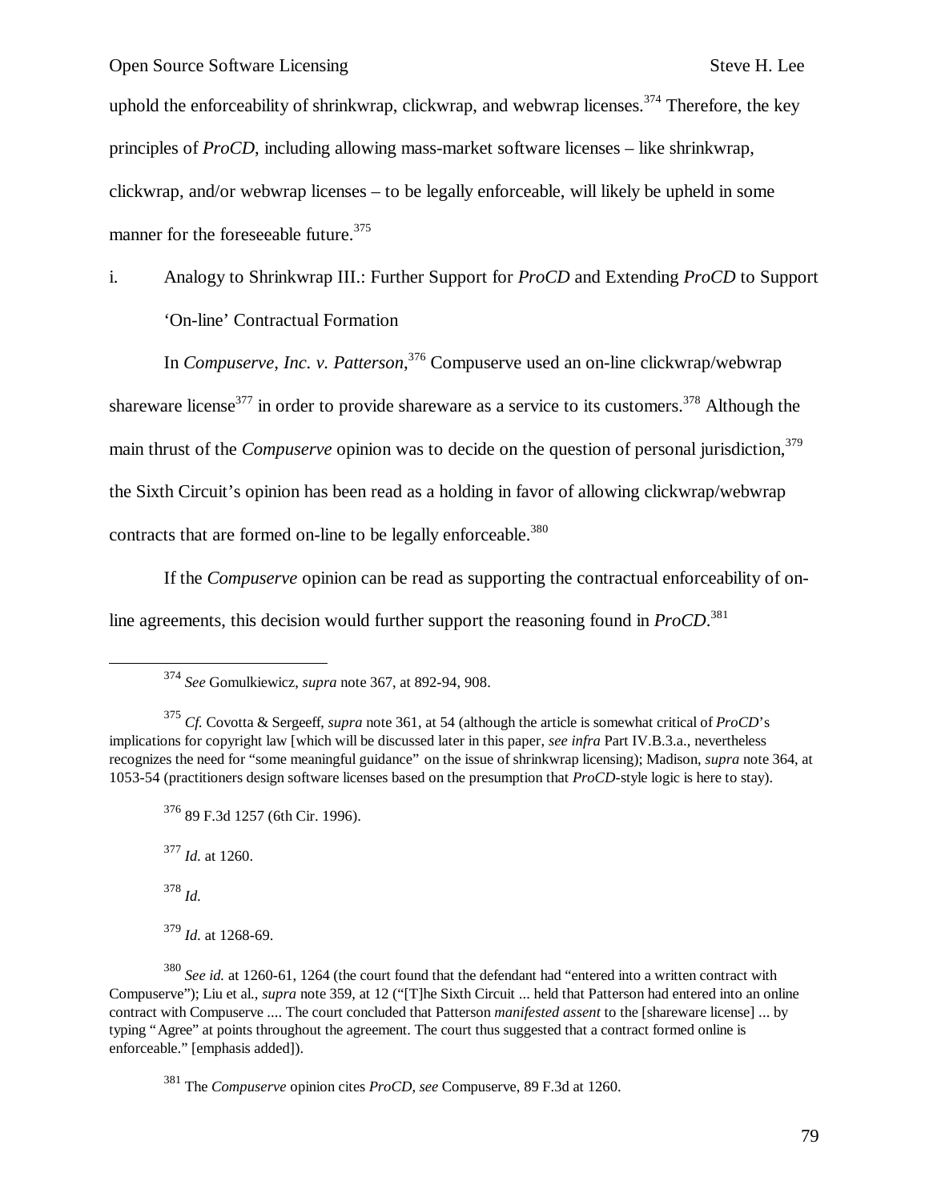uphold the enforceability of shrinkwrap, clickwrap, and webwrap licenses.[374] Therefore, the key principles of *ProCD*, including allowing mass-market software licenses – like shrinkwrap, clickwrap, and/or webwrap licenses – to be legally enforceable, will likely be upheld in some manner for the foreseeable future.[375]

i. Analogy to Shrinkwrap III.: Further Support for *ProCD* and Extending *ProCD* to Support 'On-line' Contractual Formation

In *Compuserve, Inc. v. Patterson*,[376] Compuserve used an on-line clickwrap/webwrap shareware license[377] in order to provide shareware as a service to its customers.[378] Although the main thrust of the *Compuserve* opinion was to decide on the question of personal jurisdiction,[379] the Sixth Circuit's opinion has been read as a holding in favor of allowing clickwrap/webwrap contracts that are formed on-line to be legally enforceable.[380]

If the *Compuserve* opinion can be read as supporting the contractual enforceability of on-line agreements, this decision would further support the reasoning found in *ProCD*.[381]

---

[374] *See* Gomulkiewicz, *supra* note 367, at 892-94, 908.

[375] *Cf.* Covotta & Sergeeff, *supra* note 361, at 54 (although the article is somewhat critical of *ProCD*'s implications for copyright law [which will be discussed later in this paper, *see infra* Part IV.B.3.a., nevertheless recognizes the need for "some meaningful guidance" on the issue of shrinkwrap licensing); Madison, *supra* note 364, at 1053-54 (practitioners design software licenses based on the presumption that *ProCD*-style logic is here to stay).

[376] 89 F.3d 1257 (6th Cir. 1996).

[377] *Id.* at 1260.

[378] *Id.*

[379] *Id.* at 1268-69.

[380] *See id.* at 1260-61, 1264 (the court found that the defendant had "entered into a written contract with Compuserve"); Liu et al., *supra* note 359, at 12 ("[T]he Sixth Circuit ... held that Patterson had entered into an online contract with Compuserve .... The court concluded that Patterson *manifested assent* to the [shareware license] ... by typing "Agree" at points throughout the agreement. The court thus suggested that a contract formed online is enforceable." [emphasis added]).

[381] The *Compuserve* opinion cites *ProCD*, *see* Compuserve, 89 F.3d at 1260.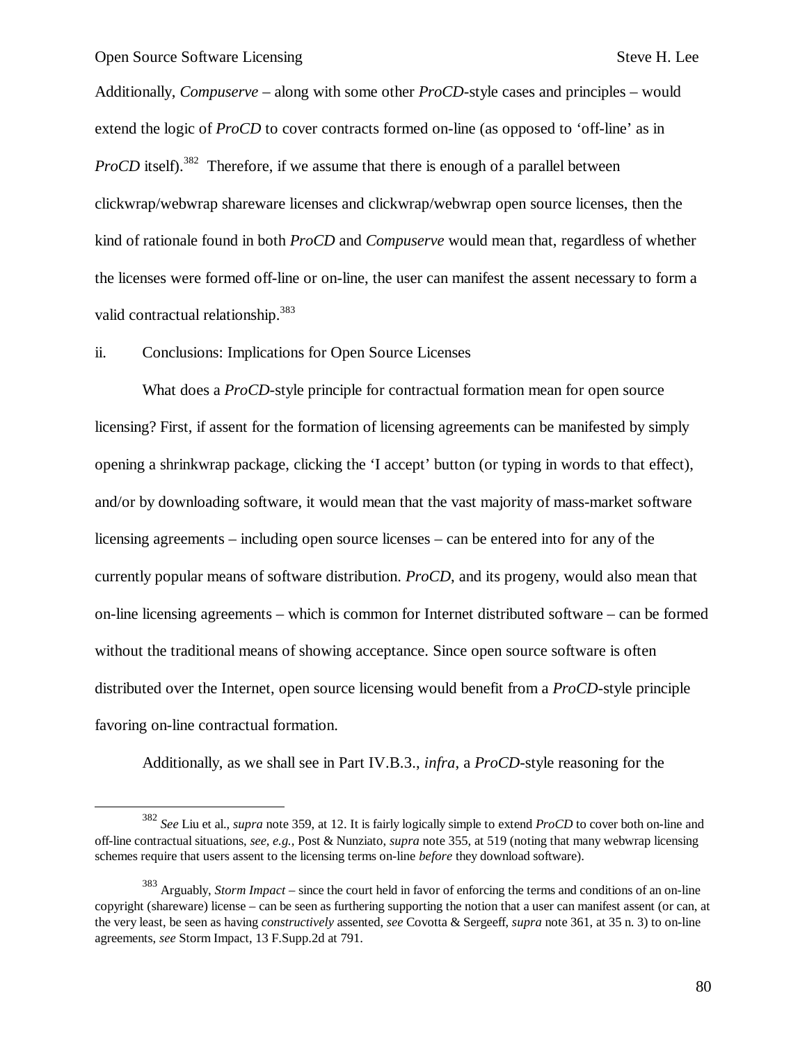Additionally, *Compuserve* – along with some other *ProCD*-style cases and principles – would extend the logic of *ProCD* to cover contracts formed on-line (as opposed to 'off-line' as in *ProCD* itself).[382] Therefore, if we assume that there is enough of a parallel between clickwrap/webwrap shareware licenses and clickwrap/webwrap open source licenses, then the kind of rationale found in both *ProCD* and *Compuserve* would mean that, regardless of whether the licenses were formed off-line or on-line, the user can manifest the assent necessary to form a valid contractual relationship.[383]

ii. Conclusions: Implications for Open Source Licenses

What does a *ProCD*-style principle for contractual formation mean for open source licensing? First, if assent for the formation of licensing agreements can be manifested by simply opening a shrinkwrap package, clicking the 'I accept' button (or typing in words to that effect), and/or by downloading software, it would mean that the vast majority of mass-market software licensing agreements – including open source licenses – can be entered into for any of the currently popular means of software distribution. *ProCD*, and its progeny, would also mean that on-line licensing agreements – which is common for Internet distributed software – can be formed without the traditional means of showing acceptance. Since open source software is often distributed over the Internet, open source licensing would benefit from a *ProCD*-style principle favoring on-line contractual formation.

Additionally, as we shall see in Part IV.B.3., *infra*, a *ProCD*-style reasoning for the

---

[382] *See* Liu et al., *supra* note 359, at 12. It is fairly logically simple to extend *ProCD* to cover both on-line and off-line contractual situations, *see, e.g.*, Post & Nunziato, *supra* note 355, at 519 (noting that many webwrap licensing schemes require that users assent to the licensing terms on-line *before* they download software).

[383] Arguably, *Storm Impact* – since the court held in favor of enforcing the terms and conditions of an on-line copyright (shareware) license – can be seen as furthering supporting the notion that a user can manifest assent (or can, at the very least, be seen as having *constructively* assented, *see* Covotta & Sergeeff, *supra* note 361, at 35 n. 3) to on-line agreements, *see* Storm Impact, 13 F.Supp.2d at 791.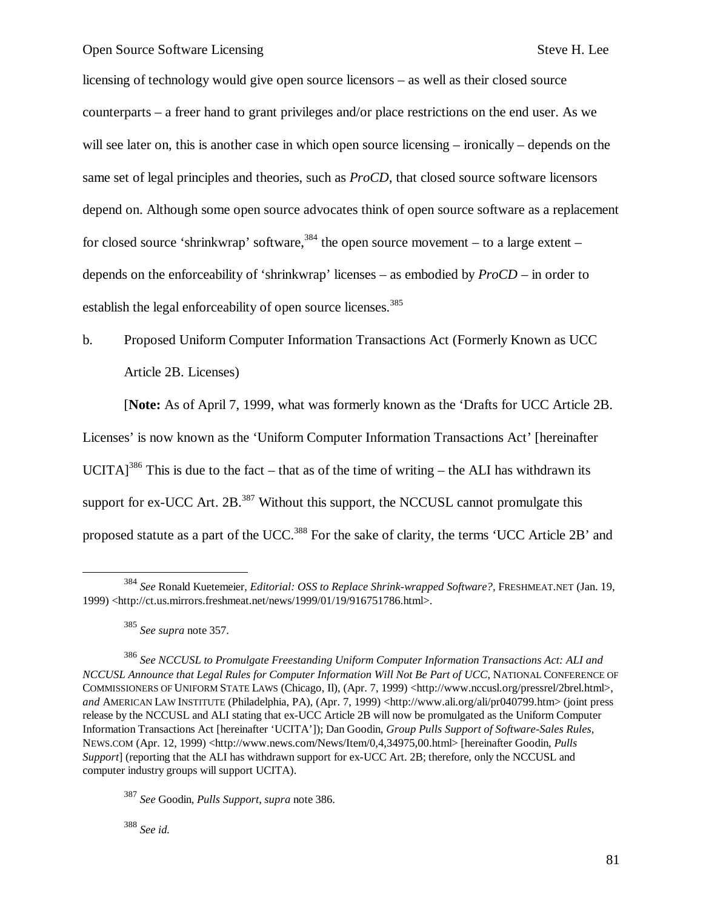licensing of technology would give open source licensors – as well as their closed source counterparts – a freer hand to grant privileges and/or place restrictions on the end user. As we will see later on, this is another case in which open source licensing – ironically – depends on the same set of legal principles and theories, such as *ProCD*, that closed source software licensors depend on. Although some open source advocates think of open source software as a replacement for closed source 'shrinkwrap' software,[384] the open source movement – to a large extent – depends on the enforceability of 'shrinkwrap' licenses – as embodied by *ProCD* – in order to establish the legal enforceability of open source licenses.[385]

b. Proposed Uniform Computer Information Transactions Act (Formerly Known as UCC Article 2B. Licenses)

[**Note:** As of April 7, 1999, what was formerly known as the 'Drafts for UCC Article 2B. Licenses' is now known as the 'Uniform Computer Information Transactions Act' [hereinafter UCITA][386] This is due to the fact – that as of the time of writing – the ALI has withdrawn its support for ex-UCC Art. 2B.[387] Without this support, the NCCUSL cannot promulgate this proposed statute as a part of the UCC.[388] For the sake of clarity, the terms 'UCC Article 2B' and

---

[384] *See* Ronald Kuetemeier, *Editorial: OSS to Replace Shrink-wrapped Software?*, FRESHMEAT.NET (Jan. 19, 1999) <http://ct.us.mirrors.freshmeat.net/news/1999/01/19/916751786.html>.

[385] *See supra* note 357.

[386] *See NCCUSL to Promulgate Freestanding Uniform Computer Information Transactions Act: ALI and NCCUSL Announce that Legal Rules for Computer Information Will Not Be Part of UCC*, NATIONAL CONFERENCE OF COMMISSIONERS OF UNIFORM STATE LAWS (Chicago, Il), (Apr. 7, 1999) <http://www.nccusl.org/pressrel/2brel.html>, *and* AMERICAN LAW INSTITUTE (Philadelphia, PA), (Apr. 7, 1999) <http://www.ali.org/ali/pr040799.htm> (joint press release by the NCCUSL and ALI stating that ex-UCC Article 2B will now be promulgated as the Uniform Computer Information Transactions Act [hereinafter 'UCITA']); Dan Goodin, *Group Pulls Support of Software-Sales Rules*, NEWS.COM (Apr. 12, 1999) <http://www.news.com/News/Item/0,4,34975,00.html> [hereinafter Goodin, *Pulls Support*] (reporting that the ALI has withdrawn support for ex-UCC Art. 2B; therefore, only the NCCUSL and computer industry groups will support UCITA).

[387] *See* Goodin, *Pulls Support*, *supra* note 386.

[388] *See id.*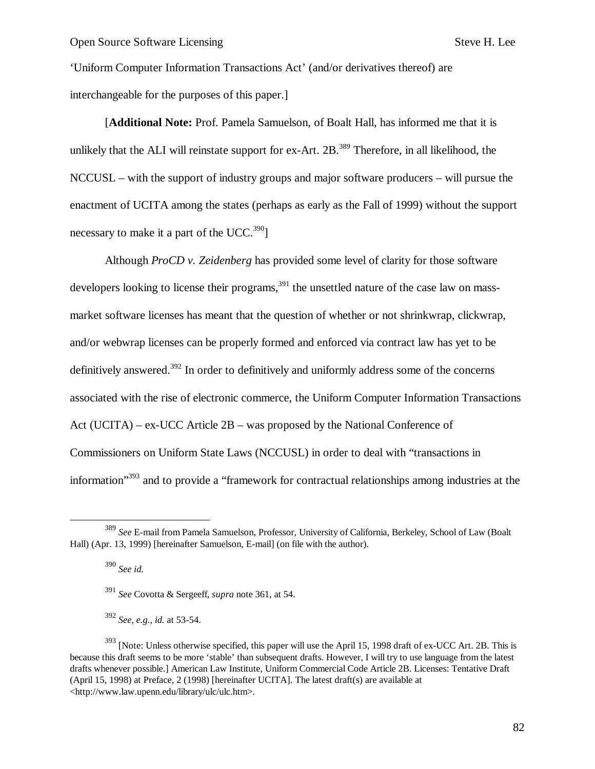'Uniform Computer Information Transactions Act' (and/or derivatives thereof) are interchangeable for the purposes of this paper.]

[**Additional Note:** Prof. Pamela Samuelson, of Boalt Hall, has informed me that it is unlikely that the ALI will reinstate support for ex-Art. 2B.[389] Therefore, in all likelihood, the NCCUSL – with the support of industry groups and major software producers – will pursue the enactment of UCITA among the states (perhaps as early as the Fall of 1999) without the support necessary to make it a part of the UCC.[390]]

Although *ProCD v. Zeidenberg* has provided some level of clarity for those software developers looking to license their programs,[391] the unsettled nature of the case law on mass-market software licenses has meant that the question of whether or not shrinkwrap, clickwrap, and/or webwrap licenses can be properly formed and enforced via contract law has yet to be definitively answered.[392] In order to definitively and uniformly address some of the concerns associated with the rise of electronic commerce, the Uniform Computer Information Transactions Act (UCITA) – ex-UCC Article 2B – was proposed by the National Conference of Commissioners on Uniform State Laws (NCCUSL) in order to deal with "transactions in information"[393] and to provide a "framework for contractual relationships among industries at the

---

[389] *See* E-mail from Pamela Samuelson, Professor, University of California, Berkeley, School of Law (Boalt Hall) (Apr. 13, 1999) [hereinafter Samuelson, E-mail] (on file with the author).

[390] *See id.*

[391] *See* Covotta & Sergeeff, *supra* note 361, at 54.

[392] *See, e.g., id.* at 53-54.

[393] [Note: Unless otherwise specified, this paper will use the April 15, 1998 draft of ex-UCC Art. 2B. This is because this draft seems to be more 'stable' than subsequent drafts. However, I will try to use language from the latest drafts whenever possible.] American Law Institute, Uniform Commercial Code Article 2B. Licenses: Tentative Draft (April 15, 1998) at Preface, 2 (1998) [hereinafter UCITA]. The latest draft(s) are available at <http://www.law.upenn.edu/library/ulc/ulc.htm>.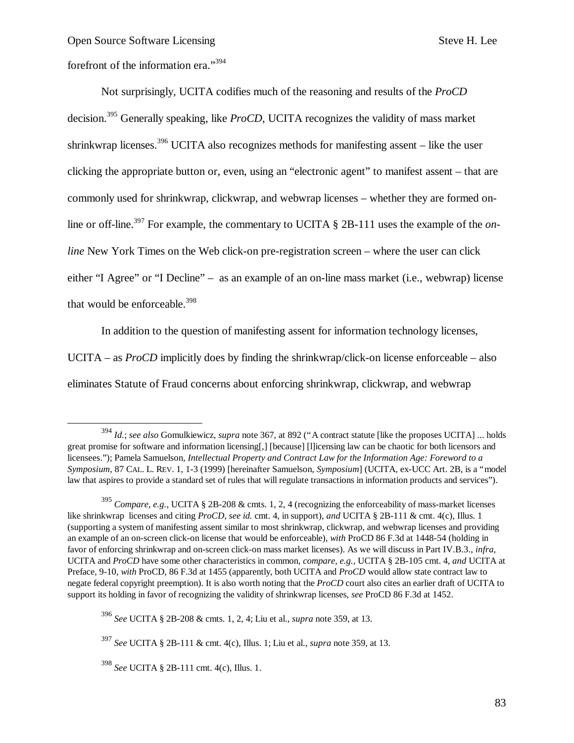forefront of the information era."[394]

Not surprisingly, UCITA codifies much of the reasoning and results of the *ProCD* decision.[395] Generally speaking, like *ProCD*, UCITA recognizes the validity of mass market shrinkwrap licenses.[396] UCITA also recognizes methods for manifesting assent – like the user clicking the appropriate button or, even, using an "electronic agent" to manifest assent – that are commonly used for shrinkwrap, clickwrap, and webwrap licenses – whether they are formed on-line or off-line.[397] For example, the commentary to UCITA § 2B-111 uses the example of the *on-line* New York Times on the Web click-on pre-registration screen – where the user can click either "I Agree" or "I Decline" – as an example of an on-line mass market (i.e., webwrap) license that would be enforceable.[398]

In addition to the question of manifesting assent for information technology licenses, UCITA – as *ProCD* implicitly does by finding the shrinkwrap/click-on license enforceable – also eliminates Statute of Fraud concerns about enforcing shrinkwrap, clickwrap, and webwrap

---

[394] *Id.*; *see also* Gomulkiewicz, *supra* note 367, at 892 ("A contract statute [like the proposes UCITA] ... holds great promise for software and information licensing[,] [because] [l]icensing law can be chaotic for both licensors and licensees."); Pamela Samuelson, *Intellectual Property and Contract Law for the Information Age: Foreword to a Symposium*, 87 CAL. L. REV. 1, 1-3 (1999) [hereinafter Samuelson, *Symposium*] (UCITA, ex-UCC Art. 2B, is a "model law that aspires to provide a standard set of rules that will regulate transactions in information products and services").

[395] *Compare, e.g.,* UCITA § 2B-208 & cmts. 1, 2, 4 (recognizing the enforceability of mass-market licenses like shrinkwrap licenses and citing *ProCD*, *see id.* cmt. 4, in support), *and* UCITA § 2B-111 & cmt. 4(c), Illus. 1 (supporting a system of manifesting assent similar to most shrinkwrap, clickwrap, and webwrap licenses and providing an example of an on-screen click-on license that would be enforceable), *with* ProCD 86 F.3d at 1448-54 (holding in favor of enforcing shrinkwrap and on-screen click-on mass market licenses). As we will discuss in Part IV.B.3., *infra*, UCITA and *ProCD* have some other characteristics in common, *compare, e.g.,* UCITA § 2B-105 cmt. 4, *and* UCITA at Preface, 9-10, *with* ProCD, 86 F.3d at 1455 (apparently, both UCITA and *ProCD* would allow state contract law to negate federal copyright preemption). It is also worth noting that the *ProCD* court also cites an earlier draft of UCITA to support its holding in favor of recognizing the validity of shrinkwrap licenses, *see* ProCD 86 F.3d at 1452.

[396] *See* UCITA § 2B-208 & cmts. 1, 2, 4; Liu et al., *supra* note 359, at 13.

[397] *See* UCITA § 2B-111 & cmt. 4(c), Illus. 1; Liu et al., *supra* note 359, at 13.

[398] *See* UCITA § 2B-111 cmt. 4(c), Illus. 1.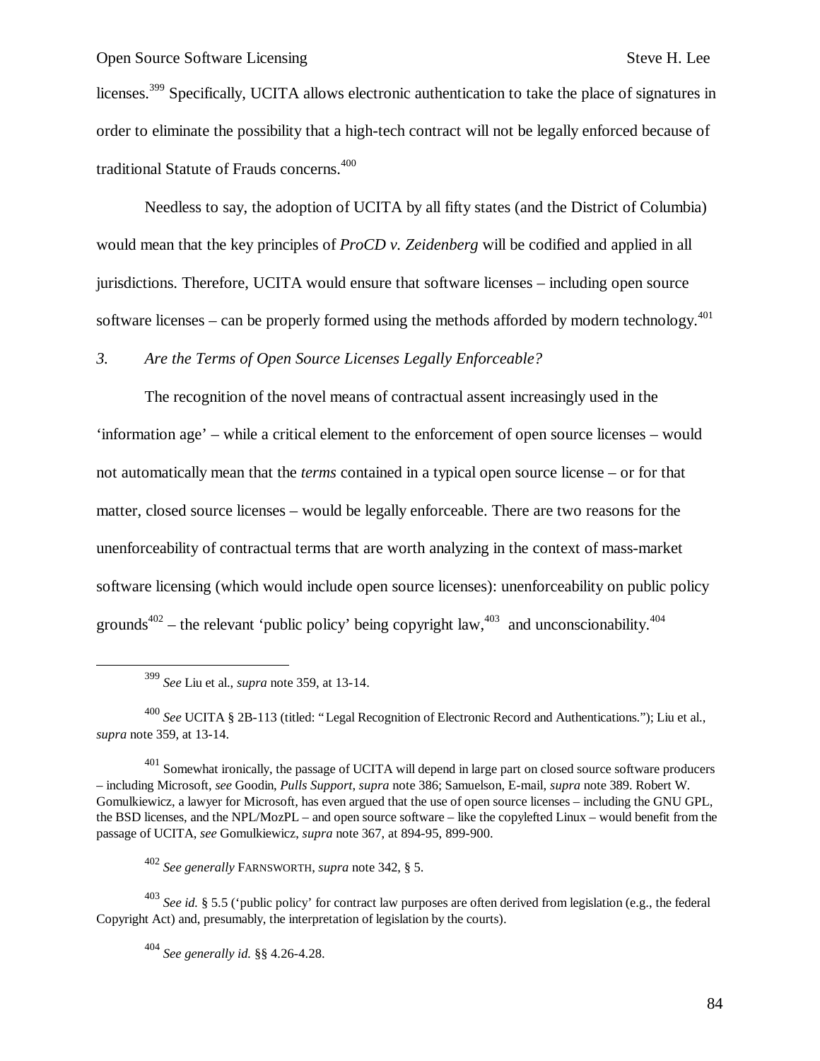licenses.[399] Specifically, UCITA allows electronic authentication to take the place of signatures in order to eliminate the possibility that a high-tech contract will not be legally enforced because of traditional Statute of Frauds concerns.[400]

Needless to say, the adoption of UCITA by all fifty states (and the District of Columbia) would mean that the key principles of *ProCD v. Zeidenberg* will be codified and applied in all jurisdictions. Therefore, UCITA would ensure that software licenses – including open source software licenses – can be properly formed using the methods afforded by modern technology.[401]

### *3. Are the Terms of Open Source Licenses Legally Enforceable?*

The recognition of the novel means of contractual assent increasingly used in the 'information age' – while a critical element to the enforcement of open source licenses – would not automatically mean that the *terms* contained in a typical open source license – or for that matter, closed source licenses – would be legally enforceable. There are two reasons for the unenforceability of contractual terms that are worth analyzing in the context of mass-market software licensing (which would include open source licenses): unenforceability on public policy grounds[402] – the relevant 'public policy' being copyright law,[403] and unconscionability.[404]

---

[399] *See* Liu et al., *supra* note 359, at 13-14.

[400] *See* UCITA § 2B-113 (titled: "Legal Recognition of Electronic Record and Authentications."); Liu et al., *supra* note 359, at 13-14.

[401] Somewhat ironically, the passage of UCITA will depend in large part on closed source software producers – including Microsoft, *see* Goodin, *Pulls Support*, *supra* note 386; Samuelson, E-mail, *supra* note 389. Robert W. Gomulkiewicz, a lawyer for Microsoft, has even argued that the use of open source licenses – including the GNU GPL, the BSD licenses, and the NPL/MozPL – and open source software – like the copylefted Linux – would benefit from the passage of UCITA, *see* Gomulkiewicz, *supra* note 367, at 894-95, 899-900.

[402] *See generally* FARNSWORTH, *supra* note 342, § 5.

[403] *See id.* § 5.5 ('public policy' for contract law purposes are often derived from legislation (e.g., the federal Copyright Act) and, presumably, the interpretation of legislation by the courts).

[404] *See generally id.* §§ 4.26-4.28.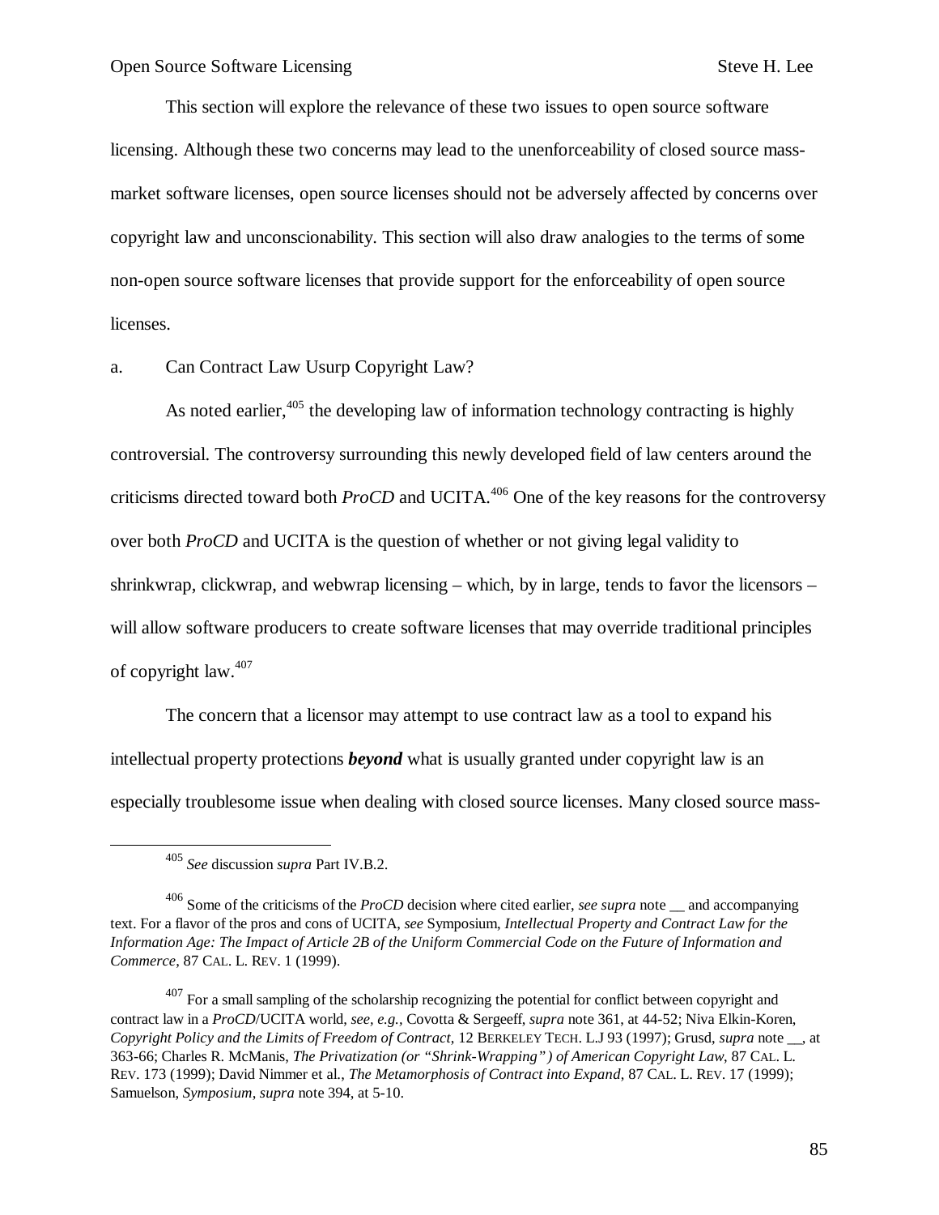This section will explore the relevance of these two issues to open source software licensing. Although these two concerns may lead to the unenforceability of closed source mass-market software licenses, open source licenses should not be adversely affected by concerns over copyright law and unconscionability. This section will also draw analogies to the terms of some non-open source software licenses that provide support for the enforceability of open source licenses.

a. Can Contract Law Usurp Copyright Law?

As noted earlier,[405] the developing law of information technology contracting is highly controversial. The controversy surrounding this newly developed field of law centers around the criticisms directed toward both *ProCD* and UCITA.[406] One of the key reasons for the controversy over both *ProCD* and UCITA is the question of whether or not giving legal validity to shrinkwrap, clickwrap, and webwrap licensing – which, by in large, tends to favor the licensors – will allow software producers to create software licenses that may override traditional principles of copyright law.[407]

The concern that a licensor may attempt to use contract law as a tool to expand his intellectual property protections ***beyond*** what is usually granted under copyright law is an especially troublesome issue when dealing with closed source licenses. Many closed source mass-

---

[405] *See* discussion *supra* Part IV.B.2.

[406] Some of the criticisms of the *ProCD* decision where cited earlier, *see supra* note __ and accompanying text. For a flavor of the pros and cons of UCITA, *see* Symposium, *Intellectual Property and Contract Law for the Information Age: The Impact of Article 2B of the Uniform Commercial Code on the Future of Information and Commerce*, 87 CAL. L. REV. 1 (1999).

[407] For a small sampling of the scholarship recognizing the potential for conflict between copyright and contract law in a *ProCD*/UCITA world, *see, e.g.,* Covotta & Sergeeff, *supra* note 361, at 44-52; Niva Elkin-Koren, *Copyright Policy and the Limits of Freedom of Contract*, 12 BERKELEY TECH. L.J 93 (1997); Grusd, *supra* note __, at 363-66; Charles R. McManis, *The Privatization (or "Shrink-Wrapping") of American Copyright Law*, 87 CAL. L. REV. 173 (1999); David Nimmer et al., *The Metamorphosis of Contract into Expand*, 87 CAL. L. REV. 17 (1999); Samuelson, *Symposium*, *supra* note 394, at 5-10.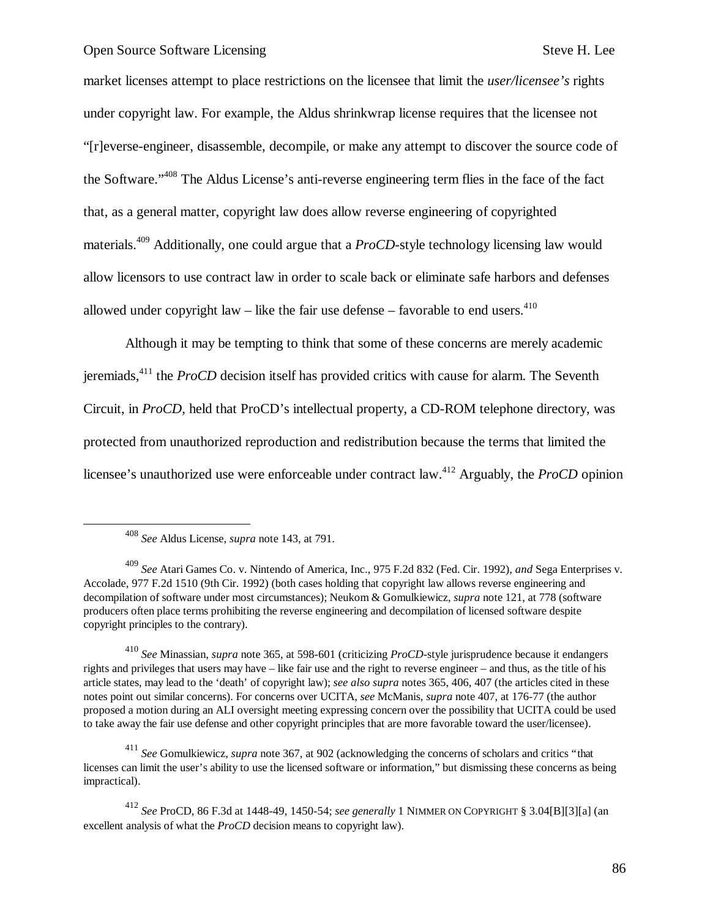market licenses attempt to place restrictions on the licensee that limit the *user/licensee's* rights under copyright law. For example, the Aldus shrinkwrap license requires that the licensee not "[r]everse-engineer, disassemble, decompile, or make any attempt to discover the source code of the Software."[408] The Aldus License's anti-reverse engineering term flies in the face of the fact that, as a general matter, copyright law does allow reverse engineering of copyrighted materials.[409] Additionally, one could argue that a *ProCD*-style technology licensing law would allow licensors to use contract law in order to scale back or eliminate safe harbors and defenses allowed under copyright law – like the fair use defense – favorable to end users.[410]

Although it may be tempting to think that some of these concerns are merely academic jeremiads,[411] the *ProCD* decision itself has provided critics with cause for alarm. The Seventh Circuit, in *ProCD*, held that ProCD's intellectual property, a CD-ROM telephone directory, was protected from unauthorized reproduction and redistribution because the terms that limited the licensee's unauthorized use were enforceable under contract law.[412] Arguably, the *ProCD* opinion

---

[408] *See* Aldus License, *supra* note 143, at 791.

[409] *See* Atari Games Co. v. Nintendo of America, Inc., 975 F.2d 832 (Fed. Cir. 1992), *and* Sega Enterprises v. Accolade, 977 F.2d 1510 (9th Cir. 1992) (both cases holding that copyright law allows reverse engineering and decompilation of software under most circumstances); Neukom & Gomulkiewicz, *supra* note 121, at 778 (software producers often place terms prohibiting the reverse engineering and decompilation of licensed software despite copyright principles to the contrary).

[410] *See* Minassian, *supra* note 365, at 598-601 (criticizing *ProCD*-style jurisprudence because it endangers rights and privileges that users may have – like fair use and the right to reverse engineer – and thus, as the title of his article states, may lead to the 'death' of copyright law); *see also supra* notes 365, 406, 407 (the articles cited in these notes point out similar concerns). For concerns over UCITA, *see* McManis, *supra* note 407, at 176-77 (the author proposed a motion during an ALI oversight meeting expressing concern over the possibility that UCITA could be used to take away the fair use defense and other copyright principles that are more favorable toward the user/licensee).

[411] *See* Gomulkiewicz, *supra* note 367, at 902 (acknowledging the concerns of scholars and critics "that licenses can limit the user's ability to use the licensed software or information," but dismissing these concerns as being impractical).

[412] *See* ProCD, 86 F.3d at 1448-49, 1450-54; *see generally* 1 NIMMER ON COPYRIGHT § 3.04[B][3][a] (an excellent analysis of what the *ProCD* decision means to copyright law).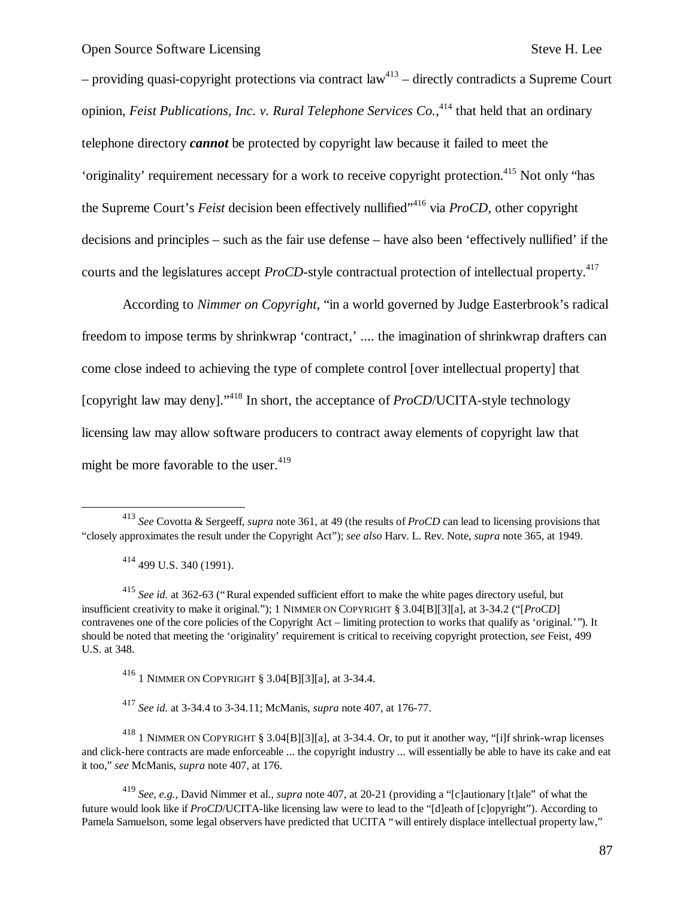– providing quasi-copyright protections via contract law[413] – directly contradicts a Supreme Court opinion, *Feist Publications, Inc. v. Rural Telephone Services Co.*,[414] that held that an ordinary telephone directory ***cannot*** be protected by copyright law because it failed to meet the 'originality' requirement necessary for a work to receive copyright protection.[415] Not only "has the Supreme Court's *Feist* decision been effectively nullified"[416] via *ProCD*, other copyright decisions and principles – such as the fair use defense – have also been 'effectively nullified' if the courts and the legislatures accept *ProCD*-style contractual protection of intellectual property.[417]

According to *Nimmer on Copyright*, "in a world governed by Judge Easterbrook's radical freedom to impose terms by shrinkwrap 'contract,' .... the imagination of shrinkwrap drafters can come close indeed to achieving the type of complete control [over intellectual property] that [copyright law may deny]."[418] In short, the acceptance of *ProCD*/UCITA-style technology licensing law may allow software producers to contract away elements of copyright law that might be more favorable to the user.[419]

---

[413] *See* Covotta & Sergeeff, *supra* note 361, at 49 (the results of *ProCD* can lead to licensing provisions that "closely approximates the result under the Copyright Act"); *see also* Harv. L. Rev. Note, *supra* note 365, at 1949.

[414] 499 U.S. 340 (1991).

[415] *See id.* at 362-63 ("Rural expended sufficient effort to make the white pages directory useful, but insufficient creativity to make it original."); 1 NIMMER ON COPYRIGHT § 3.04[B][3][a], at 3-34.2 ("[*ProCD*] contravenes one of the core policies of the Copyright Act – limiting protection to works that qualify as 'original.'"). It should be noted that meeting the 'originality' requirement is critical to receiving copyright protection, *see* Feist, 499 U.S. at 348.

[416] 1 NIMMER ON COPYRIGHT § 3.04[B][3][a], at 3-34.4.

[417] *See id.* at 3-34.4 to 3-34.11; McManis, *supra* note 407, at 176-77.

[418] 1 NIMMER ON COPYRIGHT § 3.04[B][3][a], at 3-34.4. Or, to put it another way, "[i]f shrink-wrap licenses and click-here contracts are made enforceable ... the copyright industry ... will essentially be able to have its cake and eat it too," *see* McManis, *supra* note 407, at 176.

[419] *See, e.g.,* David Nimmer et al., *supra* note 407, at 20-21 (providing a "[c]autionary [t]ale" of what the future would look like if *ProCD*/UCITA-like licensing law were to lead to the "[d]eath of [c]opyright"). According to Pamela Samuelson, some legal observers have predicted that UCITA "will entirely displace intellectual property law,"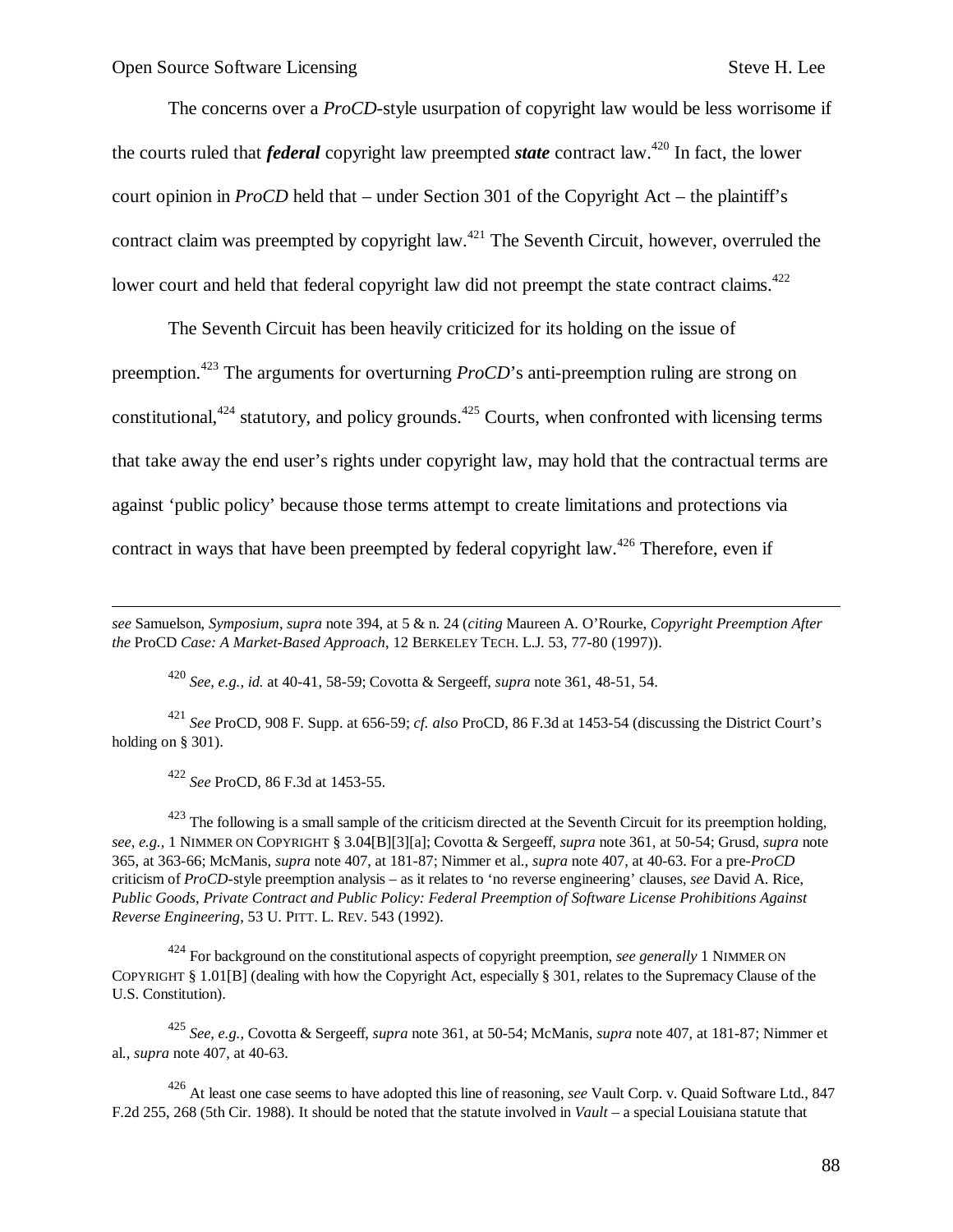The concerns over a *ProCD*-style usurpation of copyright law would be less worrisome if the courts ruled that ***federal*** copyright law preempted ***state*** contract law.[420] In fact, the lower court opinion in *ProCD* held that – under Section 301 of the Copyright Act – the plaintiff's contract claim was preempted by copyright law.[421] The Seventh Circuit, however, overruled the lower court and held that federal copyright law did not preempt the state contract claims.[422]

The Seventh Circuit has been heavily criticized for its holding on the issue of preemption.[423] The arguments for overturning *ProCD*'s anti-preemption ruling are strong on constitutional,[424] statutory, and policy grounds.[425] Courts, when confronted with licensing terms that take away the end user's rights under copyright law, may hold that the contractual terms are against 'public policy' because those terms attempt to create limitations and protections via contract in ways that have been preempted by federal copyright law.[426] Therefore, even if

---

*see* Samuelson, *Symposium*, *supra* note 394, at 5 & n. 24 (*citing* Maureen A. O'Rourke, *Copyright Preemption After the* ProCD *Case: A Market-Based Approach*, 12 BERKELEY TECH. L.J. 53, 77-80 (1997)).

[420] *See, e.g.*, *id.* at 40-41, 58-59; Covotta & Sergeeff, *supra* note 361, 48-51, 54.

[421] *See* ProCD, 908 F. Supp. at 656-59; *cf. also* ProCD, 86 F.3d at 1453-54 (discussing the District Court's holding on § 301).

[422] *See* ProCD, 86 F.3d at 1453-55.

[423] The following is a small sample of the criticism directed at the Seventh Circuit for its preemption holding, *see, e.g.*, 1 NIMMER ON COPYRIGHT § 3.04[B][3][a]; Covotta & Sergeeff, *supra* note 361, at 50-54; Grusd, *supra* note 365, at 363-66; McManis, *supra* note 407, at 181-87; Nimmer et al., *supra* note 407, at 40-63. For a pre-*ProCD* criticism of *ProCD*-style preemption analysis – as it relates to 'no reverse engineering' clauses, *see* David A. Rice, *Public Goods, Private Contract and Public Policy: Federal Preemption of Software License Prohibitions Against Reverse Engineering*, 53 U. PITT. L. REV. 543 (1992).

[424] For background on the constitutional aspects of copyright preemption, *see generally* 1 NIMMER ON COPYRIGHT § 1.01[B] (dealing with how the Copyright Act, especially § 301, relates to the Supremacy Clause of the U.S. Constitution).

[425] *See, e.g.*, Covotta & Sergeeff, *supra* note 361, at 50-54; McManis, *supra* note 407, at 181-87; Nimmer et al., *supra* note 407, at 40-63.

[426] At least one case seems to have adopted this line of reasoning, *see* Vault Corp. v. Quaid Software Ltd., 847 F.2d 255, 268 (5th Cir. 1988). It should be noted that the statute involved in *Vault* – a special Louisiana statute that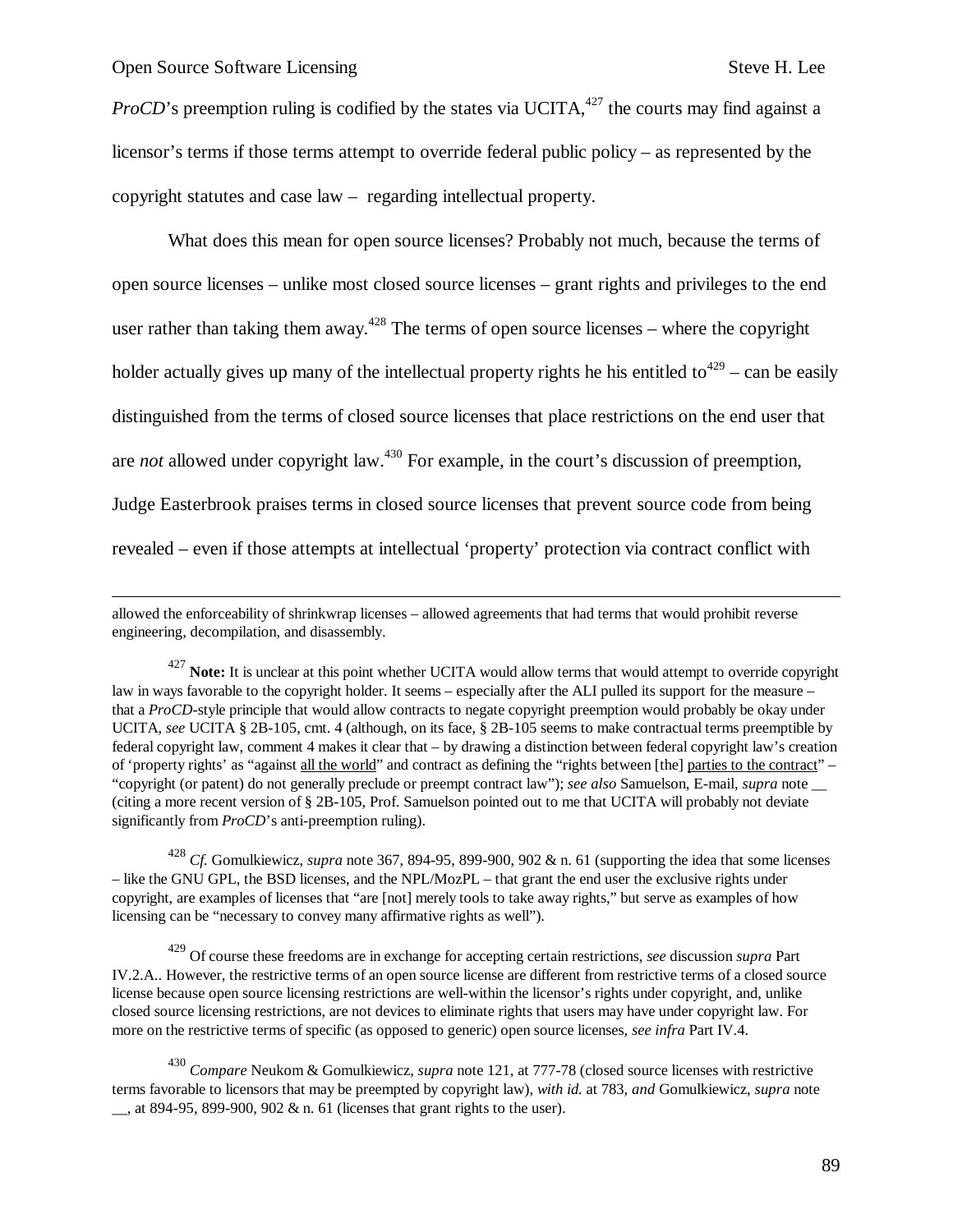*ProCD*'s preemption ruling is codified by the states via UCITA,[427] the courts may find against a licensor's terms if those terms attempt to override federal public policy – as represented by the copyright statutes and case law – regarding intellectual property.

What does this mean for open source licenses? Probably not much, because the terms of open source licenses – unlike most closed source licenses – grant rights and privileges to the end user rather than taking them away.[428] The terms of open source licenses – where the copyright holder actually gives up many of the intellectual property rights he his entitled to[429] – can be easily distinguished from the terms of closed source licenses that place restrictions on the end user that are *not* allowed under copyright law.[430] For example, in the court's discussion of preemption, Judge Easterbrook praises terms in closed source licenses that prevent source code from being revealed – even if those attempts at intellectual 'property' protection via contract conflict with

---

allowed the enforceability of shrinkwrap licenses – allowed agreements that had terms that would prohibit reverse engineering, decompilation, and disassembly.

[427] **Note:** It is unclear at this point whether UCITA would allow terms that would attempt to override copyright law in ways favorable to the copyright holder. It seems – especially after the ALI pulled its support for the measure – that a *ProCD*-style principle that would allow contracts to negate copyright preemption would probably be okay under UCITA, *see* UCITA § 2B-105, cmt. 4 (although, on its face, § 2B-105 seems to make contractual terms preemptible by federal copyright law, comment 4 makes it clear that – by drawing a distinction between federal copyright law's creation of 'property rights' as "against <u>all the world</u>" and contract as defining the "rights between [the] <u>parties to the contract</u>" – "copyright (or patent) do not generally preclude or preempt contract law"); *see also* Samuelson, E-mail, *supra* note __ (citing a more recent version of § 2B-105, Prof. Samuelson pointed out to me that UCITA will probably not deviate significantly from *ProCD*'s anti-preemption ruling).

[428] *Cf.* Gomulkiewicz, *supra* note 367, 894-95, 899-900, 902 & n. 61 (supporting the idea that some licenses – like the GNU GPL, the BSD licenses, and the NPL/MozPL – that grant the end user the exclusive rights under copyright, are examples of licenses that "are [not] merely tools to take away rights," but serve as examples of how licensing can be "necessary to convey many affirmative rights as well").

[429] Of course these freedoms are in exchange for accepting certain restrictions, *see* discussion *supra* Part IV.2.A.. However, the restrictive terms of an open source license are different from restrictive terms of a closed source license because open source licensing restrictions are well-within the licensor's rights under copyright, and, unlike closed source licensing restrictions, are not devices to eliminate rights that users may have under copyright law. For more on the restrictive terms of specific (as opposed to generic) open source licenses, *see infra* Part IV.4.

[430] *Compare* Neukom & Gomulkiewicz, *supra* note 121, at 777-78 (closed source licenses with restrictive terms favorable to licensors that may be preempted by copyright law), *with id.* at 783, *and* Gomulkiewicz, *supra* note __, at 894-95, 899-900, 902 & n. 61 (licenses that grant rights to the user).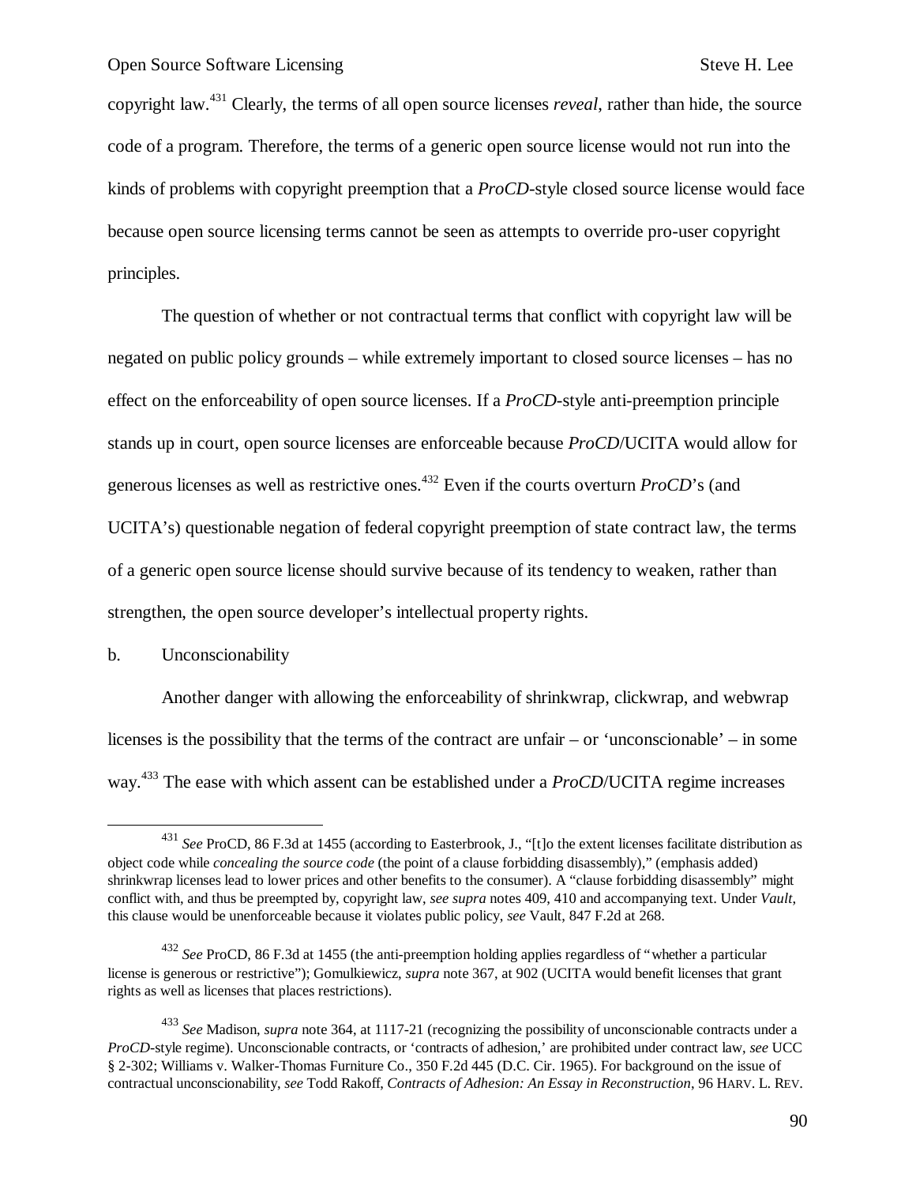copyright law.[431] Clearly, the terms of all open source licenses *reveal*, rather than hide, the source code of a program. Therefore, the terms of a generic open source license would not run into the kinds of problems with copyright preemption that a *ProCD*-style closed source license would face because open source licensing terms cannot be seen as attempts to override pro-user copyright principles.

The question of whether or not contractual terms that conflict with copyright law will be negated on public policy grounds – while extremely important to closed source licenses – has no effect on the enforceability of open source licenses. If a *ProCD*-style anti-preemption principle stands up in court, open source licenses are enforceable because *ProCD*/UCITA would allow for generous licenses as well as restrictive ones.[432] Even if the courts overturn *ProCD*'s (and UCITA's) questionable negation of federal copyright preemption of state contract law, the terms of a generic open source license should survive because of its tendency to weaken, rather than strengthen, the open source developer's intellectual property rights.

b. Unconscionability

Another danger with allowing the enforceability of shrinkwrap, clickwrap, and webwrap licenses is the possibility that the terms of the contract are unfair – or 'unconscionable' – in some way.[433] The ease with which assent can be established under a *ProCD*/UCITA regime increases

---

[431] *See* ProCD, 86 F.3d at 1455 (according to Easterbrook, J., "[t]o the extent licenses facilitate distribution as object code while *concealing the source code* (the point of a clause forbidding disassembly)," (emphasis added) shrinkwrap licenses lead to lower prices and other benefits to the consumer). A "clause forbidding disassembly" might conflict with, and thus be preempted by, copyright law, *see supra* notes 409, 410 and accompanying text. Under *Vault*, this clause would be unenforceable because it violates public policy, *see* Vault, 847 F.2d at 268.

[432] *See* ProCD, 86 F.3d at 1455 (the anti-preemption holding applies regardless of "whether a particular license is generous or restrictive"); Gomulkiewicz, *supra* note 367, at 902 (UCITA would benefit licenses that grant rights as well as licenses that places restrictions).

[433] *See* Madison, *supra* note 364, at 1117-21 (recognizing the possibility of unconscionable contracts under a *ProCD*-style regime). Unconscionable contracts, or 'contracts of adhesion,' are prohibited under contract law, *see* UCC § 2-302; Williams v. Walker-Thomas Furniture Co., 350 F.2d 445 (D.C. Cir. 1965). For background on the issue of contractual unconscionability, *see* Todd Rakoff, *Contracts of Adhesion: An Essay in Reconstruction*, 96 HARV. L. REV.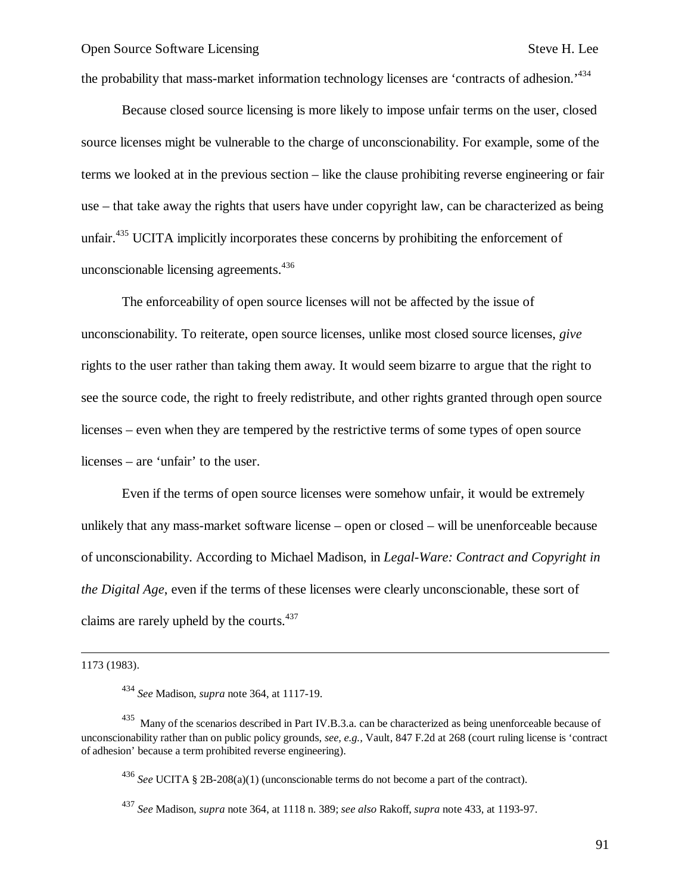the probability that mass-market information technology licenses are 'contracts of adhesion.'[434]

Because closed source licensing is more likely to impose unfair terms on the user, closed source licenses might be vulnerable to the charge of unconscionability. For example, some of the terms we looked at in the previous section – like the clause prohibiting reverse engineering or fair use – that take away the rights that users have under copyright law, can be characterized as being unfair.[435] UCITA implicitly incorporates these concerns by prohibiting the enforcement of unconscionable licensing agreements.[436]

The enforceability of open source licenses will not be affected by the issue of unconscionability. To reiterate, open source licenses, unlike most closed source licenses, *give* rights to the user rather than taking them away. It would seem bizarre to argue that the right to see the source code, the right to freely redistribute, and other rights granted through open source licenses – even when they are tempered by the restrictive terms of some types of open source licenses – are 'unfair' to the user.

Even if the terms of open source licenses were somehow unfair, it would be extremely unlikely that any mass-market software license – open or closed – will be unenforceable because of unconscionability. According to Michael Madison, in *Legal-Ware: Contract and Copyright in the Digital Age*, even if the terms of these licenses were clearly unconscionable, these sort of claims are rarely upheld by the courts.[437]

---

1173 (1983).

[434] *See* Madison, *supra* note 364, at 1117-19.

[435] Many of the scenarios described in Part IV.B.3.a. can be characterized as being unenforceable because of unconscionability rather than on public policy grounds, *see, e.g.*, Vault, 847 F.2d at 268 (court ruling license is 'contract of adhesion' because a term prohibited reverse engineering).

[436] *See* UCITA § 2B-208(a)(1) (unconscionable terms do not become a part of the contract).

[437] *See* Madison, *supra* note 364, at 1118 n. 389; *see also* Rakoff, *supra* note 433, at 1193-97.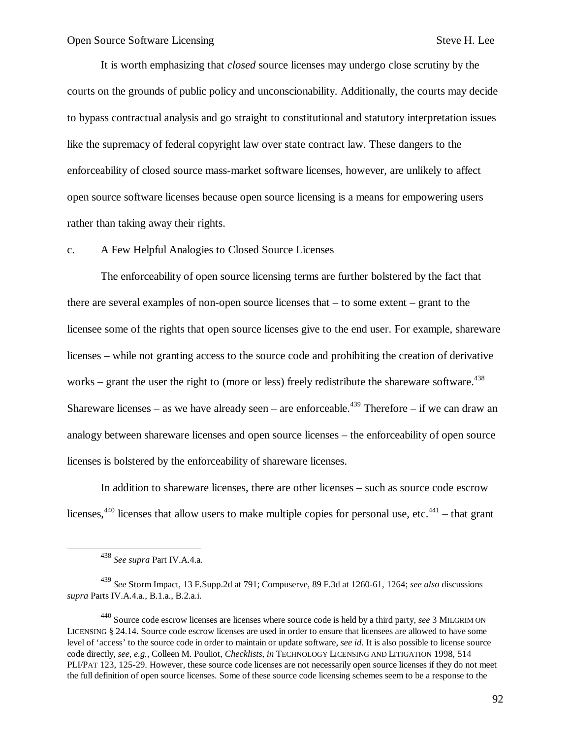It is worth emphasizing that *closed* source licenses may undergo close scrutiny by the courts on the grounds of public policy and unconscionability. Additionally, the courts may decide to bypass contractual analysis and go straight to constitutional and statutory interpretation issues like the supremacy of federal copyright law over state contract law. These dangers to the enforceability of closed source mass-market software licenses, however, are unlikely to affect open source software licenses because open source licensing is a means for empowering users rather than taking away their rights.

c. A Few Helpful Analogies to Closed Source Licenses

The enforceability of open source licensing terms are further bolstered by the fact that there are several examples of non-open source licenses that – to some extent – grant to the licensee some of the rights that open source licenses give to the end user. For example, shareware licenses – while not granting access to the source code and prohibiting the creation of derivative works – grant the user the right to (more or less) freely redistribute the shareware software.[438] Shareware licenses – as we have already seen – are enforceable.[439] Therefore – if we can draw an analogy between shareware licenses and open source licenses – the enforceability of open source licenses is bolstered by the enforceability of shareware licenses.

In addition to shareware licenses, there are other licenses – such as source code escrow licenses,[440] licenses that allow users to make multiple copies for personal use, etc.[441] – that grant

---

[438] *See supra* Part IV.A.4.a.

[439] *See* Storm Impact, 13 F.Supp.2d at 791; Compuserve, 89 F.3d at 1260-61, 1264; *see also* discussions *supra* Parts IV.A.4.a., B.1.a., B.2.a.i.

[440] Source code escrow licenses are licenses where source code is held by a third party, *see* 3 MILGRIM ON LICENSING § 24.14. Source code escrow licenses are used in order to ensure that licensees are allowed to have some level of 'access' to the source code in order to maintain or update software, *see id.* It is also possible to license source code directly, *see, e.g.,* Colleen M. Pouliot, *Checklists*, *in* TECHNOLOGY LICENSING AND LITIGATION 1998, 514 PLI/PAT 123, 125-29. However, these source code licenses are not necessarily open source licenses if they do not meet the full definition of open source licenses. Some of these source code licensing schemes seem to be a response to the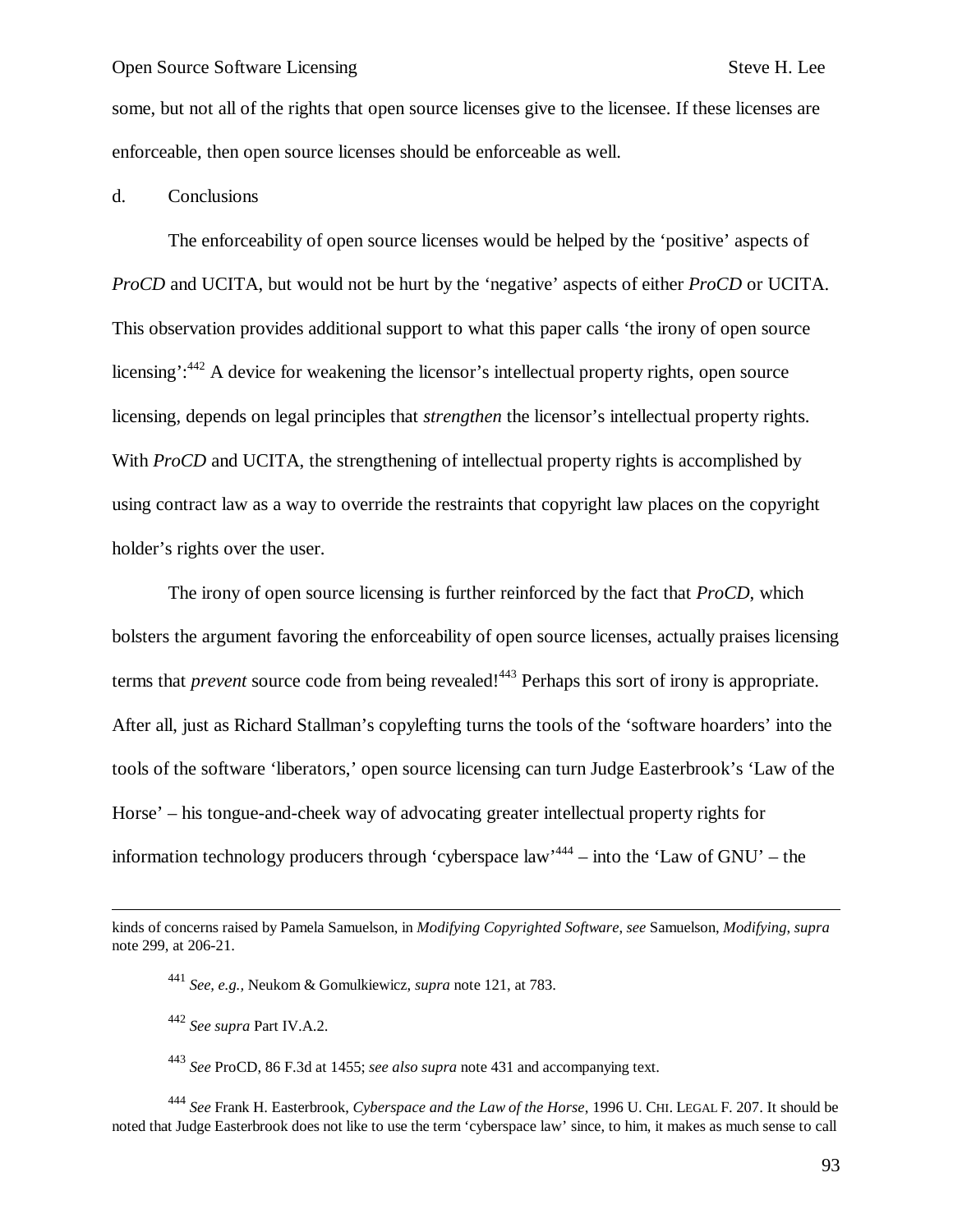some, but not all of the rights that open source licenses give to the licensee. If these licenses are enforceable, then open source licenses should be enforceable as well.

d. Conclusions

The enforceability of open source licenses would be helped by the 'positive' aspects of *ProCD* and UCITA, but would not be hurt by the 'negative' aspects of either *ProCD* or UCITA. This observation provides additional support to what this paper calls 'the irony of open source licensing':[442] A device for weakening the licensor's intellectual property rights, open source licensing, depends on legal principles that *strengthen* the licensor's intellectual property rights. With *ProCD* and UCITA, the strengthening of intellectual property rights is accomplished by using contract law as a way to override the restraints that copyright law places on the copyright holder's rights over the user.

The irony of open source licensing is further reinforced by the fact that *ProCD*, which bolsters the argument favoring the enforceability of open source licenses, actually praises licensing terms that *prevent* source code from being revealed![443] Perhaps this sort of irony is appropriate. After all, just as Richard Stallman's copylefting turns the tools of the 'software hoarders' into the tools of the software 'liberators,' open source licensing can turn Judge Easterbrook's 'Law of the Horse' – his tongue-and-cheek way of advocating greater intellectual property rights for information technology producers through 'cyberspace law'[444] – into the 'Law of GNU' – the

---

kinds of concerns raised by Pamela Samuelson, in *Modifying Copyrighted Software*, *see* Samuelson, *Modifying*, *supra* note 299, at 206-21.

[441] *See, e.g.*, Neukom & Gomulkiewicz, *supra* note 121, at 783.

[442] *See supra* Part IV.A.2.

[443] *See* ProCD, 86 F.3d at 1455; *see also supra* note 431 and accompanying text.

[444] *See* Frank H. Easterbrook, *Cyberspace and the Law of the Horse*, 1996 U. CHI. LEGAL F. 207. It should be noted that Judge Easterbrook does not like to use the term 'cyberspace law' since, to him, it makes as much sense to call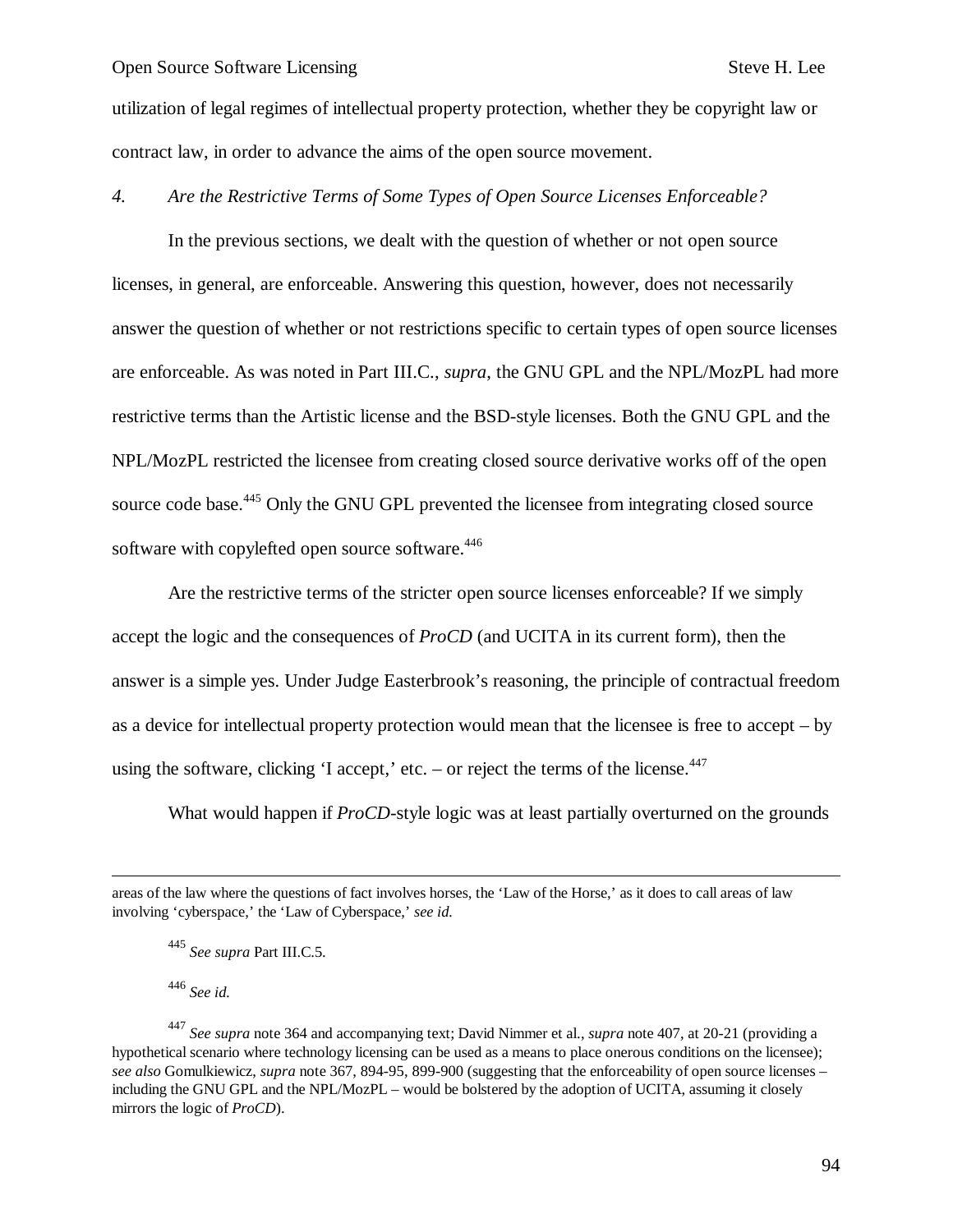utilization of legal regimes of intellectual property protection, whether they be copyright law or contract law, in order to advance the aims of the open source movement.

*4. Are the Restrictive Terms of Some Types of Open Source Licenses Enforceable?*

In the previous sections, we dealt with the question of whether or not open source licenses, in general, are enforceable. Answering this question, however, does not necessarily answer the question of whether or not restrictions specific to certain types of open source licenses are enforceable. As was noted in Part III.C., *supra*, the GNU GPL and the NPL/MozPL had more restrictive terms than the Artistic license and the BSD-style licenses. Both the GNU GPL and the NPL/MozPL restricted the licensee from creating closed source derivative works off of the open source code base.[445] Only the GNU GPL prevented the licensee from integrating closed source software with copylefted open source software.[446]

Are the restrictive terms of the stricter open source licenses enforceable? If we simply accept the logic and the consequences of *ProCD* (and UCITA in its current form), then the answer is a simple yes. Under Judge Easterbrook's reasoning, the principle of contractual freedom as a device for intellectual property protection would mean that the licensee is free to accept – by using the software, clicking 'I accept,' etc. – or reject the terms of the license.[447]

What would happen if *ProCD*-style logic was at least partially overturned on the grounds

---

areas of the law where the questions of fact involves horses, the 'Law of the Horse,' as it does to call areas of law involving 'cyberspace,' the 'Law of Cyberspace,' *see id.*

[445] *See supra* Part III.C.5.

[446] *See id.*

[447] *See supra* note 364 and accompanying text; David Nimmer et al., *supra* note 407, at 20-21 (providing a hypothetical scenario where technology licensing can be used as a means to place onerous conditions on the licensee); *see also* Gomulkiewicz, *supra* note 367, 894-95, 899-900 (suggesting that the enforceability of open source licenses – including the GNU GPL and the NPL/MozPL – would be bolstered by the adoption of UCITA, assuming it closely mirrors the logic of *ProCD*).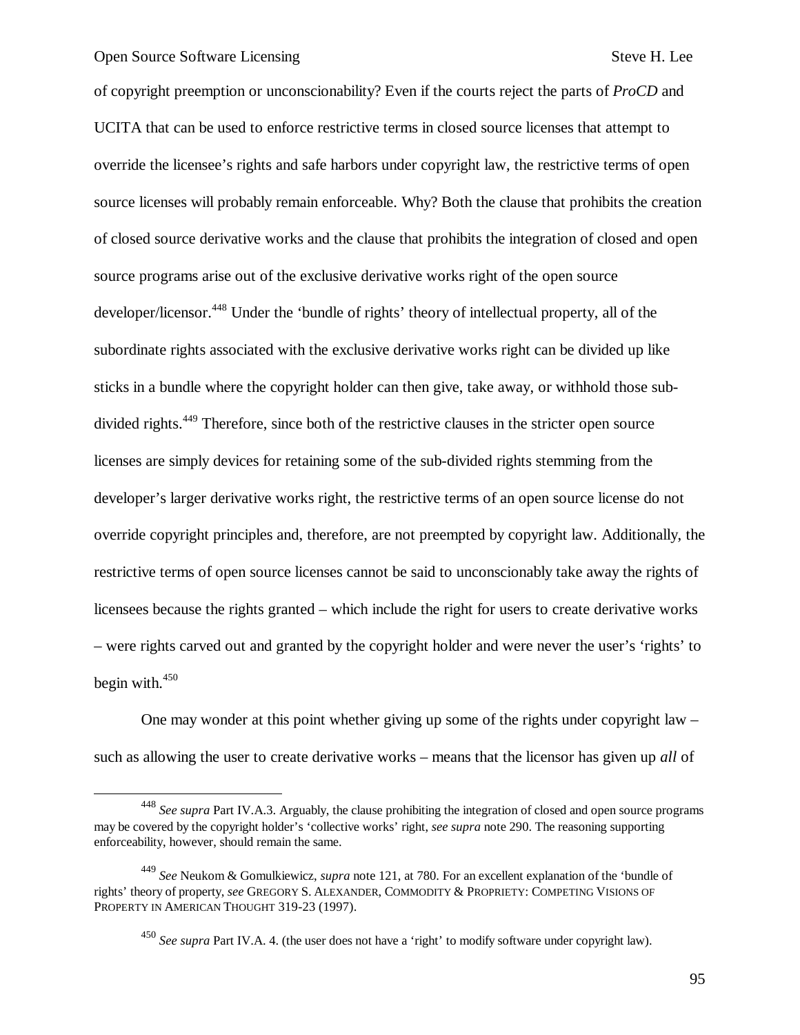of copyright preemption or unconscionability? Even if the courts reject the parts of *ProCD* and UCITA that can be used to enforce restrictive terms in closed source licenses that attempt to override the licensee's rights and safe harbors under copyright law, the restrictive terms of open source licenses will probably remain enforceable. Why? Both the clause that prohibits the creation of closed source derivative works and the clause that prohibits the integration of closed and open source programs arise out of the exclusive derivative works right of the open source developer/licensor.[448] Under the 'bundle of rights' theory of intellectual property, all of the subordinate rights associated with the exclusive derivative works right can be divided up like sticks in a bundle where the copyright holder can then give, take away, or withhold those sub-divided rights.[449] Therefore, since both of the restrictive clauses in the stricter open source licenses are simply devices for retaining some of the sub-divided rights stemming from the developer's larger derivative works right, the restrictive terms of an open source license do not override copyright principles and, therefore, are not preempted by copyright law. Additionally, the restrictive terms of open source licenses cannot be said to unconscionably take away the rights of licensees because the rights granted – which include the right for users to create derivative works – were rights carved out and granted by the copyright holder and were never the user's 'rights' to begin with.[450]

One may wonder at this point whether giving up some of the rights under copyright law – such as allowing the user to create derivative works – means that the licensor has given up *all* of

---

[448] *See supra* Part IV.A.3. Arguably, the clause prohibiting the integration of closed and open source programs may be covered by the copyright holder's 'collective works' right, *see supra* note 290. The reasoning supporting enforceability, however, should remain the same.

[449] *See* Neukom & Gomulkiewicz, *supra* note 121, at 780. For an excellent explanation of the 'bundle of rights' theory of property, *see* GREGORY S. ALEXANDER, COMMODITY & PROPRIETY: COMPETING VISIONS OF PROPERTY IN AMERICAN THOUGHT 319-23 (1997).

[450] *See supra* Part IV.A. 4. (the user does not have a 'right' to modify software under copyright law).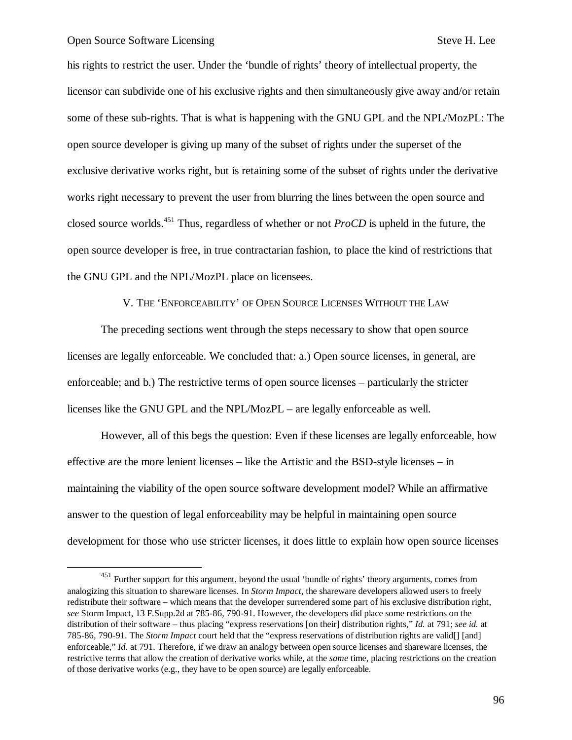his rights to restrict the user. Under the 'bundle of rights' theory of intellectual property, the licensor can subdivide one of his exclusive rights and then simultaneously give away and/or retain some of these sub-rights. That is what is happening with the GNU GPL and the NPL/MozPL: The open source developer is giving up many of the subset of rights under the superset of the exclusive derivative works right, but is retaining some of the subset of rights under the derivative works right necessary to prevent the user from blurring the lines between the open source and closed source worlds.[451] Thus, regardless of whether or not *ProCD* is upheld in the future, the open source developer is free, in true contractarian fashion, to place the kind of restrictions that the GNU GPL and the NPL/MozPL place on licensees.

## V. THE 'ENFORCEABILITY' OF OPEN SOURCE LICENSES WITHOUT THE LAW

The preceding sections went through the steps necessary to show that open source licenses are legally enforceable. We concluded that: a.) Open source licenses, in general, are enforceable; and b.) The restrictive terms of open source licenses – particularly the stricter licenses like the GNU GPL and the NPL/MozPL – are legally enforceable as well.

However, all of this begs the question: Even if these licenses are legally enforceable, how effective are the more lenient licenses – like the Artistic and the BSD-style licenses – in maintaining the viability of the open source software development model? While an affirmative answer to the question of legal enforceability may be helpful in maintaining open source development for those who use stricter licenses, it does little to explain how open source licenses

---

[451] Further support for this argument, beyond the usual 'bundle of rights' theory arguments, comes from analogizing this situation to shareware licenses. In *Storm Impact*, the shareware developers allowed users to freely redistribute their software – which means that the developer surrendered some part of his exclusive distribution right, *see* Storm Impact, 13 F.Supp.2d at 785-86, 790-91. However, the developers did place some restrictions on the distribution of their software – thus placing "express reservations [on their] distribution rights," *Id.* at 791; *see id.* at 785-86, 790-91. The *Storm Impact* court held that the "express reservations of distribution rights are valid[] [and] enforceable," *Id.* at 791. Therefore, if we draw an analogy between open source licenses and shareware licenses, the restrictive terms that allow the creation of derivative works while, at the *same* time, placing restrictions on the creation of those derivative works (e.g., they have to be open source) are legally enforceable.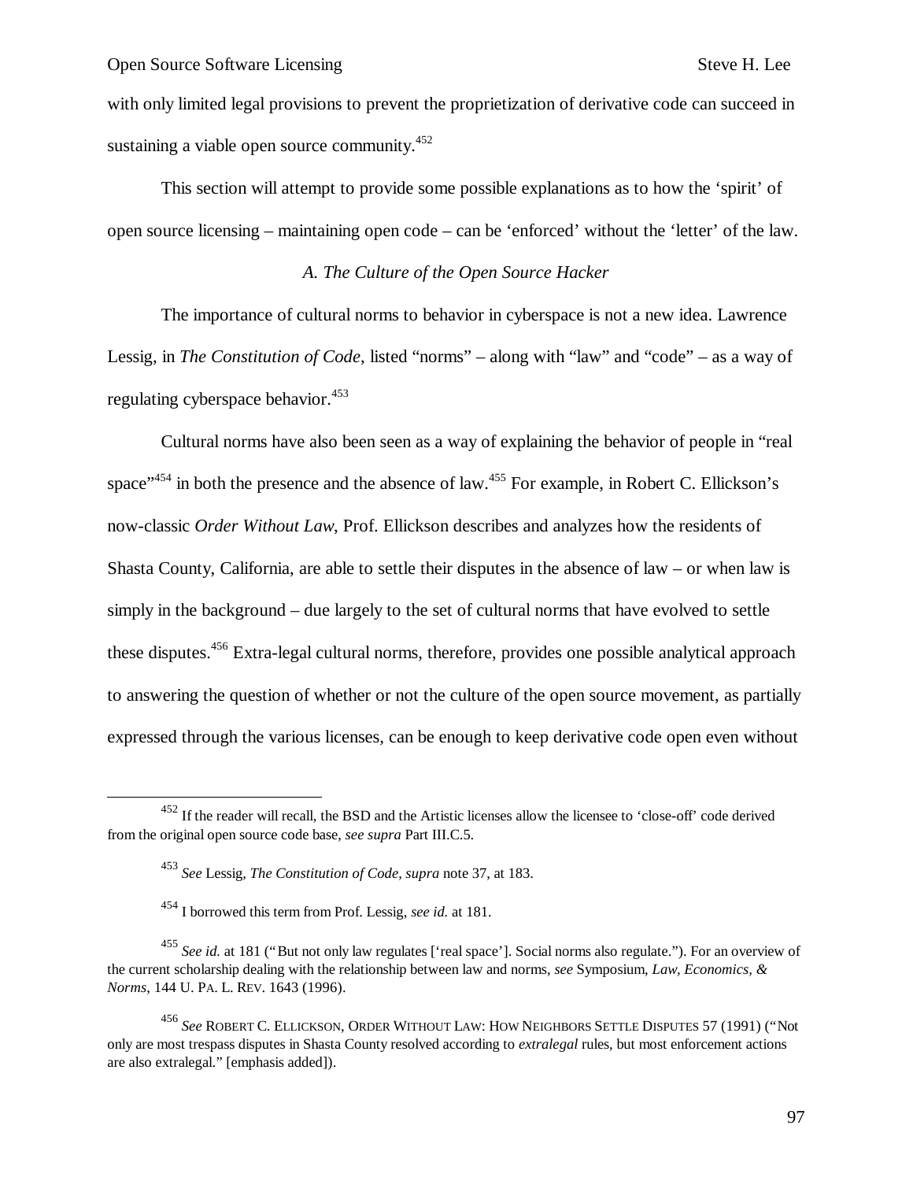with only limited legal provisions to prevent the proprietization of derivative code can succeed in sustaining a viable open source community.[452]

This section will attempt to provide some possible explanations as to how the 'spirit' of open source licensing – maintaining open code – can be 'enforced' without the 'letter' of the law.

### *A. The Culture of the Open Source Hacker*

The importance of cultural norms to behavior in cyberspace is not a new idea. Lawrence Lessig, in *The Constitution of Code*, listed "norms" – along with "law" and "code" – as a way of regulating cyberspace behavior.[453]

Cultural norms have also been seen as a way of explaining the behavior of people in "real space"[454] in both the presence and the absence of law.[455] For example, in Robert C. Ellickson's now-classic *Order Without Law*, Prof. Ellickson describes and analyzes how the residents of Shasta County, California, are able to settle their disputes in the absence of law – or when law is simply in the background – due largely to the set of cultural norms that have evolved to settle these disputes.[456] Extra-legal cultural norms, therefore, provides one possible analytical approach to answering the question of whether or not the culture of the open source movement, as partially expressed through the various licenses, can be enough to keep derivative code open even without

---

[452] If the reader will recall, the BSD and the Artistic licenses allow the licensee to 'close-off' code derived from the original open source code base, *see supra* Part III.C.5.

[453] *See* Lessig, *The Constitution of Code*, *supra* note 37, at 183.

[454] I borrowed this term from Prof. Lessig, *see id.* at 181.

[455] *See id.* at 181 ("But not only law regulates ['real space']. Social norms also regulate."). For an overview of the current scholarship dealing with the relationship between law and norms, *see* Symposium, *Law, Economics, & Norms*, 144 U. PA. L. REV. 1643 (1996).

[456] *See* ROBERT C. ELLICKSON, ORDER WITHOUT LAW: HOW NEIGHBORS SETTLE DISPUTES 57 (1991) ("Not only are most trespass disputes in Shasta County resolved according to *extralegal* rules, but most enforcement actions are also extralegal." [emphasis added]).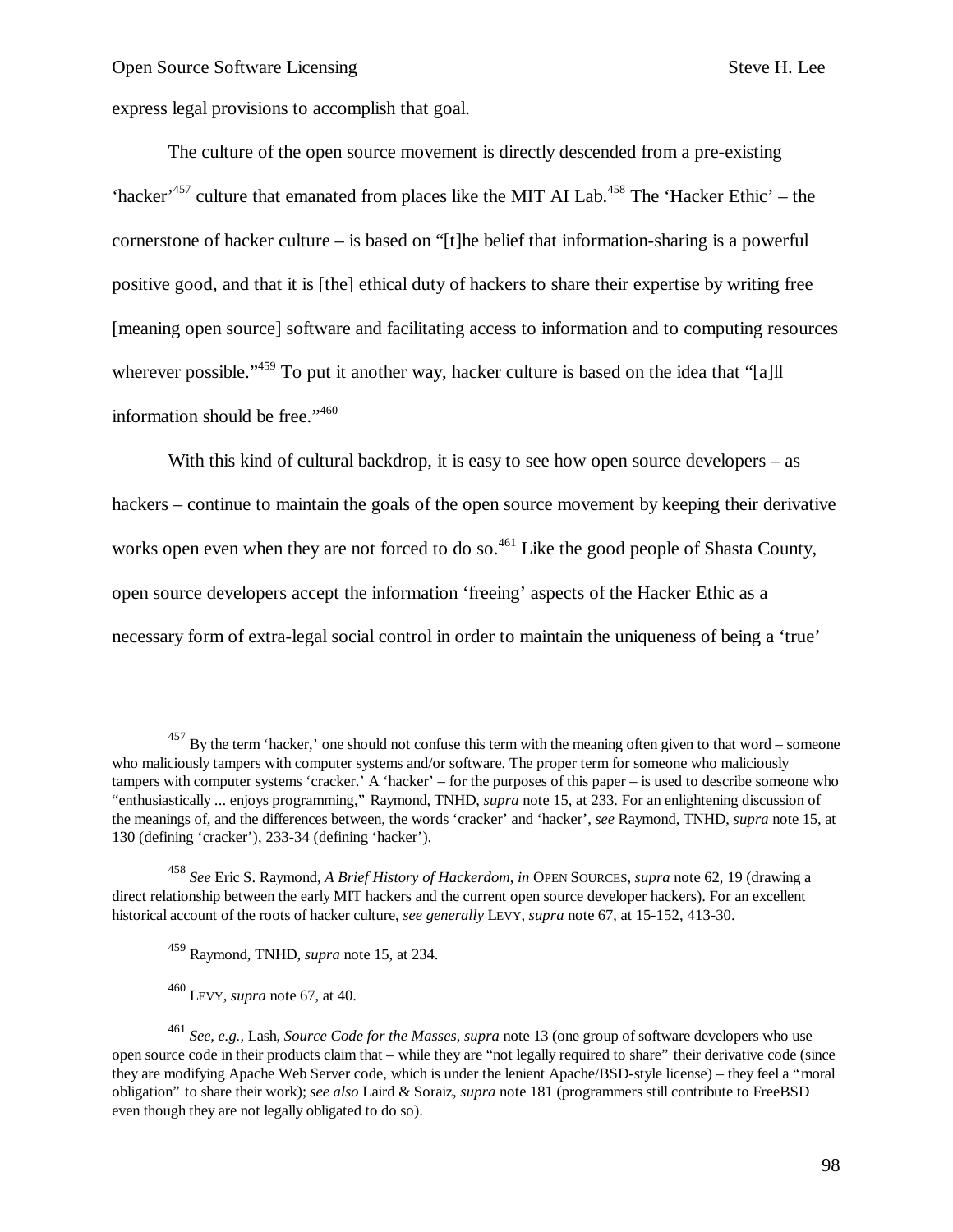express legal provisions to accomplish that goal.

The culture of the open source movement is directly descended from a pre-existing 'hacker'[457] culture that emanated from places like the MIT AI Lab.[458] The 'Hacker Ethic' – the cornerstone of hacker culture – is based on "[t]he belief that information-sharing is a powerful positive good, and that it is [the] ethical duty of hackers to share their expertise by writing free [meaning open source] software and facilitating access to information and to computing resources wherever possible."[459] To put it another way, hacker culture is based on the idea that "[a]ll information should be free."[460]

With this kind of cultural backdrop, it is easy to see how open source developers – as hackers – continue to maintain the goals of the open source movement by keeping their derivative works open even when they are not forced to do so.[461] Like the good people of Shasta County, open source developers accept the information 'freeing' aspects of the Hacker Ethic as a necessary form of extra-legal social control in order to maintain the uniqueness of being a 'true'

---

[457] By the term 'hacker,' one should not confuse this term with the meaning often given to that word – someone who maliciously tampers with computer systems and/or software. The proper term for someone who maliciously tampers with computer systems 'cracker.' A 'hacker' – for the purposes of this paper – is used to describe someone who "enthusiastically ... enjoys programming," Raymond, TNHD, *supra* note 15, at 233. For an enlightening discussion of the meanings of, and the differences between, the words 'cracker' and 'hacker', *see* Raymond, TNHD, *supra* note 15, at 130 (defining 'cracker'), 233-34 (defining 'hacker').

[458] *See* Eric S. Raymond, *A Brief History of Hackerdom*, *in* OPEN SOURCES, *supra* note 62, 19 (drawing a direct relationship between the early MIT hackers and the current open source developer hackers). For an excellent historical account of the roots of hacker culture, *see generally* LEVY, *supra* note 67, at 15-152, 413-30.

[459] Raymond, TNHD, *supra* note 15, at 234.

[460] LEVY, *supra* note 67, at 40.

[461] *See, e.g.*, Lash, *Source Code for the Masses*, *supra* note 13 (one group of software developers who use open source code in their products claim that – while they are "not legally required to share" their derivative code (since they are modifying Apache Web Server code, which is under the lenient Apache/BSD-style license) – they feel a "moral obligation" to share their work); *see also* Laird & Soraiz, *supra* note 181 (programmers still contribute to FreeBSD even though they are not legally obligated to do so).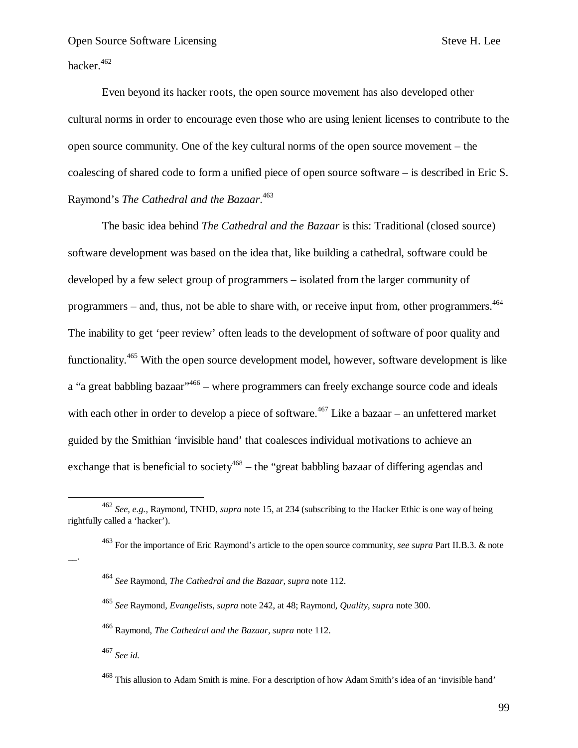hacker.[462]

Even beyond its hacker roots, the open source movement has also developed other cultural norms in order to encourage even those who are using lenient licenses to contribute to the open source community. One of the key cultural norms of the open source movement – the coalescing of shared code to form a unified piece of open source software – is described in Eric S. Raymond's *The Cathedral and the Bazaar*.[463]

The basic idea behind *The Cathedral and the Bazaar* is this: Traditional (closed source) software development was based on the idea that, like building a cathedral, software could be developed by a few select group of programmers – isolated from the larger community of programmers – and, thus, not be able to share with, or receive input from, other programmers.[464] The inability to get 'peer review' often leads to the development of software of poor quality and functionality.[465] With the open source development model, however, software development is like a "a great babbling bazaar"[466] – where programmers can freely exchange source code and ideals with each other in order to develop a piece of software.[467] Like a bazaar – an unfettered market guided by the Smithian 'invisible hand' that coalesces individual motivations to achieve an exchange that is beneficial to society[468] – the "great babbling bazaar of differing agendas and

---

[462] *See, e.g.*, Raymond, TNHD, *supra* note 15, at 234 (subscribing to the Hacker Ethic is one way of being rightfully called a 'hacker').

[463] For the importance of Eric Raymond's article to the open source community, *see supra* Part II.B.3. & note __.

[464] *See* Raymond, *The Cathedral and the Bazaar*, *supra* note 112.

[465] *See* Raymond, *Evangelists*, *supra* note 242, at 48; Raymond, *Quality*, *supra* note 300.

[466] Raymond, *The Cathedral and the Bazaar*, *supra* note 112.

[467] *See id.*

[468] This allusion to Adam Smith is mine. For a description of how Adam Smith's idea of an 'invisible hand'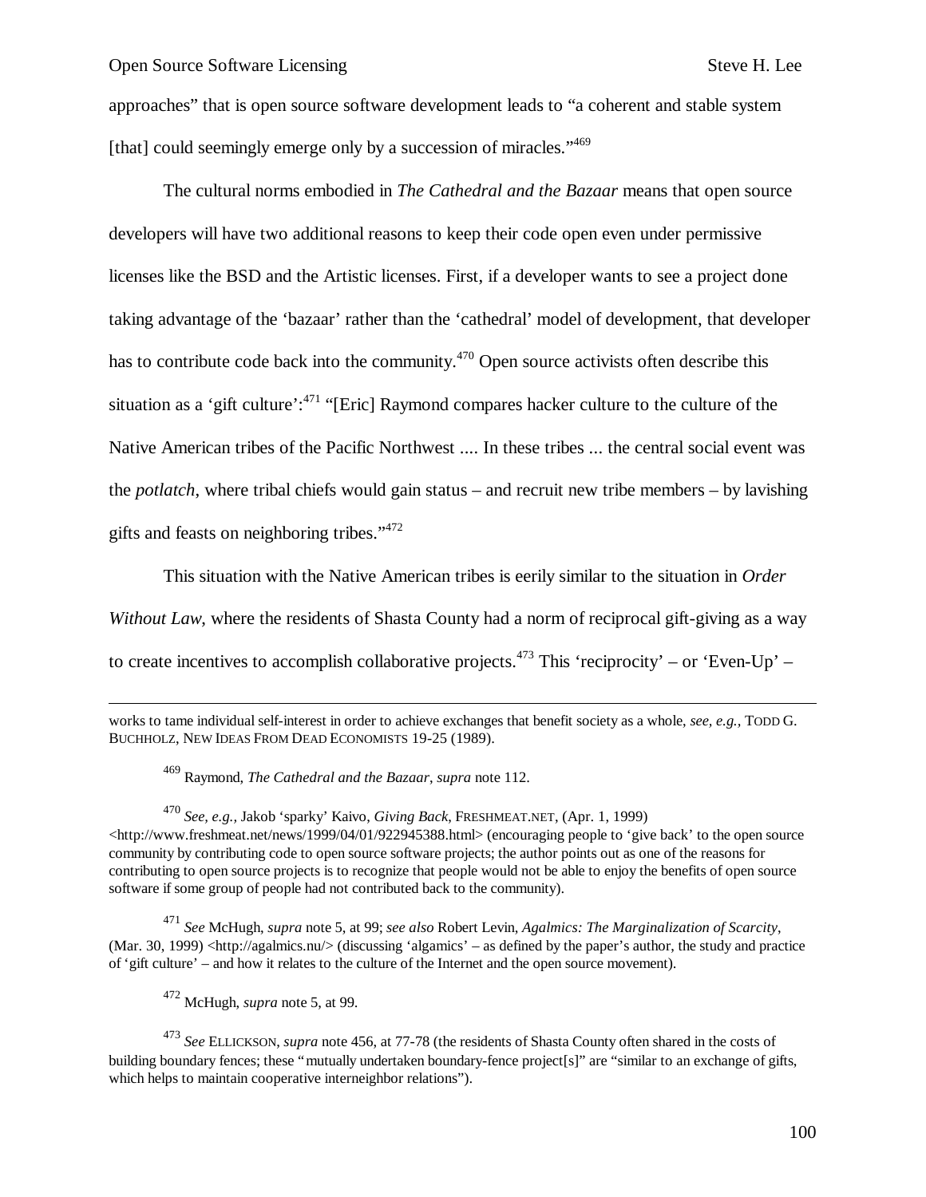approaches" that is open source software development leads to "a coherent and stable system [that] could seemingly emerge only by a succession of miracles."[469]

The cultural norms embodied in *The Cathedral and the Bazaar* means that open source developers will have two additional reasons to keep their code open even under permissive licenses like the BSD and the Artistic licenses. First, if a developer wants to see a project done taking advantage of the 'bazaar' rather than the 'cathedral' model of development, that developer has to contribute code back into the community.[470] Open source activists often describe this situation as a 'gift culture':[471] "[Eric] Raymond compares hacker culture to the culture of the Native American tribes of the Pacific Northwest .... In these tribes ... the central social event was the *potlatch*, where tribal chiefs would gain status – and recruit new tribe members – by lavishing gifts and feasts on neighboring tribes."[472]

This situation with the Native American tribes is eerily similar to the situation in *Order Without Law*, where the residents of Shasta County had a norm of reciprocal gift-giving as a way to create incentives to accomplish collaborative projects.[473] This 'reciprocity' – or 'Even-Up' –

---

works to tame individual self-interest in order to achieve exchanges that benefit society as a whole, *see, e.g.*, TODD G. BUCHHOLZ, NEW IDEAS FROM DEAD ECONOMISTS 19-25 (1989).

[469] Raymond, *The Cathedral and the Bazaar*, *supra* note 112.

[470] *See, e.g.*, Jakob 'sparky' Kaivo, *Giving Back*, FRESHMEAT.NET, (Apr. 1, 1999) <http://www.freshmeat.net/news/1999/04/01/922945388.html> (encouraging people to 'give back' to the open source community by contributing code to open source software projects; the author points out as one of the reasons for contributing to open source projects is to recognize that people would not be able to enjoy the benefits of open source software if some group of people had not contributed back to the community).

[471] *See* McHugh, *supra* note 5, at 99; *see also* Robert Levin, *Agalmics: The Marginalization of Scarcity*, (Mar. 30, 1999) <http://agalmics.nu/> (discussing 'algamics' – as defined by the paper's author, the study and practice of 'gift culture' – and how it relates to the culture of the Internet and the open source movement).

[472] McHugh, *supra* note 5, at 99.

[473] *See* ELLICKSON, *supra* note 456, at 77-78 (the residents of Shasta County often shared in the costs of building boundary fences; these "mutually undertaken boundary-fence project[s]" are "similar to an exchange of gifts, which helps to maintain cooperative interneighbor relations").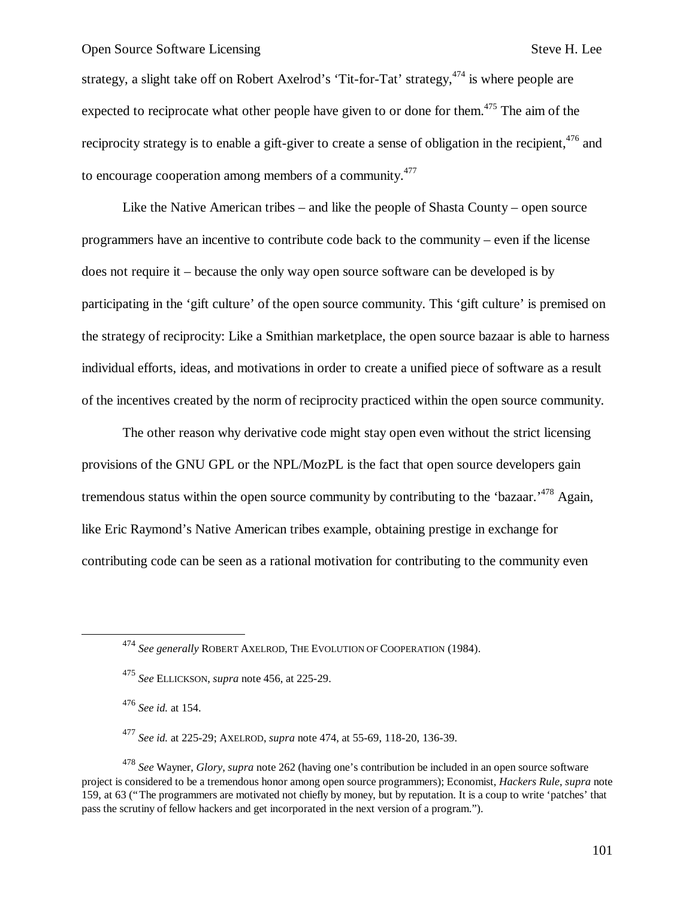strategy, a slight take off on Robert Axelrod's 'Tit-for-Tat' strategy,[474] is where people are expected to reciprocate what other people have given to or done for them.[475] The aim of the reciprocity strategy is to enable a gift-giver to create a sense of obligation in the recipient,[476] and to encourage cooperation among members of a community.[477]

Like the Native American tribes – and like the people of Shasta County – open source programmers have an incentive to contribute code back to the community – even if the license does not require it – because the only way open source software can be developed is by participating in the 'gift culture' of the open source community. This 'gift culture' is premised on the strategy of reciprocity: Like a Smithian marketplace, the open source bazaar is able to harness individual efforts, ideas, and motivations in order to create a unified piece of software as a result of the incentives created by the norm of reciprocity practiced within the open source community.

The other reason why derivative code might stay open even without the strict licensing provisions of the GNU GPL or the NPL/MozPL is the fact that open source developers gain tremendous status within the open source community by contributing to the 'bazaar.'[478] Again, like Eric Raymond's Native American tribes example, obtaining prestige in exchange for contributing code can be seen as a rational motivation for contributing to the community even

---

[474] *See generally* ROBERT AXELROD, THE EVOLUTION OF COOPERATION (1984).

[475] *See* ELLICKSON, *supra* note 456, at 225-29.

[476] *See id.* at 154.

[477] *See id.* at 225-29; AXELROD, *supra* note 474, at 55-69, 118-20, 136-39.

[478] *See* Wayner, *Glory*, *supra* note 262 (having one's contribution be included in an open source software project is considered to be a tremendous honor among open source programmers); Economist, *Hackers Rule*, *supra* note 159, at 63 ("The programmers are motivated not chiefly by money, but by reputation. It is a coup to write 'patches' that pass the scrutiny of fellow hackers and get incorporated in the next version of a program.").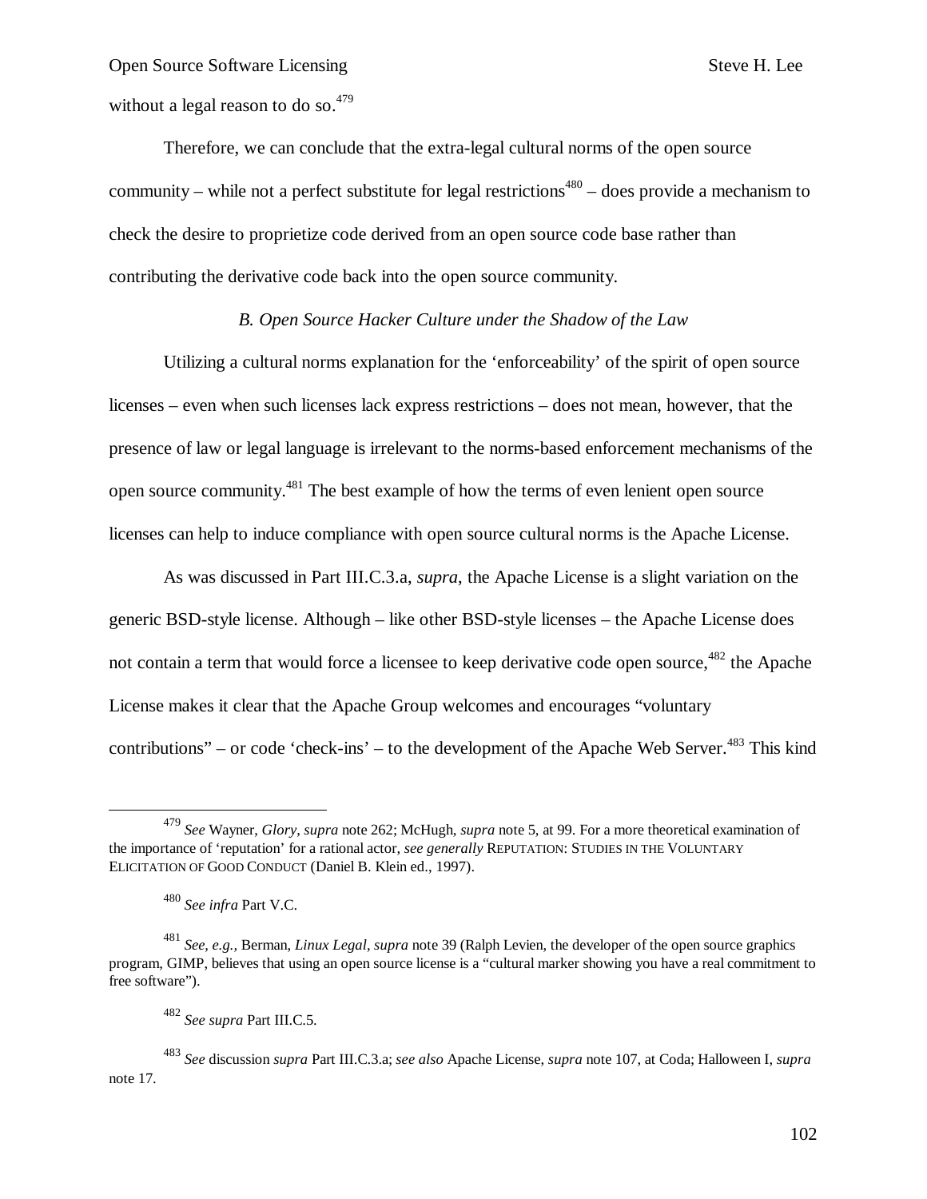without a legal reason to do so.[479]

Therefore, we can conclude that the extra-legal cultural norms of the open source community – while not a perfect substitute for legal restrictions[480] – does provide a mechanism to check the desire to proprietize code derived from an open source code base rather than contributing the derivative code back into the open source community.

### *B. Open Source Hacker Culture under the Shadow of the Law*

Utilizing a cultural norms explanation for the 'enforceability' of the spirit of open source licenses – even when such licenses lack express restrictions – does not mean, however, that the presence of law or legal language is irrelevant to the norms-based enforcement mechanisms of the open source community.[481] The best example of how the terms of even lenient open source licenses can help to induce compliance with open source cultural norms is the Apache License.

As was discussed in Part III.C.3.a, *supra*, the Apache License is a slight variation on the generic BSD-style license. Although – like other BSD-style licenses – the Apache License does not contain a term that would force a licensee to keep derivative code open source,[482] the Apache License makes it clear that the Apache Group welcomes and encourages "voluntary contributions" – or code 'check-ins' – to the development of the Apache Web Server.[483] This kind

---

[479] *See* Wayner, *Glory*, *supra* note 262; McHugh, *supra* note 5, at 99. For a more theoretical examination of the importance of 'reputation' for a rational actor, *see generally* REPUTATION: STUDIES IN THE VOLUNTARY ELICITATION OF GOOD CONDUCT (Daniel B. Klein ed., 1997).

[480] *See infra* Part V.C.

[481] *See, e.g.*, Berman, *Linux Legal*, *supra* note 39 (Ralph Levien, the developer of the open source graphics program, GIMP, believes that using an open source license is a "cultural marker showing you have a real commitment to free software").

[482] *See supra* Part III.C.5.

[483] *See* discussion *supra* Part III.C.3.a; *see also* Apache License, *supra* note 107, at Coda; Halloween I, *supra* note 17.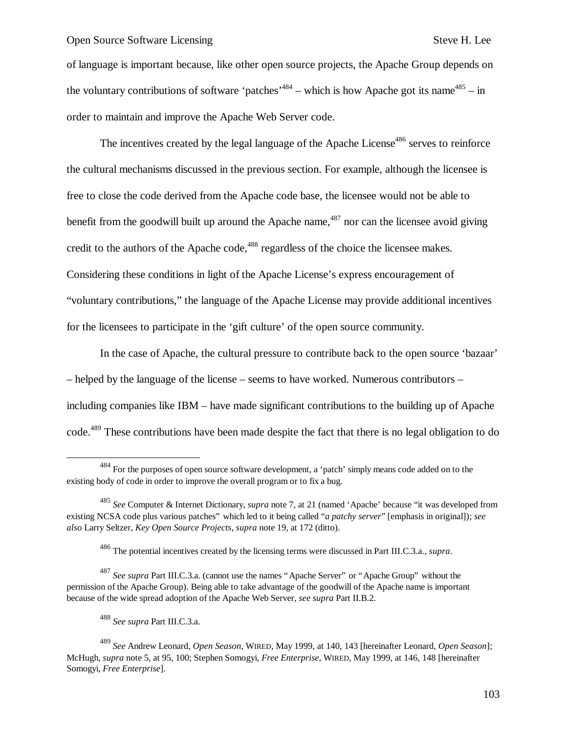of language is important because, like other open source projects, the Apache Group depends on the voluntary contributions of software 'patches'[484] – which is how Apache got its name[485] – in order to maintain and improve the Apache Web Server code.

The incentives created by the legal language of the Apache License[486] serves to reinforce the cultural mechanisms discussed in the previous section. For example, although the licensee is free to close the code derived from the Apache code base, the licensee would not be able to benefit from the goodwill built up around the Apache name,[487] nor can the licensee avoid giving credit to the authors of the Apache code,[488] regardless of the choice the licensee makes. Considering these conditions in light of the Apache License's express encouragement of "voluntary contributions," the language of the Apache License may provide additional incentives for the licensees to participate in the 'gift culture' of the open source community.

In the case of Apache, the cultural pressure to contribute back to the open source 'bazaar' – helped by the language of the license – seems to have worked. Numerous contributors – including companies like IBM – have made significant contributions to the building up of Apache code.[489] These contributions have been made despite the fact that there is no legal obligation to do

---

[484] For the purposes of open source software development, a 'patch' simply means code added on to the existing body of code in order to improve the overall program or to fix a bug.

[485] *See* Computer & Internet Dictionary, *supra* note 7, at 21 (named 'Apache' because "it was developed from existing NCSA code plus various patches" which led to it being called "*a patchy server*" [emphasis in original]); *see also* Larry Seltzer, *Key Open Source Projects*, *supra* note 19, at 172 (ditto).

[486] The potential incentives created by the licensing terms were discussed in Part III.C.3.a., *supra*.

[487] *See supra* Part III.C.3.a. (cannot use the names "Apache Server" or "Apache Group" without the permission of the Apache Group). Being able to take advantage of the goodwill of the Apache name is important because of the wide spread adoption of the Apache Web Server, *see supra* Part II.B.2.

[488] *See supra* Part III.C.3.a.

[489] *See* Andrew Leonard, *Open Season*, WIRED, May 1999, at 140, 143 [hereinafter Leonard, *Open Season*]; McHugh, *supra* note 5, at 95, 100; Stephen Somogyi, *Free Enterprise*, WIRED, May 1999, at 146, 148 [hereinafter Somogyi, *Free Enterprise*].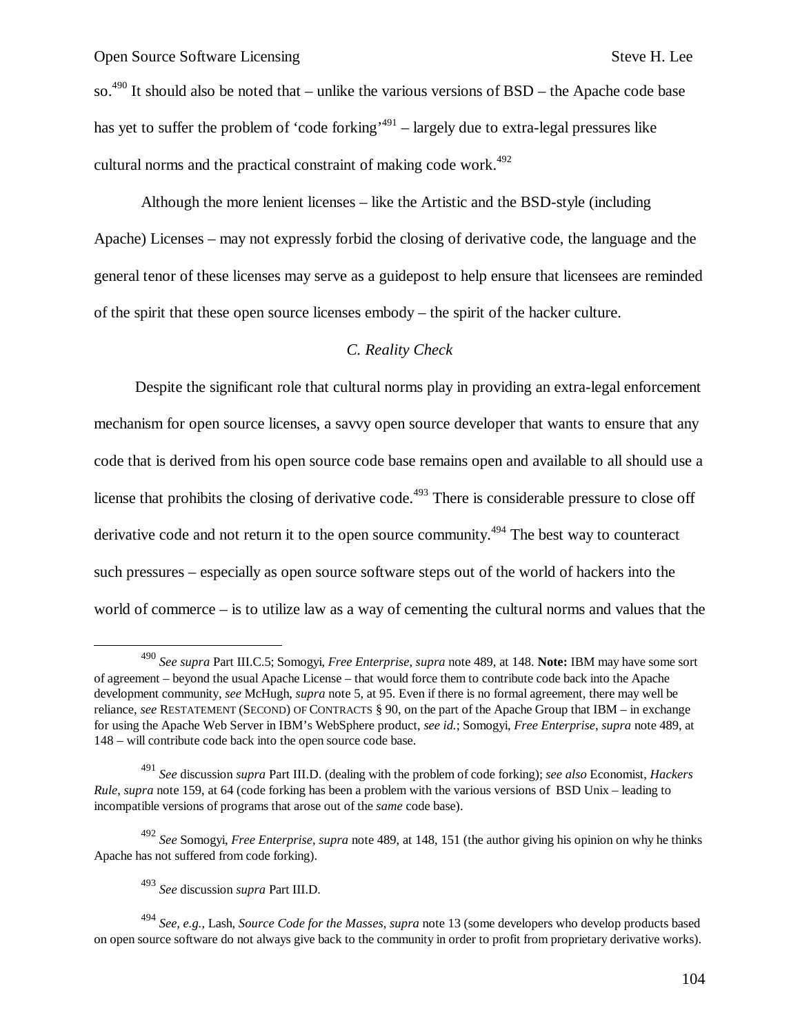so.[490] It should also be noted that – unlike the various versions of BSD – the Apache code base has yet to suffer the problem of 'code forking'[491] – largely due to extra-legal pressures like cultural norms and the practical constraint of making code work.[492]

Although the more lenient licenses – like the Artistic and the BSD-style (including Apache) Licenses – may not expressly forbid the closing of derivative code, the language and the general tenor of these licenses may serve as a guidepost to help ensure that licensees are reminded of the spirit that these open source licenses embody – the spirit of the hacker culture.

### *C. Reality Check*

Despite the significant role that cultural norms play in providing an extra-legal enforcement mechanism for open source licenses, a savvy open source developer that wants to ensure that any code that is derived from his open source code base remains open and available to all should use a license that prohibits the closing of derivative code.[493] There is considerable pressure to close off derivative code and not return it to the open source community.[494] The best way to counteract such pressures – especially as open source software steps out of the world of hackers into the world of commerce – is to utilize law as a way of cementing the cultural norms and values that the

---

[490] *See supra* Part III.C.5; Somogyi, *Free Enterprise*, *supra* note 489, at 148. **Note:** IBM may have some sort of agreement – beyond the usual Apache License – that would force them to contribute code back into the Apache development community, *see* McHugh, *supra* note 5, at 95. Even if there is no formal agreement, there may well be reliance, *see* RESTATEMENT (SECOND) OF CONTRACTS § 90, on the part of the Apache Group that IBM – in exchange for using the Apache Web Server in IBM's WebSphere product, *see id.*; Somogyi, *Free Enterprise*, *supra* note 489, at 148 – will contribute code back into the open source code base.

[491] *See* discussion *supra* Part III.D. (dealing with the problem of code forking); *see also* Economist, *Hackers Rule*, *supra* note 159, at 64 (code forking has been a problem with the various versions of BSD Unix – leading to incompatible versions of programs that arose out of the *same* code base).

[492] *See* Somogyi, *Free Enterprise*, *supra* note 489, at 148, 151 (the author giving his opinion on why he thinks Apache has not suffered from code forking).

[493] *See* discussion *supra* Part III.D.

[494] *See, e.g.*, Lash, *Source Code for the Masses*, *supra* note 13 (some developers who develop products based on open source software do not always give back to the community in order to profit from proprietary derivative works).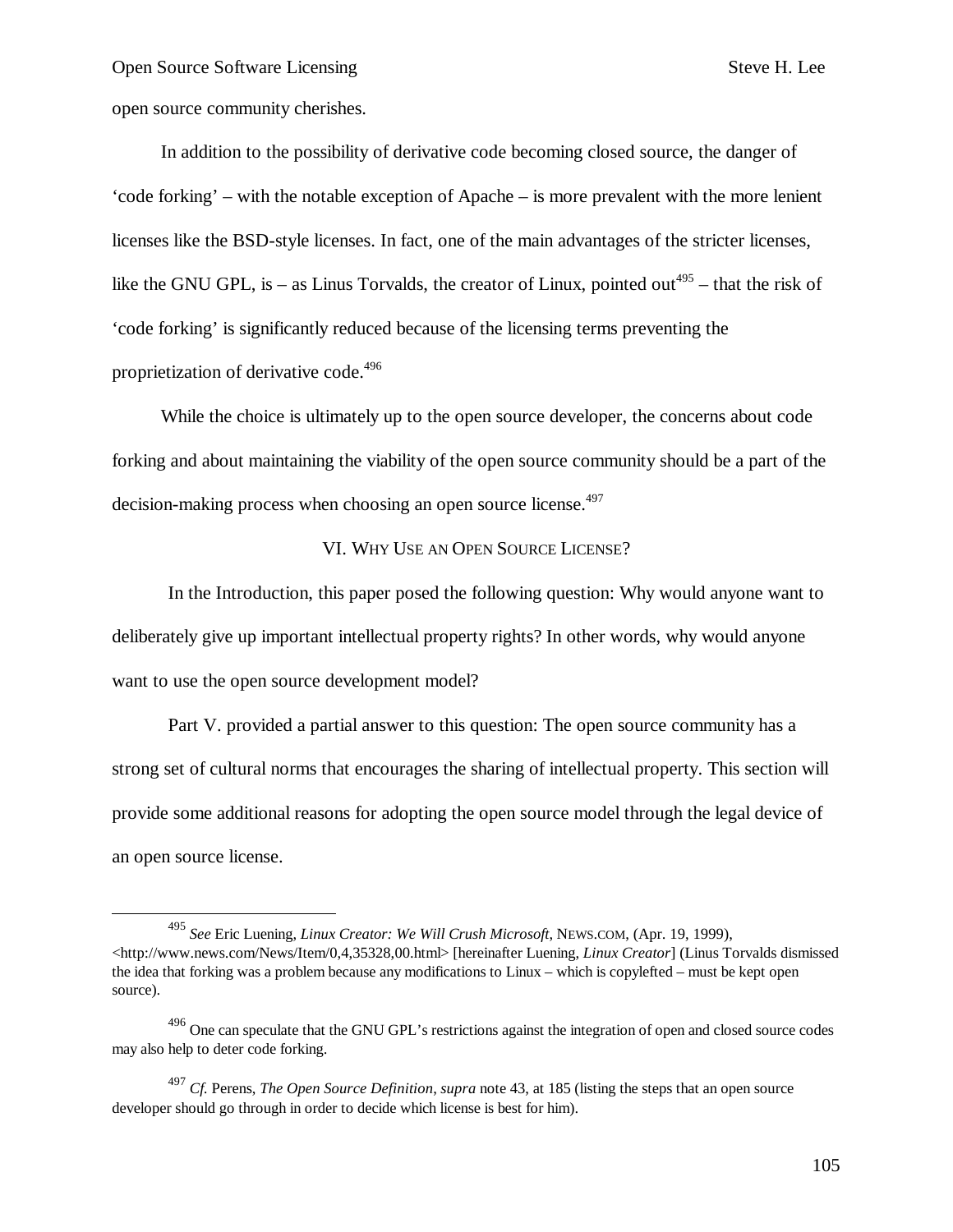open source community cherishes.

In addition to the possibility of derivative code becoming closed source, the danger of 'code forking' – with the notable exception of Apache – is more prevalent with the more lenient licenses like the BSD-style licenses. In fact, one of the main advantages of the stricter licenses, like the GNU GPL, is – as Linus Torvalds, the creator of Linux, pointed out[495] – that the risk of 'code forking' is significantly reduced because of the licensing terms preventing the proprietization of derivative code.[496]

While the choice is ultimately up to the open source developer, the concerns about code forking and about maintaining the viability of the open source community should be a part of the decision-making process when choosing an open source license.[497]

## VI. Why Use an Open Source License?

In the Introduction, this paper posed the following question: Why would anyone want to deliberately give up important intellectual property rights? In other words, why would anyone want to use the open source development model?

Part V. provided a partial answer to this question: The open source community has a strong set of cultural norms that encourages the sharing of intellectual property. This section will provide some additional reasons for adopting the open source model through the legal device of an open source license.

---

[495] *See* Eric Luening, *Linux Creator: We Will Crush Microsoft*, NEWS.COM, (Apr. 19, 1999), <http://www.news.com/News/Item/0,4,35328,00.html> [hereinafter Luening, *Linux Creator*] (Linus Torvalds dismissed the idea that forking was a problem because any modifications to Linux – which is copylefted – must be kept open source).

[496] One can speculate that the GNU GPL's restrictions against the integration of open and closed source codes may also help to deter code forking.

[497] *Cf.* Perens, *The Open Source Definition*, *supra* note 43, at 185 (listing the steps that an open source developer should go through in order to decide which license is best for him).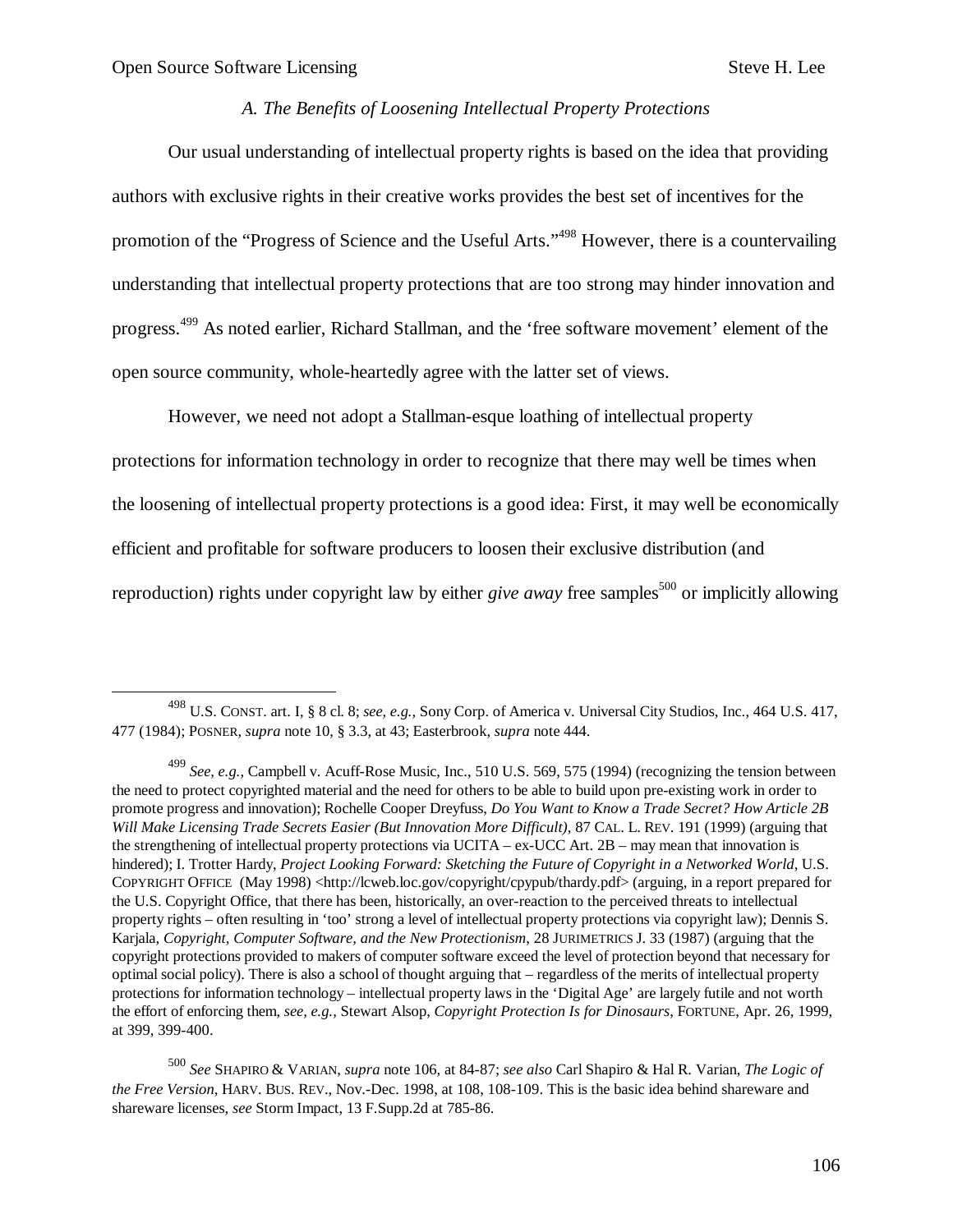### *A. The Benefits of Loosening Intellectual Property Protections*

Our usual understanding of intellectual property rights is based on the idea that providing authors with exclusive rights in their creative works provides the best set of incentives for the promotion of the "Progress of Science and the Useful Arts."[498] However, there is a countervailing understanding that intellectual property protections that are too strong may hinder innovation and progress.[499] As noted earlier, Richard Stallman, and the 'free software movement' element of the open source community, whole-heartedly agree with the latter set of views.

However, we need not adopt a Stallman-esque loathing of intellectual property protections for information technology in order to recognize that there may well be times when the loosening of intellectual property protections is a good idea: First, it may well be economically efficient and profitable for software producers to loosen their exclusive distribution (and reproduction) rights under copyright law by either *give away* free samples[500] or implicitly allowing

---

[498] U.S. CONST. art. I, § 8 cl. 8; *see, e.g.,* Sony Corp. of America v. Universal City Studios, Inc., 464 U.S. 417, 477 (1984); POSNER, *supra* note 10, § 3.3, at 43; Easterbrook, *supra* note 444.

[499] *See, e.g.,* Campbell v. Acuff-Rose Music, Inc., 510 U.S. 569, 575 (1994) (recognizing the tension between the need to protect copyrighted material and the need for others to be able to build upon pre-existing work in order to promote progress and innovation); Rochelle Cooper Dreyfuss, *Do You Want to Know a Trade Secret? How Article 2B Will Make Licensing Trade Secrets Easier (But Innovation More Difficult)*, 87 CAL. L. REV. 191 (1999) (arguing that the strengthening of intellectual property protections via UCITA – ex-UCC Art. 2B – may mean that innovation is hindered); I. Trotter Hardy, *Project Looking Forward: Sketching the Future of Copyright in a Networked World*, U.S. COPYRIGHT OFFICE (May 1998) <http://lcweb.loc.gov/copyright/cpypub/thardy.pdf> (arguing, in a report prepared for the U.S. Copyright Office, that there has been, historically, an over-reaction to the perceived threats to intellectual property rights – often resulting in 'too' strong a level of intellectual property protections via copyright law); Dennis S. Karjala, *Copyright, Computer Software, and the New Protectionism*, 28 JURIMETRICS J. 33 (1987) (arguing that the copyright protections provided to makers of computer software exceed the level of protection beyond that necessary for optimal social policy). There is also a school of thought arguing that – regardless of the merits of intellectual property protections for information technology – intellectual property laws in the 'Digital Age' are largely futile and not worth the effort of enforcing them, *see, e.g.,* Stewart Alsop, *Copyright Protection Is for Dinosaurs*, FORTUNE, Apr. 26, 1999, at 399, 399-400.

[500] *See* SHAPIRO & VARIAN, *supra* note 106, at 84-87; *see also* Carl Shapiro & Hal R. Varian, *The Logic of the Free Version*, HARV. BUS. REV., Nov.-Dec. 1998, at 108, 108-109. This is the basic idea behind shareware and shareware licenses, *see* Storm Impact, 13 F.Supp.2d at 785-86.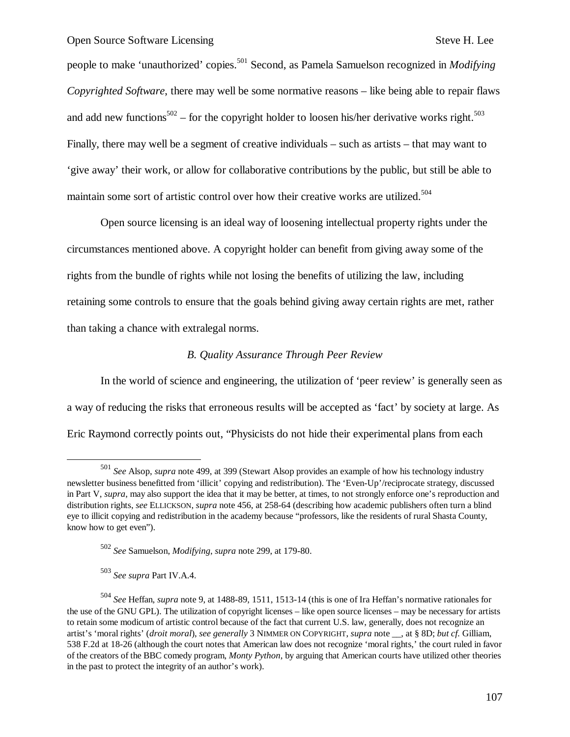people to make 'unauthorized' copies.[501] Second, as Pamela Samuelson recognized in *Modifying Copyrighted Software*, there may well be some normative reasons – like being able to repair flaws and add new functions[502] – for the copyright holder to loosen his/her derivative works right.[503] Finally, there may well be a segment of creative individuals – such as artists – that may want to 'give away' their work, or allow for collaborative contributions by the public, but still be able to maintain some sort of artistic control over how their creative works are utilized.[504]

Open source licensing is an ideal way of loosening intellectual property rights under the circumstances mentioned above. A copyright holder can benefit from giving away some of the rights from the bundle of rights while not losing the benefits of utilizing the law, including retaining some controls to ensure that the goals behind giving away certain rights are met, rather than taking a chance with extralegal norms.

### *B. Quality Assurance Through Peer Review*

In the world of science and engineering, the utilization of 'peer review' is generally seen as a way of reducing the risks that erroneous results will be accepted as 'fact' by society at large. As Eric Raymond correctly points out, "Physicists do not hide their experimental plans from each

---

[501] *See* Alsop, *supra* note 499, at 399 (Stewart Alsop provides an example of how his technology industry newsletter business benefitted from 'illicit' copying and redistribution). The 'Even-Up'/reciprocate strategy, discussed in Part V, *supra*, may also support the idea that it may be better, at times, to not strongly enforce one's reproduction and distribution rights, *see* ELLICKSON, *supra* note 456, at 258-64 (describing how academic publishers often turn a blind eye to illicit copying and redistribution in the academy because "professors, like the residents of rural Shasta County, know how to get even").

[502] *See* Samuelson, *Modifying*, *supra* note 299, at 179-80.

[503] *See supra* Part IV.A.4.

[504] *See* Heffan, *supra* note 9, at 1488-89, 1511, 1513-14 (this is one of Ira Heffan's normative rationales for the use of the GNU GPL). The utilization of copyright licenses – like open source licenses – may be necessary for artists to retain some modicum of artistic control because of the fact that current U.S. law, generally, does not recognize an artist's 'moral rights' (*droit moral*), *see generally* 3 NIMMER ON COPYRIGHT, *supra* note __, at § 8D; *but cf.* Gilliam, 538 F.2d at 18-26 (although the court notes that American law does not recognize 'moral rights,' the court ruled in favor of the creators of the BBC comedy program, *Monty Python*, by arguing that American courts have utilized other theories in the past to protect the integrity of an author's work).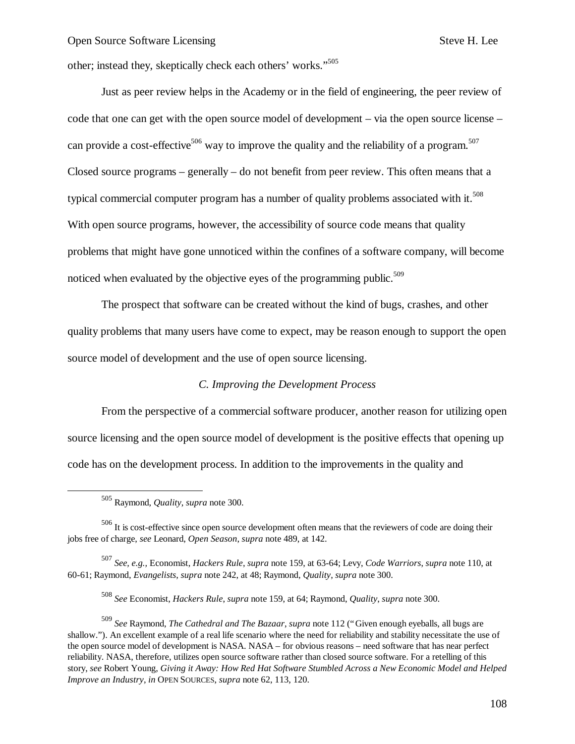other; instead they, skeptically check each others' works."[505]

Just as peer review helps in the Academy or in the field of engineering, the peer review of code that one can get with the open source model of development – via the open source license – can provide a cost-effective[506] way to improve the quality and the reliability of a program.[507] Closed source programs – generally – do not benefit from peer review. This often means that a typical commercial computer program has a number of quality problems associated with it.[508] With open source programs, however, the accessibility of source code means that quality problems that might have gone unnoticed within the confines of a software company, will become noticed when evaluated by the objective eyes of the programming public.[509]

The prospect that software can be created without the kind of bugs, crashes, and other quality problems that many users have come to expect, may be reason enough to support the open source model of development and the use of open source licensing.

### *C. Improving the Development Process*

From the perspective of a commercial software producer, another reason for utilizing open source licensing and the open source model of development is the positive effects that opening up code has on the development process. In addition to the improvements in the quality and

---

[505] Raymond, *Quality*, *supra* note 300.

[506] It is cost-effective since open source development often means that the reviewers of code are doing their jobs free of charge, *see* Leonard, *Open Season*, *supra* note 489, at 142.

[507] *See, e.g.*, Economist, *Hackers Rule*, *supra* note 159, at 63-64; Levy, *Code Warriors*, *supra* note 110, at 60-61; Raymond, *Evangelists*, *supra* note 242, at 48; Raymond, *Quality*, *supra* note 300.

[508] *See* Economist, *Hackers Rule*, *supra* note 159, at 64; Raymond, *Quality*, *supra* note 300.

[509] *See* Raymond, *The Cathedral and The Bazaar*, *supra* note 112 ("Given enough eyeballs, all bugs are shallow."). An excellent example of a real life scenario where the need for reliability and stability necessitate the use of the open source model of development is NASA. NASA – for obvious reasons – need software that has near perfect reliability. NASA, therefore, utilizes open source software rather than closed source software. For a retelling of this story, *see* Robert Young, *Giving it Away: How Red Hat Software Stumbled Across a New Economic Model and Helped Improve an Industry*, *in* OPEN SOURCES, *supra* note 62, 113, 120.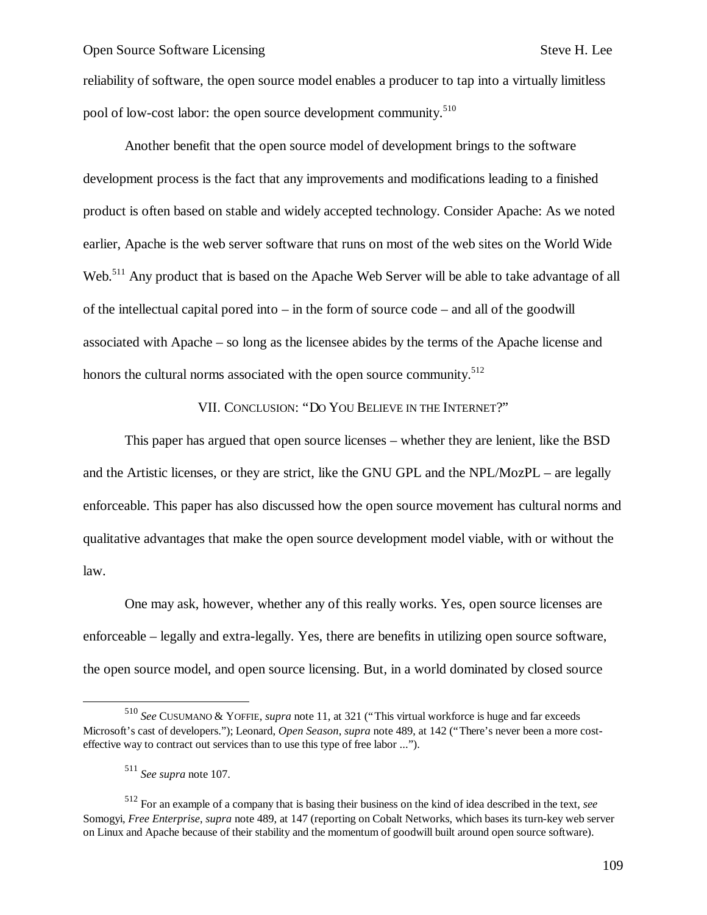reliability of software, the open source model enables a producer to tap into a virtually limitless pool of low-cost labor: the open source development community.[510]

Another benefit that the open source model of development brings to the software development process is the fact that any improvements and modifications leading to a finished product is often based on stable and widely accepted technology. Consider Apache: As we noted earlier, Apache is the web server software that runs on most of the web sites on the World Wide Web.[511] Any product that is based on the Apache Web Server will be able to take advantage of all of the intellectual capital pored into – in the form of source code – and all of the goodwill associated with Apache – so long as the licensee abides by the terms of the Apache license and honors the cultural norms associated with the open source community.[512]

## VII. CONCLUSION: "DO YOU BELIEVE IN THE INTERNET?"

This paper has argued that open source licenses – whether they are lenient, like the BSD and the Artistic licenses, or they are strict, like the GNU GPL and the NPL/MozPL – are legally enforceable. This paper has also discussed how the open source movement has cultural norms and qualitative advantages that make the open source development model viable, with or without the law.

One may ask, however, whether any of this really works. Yes, open source licenses are enforceable – legally and extra-legally. Yes, there are benefits in utilizing open source software, the open source model, and open source licensing. But, in a world dominated by closed source

---

[510] *See* CUSUMANO & YOFFIE, *supra* note 11, at 321 ("This virtual workforce is huge and far exceeds Microsoft's cast of developers."); Leonard, *Open Season*, *supra* note 489, at 142 ("There's never been a more cost-effective way to contract out services than to use this type of free labor ...").

[511] *See supra* note 107.

[512] For an example of a company that is basing their business on the kind of idea described in the text, *see* Somogyi, *Free Enterprise*, *supra* note 489, at 147 (reporting on Cobalt Networks, which bases its turn-key web server on Linux and Apache because of their stability and the momentum of goodwill built around open source software).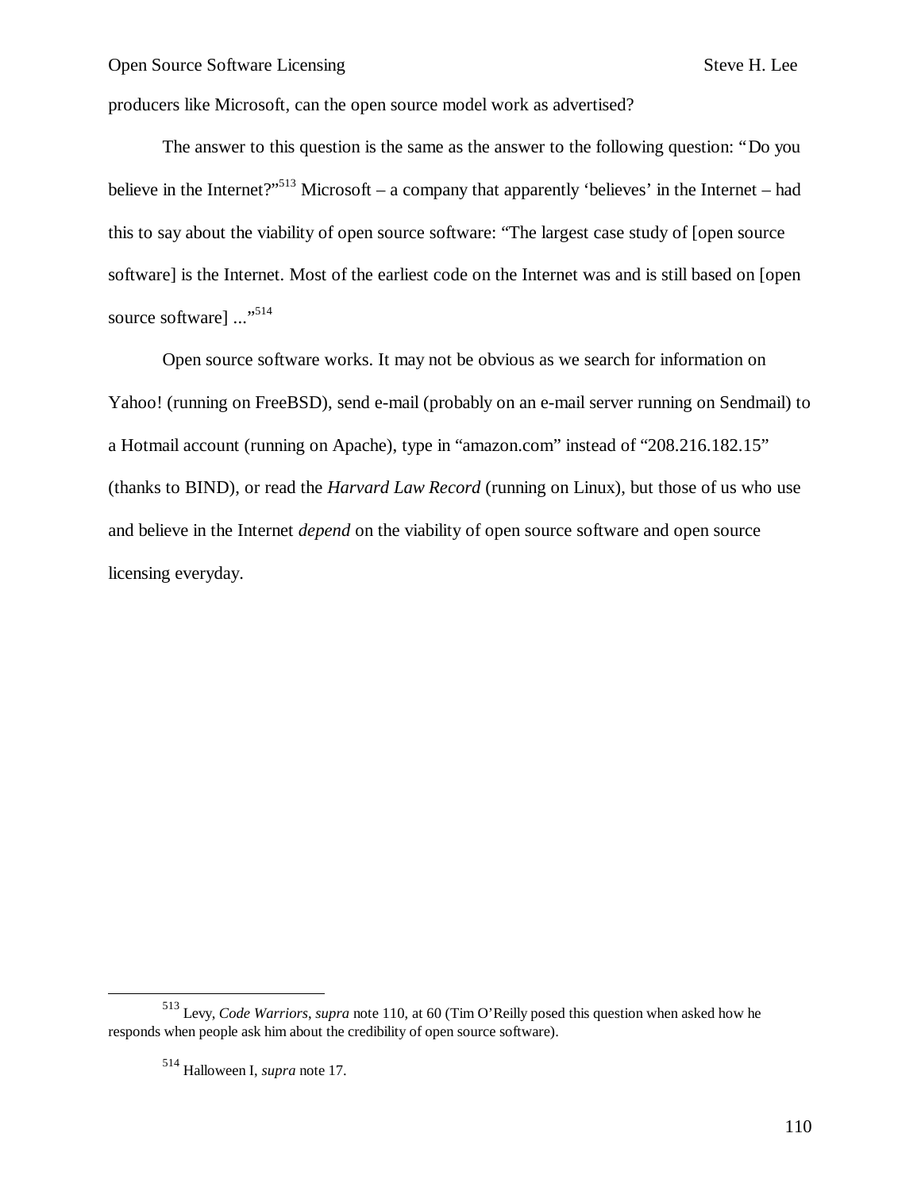producers like Microsoft, can the open source model work as advertised?

The answer to this question is the same as the answer to the following question: "Do you believe in the Internet?"[513] Microsoft – a company that apparently 'believes' in the Internet – had this to say about the viability of open source software: "The largest case study of [open source software] is the Internet. Most of the earliest code on the Internet was and is still based on [open source software] ..."[514]

Open source software works. It may not be obvious as we search for information on Yahoo! (running on FreeBSD), send e-mail (probably on an e-mail server running on Sendmail) to a Hotmail account (running on Apache), type in "amazon.com" instead of "208.216.182.15" (thanks to BIND), or read the *Harvard Law Record* (running on Linux), but those of us who use and believe in the Internet *depend* on the viability of open source software and open source licensing everyday.

---

[513] Levy, *Code Warriors*, *supra* note 110, at 60 (Tim O'Reilly posed this question when asked how he responds when people ask him about the credibility of open source software).

[514] Halloween I, *supra* note 17.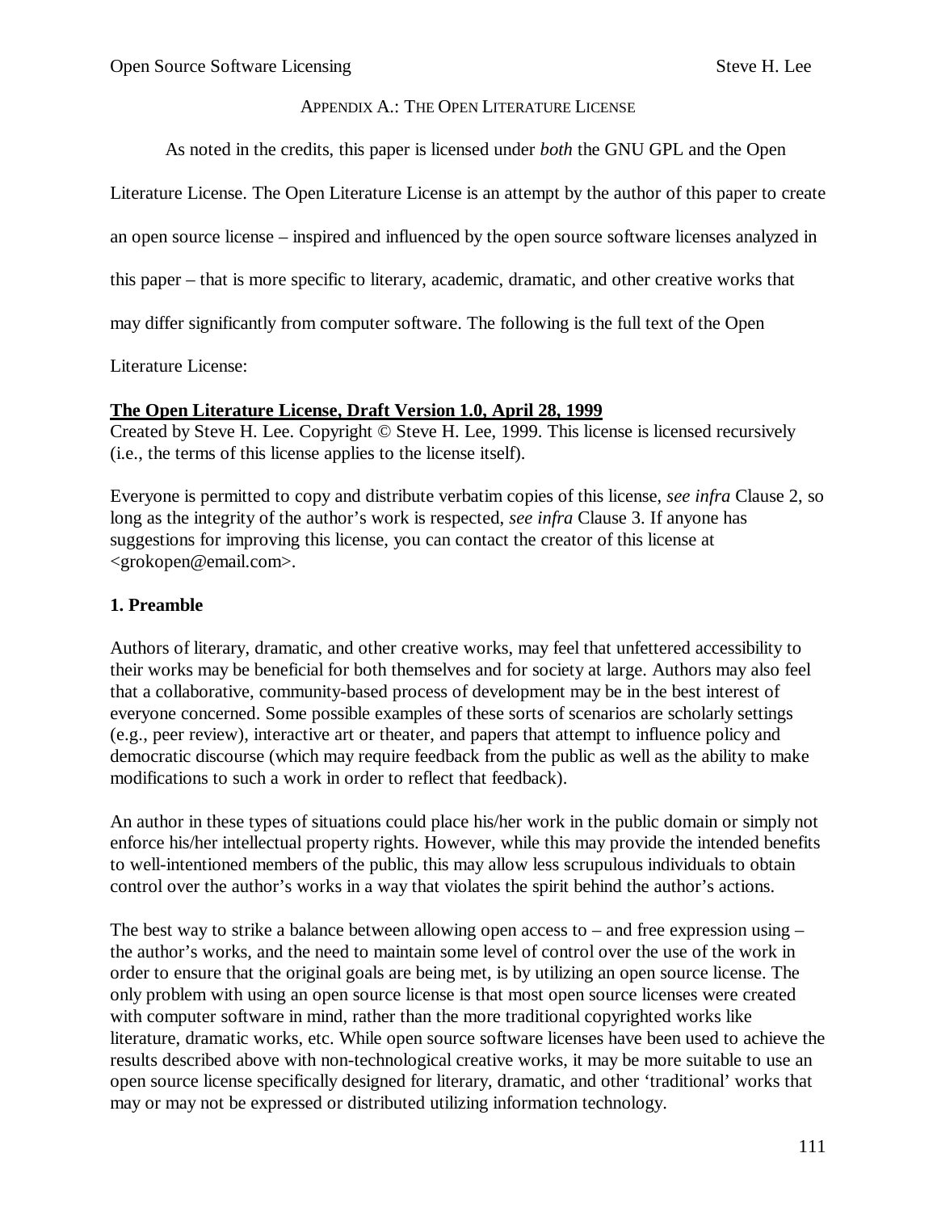## Appendix A.: The Open Literature License

As noted in the credits, this paper is licensed under *both* the GNU GPL and the Open Literature License. The Open Literature License is an attempt by the author of this paper to create an open source license – inspired and influenced by the open source software licenses analyzed in this paper – that is more specific to literary, academic, dramatic, and other creative works that may differ significantly from computer software. The following is the full text of the Open Literature License:

**The Open Literature License, Draft Version 1.0, April 28, 1999**
Created by Steve H. Lee. Copyright © Steve H. Lee, 1999. This license is licensed recursively (i.e., the terms of this license applies to the license itself).

Everyone is permitted to copy and distribute verbatim copies of this license, *see infra* Clause 2, so long as the integrity of the author's work is respected, *see infra* Clause 3. If anyone has suggestions for improving this license, you can contact the creator of this license at <grokopen@email.com>.

### 1. Preamble

Authors of literary, dramatic, and other creative works, may feel that unfettered accessibility to their works may be beneficial for both themselves and for society at large. Authors may also feel that a collaborative, community-based process of development may be in the best interest of everyone concerned. Some possible examples of these sorts of scenarios are scholarly settings (e.g., peer review), interactive art or theater, and papers that attempt to influence policy and democratic discourse (which may require feedback from the public as well as the ability to make modifications to such a work in order to reflect that feedback).

An author in these types of situations could place his/her work in the public domain or simply not enforce his/her intellectual property rights. However, while this may provide the intended benefits to well-intentioned members of the public, this may allow less scrupulous individuals to obtain control over the author's works in a way that violates the spirit behind the author's actions.

The best way to strike a balance between allowing open access to – and free expression using – the author's works, and the need to maintain some level of control over the use of the work in order to ensure that the original goals are being met, is by utilizing an open source license. The only problem with using an open source license is that most open source licenses were created with computer software in mind, rather than the more traditional copyrighted works like literature, dramatic works, etc. While open source software licenses have been used to achieve the results described above with non-technological creative works, it may be more suitable to use an open source license specifically designed for literary, dramatic, and other 'traditional' works that may or may not be expressed or distributed utilizing information technology.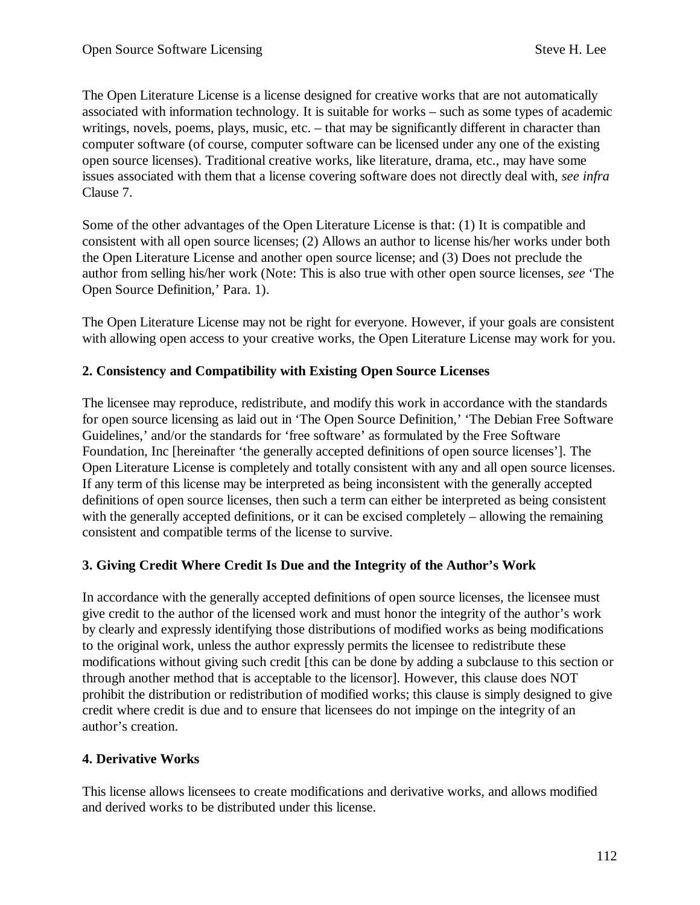The Open Literature License is a license designed for creative works that are not automatically associated with information technology. It is suitable for works – such as some types of academic writings, novels, poems, plays, music, etc. – that may be significantly different in character than computer software (of course, computer software can be licensed under any one of the existing open source licenses). Traditional creative works, like literature, drama, etc., may have some issues associated with them that a license covering software does not directly deal with, *see infra* Clause 7.

Some of the other advantages of the Open Literature License is that: (1) It is compatible and consistent with all open source licenses; (2) Allows an author to license his/her works under both the Open Literature License and another open source license; and (3) Does not preclude the author from selling his/her work (Note: This is also true with other open source licenses, *see* 'The Open Source Definition,' Para. 1).

The Open Literature License may not be right for everyone. However, if your goals are consistent with allowing open access to your creative works, the Open Literature License may work for you.

**2. Consistency and Compatibility with Existing Open Source Licenses**

The licensee may reproduce, redistribute, and modify this work in accordance with the standards for open source licensing as laid out in 'The Open Source Definition,' 'The Debian Free Software Guidelines,' and/or the standards for 'free software' as formulated by the Free Software Foundation, Inc [hereinafter 'the generally accepted definitions of open source licenses']. The Open Literature License is completely and totally consistent with any and all open source licenses. If any term of this license may be interpreted as being inconsistent with the generally accepted definitions of open source licenses, then such a term can either be interpreted as being consistent with the generally accepted definitions, or it can be excised completely – allowing the remaining consistent and compatible terms of the license to survive.

**3. Giving Credit Where Credit Is Due and the Integrity of the Author's Work**

In accordance with the generally accepted definitions of open source licenses, the licensee must give credit to the author of the licensed work and must honor the integrity of the author's work by clearly and expressly identifying those distributions of modified works as being modifications to the original work, unless the author expressly permits the licensee to redistribute these modifications without giving such credit [this can be done by adding a subclause to this section or through another method that is acceptable to the licensor]. However, this clause does NOT prohibit the distribution or redistribution of modified works; this clause is simply designed to give credit where credit is due and to ensure that licensees do not impinge on the integrity of an author's creation.

**4. Derivative Works**

This license allows licensees to create modifications and derivative works, and allows modified and derived works to be distributed under this license.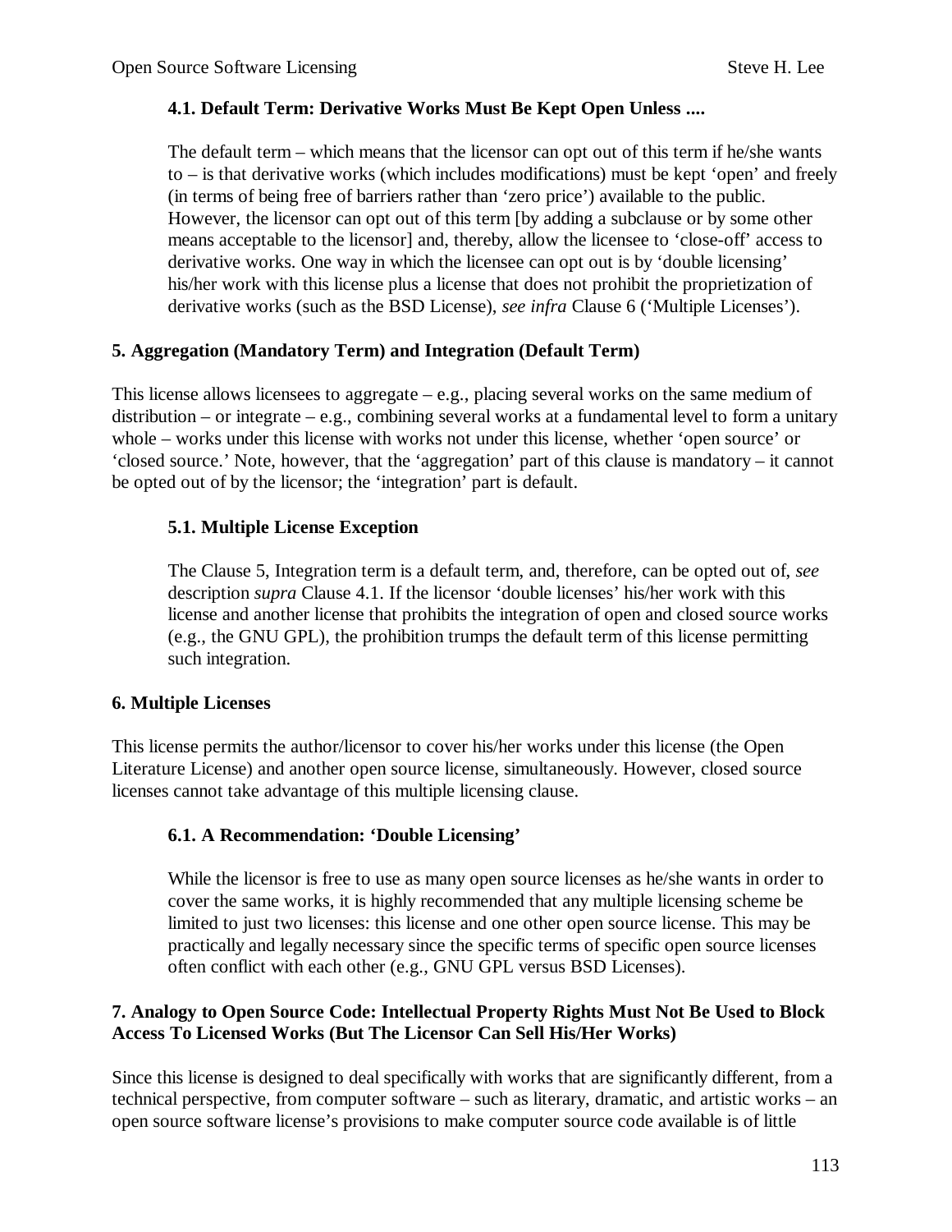### 4.1. Default Term: Derivative Works Must Be Kept Open Unless ....

The default term – which means that the licensor can opt out of this term if he/she wants to – is that derivative works (which includes modifications) must be kept 'open' and freely (in terms of being free of barriers rather than 'zero price') available to the public. However, the licensor can opt out of this term [by adding a subclause or by some other means acceptable to the licensor] and, thereby, allow the licensee to 'close-off' access to derivative works. One way in which the licensee can opt out is by 'double licensing' his/her work with this license plus a license that does not prohibit the proprietization of derivative works (such as the BSD License), *see infra* Clause 6 ('Multiple Licenses').

## 5. Aggregation (Mandatory Term) and Integration (Default Term)

This license allows licensees to aggregate – e.g., placing several works on the same medium of distribution – or integrate – e.g., combining several works at a fundamental level to form a unitary whole – works under this license with works not under this license, whether 'open source' or 'closed source.' Note, however, that the 'aggregation' part of this clause is mandatory – it cannot be opted out of by the licensor; the 'integration' part is default.

### 5.1. Multiple License Exception

The Clause 5, Integration term is a default term, and, therefore, can be opted out of, *see* description *supra* Clause 4.1. If the licensor 'double licenses' his/her work with this license and another license that prohibits the integration of open and closed source works (e.g., the GNU GPL), the prohibition trumps the default term of this license permitting such integration.

## 6. Multiple Licenses

This license permits the author/licensor to cover his/her works under this license (the Open Literature License) and another open source license, simultaneously. However, closed source licenses cannot take advantage of this multiple licensing clause.

### 6.1. A Recommendation: 'Double Licensing'

While the licensor is free to use as many open source licenses as he/she wants in order to cover the same works, it is highly recommended that any multiple licensing scheme be limited to just two licenses: this license and one other open source license. This may be practically and legally necessary since the specific terms of specific open source licenses often conflict with each other (e.g., GNU GPL versus BSD Licenses).

## 7. Analogy to Open Source Code: Intellectual Property Rights Must Not Be Used to Block Access To Licensed Works (But The Licensor Can Sell His/Her Works)

Since this license is designed to deal specifically with works that are significantly different, from a technical perspective, from computer software – such as literary, dramatic, and artistic works – an open source software license's provisions to make computer source code available is of little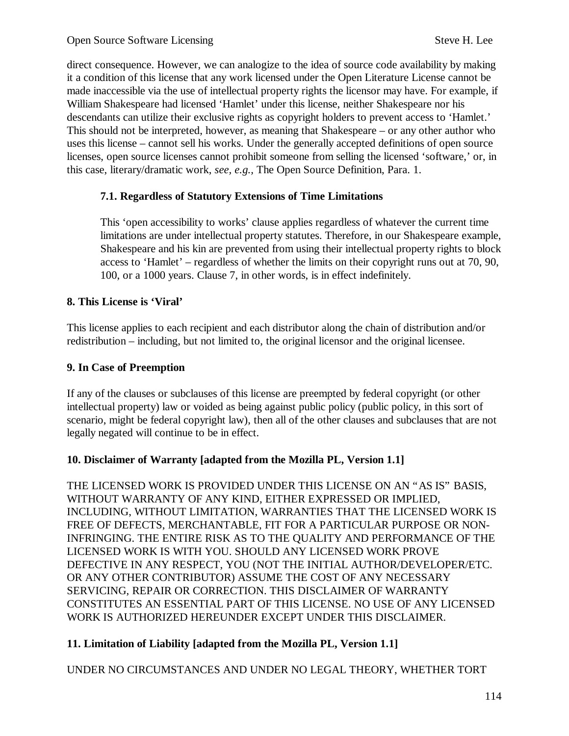direct consequence. However, we can analogize to the idea of source code availability by making it a condition of this license that any work licensed under the Open Literature License cannot be made inaccessible via the use of intellectual property rights the licensor may have. For example, if William Shakespeare had licensed 'Hamlet' under this license, neither Shakespeare nor his descendants can utilize their exclusive rights as copyright holders to prevent access to 'Hamlet.' This should not be interpreted, however, as meaning that Shakespeare – or any other author who uses this license – cannot sell his works. Under the generally accepted definitions of open source licenses, open source licenses cannot prohibit someone from selling the licensed 'software,' or, in this case, literary/dramatic work, *see, e.g.*, The Open Source Definition, Para. 1.

> **7.1. Regardless of Statutory Extensions of Time Limitations**
>
> This 'open accessibility to works' clause applies regardless of whatever the current time limitations are under intellectual property statutes. Therefore, in our Shakespeare example, Shakespeare and his kin are prevented from using their intellectual property rights to block access to 'Hamlet' – regardless of whether the limits on their copyright runs out at 70, 90, 100, or a 1000 years. Clause 7, in other words, is in effect indefinitely.

**8. This License is 'Viral'**

This license applies to each recipient and each distributor along the chain of distribution and/or redistribution – including, but not limited to, the original licensor and the original licensee.

**9. In Case of Preemption**

If any of the clauses or subclauses of this license are preempted by federal copyright (or other intellectual property) law or voided as being against public policy (public policy, in this sort of scenario, might be federal copyright law), then all of the other clauses and subclauses that are not legally negated will continue to be in effect.

**10. Disclaimer of Warranty [adapted from the Mozilla PL, Version 1.1]**

THE LICENSED WORK IS PROVIDED UNDER THIS LICENSE ON AN "AS IS" BASIS, WITHOUT WARRANTY OF ANY KIND, EITHER EXPRESSED OR IMPLIED, INCLUDING, WITHOUT LIMITATION, WARRANTIES THAT THE LICENSED WORK IS FREE OF DEFECTS, MERCHANTABLE, FIT FOR A PARTICULAR PURPOSE OR NON-INFRINGING. THE ENTIRE RISK AS TO THE QUALITY AND PERFORMANCE OF THE LICENSED WORK IS WITH YOU. SHOULD ANY LICENSED WORK PROVE DEFECTIVE IN ANY RESPECT, YOU (NOT THE INITIAL AUTHOR/DEVELOPER/ETC. OR ANY OTHER CONTRIBUTOR) ASSUME THE COST OF ANY NECESSARY SERVICING, REPAIR OR CORRECTION. THIS DISCLAIMER OF WARRANTY CONSTITUTES AN ESSENTIAL PART OF THIS LICENSE. NO USE OF ANY LICENSED WORK IS AUTHORIZED HEREUNDER EXCEPT UNDER THIS DISCLAIMER.

**11. Limitation of Liability [adapted from the Mozilla PL, Version 1.1]**

UNDER NO CIRCUMSTANCES AND UNDER NO LEGAL THEORY, WHETHER TORT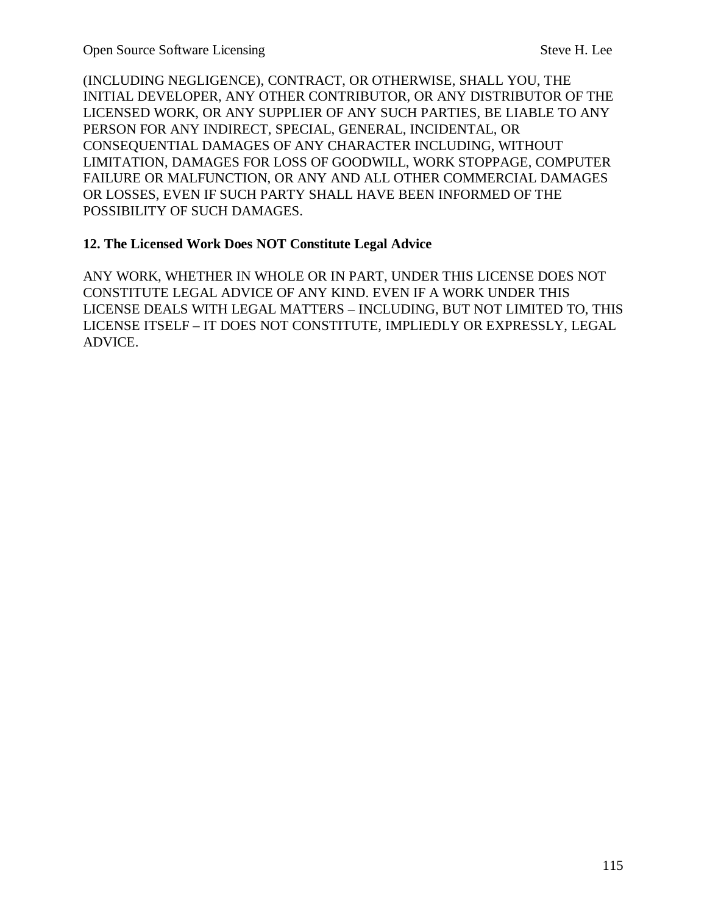(INCLUDING NEGLIGENCE), CONTRACT, OR OTHERWISE, SHALL YOU, THE INITIAL DEVELOPER, ANY OTHER CONTRIBUTOR, OR ANY DISTRIBUTOR OF THE LICENSED WORK, OR ANY SUPPLIER OF ANY SUCH PARTIES, BE LIABLE TO ANY PERSON FOR ANY INDIRECT, SPECIAL, GENERAL, INCIDENTAL, OR CONSEQUENTIAL DAMAGES OF ANY CHARACTER INCLUDING, WITHOUT LIMITATION, DAMAGES FOR LOSS OF GOODWILL, WORK STOPPAGE, COMPUTER FAILURE OR MALFUNCTION, OR ANY AND ALL OTHER COMMERCIAL DAMAGES OR LOSSES, EVEN IF SUCH PARTY SHALL HAVE BEEN INFORMED OF THE POSSIBILITY OF SUCH DAMAGES.

**12. The Licensed Work Does NOT Constitute Legal Advice**

ANY WORK, WHETHER IN WHOLE OR IN PART, UNDER THIS LICENSE DOES NOT CONSTITUTE LEGAL ADVICE OF ANY KIND. EVEN IF A WORK UNDER THIS LICENSE DEALS WITH LEGAL MATTERS – INCLUDING, BUT NOT LIMITED TO, THIS LICENSE ITSELF – IT DOES NOT CONSTITUTE, IMPLIEDLY OR EXPRESSLY, LEGAL ADVICE.